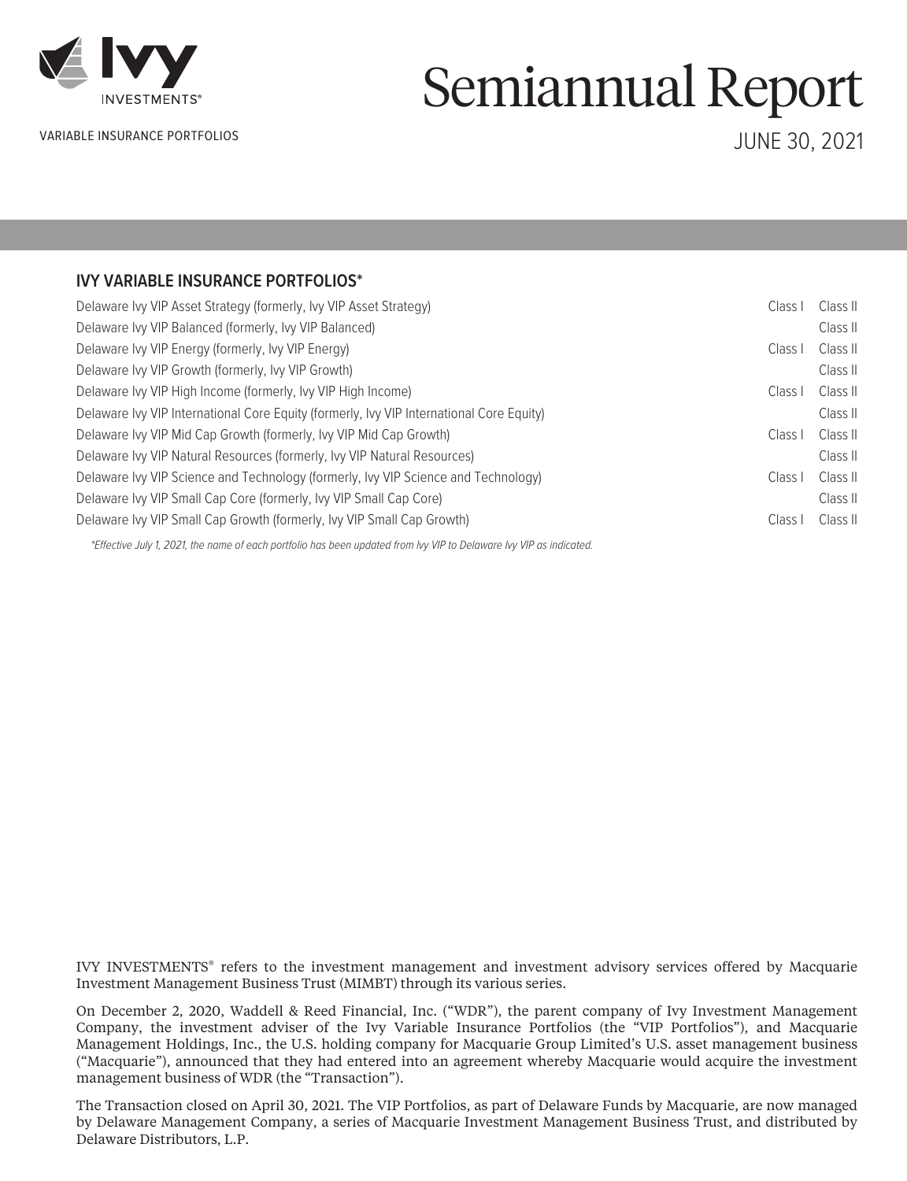Ivy INVESTMENTS®

VARIABLE INSURANCE PORTFOLIOS

# Semiannual Report

JUNE 30, 2021

## IVY VARIABLE INSURANCE PORTFOLIOS*

| | | |
|---|---|---|
| Delaware Ivy VIP Asset Strategy (formerly, Ivy VIP Asset Strategy) | Class I | Class II |
| Delaware Ivy VIP Balanced (formerly, Ivy VIP Balanced) | | Class II |
| Delaware Ivy VIP Energy (formerly, Ivy VIP Energy) | Class I | Class II |
| Delaware Ivy VIP Growth (formerly, Ivy VIP Growth) | | Class II |
| Delaware Ivy VIP High Income (formerly, Ivy VIP High Income) | Class I | Class II |
| Delaware Ivy VIP International Core Equity (formerly, Ivy VIP International Core Equity) | | Class II |
| Delaware Ivy VIP Mid Cap Growth (formerly, Ivy VIP Mid Cap Growth) | Class I | Class II |
| Delaware Ivy VIP Natural Resources (formerly, Ivy VIP Natural Resources) | | Class II |
| Delaware Ivy VIP Science and Technology (formerly, Ivy VIP Science and Technology) | Class I | Class II |
| Delaware Ivy VIP Small Cap Core (formerly, Ivy VIP Small Cap Core) | | Class II |
| Delaware Ivy VIP Small Cap Growth (formerly, Ivy VIP Small Cap Growth) | Class I | Class II |

*Effective July 1, 2021, the name of each portfolio has been updated from Ivy VIP to Delaware Ivy VIP as indicated.*

IVY INVESTMENTS® refers to the investment management and investment advisory services offered by Macquarie Investment Management Business Trust (MIMBT) through its various series.

On December 2, 2020, Waddell & Reed Financial, Inc. ("WDR"), the parent company of Ivy Investment Management Company, the investment adviser of the Ivy Variable Insurance Portfolios (the "VIP Portfolios"), and Macquarie Management Holdings, Inc., the U.S. holding company for Macquarie Group Limited's U.S. asset management business ("Macquarie"), announced that they had entered into an agreement whereby Macquarie would acquire the investment management business of WDR (the "Transaction").

The Transaction closed on April 30, 2021. The VIP Portfolios, as part of Delaware Funds by Macquarie, are now managed by Delaware Management Company, a series of Macquarie Investment Management Business Trust, and distributed by Delaware Distributors, L.P.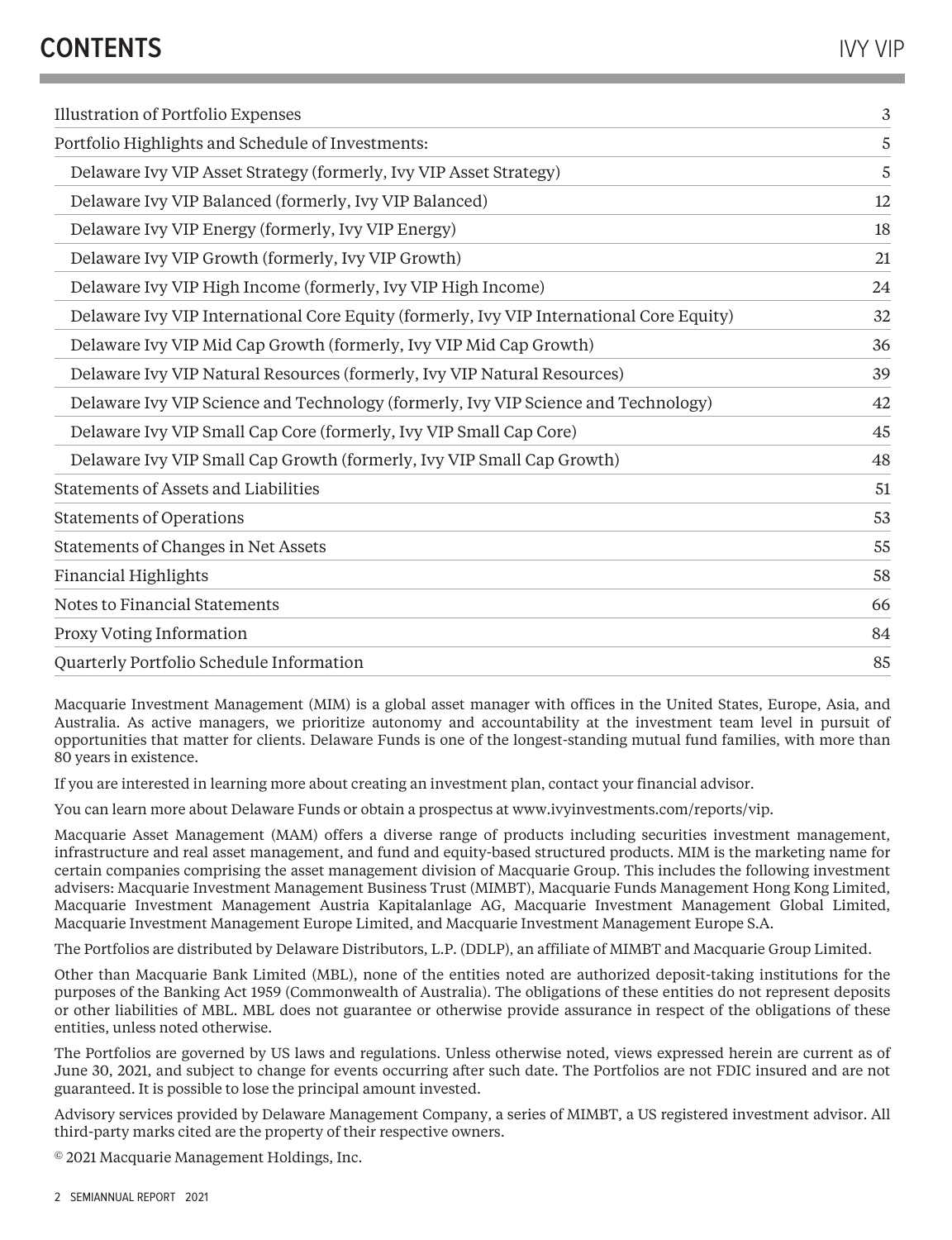# CONTENTS

| | |
|---|---|
| Illustration of Portfolio Expenses | 3 |
| Portfolio Highlights and Schedule of Investments: | 5 |
| Delaware Ivy VIP Asset Strategy (formerly, Ivy VIP Asset Strategy) | 5 |
| Delaware Ivy VIP Balanced (formerly, Ivy VIP Balanced) | 12 |
| Delaware Ivy VIP Energy (formerly, Ivy VIP Energy) | 18 |
| Delaware Ivy VIP Growth (formerly, Ivy VIP Growth) | 21 |
| Delaware Ivy VIP High Income (formerly, Ivy VIP High Income) | 24 |
| Delaware Ivy VIP International Core Equity (formerly, Ivy VIP International Core Equity) | 32 |
| Delaware Ivy VIP Mid Cap Growth (formerly, Ivy VIP Mid Cap Growth) | 36 |
| Delaware Ivy VIP Natural Resources (formerly, Ivy VIP Natural Resources) | 39 |
| Delaware Ivy VIP Science and Technology (formerly, Ivy VIP Science and Technology) | 42 |
| Delaware Ivy VIP Small Cap Core (formerly, Ivy VIP Small Cap Core) | 45 |
| Delaware Ivy VIP Small Cap Growth (formerly, Ivy VIP Small Cap Growth) | 48 |
| Statements of Assets and Liabilities | 51 |
| Statements of Operations | 53 |
| Statements of Changes in Net Assets | 55 |
| Financial Highlights | 58 |
| Notes to Financial Statements | 66 |
| Proxy Voting Information | 84 |
| Quarterly Portfolio Schedule Information | 85 |

Macquarie Investment Management (MIM) is a global asset manager with offices in the United States, Europe, Asia, and Australia. As active managers, we prioritize autonomy and accountability at the investment team level in pursuit of opportunities that matter for clients. Delaware Funds is one of the longest-standing mutual fund families, with more than 80 years in existence.

If you are interested in learning more about creating an investment plan, contact your financial advisor.

You can learn more about Delaware Funds or obtain a prospectus at www.ivyinvestments.com/reports/vip.

Macquarie Asset Management (MAM) offers a diverse range of products including securities investment management, infrastructure and real asset management, and fund and equity-based structured products. MIM is the marketing name for certain companies comprising the asset management division of Macquarie Group. This includes the following investment advisers: Macquarie Investment Management Business Trust (MIMBT), Macquarie Funds Management Hong Kong Limited, Macquarie Investment Management Austria Kapitalanlage AG, Macquarie Investment Management Global Limited, Macquarie Investment Management Europe Limited, and Macquarie Investment Management Europe S.A.

The Portfolios are distributed by Delaware Distributors, L.P. (DDLP), an affiliate of MIMBT and Macquarie Group Limited.

Other than Macquarie Bank Limited (MBL), none of the entities noted are authorized deposit-taking institutions for the purposes of the Banking Act 1959 (Commonwealth of Australia). The obligations of these entities do not represent deposits or other liabilities of MBL. MBL does not guarantee or otherwise provide assurance in respect of the obligations of these entities, unless noted otherwise.

The Portfolios are governed by US laws and regulations. Unless otherwise noted, views expressed herein are current as of June 30, 2021, and subject to change for events occurring after such date. The Portfolios are not FDIC insured and are not guaranteed. It is possible to lose the principal amount invested.

Advisory services provided by Delaware Management Company, a series of MIMBT, a US registered investment advisor. All third-party marks cited are the property of their respective owners.

© 2021 Macquarie Management Holdings, Inc.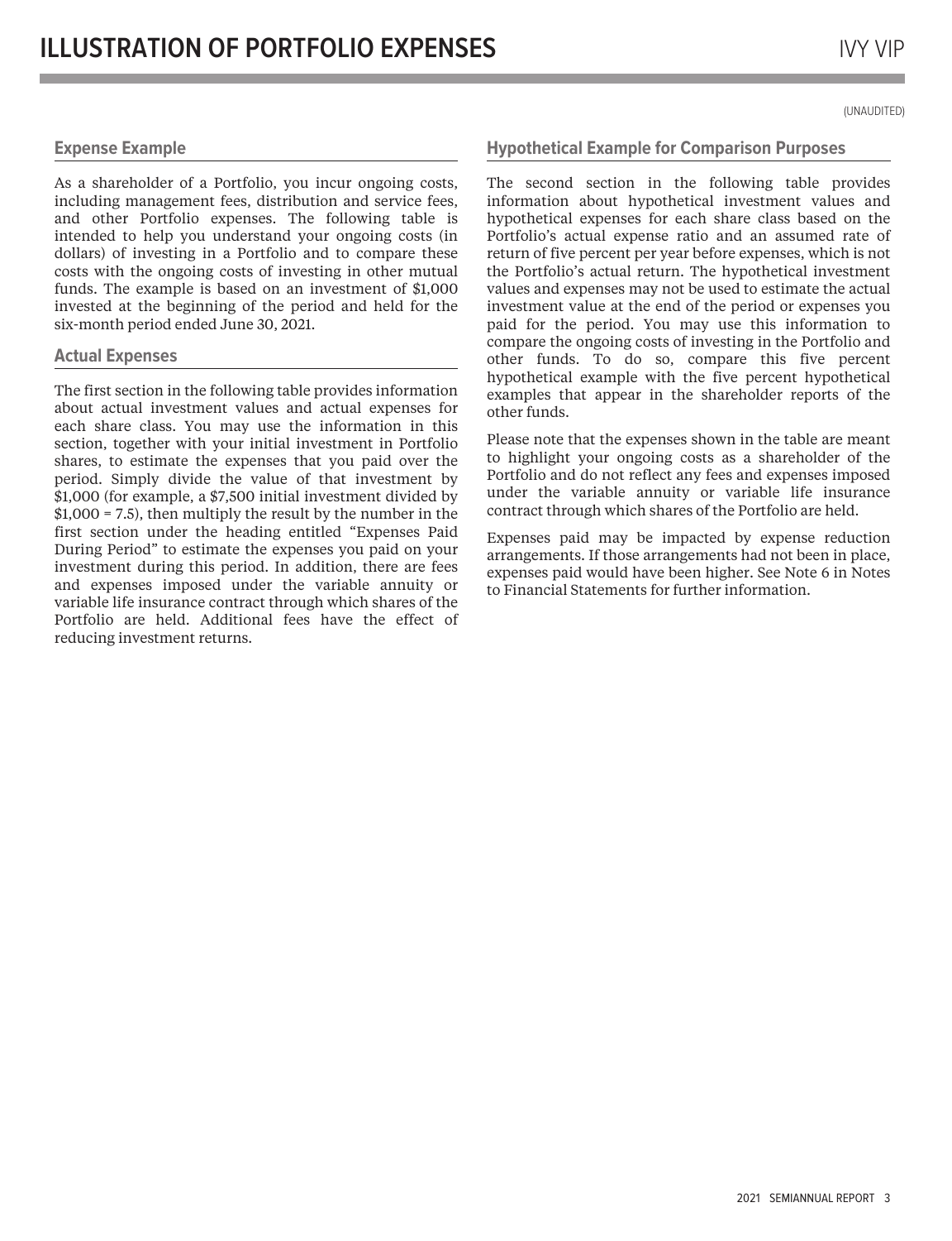# ILLUSTRATION OF PORTFOLIO EXPENSES

(UNAUDITED)

## Expense Example

As a shareholder of a Portfolio, you incur ongoing costs, including management fees, distribution and service fees, and other Portfolio expenses. The following table is intended to help you understand your ongoing costs (in dollars) of investing in a Portfolio and to compare these costs with the ongoing costs of investing in other mutual funds. The example is based on an investment of $1,000 invested at the beginning of the period and held for the six-month period ended June 30, 2021.

## Actual Expenses

The first section in the following table provides information about actual investment values and actual expenses for each share class. You may use the information in this section, together with your initial investment in Portfolio shares, to estimate the expenses that you paid over the period. Simply divide the value of that investment by $1,000 (for example, a $7,500 initial investment divided by $1,000 = 7.5), then multiply the result by the number in the first section under the heading entitled "Expenses Paid During Period" to estimate the expenses you paid on your investment during this period. In addition, there are fees and expenses imposed under the variable annuity or variable life insurance contract through which shares of the Portfolio are held. Additional fees have the effect of reducing investment returns.

## Hypothetical Example for Comparison Purposes

The second section in the following table provides information about hypothetical investment values and hypothetical expenses for each share class based on the Portfolio's actual expense ratio and an assumed rate of return of five percent per year before expenses, which is not the Portfolio's actual return. The hypothetical investment values and expenses may not be used to estimate the actual investment value at the end of the period or expenses you paid for the period. You may use this information to compare the ongoing costs of investing in the Portfolio and other funds. To do so, compare this five percent hypothetical example with the five percent hypothetical examples that appear in the shareholder reports of the other funds.

Please note that the expenses shown in the table are meant to highlight your ongoing costs as a shareholder of the Portfolio and do not reflect any fees and expenses imposed under the variable annuity or variable life insurance contract through which shares of the Portfolio are held.

Expenses paid may be impacted by expense reduction arrangements. If those arrangements had not been in place, expenses paid would have been higher. See Note 6 in Notes to Financial Statements for further information.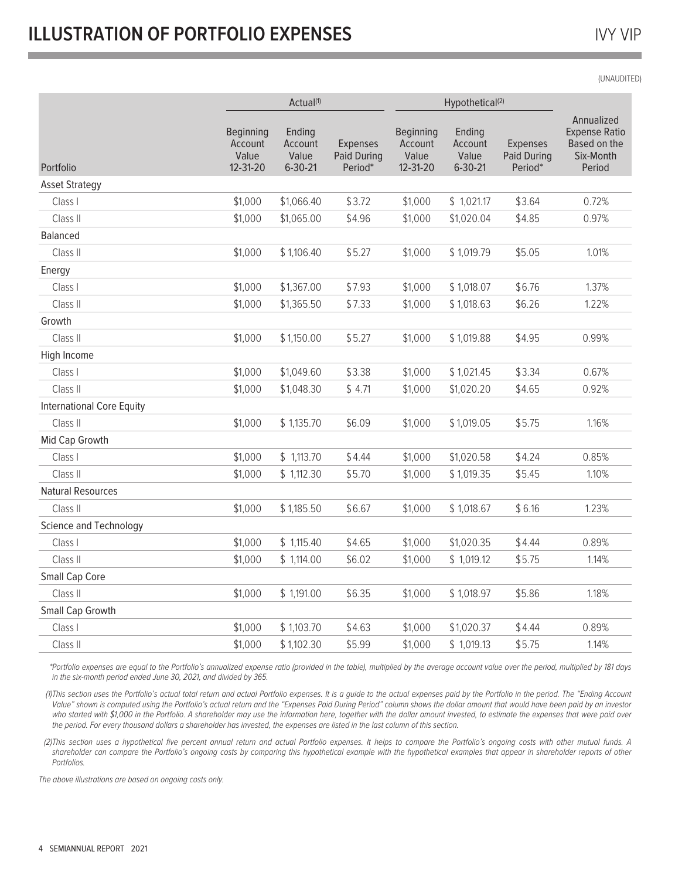# ILLUSTRATION OF PORTFOLIO EXPENSES

(UNAUDITED)

| | Actual[1] | | | Hypothetical[2] | | | |
|---|---|---|---|---|---|---|---|
| Portfolio | Beginning Account Value 12-31-20 | Ending Account Value 6-30-21 | Expenses Paid During Period* | Beginning Account Value 12-31-20 | Ending Account Value 6-30-21 | Expenses Paid During Period* | Annualized Expense Ratio Based on the Six-Month Period |
| Asset Strategy | | | | | | | |
| Class I | $1,000 | $1,066.40 | $3.72 | $1,000 | $ 1,021.17 | $3.64 | 0.72% |
| Class II | $1,000 | $1,065.00 | $4.96 | $1,000 | $1,020.04 | $4.85 | 0.97% |
| Balanced | | | | | | | |
| Class II | $1,000 | $ 1,106.40 | $5.27 | $1,000 | $ 1,019.79 | $5.05 | 1.01% |
| Energy | | | | | | | |
| Class I | $1,000 | $1,367.00 | $7.93 | $1,000 | $ 1,018.07 | $6.76 | 1.37% |
| Class II | $1,000 | $1,365.50 | $7.33 | $1,000 | $ 1,018.63 | $6.26 | 1.22% |
| Growth | | | | | | | |
| Class II | $1,000 | $ 1,150.00 | $5.27 | $1,000 | $ 1,019.88 | $4.95 | 0.99% |
| High Income | | | | | | | |
| Class I | $1,000 | $1,049.60 | $3.38 | $1,000 | $ 1,021.45 | $3.34 | 0.67% |
| Class II | $1,000 | $1,048.30 | $ 4.71 | $1,000 | $1,020.20 | $4.65 | 0.92% |
| International Core Equity | | | | | | | |
| Class II | $1,000 | $ 1,135.70 | $6.09 | $1,000 | $ 1,019.05 | $5.75 | 1.16% |
| Mid Cap Growth | | | | | | | |
| Class I | $1,000 | $ 1,113.70 | $4.44 | $1,000 | $1,020.58 | $4.24 | 0.85% |
| Class II | $1,000 | $ 1,112.30 | $5.70 | $1,000 | $ 1,019.35 | $5.45 | 1.10% |
| Natural Resources | | | | | | | |
| Class II | $1,000 | $ 1,185.50 | $6.67 | $1,000 | $ 1,018.67 | $ 6.16 | 1.23% |
| Science and Technology | | | | | | | |
| Class I | $1,000 | $ 1,115.40 | $4.65 | $1,000 | $1,020.35 | $4.44 | 0.89% |
| Class II | $1,000 | $ 1,114.00 | $6.02 | $1,000 | $ 1,019.12 | $5.75 | 1.14% |
| Small Cap Core | | | | | | | |
| Class II | $1,000 | $ 1,191.00 | $6.35 | $1,000 | $ 1,018.97 | $5.86 | 1.18% |
| Small Cap Growth | | | | | | | |
| Class I | $1,000 | $ 1,103.70 | $4.63 | $1,000 | $1,020.37 | $4.44 | 0.89% |
| Class II | $1,000 | $ 1,102.30 | $5.99 | $1,000 | $ 1,019.13 | $5.75 | 1.14% |

*\*Portfolio expenses are equal to the Portfolio's annualized expense ratio (provided in the table), multiplied by the average account value over the period, multiplied by 181 days in the six-month period ended June 30, 2021, and divided by 365.*

*(1)This section uses the Portfolio's actual total return and actual Portfolio expenses. It is a guide to the actual expenses paid by the Portfolio in the period. The "Ending Account Value" shown is computed using the Portfolio's actual return and the "Expenses Paid During Period" column shows the dollar amount that would have been paid by an investor who started with $1,000 in the Portfolio. A shareholder may use the information here, together with the dollar amount invested, to estimate the expenses that were paid over the period. For every thousand dollars a shareholder has invested, the expenses are listed in the last column of this section.*

*(2)This section uses a hypothetical five percent annual return and actual Portfolio expenses. It helps to compare the Portfolio's ongoing costs with other mutual funds. A shareholder can compare the Portfolio's ongoing costs by comparing this hypothetical example with the hypothetical examples that appear in shareholder reports of other Portfolios.*

*The above illustrations are based on ongoing costs only.*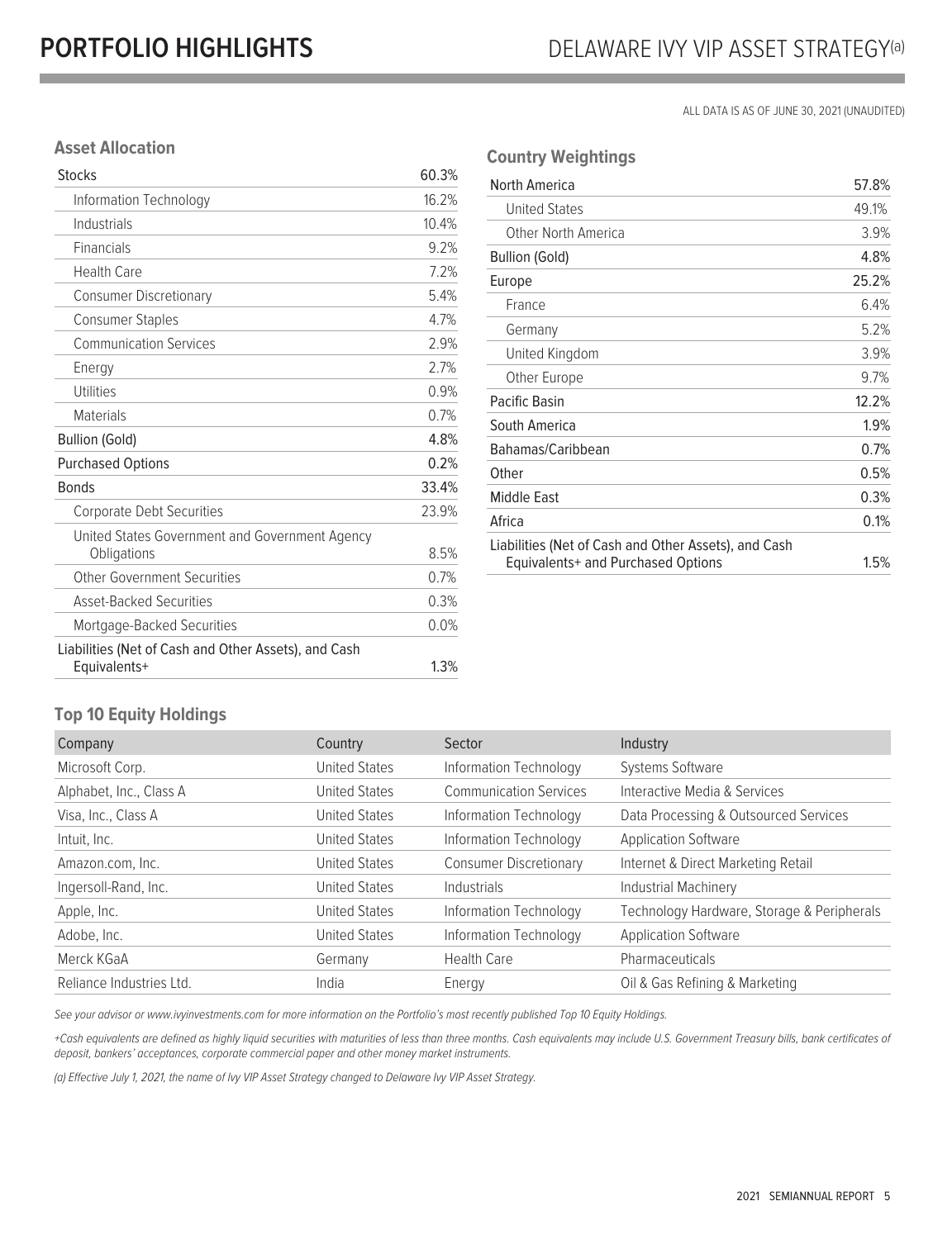# PORTFOLIO HIGHLIGHTS

## DELAWARE IVY VIP ASSET STRATEGY[(a)]

ALL DATA IS AS OF JUNE 30, 2021 (UNAUDITED)

### Asset Allocation

| | |
|---|---|
| Stocks | 60.3% |
| Information Technology | 16.2% |
| Industrials | 10.4% |
| Financials | 9.2% |
| Health Care | 7.2% |
| Consumer Discretionary | 5.4% |
| Consumer Staples | 4.7% |
| Communication Services | 2.9% |
| Energy | 2.7% |
| Utilities | 0.9% |
| Materials | 0.7% |
| Bullion (Gold) | 4.8% |
| Purchased Options | 0.2% |
| Bonds | 33.4% |
| Corporate Debt Securities | 23.9% |
| United States Government and Government Agency Obligations | 8.5% |
| Other Government Securities | 0.7% |
| Asset-Backed Securities | 0.3% |
| Mortgage-Backed Securities | 0.0% |
| Liabilities (Net of Cash and Other Assets), and Cash Equivalents+ | 1.3% |

### Country Weightings

| | |
|---|---|
| North America | 57.8% |
| United States | 49.1% |
| Other North America | 3.9% |
| Bullion (Gold) | 4.8% |
| Europe | 25.2% |
| France | 6.4% |
| Germany | 5.2% |
| United Kingdom | 3.9% |
| Other Europe | 9.7% |
| Pacific Basin | 12.2% |
| South America | 1.9% |
| Bahamas/Caribbean | 0.7% |
| Other | 0.5% |
| Middle East | 0.3% |
| Africa | 0.1% |
| Liabilities (Net of Cash and Other Assets), and Cash Equivalents+ and Purchased Options | 1.5% |

### Top 10 Equity Holdings

| Company | Country | Sector | Industry |
|---|---|---|---|
| Microsoft Corp. | United States | Information Technology | Systems Software |
| Alphabet, Inc., Class A | United States | Communication Services | Interactive Media & Services |
| Visa, Inc., Class A | United States | Information Technology | Data Processing & Outsourced Services |
| Intuit, Inc. | United States | Information Technology | Application Software |
| Amazon.com, Inc. | United States | Consumer Discretionary | Internet & Direct Marketing Retail |
| Ingersoll-Rand, Inc. | United States | Industrials | Industrial Machinery |
| Apple, Inc. | United States | Information Technology | Technology Hardware, Storage & Peripherals |
| Adobe, Inc. | United States | Information Technology | Application Software |
| Merck KGaA | Germany | Health Care | Pharmaceuticals |
| Reliance Industries Ltd. | India | Energy | Oil & Gas Refining & Marketing |

*See your advisor or www.ivyinvestments.com for more information on the Portfolio's most recently published Top 10 Equity Holdings.*

*+Cash equivalents are defined as highly liquid securities with maturities of less than three months. Cash equivalents may include U.S. Government Treasury bills, bank certificates of deposit, bankers' acceptances, corporate commercial paper and other money market instruments.*

*(a) Effective July 1, 2021, the name of Ivy VIP Asset Strategy changed to Delaware Ivy VIP Asset Strategy.*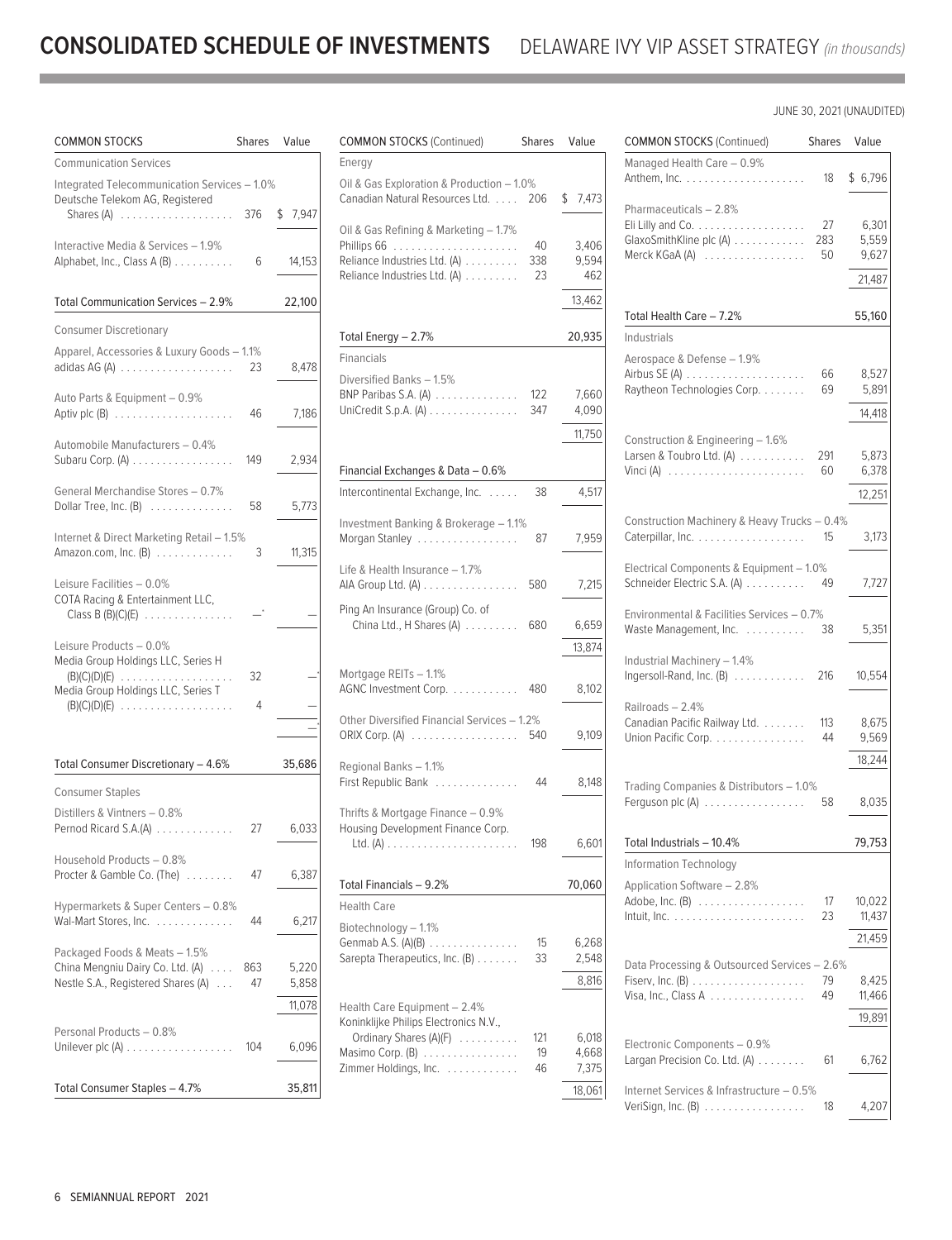# CONSOLIDATED SCHEDULE OF INVESTMENTS DELAWARE IVY VIP ASSET STRATEGY *(in thousands)*

JUNE 30, 2021 (UNAUDITED)

| COMMON STOCKS | Shares | Value |
|---|---|---|
| **Communication Services** | | |
| Integrated Telecommunication Services – 1.0% | | |
| Deutsche Telekom AG, Registered Shares (A) | 376 | $ 7,947 |
| Interactive Media & Services – 1.9% | | |
| Alphabet, Inc., Class A (B) | 6 | 14,153 |
| Total Communication Services – 2.9% | | 22,100 |
| **Consumer Discretionary** | | |
| Apparel, Accessories & Luxury Goods – 1.1% | | |
| adidas AG (A) | 23 | 8,478 |
| Auto Parts & Equipment – 0.9% | | |
| Aptiv plc (B) | 46 | 7,186 |
| Automobile Manufacturers – 0.4% | | |
| Subaru Corp. (A) | 149 | 2,934 |
| General Merchandise Stores – 0.7% | | |
| Dollar Tree, Inc. (B) | 58 | 5,773 |
| Internet & Direct Marketing Retail – 1.5% | | |
| Amazon.com, Inc. (B) | 3 | 11,315 |
| Leisure Facilities – 0.0% | | |
| COTA Racing & Entertainment LLC, Class B (B)(C)(E) | —* | — |
| Leisure Products – 0.0% | | |
| Media Group Holdings LLC, Series H (B)(C)(D)(E) | 32 | —* |
| Media Group Holdings LLC, Series T (B)(C)(D)(E) | 4 | — |
| | | —* |
| Total Consumer Discretionary – 4.6% | | 35,686 |
| **Consumer Staples** | | |
| Distillers & Vintners – 0.8% | | |
| Pernod Ricard S.A.(A) | 27 | 6,033 |
| Household Products – 0.8% | | |
| Procter & Gamble Co. (The) | 47 | 6,387 |
| Hypermarkets & Super Centers – 0.8% | | |
| Wal-Mart Stores, Inc. | 44 | 6,217 |
| Packaged Foods & Meats – 1.5% | | |
| China Mengniu Dairy Co. Ltd. (A) | 863 | 5,220 |
| Nestle S.A., Registered Shares (A) | 47 | 5,858 |
| | | 11,078 |
| Personal Products – 0.8% | | |
| Unilever plc (A) | 104 | 6,096 |
| Total Consumer Staples – 4.7% | | 35,811 |
| **Energy** | | |
| Oil & Gas Exploration & Production – 1.0% | | |
| Canadian Natural Resources Ltd. | 206 | $ 7,473 |
| Oil & Gas Refining & Marketing – 1.7% | | |
| Phillips 66 | 40 | 3,406 |
| Reliance Industries Ltd. (A) | 338 | 9,594 |
| Reliance Industries Ltd. (A) | 23 | 462 |
| | | 13,462 |
| Total Energy – 2.7% | | 20,935 |
| **Financials** | | |
| Diversified Banks – 1.5% | | |
| BNP Paribas S.A. (A) | 122 | 7,660 |
| UniCredit S.p.A. (A) | 347 | 4,090 |
| | | 11,750 |
| Financial Exchanges & Data – 0.6% | | |
| Intercontinental Exchange, Inc. | 38 | 4,517 |
| Investment Banking & Brokerage – 1.1% | | |
| Morgan Stanley | 87 | 7,959 |
| Life & Health Insurance – 1.7% | | |
| AIA Group Ltd. (A) | 580 | 7,215 |
| Ping An Insurance (Group) Co. of China Ltd., H Shares (A) | 680 | 6,659 |
| | | 13,874 |
| Mortgage REITs – 1.1% | | |
| AGNC Investment Corp. | 480 | 8,102 |
| Other Diversified Financial Services – 1.2% | | |
| ORIX Corp. (A) | 540 | 9,109 |
| Regional Banks – 1.1% | | |
| First Republic Bank | 44 | 8,148 |
| Thrifts & Mortgage Finance – 0.9% | | |
| Housing Development Finance Corp. Ltd. (A) | 198 | 6,601 |
| Total Financials – 9.2% | | 70,060 |
| **Health Care** | | |
| Biotechnology – 1.1% | | |
| Genmab A.S. (A)(B) | 15 | 6,268 |
| Sarepta Therapeutics, Inc. (B) | 33 | 2,548 |
| | | 8,816 |
| Health Care Equipment – 2.4% | | |
| Koninklijke Philips Electronics N.V., Ordinary Shares (A)(F) | 121 | 6,018 |
| Masimo Corp. (B) | 19 | 4,668 |
| Zimmer Holdings, Inc. | 46 | 7,375 |
| | | 18,061 |
| Managed Health Care – 0.9% | | |
| Anthem, Inc. | 18 | $ 6,796 |
| Pharmaceuticals – 2.8% | | |
| Eli Lilly and Co. | 27 | 6,301 |
| GlaxoSmithKline plc (A) | 283 | 5,559 |
| Merck KGaA (A) | 50 | 9,627 |
| | | 21,487 |
| Total Health Care – 7.2% | | 55,160 |
| **Industrials** | | |
| Aerospace & Defense – 1.9% | | |
| Airbus SE (A) | 66 | 8,527 |
| Raytheon Technologies Corp. | 69 | 5,891 |
| | | 14,418 |
| Construction & Engineering – 1.6% | | |
| Larsen & Toubro Ltd. (A) | 291 | 5,873 |
| Vinci (A) | 60 | 6,378 |
| | | 12,251 |
| Construction Machinery & Heavy Trucks – 0.4% | | |
| Caterpillar, Inc. | 15 | 3,173 |
| Electrical Components & Equipment – 1.0% | | |
| Schneider Electric S.A. (A) | 49 | 7,727 |
| Environmental & Facilities Services – 0.7% | | |
| Waste Management, Inc. | 38 | 5,351 |
| Industrial Machinery – 1.4% | | |
| Ingersoll-Rand, Inc. (B) | 216 | 10,554 |
| Railroads – 2.4% | | |
| Canadian Pacific Railway Ltd. | 113 | 8,675 |
| Union Pacific Corp. | 44 | 9,569 |
| | | 18,244 |
| Trading Companies & Distributors – 1.0% | | |
| Ferguson plc (A) | 58 | 8,035 |
| Total Industrials – 10.4% | | 79,753 |
| **Information Technology** | | |
| Application Software – 2.8% | | |
| Adobe, Inc. (B) | 17 | 10,022 |
| Intuit, Inc. | 23 | 11,437 |
| | | 21,459 |
| Data Processing & Outsourced Services – 2.6% | | |
| Fiserv, Inc. (B) | 79 | 8,425 |
| Visa, Inc., Class A | 49 | 11,466 |
| | | 19,891 |
| Electronic Components – 0.9% | | |
| Largan Precision Co. Ltd. (A) | 61 | 6,762 |
| Internet Services & Infrastructure – 0.5% | | |
| VeriSign, Inc. (B) | 18 | 4,207 |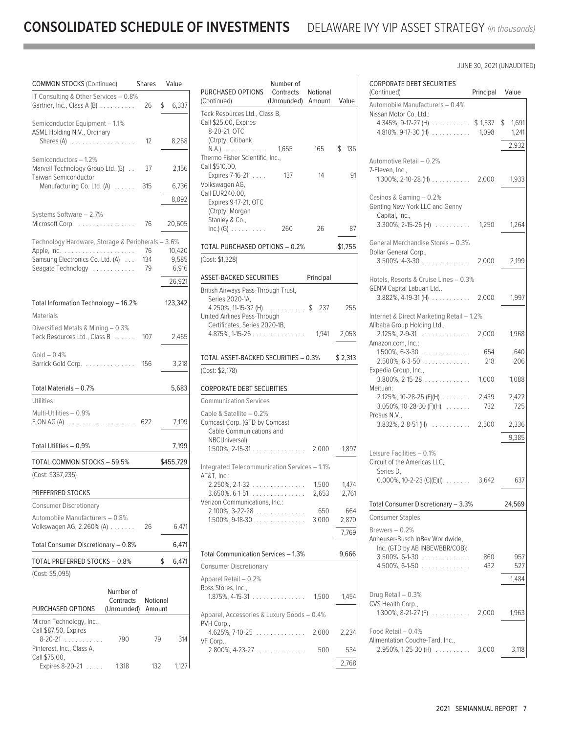# CONSOLIDATED SCHEDULE OF INVESTMENTS DELAWARE IVY VIP ASSET STRATEGY *(in thousands)*

JUNE 30, 2021 (UNAUDITED)

| COMMON STOCKS (Continued) | Shares | Value |
|---|---|---|
| **IT Consulting & Other Services – 0.8%** | | |
| Gartner, Inc., Class A (B) | 26 | $ 6,337 |
| **Semiconductor Equipment – 1.1%** | | |
| ASML Holding N.V., Ordinary Shares (A) | 12 | 8,268 |
| **Semiconductors – 1.2%** | | |
| Marvell Technology Group Ltd. (B) | 37 | 2,156 |
| Taiwan Semiconductor Manufacturing Co. Ltd. (A) | 315 | 6,736 |
| | | 8,892 |
| **Systems Software – 2.7%** | | |
| Microsoft Corp. | 76 | 20,605 |
| **Technology Hardware, Storage & Peripherals – 3.6%** | | |
| Apple, Inc. | 76 | 10,420 |
| Samsung Electronics Co. Ltd. (A) | 134 | 9,585 |
| Seagate Technology | 79 | 6,916 |
| | | 26,921 |
| Total Information Technology – 16.2% | | 123,342 |
| **Materials** | | |
| **Diversified Metals & Mining – 0.3%** | | |
| Teck Resources Ltd., Class B | 107 | 2,465 |
| **Gold – 0.4%** | | |
| Barrick Gold Corp. | 156 | 3,218 |
| Total Materials – 0.7% | | 5,683 |
| **Utilities** | | |
| **Multi-Utilities – 0.9%** | | |
| E.ON AG (A) | 622 | 7,199 |
| Total Utilities – 0.9% | | 7,199 |
| TOTAL COMMON STOCKS – 59.5% | | $455,729 |
| (Cost: $357,235) | | |

| PREFERRED STOCKS | Shares | Value |
|---|---|---|
| **Consumer Discretionary** | | |
| **Automobile Manufacturers – 0.8%** | | |
| Volkswagen AG, 2.260% (A) | 26 | 6,471 |
| Total Consumer Discretionary – 0.8% | | 6,471 |
| TOTAL PREFERRED STOCKS – 0.8% | | $ 6,471 |
| (Cost: $5,095) | | |

| PURCHASED OPTIONS | Number of Contracts (Unrounded) | Notional Amount | Value |
|---|---|---|---|
| Micron Technology, Inc., Call $87.50, Expires 8-20-21 | 790 | 79 | 314 |
| Pinterest, Inc., Class A, Call $75.00, Expires 8-20-21 | 1,318 | 132 | 1,127 |
| Teck Resources Ltd., Class B, Call $25.00, Expires 8-20-21, OTC (Ctrpty: Citibank N.A.) | 1,655 | 165 | $ 136 |
| Thermo Fisher Scientific, Inc., Call $510.00, Expires 7-16-21 | 137 | 14 | 91 |
| Volkswagen AG, Call EUR240.00, Expires 9-17-21, OTC (Ctrpty: Morgan Stanley & Co., Inc.) (G) | 260 | 26 | 87 |
| TOTAL PURCHASED OPTIONS – 0.2% | | | $1,755 |
| (Cost: $1,328) | | | |

| ASSET-BACKED SECURITIES | Principal | Value |
|---|---|---|
| British Airways Pass-Through Trust, Series 2020-1A, 4.250%, 11-15-32 (H) | $ 237 | 255 |
| United Airlines Pass-Through Certificates, Series 2020-1B, 4.875%, 1-15-26 | 1,941 | 2,058 |
| TOTAL ASSET-BACKED SECURITIES – 0.3% | | $ 2,313 |
| (Cost: $2,178) | | |

| CORPORATE DEBT SECURITIES | Principal | Value |
|---|---|---|
| **Communication Services** | | |
| **Cable & Satellite – 0.2%** | | |
| Comcast Corp. (GTD by Comcast Cable Communications and NBCUniversal), 1.500%, 2-15-31 | 2,000 | 1,897 |
| **Integrated Telecommunication Services – 1.1%** | | |
| AT&T, Inc.: | | |
| 2.250%, 2-1-32 | 1,500 | 1,474 |
| 3.650%, 6-1-51 | 2,653 | 2,761 |
| Verizon Communications, Inc.: | | |
| 2.100%, 3-22-28 | 650 | 664 |
| 1.500%, 9-18-30 | 3,000 | 2,870 |
| | | 7,769 |
| Total Communication Services – 1.3% | | 9,666 |
| **Consumer Discretionary** | | |
| **Apparel Retail – 0.2%** | | |
| Ross Stores, Inc., 1.875%, 4-15-31 | 1,500 | 1,454 |
| **Apparel, Accessories & Luxury Goods – 0.4%** | | |
| PVH Corp., 4.625%, 7-10-25 | 2,000 | 2,234 |
| VF Corp., 2.800%, 4-23-27 | 500 | 534 |
| | | 2,768 |
| **Automobile Manufacturers – 0.4%** | | |
| Nissan Motor Co. Ltd.: | | |
| 4.345%, 9-17-27 (H) | $ 1,537 | $ 1,691 |
| 4.810%, 9-17-30 (H) | 1,098 | 1,241 |
| | | 2,932 |
| **Automotive Retail – 0.2%** | | |
| 7-Eleven, Inc., 1.300%, 2-10-28 (H) | 2,000 | 1,933 |
| **Casinos & Gaming – 0.2%** | | |
| Genting New York LLC and Genny Capital, Inc., 3.300%, 2-15-26 (H) | 1,250 | 1,264 |
| **General Merchandise Stores – 0.3%** | | |
| Dollar General Corp., 3.500%, 4-3-30 | 2,000 | 2,199 |
| **Hotels, Resorts & Cruise Lines – 0.3%** | | |
| GENM Capital Labuan Ltd., 3.882%, 4-19-31 (H) | 2,000 | 1,997 |
| **Internet & Direct Marketing Retail – 1.2%** | | |
| Alibaba Group Holding Ltd., 2.125%, 2-9-31 | 2,000 | 1,968 |
| Amazon.com, Inc.: | | |
| 1.500%, 6-3-30 | 654 | 640 |
| 2.500%, 6-3-50 | 218 | 206 |
| Expedia Group, Inc., 3.800%, 2-15-28 | 1,000 | 1,088 |
| Meituan: | | |
| 2.125%, 10-28-25 (F)(H) | 2,439 | 2,422 |
| 3.050%, 10-28-30 (F)(H) | 732 | 725 |
| Prosus N.V., 3.832%, 2-8-51 (H) | 2,500 | 2,336 |
| | | 9,385 |
| **Leisure Facilities – 0.1%** | | |
| Circuit of the Americas LLC, Series D, 0.000%, 10-2-23 (C)(E)(I) | 3,642 | 637 |
| Total Consumer Discretionary – 3.3% | | 24,569 |
| **Consumer Staples** | | |
| **Brewers – 0.2%** | | |
| Anheuser-Busch InBev Worldwide, Inc. (GTD by AB INBEV/BBR/COB): | | |
| 3.500%, 6-1-30 | 860 | 957 |
| 4.500%, 6-1-50 | 432 | 527 |
| | | 1,484 |
| **Drug Retail – 0.3%** | | |
| CVS Health Corp., 1.300%, 8-21-27 (F) | 2,000 | 1,963 |
| **Food Retail – 0.4%** | | |
| Alimentation Couche-Tard, Inc., 2.950%, 1-25-30 (H) | 3,000 | 3,118 |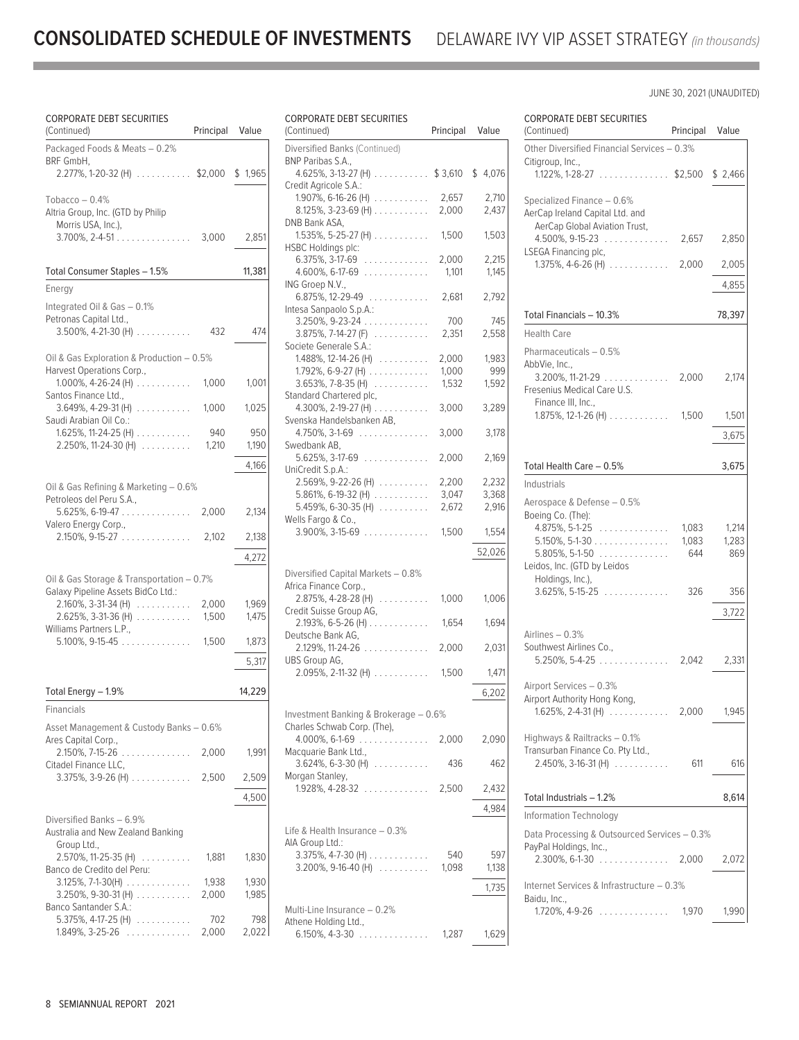# CONSOLIDATED SCHEDULE OF INVESTMENTS DELAWARE IVY VIP ASSET STRATEGY *(in thousands)*

JUNE 30, 2021 (UNAUDITED)

| CORPORATE DEBT SECURITIES (Continued) | Principal | Value |
|---|---|---|
| **Packaged Foods & Meats – 0.2%** | | |
| BRF GmbH, | | |
| 2.277%, 1-20-32 (H) | $2,000 | $ 1,965 |
| **Tobacco – 0.4%** | | |
| Altria Group, Inc. (GTD by Philip Morris USA, Inc.), | | |
| 3.700%, 2-4-51 | 3,000 | 2,851 |
| **Total Consumer Staples – 1.5%** | | 11,381 |
| **Energy** | | |
| **Integrated Oil & Gas – 0.1%** | | |
| Petronas Capital Ltd., | | |
| 3.500%, 4-21-30 (H) | 432 | 474 |
| **Oil & Gas Exploration & Production – 0.5%** | | |
| Harvest Operations Corp., | | |
| 1.000%, 4-26-24 (H) | 1,000 | 1,001 |
| Santos Finance Ltd., | | |
| 3.649%, 4-29-31 (H) | 1,000 | 1,025 |
| Saudi Arabian Oil Co.: | | |
| 1.625%, 11-24-25 (H) | 940 | 950 |
| 2.250%, 11-24-30 (H) | 1,210 | 1,190 |
| | | 4,166 |
| **Oil & Gas Refining & Marketing – 0.6%** | | |
| Petroleos del Peru S.A., | | |
| 5.625%, 6-19-47 | 2,000 | 2,134 |
| Valero Energy Corp., | | |
| 2.150%, 9-15-27 | 2,102 | 2,138 |
| | | 4,272 |
| **Oil & Gas Storage & Transportation – 0.7%** | | |
| Galaxy Pipeline Assets BidCo Ltd.: | | |
| 2.160%, 3-31-34 (H) | 2,000 | 1,969 |
| 2.625%, 3-31-36 (H) | 1,500 | 1,475 |
| Williams Partners L.P., | | |
| 5.100%, 9-15-45 | 1,500 | 1,873 |
| | | 5,317 |
| **Total Energy – 1.9%** | | 14,229 |
| **Financials** | | |
| **Asset Management & Custody Banks – 0.6%** | | |
| Ares Capital Corp., | | |
| 2.150%, 7-15-26 | 2,000 | 1,991 |
| Citadel Finance LLC, | | |
| 3.375%, 3-9-26 (H) | 2,500 | 2,509 |
| | | 4,500 |
| **Diversified Banks – 6.9%** | | |
| Australia and New Zealand Banking Group Ltd., | | |
| 2.570%, 11-25-35 (H) | 1,881 | 1,830 |
| Banco de Credito del Peru: | | |
| 3.125%, 7-1-30(H) | 1,938 | 1,930 |
| 3.250%, 9-30-31 (H) | 2,000 | 1,985 |
| Banco Santander S.A.: | | |
| 5.375%, 4-17-25 (H) | 702 | 798 |
| 1.849%, 3-25-26 | 2,000 | 2,022 |
| **Diversified Banks (Continued)** | | |
| BNP Paribas S.A., | | |
| 4.625%, 3-13-27 (H) | $ 3,610 | $ 4,076 |
| Credit Agricole S.A.: | | |
| 1.907%, 6-16-26 (H) | 2,657 | 2,710 |
| 8.125%, 3-23-69 (H) | 2,000 | 2,437 |
| DNB Bank ASA, | | |
| 1.535%, 5-25-27 (H) | 1,500 | 1,503 |
| HSBC Holdings plc: | | |
| 6.375%, 3-17-69 | 2,000 | 2,215 |
| 4.600%, 6-17-69 | 1,101 | 1,145 |
| ING Groep N.V., | | |
| 6.875%, 12-29-49 | 2,681 | 2,792 |
| Intesa Sanpaolo S.p.A.: | | |
| 3.250%, 9-23-24 | 700 | 745 |
| 3.875%, 7-14-27 (F) | 2,351 | 2,558 |
| Societe Generale S.A.: | | |
| 1.488%, 12-14-26 (H) | 2,000 | 1,983 |
| 1.792%, 6-9-27 (H) | 1,000 | 999 |
| 3.653%, 7-8-35 (H) | 1,532 | 1,592 |
| Standard Chartered plc, | | |
| 4.300%, 2-19-27 (H) | 3,000 | 3,289 |
| Svenska Handelsbanken AB, | | |
| 4.750%, 3-1-69 | 3,000 | 3,178 |
| Swedbank AB, | | |
| 5.625%, 3-17-69 | 2,000 | 2,169 |
| UniCredit S.p.A.: | | |
| 2.569%, 9-22-26 (H) | 2,200 | 2,232 |
| 5.861%, 6-19-32 (H) | 3,047 | 3,368 |
| 5.459%, 6-30-35 (H) | 2,672 | 2,916 |
| Wells Fargo & Co., | | |
| 3.900%, 3-15-69 | 1,500 | 1,554 |
| | | 52,026 |
| **Diversified Capital Markets – 0.8%** | | |
| Africa Finance Corp., | | |
| 2.875%, 4-28-28 (H) | 1,000 | 1,006 |
| Credit Suisse Group AG, | | |
| 2.193%, 6-5-26 (H) | 1,654 | 1,694 |
| Deutsche Bank AG, | | |
| 2.129%, 11-24-26 | 2,000 | 2,031 |
| UBS Group AG, | | |
| 2.095%, 2-11-32 (H) | 1,500 | 1,471 |
| | | 6,202 |
| **Investment Banking & Brokerage – 0.6%** | | |
| Charles Schwab Corp. (The), | | |
| 4.000%, 6-1-69 | 2,000 | 2,090 |
| Macquarie Bank Ltd., | | |
| 3.624%, 6-3-30 (H) | 436 | 462 |
| Morgan Stanley, | | |
| 1.928%, 4-28-32 | 2,500 | 2,432 |
| | | 4,984 |
| **Life & Health Insurance – 0.3%** | | |
| AIA Group Ltd.: | | |
| 3.375%, 4-7-30 (H) | 540 | 597 |
| 3.200%, 9-16-40 (H) | 1,098 | 1,138 |
| | | 1,735 |
| **Multi-Line Insurance – 0.2%** | | |
| Athene Holding Ltd., | | |
| 6.150%, 4-3-30 | 1,287 | 1,629 |
| **Other Diversified Financial Services – 0.3%** | | |
| Citigroup, Inc., | | |
| 1.122%, 1-28-27 | $2,500 | $ 2,466 |
| **Specialized Finance – 0.6%** | | |
| AerCap Ireland Capital Ltd. and AerCap Global Aviation Trust, | | |
| 4.500%, 9-15-23 | 2,657 | 2,850 |
| LSEGA Financing plc, | | |
| 1.375%, 4-6-26 (H) | 2,000 | 2,005 |
| | | 4,855 |
| **Total Financials – 10.3%** | | 78,397 |
| **Health Care** | | |
| **Pharmaceuticals – 0.5%** | | |
| AbbVie, Inc., | | |
| 3.200%, 11-21-29 | 2,000 | 2,174 |
| Fresenius Medical Care U.S. Finance III, Inc., | | |
| 1.875%, 12-1-26 (H) | 1,500 | 1,501 |
| | | 3,675 |
| **Total Health Care – 0.5%** | | 3,675 |
| **Industrials** | | |
| **Aerospace & Defense – 0.5%** | | |
| Boeing Co. (The): | | |
| 4.875%, 5-1-25 | 1,083 | 1,214 |
| 5.150%, 5-1-30 | 1,083 | 1,283 |
| 5.805%, 5-1-50 | 644 | 869 |
| Leidos, Inc. (GTD by Leidos Holdings, Inc.), | | |
| 3.625%, 5-15-25 | 326 | 356 |
| | | 3,722 |
| **Airlines – 0.3%** | | |
| Southwest Airlines Co., | | |
| 5.250%, 5-4-25 | 2,042 | 2,331 |
| **Airport Services – 0.3%** | | |
| Airport Authority Hong Kong, | | |
| 1.625%, 2-4-31 (H) | 2,000 | 1,945 |
| **Highways & Railtracks – 0.1%** | | |
| Transurban Finance Co. Pty Ltd., | | |
| 2.450%, 3-16-31 (H) | 611 | 616 |
| **Total Industrials – 1.2%** | | 8,614 |
| **Information Technology** | | |
| **Data Processing & Outsourced Services – 0.3%** | | |
| PayPal Holdings, Inc., | | |
| 2.300%, 6-1-30 | 2,000 | 2,072 |
| **Internet Services & Infrastructure – 0.3%** | | |
| Baidu, Inc., | | |
| 1.720%, 4-9-26 | 1,970 | 1,990 |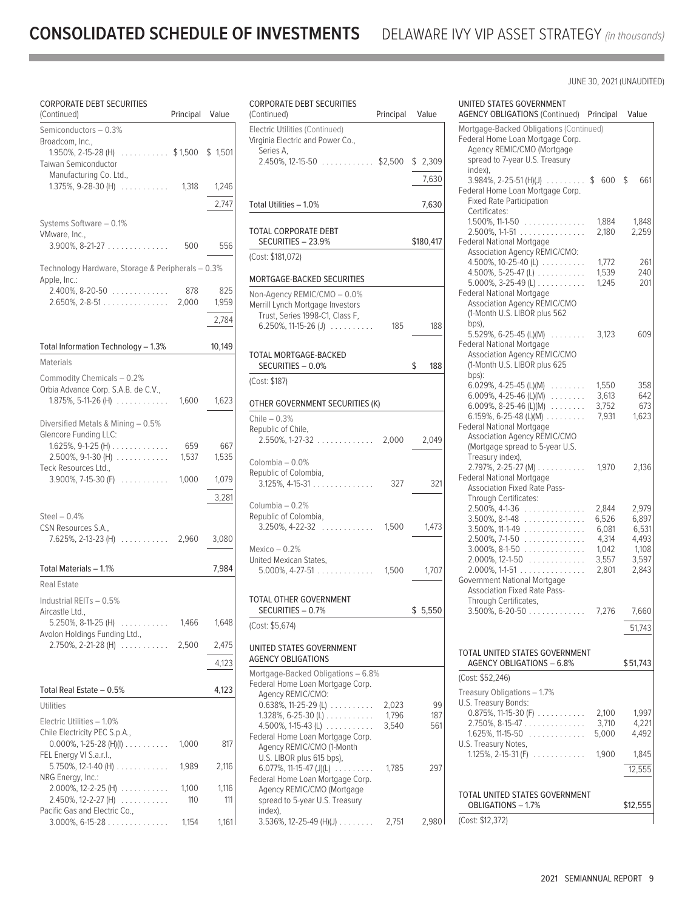# CONSOLIDATED SCHEDULE OF INVESTMENTS DELAWARE IVY VIP ASSET STRATEGY *(in thousands)*

JUNE 30, 2021 (UNAUDITED)

| CORPORATE DEBT SECURITIES (Continued) | Principal | Value |
|---|---|---|
| **Semiconductors – 0.3%** | | |
| Broadcom, Inc., | | |
| 1.950%, 2-15-28 (H) | $1,500 | $ 1,501 |
| Taiwan Semiconductor Manufacturing Co. Ltd., | | |
| 1.375%, 9-28-30 (H) | 1,318 | 1,246 |
| | | 2,747 |
| **Systems Software – 0.1%** | | |
| VMware, Inc., | | |
| 3.900%, 8-21-27 | 500 | 556 |
| **Technology Hardware, Storage & Peripherals – 0.3%** | | |
| Apple, Inc.: | | |
| 2.400%, 8-20-50 | 878 | 825 |
| 2.650%, 2-8-51 | 2,000 | 1,959 |
| | | 2,784 |
| Total Information Technology – 1.3% | | 10,149 |
| **Materials** | | |
| **Commodity Chemicals – 0.2%** | | |
| Orbia Advance Corp. S.A.B. de C.V., | | |
| 1.875%, 5-11-26 (H) | 1,600 | 1,623 |
| **Diversified Metals & Mining – 0.5%** | | |
| Glencore Funding LLC: | | |
| 1.625%, 9-1-25 (H) | 659 | 667 |
| 2.500%, 9-1-30 (H) | 1,537 | 1,535 |
| Teck Resources Ltd., | | |
| 3.900%, 7-15-30 (F) | 1,000 | 1,079 |
| | | 3,281 |
| **Steel – 0.4%** | | |
| CSN Resources S.A., | | |
| 7.625%, 2-13-23 (H) | 2,960 | 3,080 |
| Total Materials – 1.1% | | 7,984 |
| **Real Estate** | | |
| **Industrial REITs – 0.5%** | | |
| Aircastle Ltd., | | |
| 5.250%, 8-11-25 (H) | 1,466 | 1,648 |
| Avolon Holdings Funding Ltd., | | |
| 2.750%, 2-21-28 (H) | 2,500 | 2,475 |
| | | 4,123 |
| Total Real Estate – 0.5% | | 4,123 |
| **Utilities** | | |
| **Electric Utilities – 1.0%** | | |
| Chile Electricity PEC S.p.A., | | |
| 0.000%, 1-25-28 (H)(I) | 1,000 | 817 |
| FEL Energy VI S.a.r.l., | | |
| 5.750%, 12-1-40 (H) | 1,989 | 2,116 |
| NRG Energy, Inc.: | | |
| 2.000%, 12-2-25 (H) | 1,100 | 1,116 |
| 2.450%, 12-2-27 (H) | 110 | 111 |
| Pacific Gas and Electric Co., | | |
| 3.000%, 6-15-28 | 1,154 | 1,161 |
| Virginia Electric and Power Co., Series A, | | |
| 2.450%, 12-15-50 | $2,500 | $ 2,309 |
| | | 7,630 |
| Total Utilities – 1.0% | | 7,630 |
| **TOTAL CORPORATE DEBT SECURITIES – 23.9%** | | **$180,417** |
| (Cost: $181,072) | | |

| MORTGAGE-BACKED SECURITIES | Principal | Value |
|---|---|---|
| **Non-Agency REMIC/CMO – 0.0%** | | |
| Merrill Lynch Mortgage Investors Trust, Series 1998-C1, Class F, | | |
| 6.250%, 11-15-26 (J) | 185 | 188 |
| **TOTAL MORTGAGE-BACKED SECURITIES – 0.0%** | | **$ 188** |
| (Cost: $187) | | |

| OTHER GOVERNMENT SECURITIES (K) | Principal | Value |
|---|---|---|
| **Chile – 0.3%** | | |
| Republic of Chile, | | |
| 2.550%, 1-27-32 | 2,000 | 2,049 |
| **Colombia – 0.0%** | | |
| Republic of Colombia, | | |
| 3.125%, 4-15-31 | 327 | 321 |
| **Columbia – 0.2%** | | |
| Republic of Colombia, | | |
| 3.250%, 4-22-32 | 1,500 | 1,473 |
| **Mexico – 0.2%** | | |
| United Mexican States, | | |
| 5.000%, 4-27-51 | 1,500 | 1,707 |
| **TOTAL OTHER GOVERNMENT SECURITIES – 0.7%** | | **$ 5,550** |
| (Cost: $5,674) | | |

| UNITED STATES GOVERNMENT AGENCY OBLIGATIONS | Principal | Value |
|---|---|---|
| **Mortgage-Backed Obligations – 6.8%** | | |
| Federal Home Loan Mortgage Corp. Agency REMIC/CMO: | | |
| 0.638%, 11-25-29 (L) | 2,023 | 99 |
| 1.328%, 6-25-30 (L) | 1,796 | 187 |
| 4.500%, 1-15-43 (L) | 3,540 | 561 |
| Federal Home Loan Mortgage Corp. Agency REMIC/CMO (1-Month U.S. LIBOR plus 615 bps), | | |
| 6.077%, 11-15-47 (J)(L) | 1,785 | 297 |
| Federal Home Loan Mortgage Corp. Agency REMIC/CMO (Mortgage spread to 5-year U.S. Treasury index), | | |
| 3.536%, 12-25-49 (H)(J) | 2,751 | 2,980 |
| Federal Home Loan Mortgage Corp. Agency REMIC/CMO (Mortgage spread to 7-year U.S. Treasury index), | | |
| 3.984%, 2-25-51 (H)(J) | $ 600 | $ 661 |
| Federal Home Loan Mortgage Corp. Fixed Rate Participation Certificates: | | |
| 1.500%, 11-1-50 | 1,884 | 1,848 |
| 2.500%, 1-1-51 | 2,180 | 2,259 |
| Federal National Mortgage Association Agency REMIC/CMO: | | |
| 4.500%, 10-25-40 (L) | 1,772 | 261 |
| 4.500%, 5-25-47 (L) | 1,539 | 240 |
| 5.000%, 3-25-49 (L) | 1,245 | 201 |
| Federal National Mortgage Association Agency REMIC/CMO (1-Month U.S. LIBOR plus 562 bps), | | |
| 5.529%, 6-25-45 (L)(M) | 3,123 | 609 |
| Federal National Mortgage Association Agency REMIC/CMO (1-Month U.S. LIBOR plus 625 bps): | | |
| 6.029%, 4-25-45 (L)(M) | 1,550 | 358 |
| 6.009%, 4-25-46 (L)(M) | 3,613 | 642 |
| 6.009%, 8-25-46 (L)(M) | 3,752 | 673 |
| 6.159%, 6-25-48 (L)(M) | 7,931 | 1,623 |
| Federal National Mortgage Association Agency REMIC/CMO (Mortgage spread to 5-year U.S. Treasury index), | | |
| 2.797%, 2-25-27 (M) | 1,970 | 2,136 |
| Federal National Mortgage Association Fixed Rate Pass-Through Certificates: | | |
| 2.500%, 4-1-36 | 2,844 | 2,979 |
| 3.500%, 8-1-48 | 6,526 | 6,897 |
| 3.500%, 11-1-49 | 6,081 | 6,531 |
| 2.500%, 7-1-50 | 4,314 | 4,493 |
| 3.000%, 8-1-50 | 1,042 | 1,108 |
| 2.000%, 12-1-50 | 3,557 | 3,597 |
| 2.000%, 1-1-51 | 2,801 | 2,843 |
| Government National Mortgage Association Fixed Rate Pass-Through Certificates, | | |
| 3.500%, 6-20-50 | 7,276 | 7,660 |
| | | 51,743 |
| **TOTAL UNITED STATES GOVERNMENT AGENCY OBLIGATIONS – 6.8%** | | **$51,743** |
| (Cost: $52,246) | | |

| UNITED STATES GOVERNMENT OBLIGATIONS | Principal | Value |
|---|---|---|
| **Treasury Obligations – 1.7%** | | |
| U.S. Treasury Bonds: | | |
| 0.875%, 11-15-30 (F) | 2,100 | 1,997 |
| 2.750%, 8-15-47 | 3,710 | 4,221 |
| 1.625%, 11-15-50 | 5,000 | 4,492 |
| U.S. Treasury Notes, | | |
| 1.125%, 2-15-31 (F) | 1,900 | 1,845 |
| | | 12,555 |
| **TOTAL UNITED STATES GOVERNMENT OBLIGATIONS – 1.7%** | | **$12,555** |
| (Cost: $12,372) | | |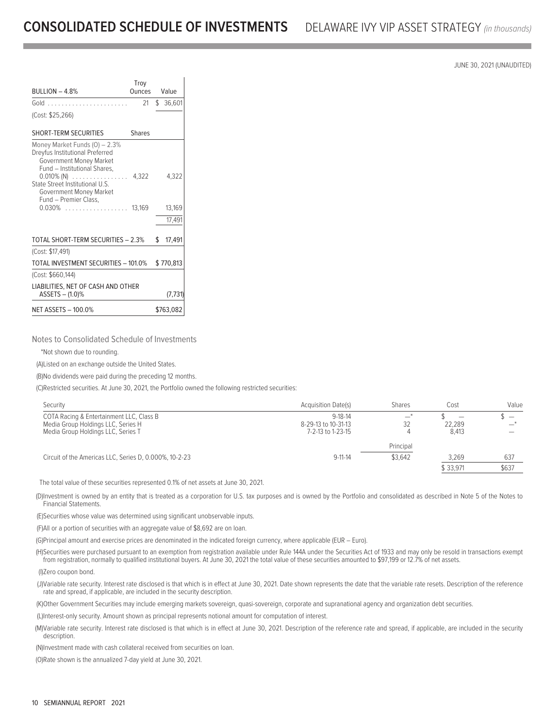# CONSOLIDATED SCHEDULE OF INVESTMENTS DELAWARE IVY VIP ASSET STRATEGY *(in thousands)*

JUNE 30, 2021 (UNAUDITED)

| BULLION – 4.8% | Troy Ounces | Value |
|---|---|---|
| Gold | 21 | $ 36,601 |
| (Cost: $25,266) | | |
| **SHORT-TERM SECURITIES** | **Shares** | |
| Money Market Funds (O) – 2.3% | | |
| Dreyfus Institutional Preferred Government Money Market Fund – Institutional Shares, 0.010% (N) | 4,322 | 4,322 |
| State Street Institutional U.S. Government Money Market Fund – Premier Class, 0.030% | 13,169 | 13,169 |
| | | 17,491 |
| TOTAL SHORT-TERM SECURITIES – 2.3% | | $ 17,491 |
| (Cost: $17,491) | | |
| TOTAL INVESTMENT SECURITIES – 101.0% | | $ 770,813 |
| (Cost: $660,144) | | |
| LIABILITIES, NET OF CASH AND OTHER ASSETS – (1.0)% | | (7,731) |
| NET ASSETS – 100.0% | | $763,082 |

## Notes to Consolidated Schedule of Investments

*Not shown due to rounding.

(A)Listed on an exchange outside the United States.

(B)No dividends were paid during the preceding 12 months.

(C)Restricted securities. At June 30, 2021, the Portfolio owned the following restricted securities:

| Security | Acquisition Date(s) | Shares | Cost | Value |
|---|---|---|---|---|
| COTA Racing & Entertainment LLC, Class B | 9-18-14 | —* | $ — | $ — |
| Media Group Holdings LLC, Series H | 8-29-13 to 10-31-13 | 32 | 22,289 | —* |
| Media Group Holdings LLC, Series T | 7-2-13 to 1-23-15 | 4 | 8,413 | — |
| | | Principal | | |
| Circuit of the Americas LLC, Series D, 0.000%, 10-2-23 | 9-11-14 | $3,642 | 3,269 | 637 |
| | | | $ 33,971 | $637 |

The total value of these securities represented 0.1% of net assets at June 30, 2021.

(D)Investment is owned by an entity that is treated as a corporation for U.S. tax purposes and is owned by the Portfolio and consolidated as described in Note 5 of the Notes to Financial Statements.

(E)Securities whose value was determined using significant unobservable inputs.

(F)All or a portion of securities with an aggregate value of $8,692 are on loan.

(G)Principal amount and exercise prices are denominated in the indicated foreign currency, where applicable (EUR – Euro).

(H)Securities were purchased pursuant to an exemption from registration available under Rule 144A under the Securities Act of 1933 and may only be resold in transactions exempt from registration, normally to qualified institutional buyers. At June 30, 2021 the total value of these securities amounted to $97,199 or 12.7% of net assets.

(I)Zero coupon bond.

(J)Variable rate security. Interest rate disclosed is that which is in effect at June 30, 2021. Date shown represents the date that the variable rate resets. Description of the reference rate and spread, if applicable, are included in the security description.

(K)Other Government Securities may include emerging markets sovereign, quasi-sovereign, corporate and supranational agency and organization debt securities.

(L)Interest-only security. Amount shown as principal represents notional amount for computation of interest.

(M)Variable rate security. Interest rate disclosed is that which is in effect at June 30, 2021. Description of the reference rate and spread, if applicable, are included in the security description.

(N)Investment made with cash collateral received from securities on loan.

(O)Rate shown is the annualized 7-day yield at June 30, 2021.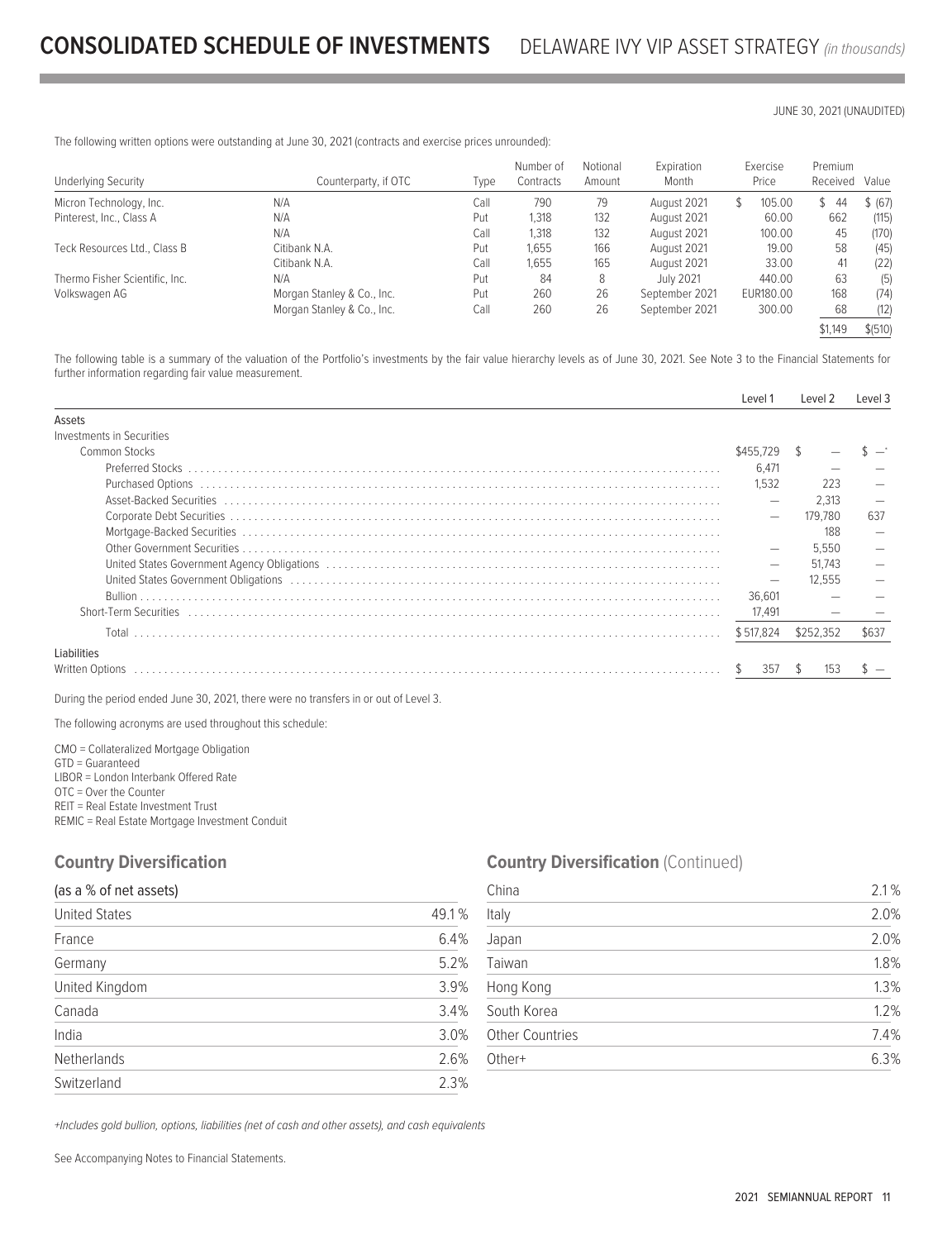# CONSOLIDATED SCHEDULE OF INVESTMENTS DELAWARE IVY VIP ASSET STRATEGY *(in thousands)*

JUNE 30, 2021 (UNAUDITED)

The following written options were outstanding at June 30, 2021 (contracts and exercise prices unrounded):

| Underlying Security | Counterparty, if OTC | Type | Number of Contracts | Notional Amount | Expiration Month | Exercise Price | Premium Received | Value |
|---|---|---|---|---|---|---|---|---|
| Micron Technology, Inc. | N/A | Call | 790 | 79 | August 2021 | $ 105.00 | $ 44 | $ (67) |
| Pinterest, Inc., Class A | N/A | Put | 1,318 | 132 | August 2021 | 60.00 | 662 | (115) |
| | N/A | Call | 1,318 | 132 | August 2021 | 100.00 | 45 | (170) |
| Teck Resources Ltd., Class B | Citibank N.A. | Put | 1,655 | 166 | August 2021 | 19.00 | 58 | (45) |
| | Citibank N.A. | Call | 1,655 | 165 | August 2021 | 33.00 | 41 | (22) |
| Thermo Fisher Scientific, Inc. | N/A | Put | 84 | 8 | July 2021 | 440.00 | 63 | (5) |
| Volkswagen AG | Morgan Stanley & Co., Inc. | Put | 260 | 26 | September 2021 | EUR180.00 | 168 | (74) |
| | Morgan Stanley & Co., Inc. | Call | 260 | 26 | September 2021 | 300.00 | 68 | (12) |
| | | | | | | | $1,149 | $(510) |

The following table is a summary of the valuation of the Portfolio's investments by the fair value hierarchy levels as of June 30, 2021. See Note 3 to the Financial Statements for further information regarding fair value measurement.

| | Level 1 | Level 2 | Level 3 |
|---|---|---|---|
| **Assets** | | | |
| Investments in Securities | | | |
| Common Stocks | $455,729 | $ — | $ —* |
| Preferred Stocks | 6,471 | — | — |
| Purchased Options | 1,532 | 223 | — |
| Asset-Backed Securities | — | 2,313 | — |
| Corporate Debt Securities | — | 179,780 | 637 |
| Mortgage-Backed Securities | | 188 | — |
| Other Government Securities | — | 5,550 | — |
| United States Government Agency Obligations | — | 51,743 | — |
| United States Government Obligations | — | 12,555 | — |
| Bullion | 36,601 | — | — |
| Short-Term Securities | 17,491 | — | — |
| Total | $ 517,824 | $252,352 | $637 |
| **Liabilities** | | | |
| Written Options | $ 357 | $ 153 | $ — |

During the period ended June 30, 2021, there were no transfers in or out of Level 3.

The following acronyms are used throughout this schedule:

CMO = Collateralized Mortgage Obligation
GTD = Guaranteed
LIBOR = London Interbank Offered Rate
OTC = Over the Counter
REIT = Real Estate Investment Trust
REMIC = Real Estate Mortgage Investment Conduit

## Country Diversification

| (as a % of net assets) | |
|---|---|
| United States | 49.1% |
| France | 6.4% |
| Germany | 5.2% |
| United Kingdom | 3.9% |
| Canada | 3.4% |
| India | 3.0% |
| Netherlands | 2.6% |
| Switzerland | 2.3% |
| China | 2.1% |
| Italy | 2.0% |
| Japan | 2.0% |
| Taiwan | 1.8% |
| Hong Kong | 1.3% |
| South Korea | 1.2% |
| Other Countries | 7.4% |
| Other+ | 6.3% |

*+Includes gold bullion, options, liabilities (net of cash and other assets), and cash equivalents*

See Accompanying Notes to Financial Statements.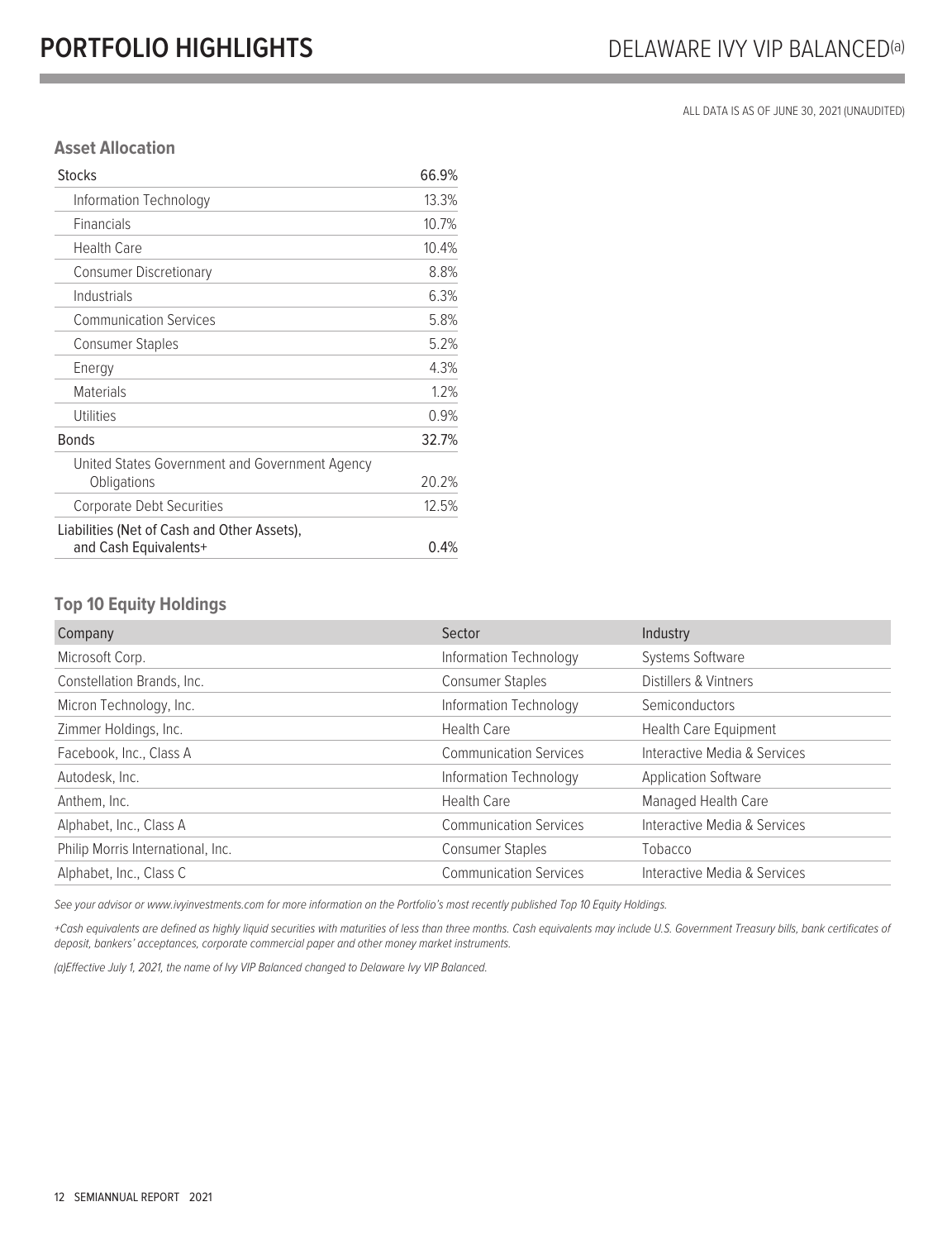# PORTFOLIO HIGHLIGHTS

## DELAWARE IVY VIP BALANCED[a]

ALL DATA IS AS OF JUNE 30, 2021 (UNAUDITED)

### Asset Allocation

| Stocks | 66.9% |
|---|---|
| Information Technology | 13.3% |
| Financials | 10.7% |
| Health Care | 10.4% |
| Consumer Discretionary | 8.8% |
| Industrials | 6.3% |
| Communication Services | 5.8% |
| Consumer Staples | 5.2% |
| Energy | 4.3% |
| Materials | 1.2% |
| Utilities | 0.9% |
| Bonds | 32.7% |
| United States Government and Government Agency Obligations | 20.2% |
| Corporate Debt Securities | 12.5% |
| Liabilities (Net of Cash and Other Assets), and Cash Equivalents+ | 0.4% |

### Top 10 Equity Holdings

| Company | Sector | Industry |
|---|---|---|
| Microsoft Corp. | Information Technology | Systems Software |
| Constellation Brands, Inc. | Consumer Staples | Distillers & Vintners |
| Micron Technology, Inc. | Information Technology | Semiconductors |
| Zimmer Holdings, Inc. | Health Care | Health Care Equipment |
| Facebook, Inc., Class A | Communication Services | Interactive Media & Services |
| Autodesk, Inc. | Information Technology | Application Software |
| Anthem, Inc. | Health Care | Managed Health Care |
| Alphabet, Inc., Class A | Communication Services | Interactive Media & Services |
| Philip Morris International, Inc. | Consumer Staples | Tobacco |
| Alphabet, Inc., Class C | Communication Services | Interactive Media & Services |

*See your advisor or www.ivyinvestments.com for more information on the Portfolio's most recently published Top 10 Equity Holdings.*

*+Cash equivalents are defined as highly liquid securities with maturities of less than three months. Cash equivalents may include U.S. Government Treasury bills, bank certificates of deposit, bankers' acceptances, corporate commercial paper and other money market instruments.*

*(a)Effective July 1, 2021, the name of Ivy VIP Balanced changed to Delaware Ivy VIP Balanced.*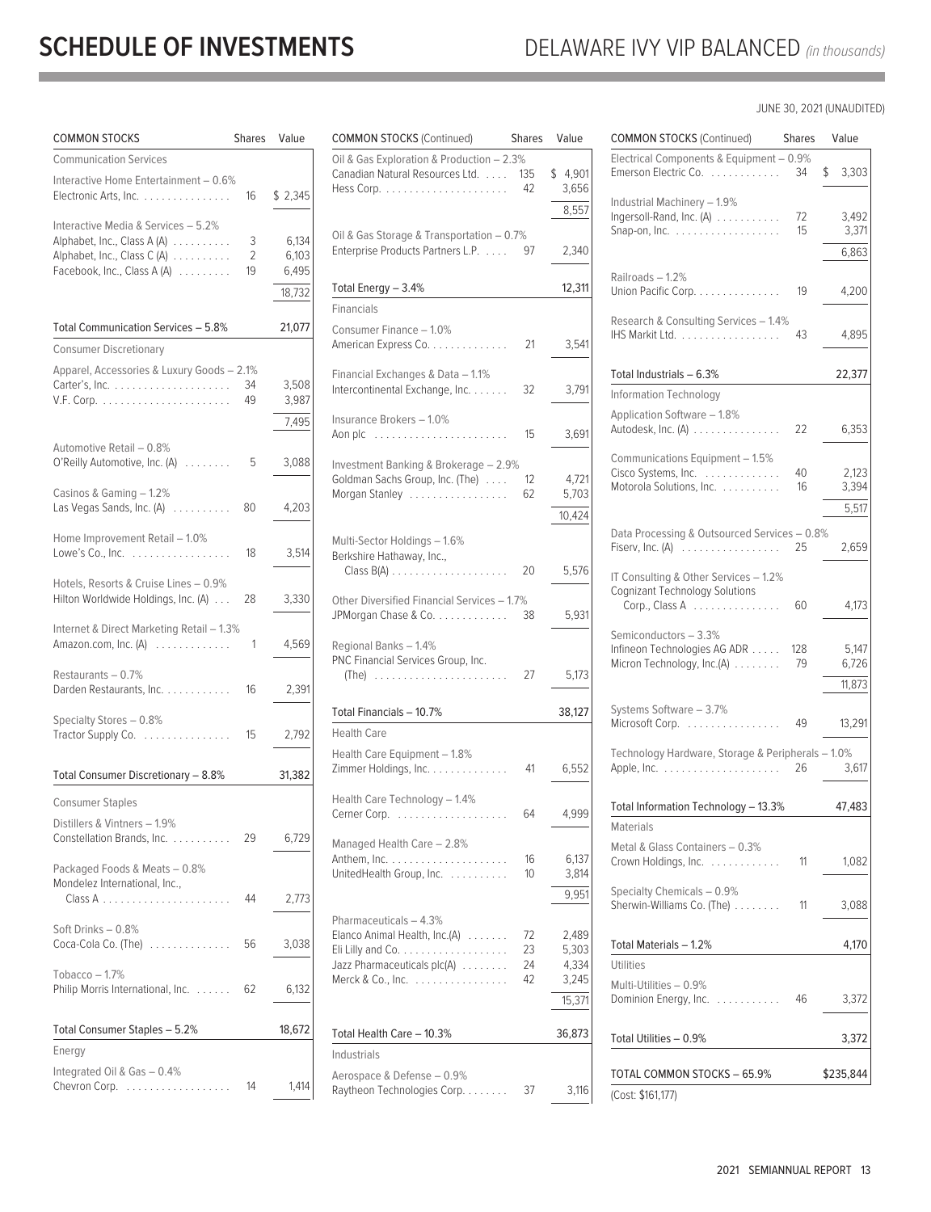# SCHEDULE OF INVESTMENTS

## DELAWARE IVY VIP BALANCED *(in thousands)*

JUNE 30, 2021 (UNAUDITED)

| COMMON STOCKS | Shares | Value |
|---|---|---|
| **Communication Services** | | |
| Interactive Home Entertainment – 0.6% | | |
| Electronic Arts, Inc. | 16 | $ 2,345 |
| Interactive Media & Services – 5.2% | | |
| Alphabet, Inc., Class A (A) | 3 | 6,134 |
| Alphabet, Inc., Class C (A) | 2 | 6,103 |
| Facebook, Inc., Class A (A) | 19 | 6,495 |
| | | 18,732 |
| Total Communication Services – 5.8% | | 21,077 |
| **Consumer Discretionary** | | |
| Apparel, Accessories & Luxury Goods – 2.1% | | |
| Carter's, Inc. | 34 | 3,508 |
| V.F. Corp. | 49 | 3,987 |
| | | 7,495 |
| Automotive Retail – 0.8% | | |
| O'Reilly Automotive, Inc. (A) | 5 | 3,088 |
| Casinos & Gaming – 1.2% | | |
| Las Vegas Sands, Inc. (A) | 80 | 4,203 |
| Home Improvement Retail – 1.0% | | |
| Lowe's Co., Inc. | 18 | 3,514 |
| Hotels, Resorts & Cruise Lines – 0.9% | | |
| Hilton Worldwide Holdings, Inc. (A) | 28 | 3,330 |
| Internet & Direct Marketing Retail – 1.3% | | |
| Amazon.com, Inc. (A) | 1 | 4,569 |
| Restaurants – 0.7% | | |
| Darden Restaurants, Inc. | 16 | 2,391 |
| Specialty Stores – 0.8% | | |
| Tractor Supply Co. | 15 | 2,792 |
| Total Consumer Discretionary – 8.8% | | 31,382 |
| **Consumer Staples** | | |
| Distillers & Vintners – 1.9% | | |
| Constellation Brands, Inc. | 29 | 6,729 |
| Packaged Foods & Meats – 0.8% | | |
| Mondelez International, Inc., Class A | 44 | 2,773 |
| Soft Drinks – 0.8% | | |
| Coca-Cola Co. (The) | 56 | 3,038 |
| Tobacco – 1.7% | | |
| Philip Morris International, Inc. | 62 | 6,132 |
| Total Consumer Staples – 5.2% | | 18,672 |
| **Energy** | | |
| Integrated Oil & Gas – 0.4% | | |
| Chevron Corp. | 14 | 1,414 |
| Oil & Gas Exploration & Production – 2.3% | | |
| Canadian Natural Resources Ltd. | 135 | $ 4,901 |
| Hess Corp. | 42 | 3,656 |
| | | 8,557 |
| Oil & Gas Storage & Transportation – 0.7% | | |
| Enterprise Products Partners L.P. | 97 | 2,340 |
| Total Energy – 3.4% | | 12,311 |
| **Financials** | | |
| Consumer Finance – 1.0% | | |
| American Express Co. | 21 | 3,541 |
| Financial Exchanges & Data – 1.1% | | |
| Intercontinental Exchange, Inc. | 32 | 3,791 |
| Insurance Brokers – 1.0% | | |
| Aon plc | 15 | 3,691 |
| Investment Banking & Brokerage – 2.9% | | |
| Goldman Sachs Group, Inc. (The) | 12 | 4,721 |
| Morgan Stanley | 62 | 5,703 |
| | | 10,424 |
| Multi-Sector Holdings – 1.6% | | |
| Berkshire Hathaway, Inc., Class B(A) | 20 | 5,576 |
| Other Diversified Financial Services – 1.7% | | |
| JPMorgan Chase & Co. | 38 | 5,931 |
| Regional Banks – 1.4% | | |
| PNC Financial Services Group, Inc. (The) | 27 | 5,173 |
| Total Financials – 10.7% | | 38,127 |
| **Health Care** | | |
| Health Care Equipment – 1.8% | | |
| Zimmer Holdings, Inc. | 41 | 6,552 |
| Health Care Technology – 1.4% | | |
| Cerner Corp. | 64 | 4,999 |
| Managed Health Care – 2.8% | | |
| Anthem, Inc. | 16 | 6,137 |
| UnitedHealth Group, Inc. | 10 | 3,814 |
| | | 9,951 |
| Pharmaceuticals – 4.3% | | |
| Elanco Animal Health, Inc.(A) | 72 | 2,489 |
| Eli Lilly and Co. | 23 | 5,303 |
| Jazz Pharmaceuticals plc(A) | 24 | 4,334 |
| Merck & Co., Inc. | 42 | 3,245 |
| | | 15,371 |
| Total Health Care – 10.3% | | 36,873 |
| **Industrials** | | |
| Aerospace & Defense – 0.9% | | |
| Raytheon Technologies Corp. | 37 | 3,116 |
| Electrical Components & Equipment – 0.9% | | |
| Emerson Electric Co. | 34 | $ 3,303 |
| Industrial Machinery – 1.9% | | |
| Ingersoll-Rand, Inc. (A) | 72 | 3,492 |
| Snap-on, Inc. | 15 | 3,371 |
| | | 6,863 |
| Railroads – 1.2% | | |
| Union Pacific Corp. | 19 | 4,200 |
| Research & Consulting Services – 1.4% | | |
| IHS Markit Ltd. | 43 | 4,895 |
| Total Industrials – 6.3% | | 22,377 |
| **Information Technology** | | |
| Application Software – 1.8% | | |
| Autodesk, Inc. (A) | 22 | 6,353 |
| Communications Equipment – 1.5% | | |
| Cisco Systems, Inc. | 40 | 2,123 |
| Motorola Solutions, Inc. | 16 | 3,394 |
| | | 5,517 |
| Data Processing & Outsourced Services – 0.8% | | |
| Fiserv, Inc. (A) | 25 | 2,659 |
| IT Consulting & Other Services – 1.2% | | |
| Cognizant Technology Solutions Corp., Class A | 60 | 4,173 |
| Semiconductors – 3.3% | | |
| Infineon Technologies AG ADR | 128 | 5,147 |
| Micron Technology, Inc.(A) | 79 | 6,726 |
| | | 11,873 |
| Systems Software – 3.7% | | |
| Microsoft Corp. | 49 | 13,291 |
| Technology Hardware, Storage & Peripherals – 1.0% | | |
| Apple, Inc. | 26 | 3,617 |
| Total Information Technology – 13.3% | | 47,483 |
| **Materials** | | |
| Metal & Glass Containers – 0.3% | | |
| Crown Holdings, Inc. | 11 | 1,082 |
| Specialty Chemicals – 0.9% | | |
| Sherwin-Williams Co. (The) | 11 | 3,088 |
| Total Materials – 1.2% | | 4,170 |
| **Utilities** | | |
| Multi-Utilities – 0.9% | | |
| Dominion Energy, Inc. | 46 | 3,372 |
| Total Utilities – 0.9% | | 3,372 |
| TOTAL COMMON STOCKS – 65.9% | | $235,844 |
| (Cost: $161,177) | | |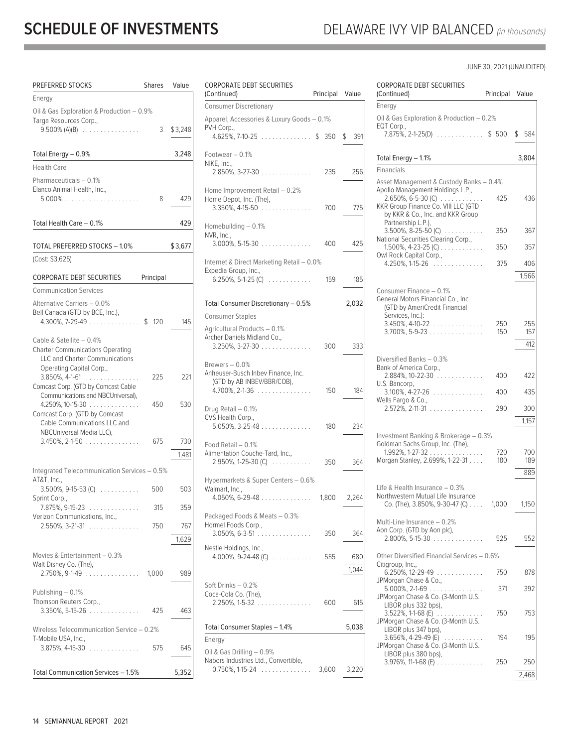# SCHEDULE OF INVESTMENTS

## DELAWARE IVY VIP BALANCED *(in thousands)*

JUNE 30, 2021 (UNAUDITED)

| PREFERRED STOCKS | Shares | Value |
|---|---|---|
| **Energy** | | |
| Oil & Gas Exploration & Production – 0.9% | | |
| Targa Resources Corp., 9.500% (A)(B) | 3 | $3,248 |
| Total Energy – 0.9% | | 3,248 |
| **Health Care** | | |
| Pharmaceuticals – 0.1% | | |
| Elanco Animal Health, Inc., 5.000% | 8 | 429 |
| Total Health Care – 0.1% | | 429 |
| TOTAL PREFERRED STOCKS – 1.0% | | $3,677 |
| (Cost: $3,625) | | |

| CORPORATE DEBT SECURITIES | Principal | Value |
|---|---|---|
| **Communication Services** | | |
| Alternative Carriers – 0.0% | | |
| Bell Canada (GTD by BCE, Inc.), 4.300%, 7-29-49 | $ 120 | 145 |
| Cable & Satellite – 0.4% | | |
| Charter Communications Operating LLC and Charter Communications Operating Capital Corp., 3.850%, 4-1-61 | 225 | 221 |
| Comcast Corp. (GTD by Comcast Cable Communications and NBCUniversal), 4.250%, 10-15-30 | 450 | 530 |
| Comcast Corp. (GTD by Comcast Cable Communications LLC and NBCUniversal Media LLC), 3.450%, 2-1-50 | 675 | 730 |
| | | 1,481 |
| Integrated Telecommunication Services – 0.5% | | |
| AT&T, Inc., 3.500%, 9-15-53 (C) | 500 | 503 |
| Sprint Corp., 7.875%, 9-15-23 | 315 | 359 |
| Verizon Communications, Inc., 2.550%, 3-21-31 | 750 | 767 |
| | | 1,629 |
| Movies & Entertainment – 0.3% | | |
| Walt Disney Co. (The), 2.750%, 9-1-49 | 1,000 | 989 |
| Publishing – 0.1% | | |
| Thomson Reuters Corp., 3.350%, 5-15-26 | 425 | 463 |
| Wireless Telecommunication Service – 0.2% | | |
| T-Mobile USA, Inc., 3.875%, 4-15-30 | 575 | 645 |
| Total Communication Services – 1.5% | | 5,352 |
| **Consumer Discretionary** | | |
| Apparel, Accessories & Luxury Goods – 0.1% | | |
| PVH Corp., 4.625%, 7-10-25 | $ 350 | $ 391 |
| Footwear – 0.1% | | |
| NIKE, Inc., 2.850%, 3-27-30 | 235 | 256 |
| Home Improvement Retail – 0.2% | | |
| Home Depot, Inc. (The), 3.350%, 4-15-50 | 700 | 775 |
| Homebuilding – 0.1% | | |
| NVR, Inc., 3.000%, 5-15-30 | 400 | 425 |
| Internet & Direct Marketing Retail – 0.0% | | |
| Expedia Group, Inc., 6.250%, 5-1-25 (C) | 159 | 185 |
| Total Consumer Discretionary – 0.5% | | 2,032 |
| **Consumer Staples** | | |
| Agricultural Products – 0.1% | | |
| Archer Daniels Midland Co., 3.250%, 3-27-30 | 300 | 333 |
| Brewers – 0.0% | | |
| Anheuser-Busch Inbev Finance, Inc. (GTD by AB INBEV/BBR/COB), 4.700%, 2-1-36 | 150 | 184 |
| Drug Retail – 0.1% | | |
| CVS Health Corp., 5.050%, 3-25-48 | 180 | 234 |
| Food Retail – 0.1% | | |
| Alimentation Couche-Tard, Inc., 2.950%, 1-25-30 (C) | 350 | 364 |
| Hypermarkets & Super Centers – 0.6% | | |
| Walmart, Inc., 4.050%, 6-29-48 | 1,800 | 2,264 |
| Packaged Foods & Meats – 0.3% | | |
| Hormel Foods Corp., 3.050%, 6-3-51 | 350 | 364 |
| Nestle Holdings, Inc., 4.000%, 9-24-48 (C) | 555 | 680 |
| | | 1,044 |
| Soft Drinks – 0.2% | | |
| Coca-Cola Co. (The), 2.250%, 1-5-32 | 600 | 615 |
| Total Consumer Staples – 1.4% | | 5,038 |
| **Energy** | | |
| Oil & Gas Drilling – 0.9% | | |
| Nabors Industries Ltd., Convertible, 0.750%, 1-15-24 | 3,600 | 3,220 |
| Oil & Gas Exploration & Production – 0.2% | | |
| EQT Corp., 7.875%, 2-1-25(D) | $ 500 | $ 584 |
| Total Energy – 1.1% | | 3,804 |
| **Financials** | | |
| Asset Management & Custody Banks – 0.4% | | |
| Apollo Management Holdings L.P., 2.650%, 6-5-30 (C) | 425 | 436 |
| KKR Group Finance Co. VIII LLC (GTD by KKR & Co., Inc. and KKR Group Partnership L.P.), 3.500%, 8-25-50 (C) | 350 | 367 |
| National Securities Clearing Corp., 1.500%, 4-23-25 (C) | 350 | 357 |
| Owl Rock Capital Corp., 4.250%, 1-15-26 | 375 | 406 |
| | | 1,566 |
| Consumer Finance – 0.1% | | |
| General Motors Financial Co., Inc. (GTD by AmeriCredit Financial Services, Inc.): | | |
| 3.450%, 4-10-22 | 250 | 255 |
| 3.700%, 5-9-23 | 150 | 157 |
| | | 412 |
| Diversified Banks – 0.3% | | |
| Bank of America Corp., 2.884%, 10-22-30 | 400 | 422 |
| U.S. Bancorp, 3.100%, 4-27-26 | 400 | 435 |
| Wells Fargo & Co., 2.572%, 2-11-31 | 290 | 300 |
| | | 1,157 |
| Investment Banking & Brokerage – 0.3% | | |
| Goldman Sachs Group, Inc. (The), 1.992%, 1-27-32 | 720 | 700 |
| Morgan Stanley, 2.699%, 1-22-31 | 180 | 189 |
| | | 889 |
| Life & Health Insurance – 0.3% | | |
| Northwestern Mutual Life Insurance Co. (The), 3.850%, 9-30-47 (C) | 1,000 | 1,150 |
| Multi-Line Insurance – 0.2% | | |
| Aon Corp. (GTD by Aon plc), 2.800%, 5-15-30 | 525 | 552 |
| Other Diversified Financial Services – 0.6% | | |
| Citigroup, Inc., 6.250%, 12-29-49 | 750 | 878 |
| JPMorgan Chase & Co., 5.000%, 2-1-69 | 371 | 392 |
| JPMorgan Chase & Co. (3-Month U.S. LIBOR plus 332 bps), 3.522%, 1-1-68 (E) | 750 | 753 |
| JPMorgan Chase & Co. (3-Month U.S. LIBOR plus 347 bps), 3.656%, 4-29-49 (E) | 194 | 195 |
| JPMorgan Chase & Co. (3-Month U.S. LIBOR plus 380 bps), 3.976%, 11-1-68 (E) | 250 | 250 |
| | | 2,468 |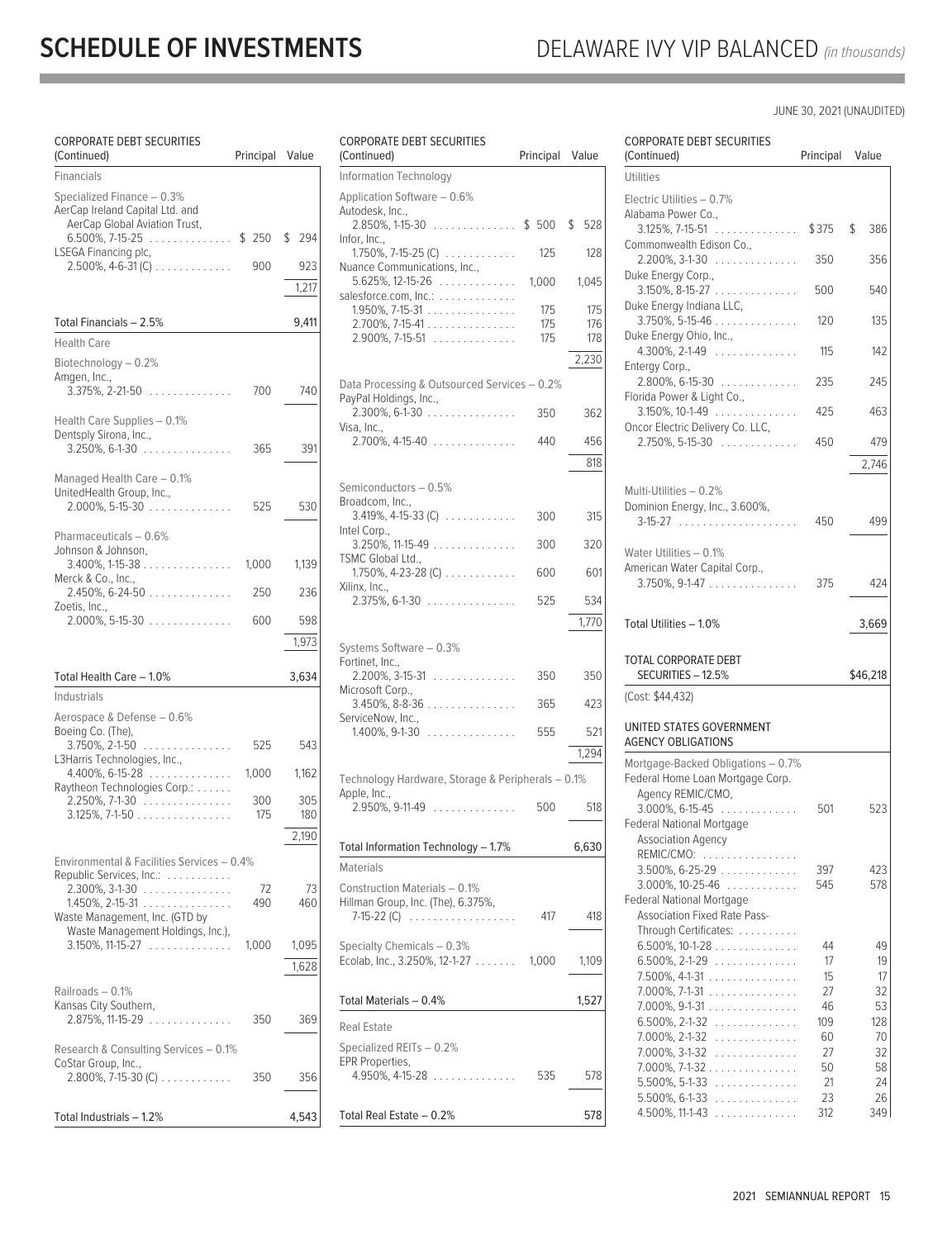# SCHEDULE OF INVESTMENTS

## DELAWARE IVY VIP BALANCED *(in thousands)*

JUNE 30, 2021 (UNAUDITED)

| CORPORATE DEBT SECURITIES (Continued) | Principal | Value |
|---|---|---|
| **Financials** | | |
| Specialized Finance – 0.3% | | |
| AerCap Ireland Capital Ltd. and AerCap Global Aviation Trust, 6.500%, 7-15-25 | $ 250 | $ 294 |
| LSEGA Financing plc, 2.500%, 4-6-31 (C) | 900 | 923 |
| | | 1,217 |
| Total Financials – 2.5% | | 9,411 |
| **Health Care** | | |
| Biotechnology – 0.2% | | |
| Amgen, Inc., 3.375%, 2-21-50 | 700 | 740 |
| Health Care Supplies – 0.1% | | |
| Dentsply Sirona, Inc., 3.250%, 6-1-30 | 365 | 391 |
| Managed Health Care – 0.1% | | |
| UnitedHealth Group, Inc., 2.000%, 5-15-30 | 525 | 530 |
| Pharmaceuticals – 0.6% | | |
| Johnson & Johnson, 3.400%, 1-15-38 | 1,000 | 1,139 |
| Merck & Co., Inc., 2.450%, 6-24-50 | 250 | 236 |
| Zoetis, Inc., 2.000%, 5-15-30 | 600 | 598 |
| | | 1,973 |
| Total Health Care – 1.0% | | 3,634 |
| **Industrials** | | |
| Aerospace & Defense – 0.6% | | |
| Boeing Co. (The), 3.750%, 2-1-50 | 525 | 543 |
| L3Harris Technologies, Inc., 4.400%, 6-15-28 | 1,000 | 1,162 |
| Raytheon Technologies Corp.: | | |
| 2.250%, 7-1-30 | 300 | 305 |
| 3.125%, 7-1-50 | 175 | 180 |
| | | 2,190 |
| Environmental & Facilities Services – 0.4% | | |
| Republic Services, Inc.: | | |
| 2.300%, 3-1-30 | 72 | 73 |
| 1.450%, 2-15-31 | 490 | 460 |
| Waste Management, Inc. (GTD by Waste Management Holdings, Inc.), 3.150%, 11-15-27 | 1,000 | 1,095 |
| | | 1,628 |
| Railroads – 0.1% | | |
| Kansas City Southern, 2.875%, 11-15-29 | 350 | 369 |
| Research & Consulting Services – 0.1% | | |
| CoStar Group, Inc., 2.800%, 7-15-30 (C) | 350 | 356 |
| Total Industrials – 1.2% | | 4,543 |
| **Information Technology** | | |
| Application Software – 0.6% | | |
| Autodesk, Inc., 2.850%, 1-15-30 | $ 500 | $ 528 |
| Infor, Inc., 1.750%, 7-15-25 (C) | 125 | 128 |
| Nuance Communications, Inc., 5.625%, 12-15-26 | 1,000 | 1,045 |
| salesforce.com, Inc.: | | |
| 1.950%, 7-15-31 | 175 | 175 |
| 2.700%, 7-15-41 | 175 | 176 |
| 2.900%, 7-15-51 | 175 | 178 |
| | | 2,230 |
| Data Processing & Outsourced Services – 0.2% | | |
| PayPal Holdings, Inc., 2.300%, 6-1-30 | 350 | 362 |
| Visa, Inc., 2.700%, 4-15-40 | 440 | 456 |
| | | 818 |
| Semiconductors – 0.5% | | |
| Broadcom, Inc., 3.419%, 4-15-33 (C) | 300 | 315 |
| Intel Corp., 3.250%, 11-15-49 | 300 | 320 |
| TSMC Global Ltd., 1.750%, 4-23-28 (C) | 600 | 601 |
| Xilinx, Inc., 2.375%, 6-1-30 | 525 | 534 |
| | | 1,770 |
| Systems Software – 0.3% | | |
| Fortinet, Inc., 2.200%, 3-15-31 | 350 | 350 |
| Microsoft Corp., 3.450%, 8-8-36 | 365 | 423 |
| ServiceNow, Inc., 1.400%, 9-1-30 | 555 | 521 |
| | | 1,294 |
| Technology Hardware, Storage & Peripherals – 0.1% | | |
| Apple, Inc., 2.950%, 9-11-49 | 500 | 518 |
| Total Information Technology – 1.7% | | 6,630 |
| **Materials** | | |
| Construction Materials – 0.1% | | |
| Hillman Group, Inc. (The), 6.375%, 7-15-22 (C) | 417 | 418 |
| Specialty Chemicals – 0.3% | | |
| Ecolab, Inc., 3.250%, 12-1-27 | 1,000 | 1,109 |
| Total Materials – 0.4% | | 1,527 |
| **Real Estate** | | |
| Specialized REITs – 0.2% | | |
| EPR Properties, 4.950%, 4-15-28 | 535 | 578 |
| Total Real Estate – 0.2% | | 578 |
| **Utilities** | | |
| Electric Utilities – 0.7% | | |
| Alabama Power Co., 3.125%, 7-15-51 | $375 | $ 386 |
| Commonwealth Edison Co., 2.200%, 3-1-30 | 350 | 356 |
| Duke Energy Corp., 3.150%, 8-15-27 | 500 | 540 |
| Duke Energy Indiana LLC, 3.750%, 5-15-46 | 120 | 135 |
| Duke Energy Ohio, Inc., 4.300%, 2-1-49 | 115 | 142 |
| Entergy Corp., 2.800%, 6-15-30 | 235 | 245 |
| Florida Power & Light Co., 3.150%, 10-1-49 | 425 | 463 |
| Oncor Electric Delivery Co. LLC, 2.750%, 5-15-30 | 450 | 479 |
| | | 2,746 |
| Multi-Utilities – 0.2% | | |
| Dominion Energy, Inc., 3.600%, 3-15-27 | 450 | 499 |
| Water Utilities – 0.1% | | |
| American Water Capital Corp., 3.750%, 9-1-47 | 375 | 424 |
| Total Utilities – 1.0% | | 3,669 |
| **TOTAL CORPORATE DEBT SECURITIES – 12.5%** | | **$46,218** |
| (Cost: $44,432) | | |

| UNITED STATES GOVERNMENT AGENCY OBLIGATIONS | Principal | Value |
|---|---|---|
| Mortgage-Backed Obligations – 0.7% | | |
| Federal Home Loan Mortgage Corp. Agency REMIC/CMO, 3.000%, 6-15-45 | 501 | 523 |
| Federal National Mortgage Association Agency REMIC/CMO: | | |
| 3.500%, 6-25-29 | 397 | 423 |
| 3.000%, 10-25-46 | 545 | 578 |
| Federal National Mortgage Association Fixed Rate Pass-Through Certificates: | | |
| 6.500%, 10-1-28 | 44 | 49 |
| 6.500%, 2-1-29 | 17 | 19 |
| 7.500%, 4-1-31 | 15 | 17 |
| 7.000%, 7-1-31 | 27 | 32 |
| 7.000%, 9-1-31 | 46 | 53 |
| 6.500%, 2-1-32 | 109 | 128 |
| 7.000%, 2-1-32 | 60 | 70 |
| 7.000%, 3-1-32 | 27 | 32 |
| 7.000%, 7-1-32 | 50 | 58 |
| 5.500%, 5-1-33 | 21 | 24 |
| 5.500%, 6-1-33 | 23 | 26 |
| 4.500%, 11-1-43 | 312 | 349 |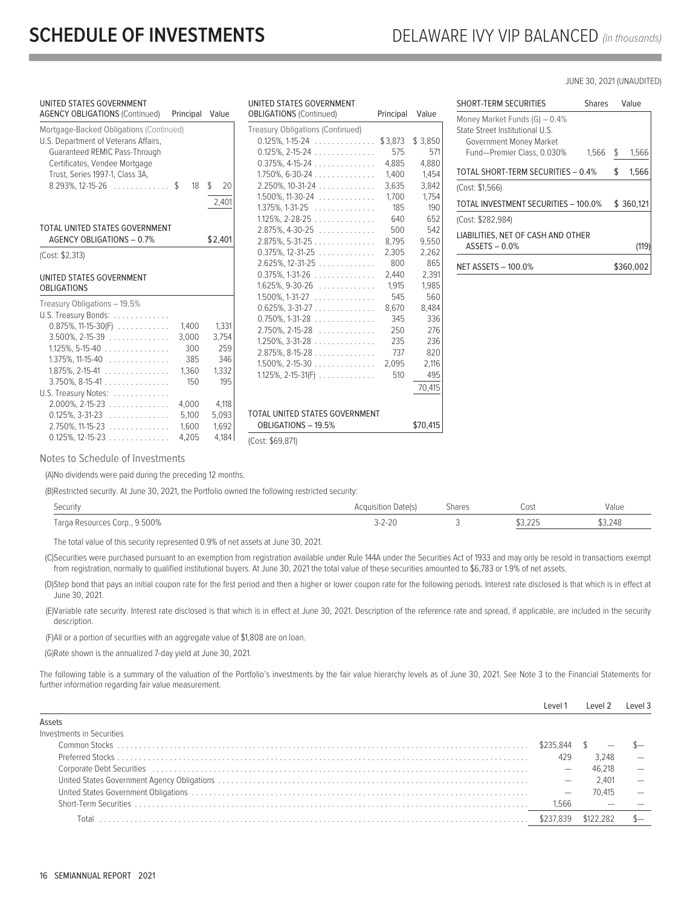# SCHEDULE OF INVESTMENTS

## DELAWARE IVY VIP BALANCED *(in thousands)*

JUNE 30, 2021 (UNAUDITED)

| UNITED STATES GOVERNMENT AGENCY OBLIGATIONS (Continued) | Principal | Value |
|---|---|---|
| Mortgage-Backed Obligations (Continued) | | |
| U.S. Department of Veterans Affairs, Guaranteed REMIC Pass-Through Certificates, Vendee Mortgage Trust, Series 1997-1, Class 3A, 8.293%, 12-15-26 | $ 18 | $ 20 |
| | | 2,401 |
| TOTAL UNITED STATES GOVERNMENT AGENCY OBLIGATIONS – 0.7% | | $2,401 |
| (Cost: $2,313) | | |

| UNITED STATES GOVERNMENT OBLIGATIONS | Principal | Value |
|---|---|---|
| Treasury Obligations – 19.5% | | |
| U.S. Treasury Bonds: | | |
| 0.875%, 11-15-30(F) | 1,400 | 1,331 |
| 3.500%, 2-15-39 | 3,000 | 3,754 |
| 1.125%, 5-15-40 | 300 | 259 |
| 1.375%, 11-15-40 | 385 | 346 |
| 1.875%, 2-15-41 | 1,360 | 1,332 |
| 3.750%, 8-15-41 | 150 | 195 |
| U.S. Treasury Notes: | | |
| 2.000%, 2-15-23 | 4,000 | 4,118 |
| 0.125%, 3-31-23 | 5,100 | 5,093 |
| 2.750%, 11-15-23 | 1,600 | 1,692 |
| 0.125%, 12-15-23 | 4,205 | 4,184 |
| 0.125%, 1-15-24 | $3,873 | $ 3,850 |
| 0.125%, 2-15-24 | 575 | 571 |
| 0.375%, 4-15-24 | 4,885 | 4,880 |
| 1.750%, 6-30-24 | 1,400 | 1,454 |
| 2.250%, 10-31-24 | 3,635 | 3,842 |
| 1.500%, 11-30-24 | 1,700 | 1,754 |
| 1.375%, 1-31-25 | 185 | 190 |
| 1.125%, 2-28-25 | 640 | 652 |
| 2.875%, 4-30-25 | 500 | 542 |
| 2.875%, 5-31-25 | 8,795 | 9,550 |
| 0.375%, 12-31-25 | 2,305 | 2,262 |
| 2.625%, 12-31-25 | 800 | 865 |
| 0.375%, 1-31-26 | 2,440 | 2,391 |
| 1.625%, 9-30-26 | 1,915 | 1,985 |
| 1.500%, 1-31-27 | 545 | 560 |
| 0.625%, 3-31-27 | 8,670 | 8,484 |
| 0.750%, 1-31-28 | 345 | 336 |
| 2.750%, 2-15-28 | 250 | 276 |
| 1.250%, 3-31-28 | 235 | 236 |
| 2.875%, 8-15-28 | 737 | 820 |
| 1.500%, 2-15-30 | 2,095 | 2,116 |
| 1.125%, 2-15-31(F) | 510 | 495 |
| | | 70,415 |
| TOTAL UNITED STATES GOVERNMENT OBLIGATIONS – 19.5% | | $70,415 |
| (Cost: $69,871) | | |

| SHORT-TERM SECURITIES | Shares | Value |
|---|---|---|
| Money Market Funds (G) – 0.4% | | |
| State Street Institutional U.S. Government Money Market Fund—Premier Class, 0.030% | 1,566 | $ 1,566 |
| TOTAL SHORT-TERM SECURITIES – 0.4% | | $ 1,566 |
| (Cost: $1,566) | | |
| TOTAL INVESTMENT SECURITIES – 100.0% | | $ 360,121 |
| (Cost: $282,984) | | |
| LIABILITIES, NET OF CASH AND OTHER ASSETS – 0.0% | | (119) |
| NET ASSETS – 100.0% | | $360,002 |

### Notes to Schedule of Investments

(A)No dividends were paid during the preceding 12 months.

(B)Restricted security. At June 30, 2021, the Portfolio owned the following restricted security:

| Security | Acquisition Date(s) | Shares | Cost | Value |
|---|---|---|---|---|
| Targa Resources Corp., 9.500% | 3-2-20 | 3 | $3,225 | $3,248 |

The total value of this security represented 0.9% of net assets at June 30, 2021.

(C)Securities were purchased pursuant to an exemption from registration available under Rule 144A under the Securities Act of 1933 and may only be resold in transactions exempt from registration, normally to qualified institutional buyers. At June 30, 2021 the total value of these securities amounted to $6,783 or 1.9% of net assets.

(D)Step bond that pays an initial coupon rate for the first period and then a higher or lower coupon rate for the following periods. Interest rate disclosed is that which is in effect at June 30, 2021.

(E)Variable rate security. Interest rate disclosed is that which is in effect at June 30, 2021. Description of the reference rate and spread, if applicable, are included in the security description.

(F)All or a portion of securities with an aggregate value of $1,808 are on loan.

(G)Rate shown is the annualized 7-day yield at June 30, 2021.

The following table is a summary of the valuation of the Portfolio's investments by the fair value hierarchy levels as of June 30, 2021. See Note 3 to the Financial Statements for further information regarding fair value measurement.

| | Level 1 | Level 2 | Level 3 |
|---|---|---|---|
| Assets | | | |
| Investments in Securities | | | |
| Common Stocks | $235,844 | $ — | $— |
| Preferred Stocks | 429 | 3,248 | — |
| Corporate Debt Securities | — | 46,218 | — |
| United States Government Agency Obligations | — | 2,401 | — |
| United States Government Obligations | — | 70,415 | — |
| Short-Term Securities | 1,566 | — | — |
| Total | $237,839 | $122,282 | $— |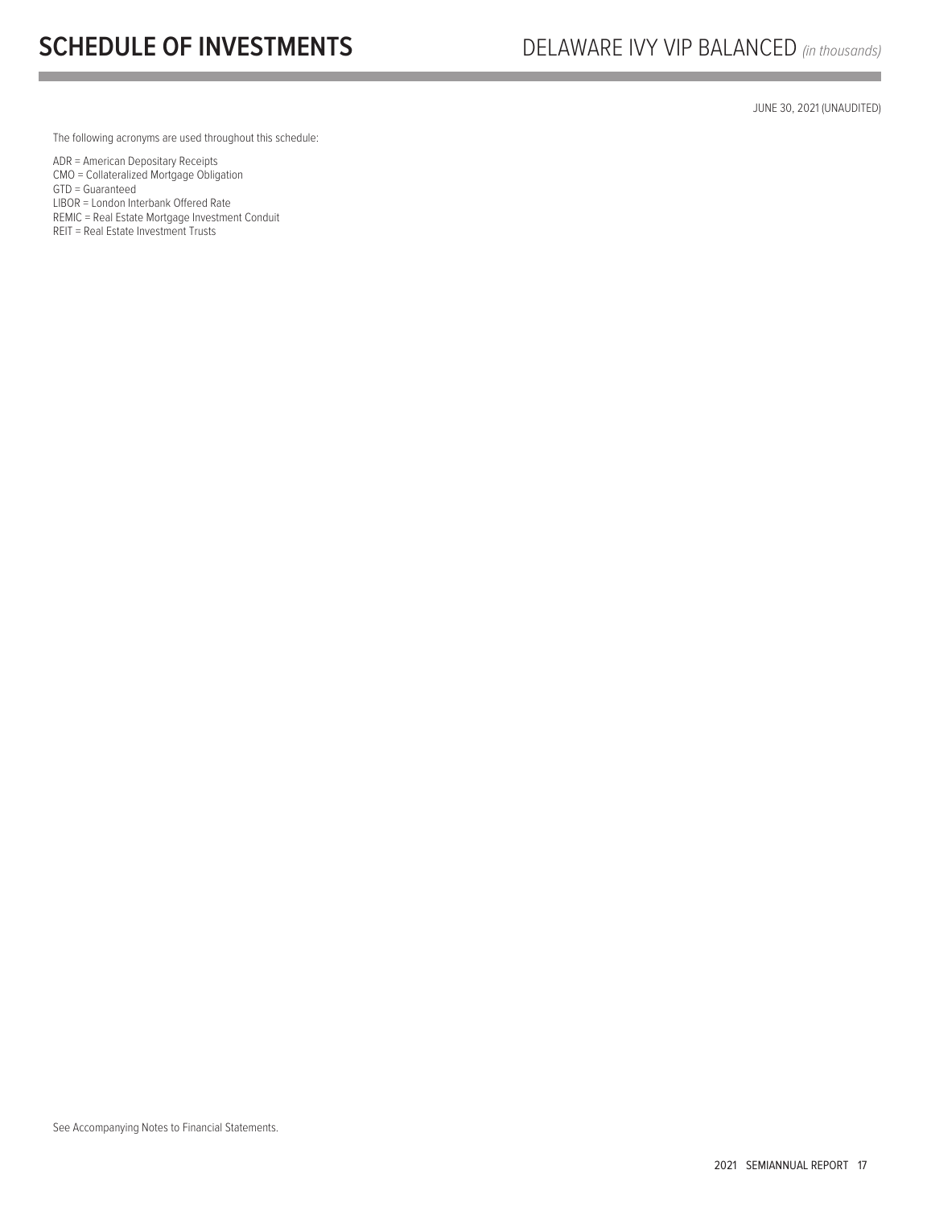# SCHEDULE OF INVESTMENTS

DELAWARE IVY VIP BALANCED *(in thousands)*

JUNE 30, 2021 (UNAUDITED)

The following acronyms are used throughout this schedule:

ADR = American Depositary Receipts
CMO = Collateralized Mortgage Obligation
GTD = Guaranteed
LIBOR = London Interbank Offered Rate
REMIC = Real Estate Mortgage Investment Conduit
REIT = Real Estate Investment Trusts

See Accompanying Notes to Financial Statements.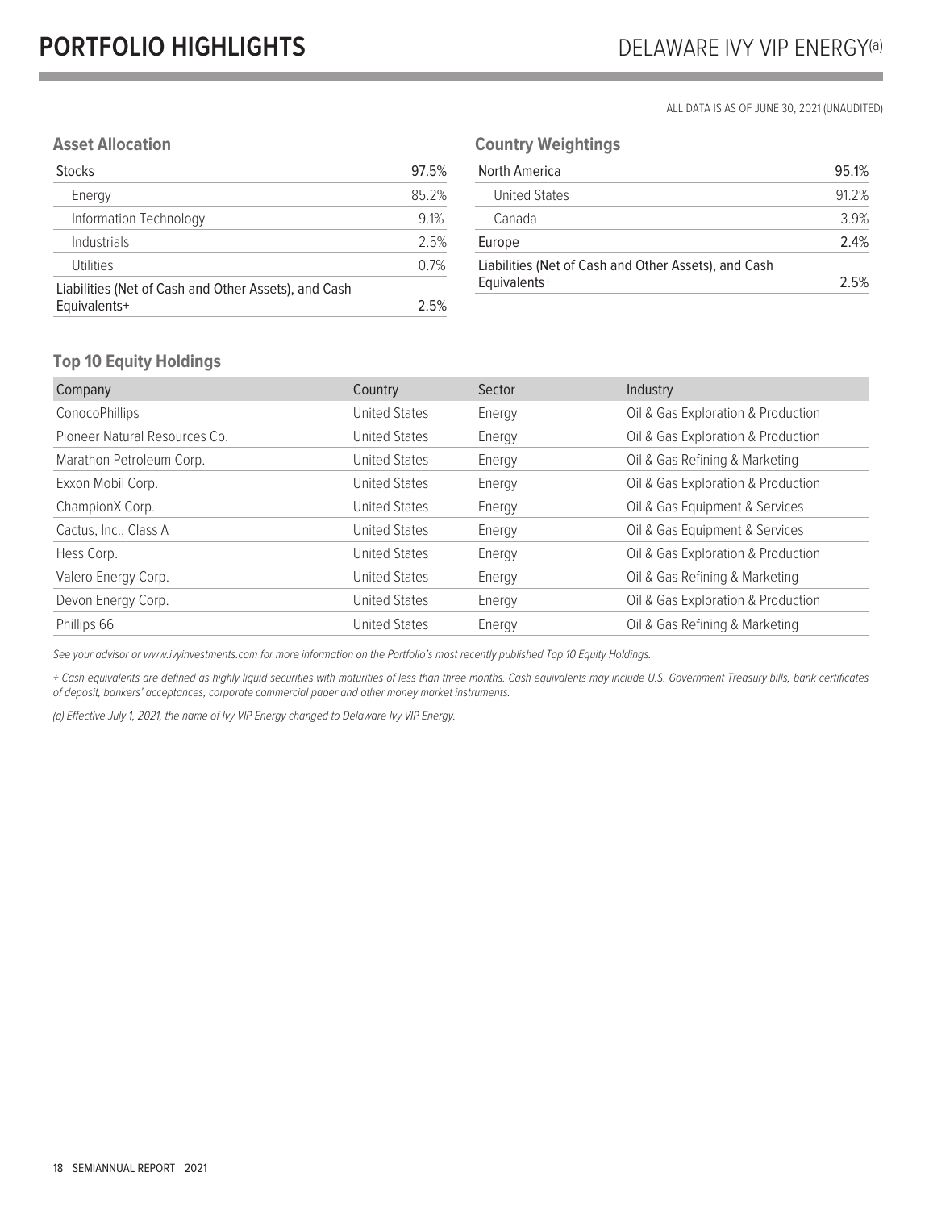# PORTFOLIO HIGHLIGHTS

## DELAWARE IVY VIP ENERGY(a)

ALL DATA IS AS OF JUNE 30, 2021 (UNAUDITED)

### Asset Allocation

| | |
|---|---|
| Stocks | 97.5% |
| Energy | 85.2% |
| Information Technology | 9.1% |
| Industrials | 2.5% |
| Utilities | 0.7% |
| Liabilities (Net of Cash and Other Assets), and Cash Equivalents+ | 2.5% |

### Country Weightings

| | |
|---|---|
| North America | 95.1% |
| United States | 91.2% |
| Canada | 3.9% |
| Europe | 2.4% |
| Liabilities (Net of Cash and Other Assets), and Cash Equivalents+ | 2.5% |

### Top 10 Equity Holdings

| Company | Country | Sector | Industry |
|---|---|---|---|
| ConocoPhillips | United States | Energy | Oil & Gas Exploration & Production |
| Pioneer Natural Resources Co. | United States | Energy | Oil & Gas Exploration & Production |
| Marathon Petroleum Corp. | United States | Energy | Oil & Gas Refining & Marketing |
| Exxon Mobil Corp. | United States | Energy | Oil & Gas Exploration & Production |
| ChampionX Corp. | United States | Energy | Oil & Gas Equipment & Services |
| Cactus, Inc., Class A | United States | Energy | Oil & Gas Equipment & Services |
| Hess Corp. | United States | Energy | Oil & Gas Exploration & Production |
| Valero Energy Corp. | United States | Energy | Oil & Gas Refining & Marketing |
| Devon Energy Corp. | United States | Energy | Oil & Gas Exploration & Production |
| Phillips 66 | United States | Energy | Oil & Gas Refining & Marketing |

*See your advisor or www.ivyinvestments.com for more information on the Portfolio's most recently published Top 10 Equity Holdings.*

*+ Cash equivalents are defined as highly liquid securities with maturities of less than three months. Cash equivalents may include U.S. Government Treasury bills, bank certificates of deposit, bankers' acceptances, corporate commercial paper and other money market instruments.*

*(a) Effective July 1, 2021, the name of Ivy VIP Energy changed to Delaware Ivy VIP Energy.*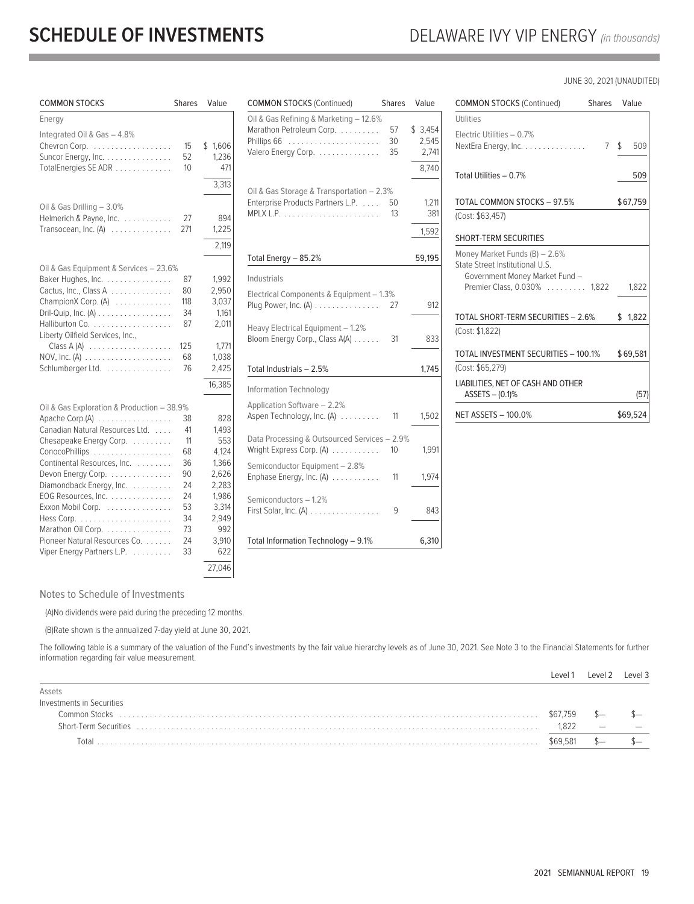# SCHEDULE OF INVESTMENTS

## DELAWARE IVY VIP ENERGY *(in thousands)*

JUNE 30, 2021 (UNAUDITED)

| COMMON STOCKS | Shares | Value |
|---|---|---|
| **Energy** | | |
| Integrated Oil & Gas – 4.8% | | |
| Chevron Corp. | 15 | $ 1,606 |
| Suncor Energy, Inc. | 52 | 1,236 |
| TotalEnergies SE ADR | 10 | 471 |
| | | 3,313 |
| Oil & Gas Drilling – 3.0% | | |
| Helmerich & Payne, Inc. | 27 | 894 |
| Transocean, Inc. (A) | 271 | 1,225 |
| | | 2,119 |
| Oil & Gas Equipment & Services – 23.6% | | |
| Baker Hughes, Inc. | 87 | 1,992 |
| Cactus, Inc., Class A | 80 | 2,950 |
| ChampionX Corp. (A) | 118 | 3,037 |
| Dril-Quip, Inc. (A) | 34 | 1,161 |
| Halliburton Co. | 87 | 2,011 |
| Liberty Oilfield Services, Inc., Class A (A) | 125 | 1,771 |
| NOV, Inc. (A) | 68 | 1,038 |
| Schlumberger Ltd. | 76 | 2,425 |
| | | 16,385 |
| Oil & Gas Exploration & Production – 38.9% | | |
| Apache Corp.(A) | 38 | 828 |
| Canadian Natural Resources Ltd. | 41 | 1,493 |
| Chesapeake Energy Corp. | 11 | 553 |
| ConocoPhillips | 68 | 4,124 |
| Continental Resources, Inc. | 36 | 1,366 |
| Devon Energy Corp. | 90 | 2,626 |
| Diamondback Energy, Inc. | 24 | 2,283 |
| EOG Resources, Inc. | 24 | 1,986 |
| Exxon Mobil Corp. | 53 | 3,314 |
| Hess Corp. | 34 | 2,949 |
| Marathon Oil Corp. | 73 | 992 |
| Pioneer Natural Resources Co. | 24 | 3,910 |
| Viper Energy Partners L.P. | 33 | 622 |
| | | 27,046 |
| Oil & Gas Refining & Marketing – 12.6% | | |
| Marathon Petroleum Corp. | 57 | $ 3,454 |
| Phillips 66 | 30 | 2,545 |
| Valero Energy Corp. | 35 | 2,741 |
| | | 8,740 |
| Oil & Gas Storage & Transportation – 2.3% | | |
| Enterprise Products Partners L.P. | 50 | 1,211 |
| MPLX L.P. | 13 | 381 |
| | | 1,592 |
| Total Energy – 85.2% | | 59,195 |
| **Industrials** | | |
| Electrical Components & Equipment – 1.3% | | |
| Plug Power, Inc. (A) | 27 | 912 |
| Heavy Electrical Equipment – 1.2% | | |
| Bloom Energy Corp., Class A(A) | 31 | 833 |
| Total Industrials – 2.5% | | 1,745 |
| **Information Technology** | | |
| Application Software – 2.2% | | |
| Aspen Technology, Inc. (A) | 11 | 1,502 |
| Data Processing & Outsourced Services – 2.9% | | |
| Wright Express Corp. (A) | 10 | 1,991 |
| Semiconductor Equipment – 2.8% | | |
| Enphase Energy, Inc. (A) | 11 | 1,974 |
| Semiconductors – 1.2% | | |
| First Solar, Inc. (A) | 9 | 843 |
| Total Information Technology – 9.1% | | 6,310 |
| **Utilities** | | |
| Electric Utilities – 0.7% | | |
| NextEra Energy, Inc. | 7 | $ 509 |
| Total Utilities – 0.7% | | 509 |
| TOTAL COMMON STOCKS – 97.5% | | $67,759 |
| (Cost: $63,457) | | |
| **SHORT-TERM SECURITIES** | | |
| Money Market Funds (B) – 2.6% | | |
| State Street Institutional U.S. Government Money Market Fund – Premier Class, 0.030% | 1,822 | 1,822 |
| TOTAL SHORT-TERM SECURITIES – 2.6% | | $ 1,822 |
| (Cost: $1,822) | | |
| TOTAL INVESTMENT SECURITIES – 100.1% | | $69,581 |
| (Cost: $65,279) | | |
| LIABILITIES, NET OF CASH AND OTHER ASSETS – (0.1)% | | (57) |
| NET ASSETS – 100.0% | | $69,524 |

### Notes to Schedule of Investments

(A)No dividends were paid during the preceding 12 months.

(B)Rate shown is the annualized 7-day yield at June 30, 2021.

The following table is a summary of the valuation of the Fund's investments by the fair value hierarchy levels as of June 30, 2021. See Note 3 to the Financial Statements for further information regarding fair value measurement.

| | Level 1 | Level 2 | Level 3 |
|---|---|---|---|
| Assets | | | |
| Investments in Securities | | | |
| Common Stocks | $67,759 | $— | $— |
| Short-Term Securities | 1,822 | — | — |
| Total | $69,581 | $— | $— |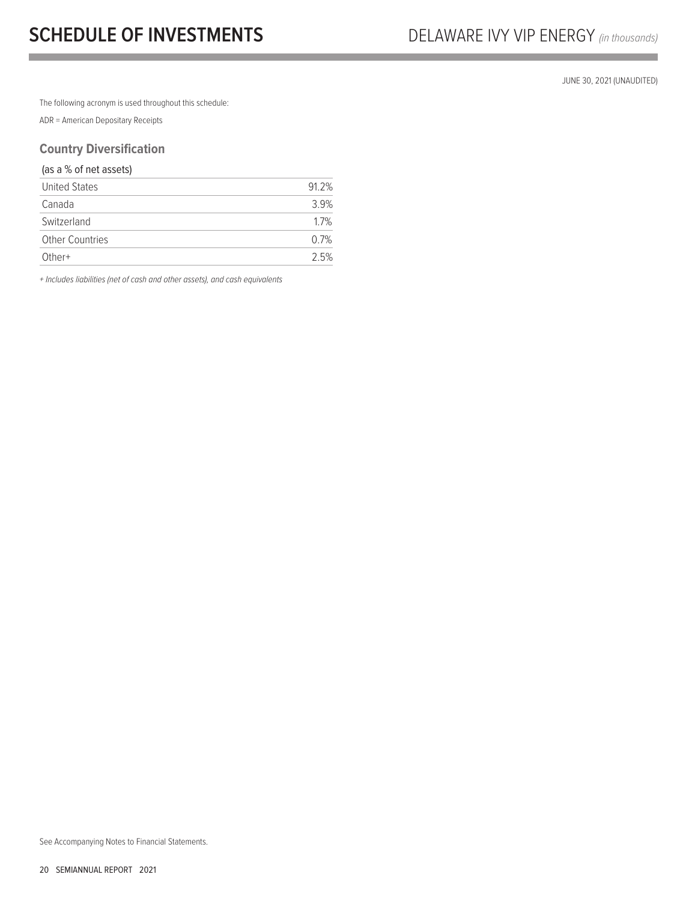# SCHEDULE OF INVESTMENTS

DELAWARE IVY VIP ENERGY *(in thousands)*

JUNE 30, 2021 (UNAUDITED)

The following acronym is used throughout this schedule:

ADR = American Depositary Receipts

## Country Diversification

| (as a % of net assets) | |
|---|---|
| United States | 91.2% |
| Canada | 3.9% |
| Switzerland | 1.7% |
| Other Countries | 0.7% |
| Other+ | 2.5% |

*+ Includes liabilities (net of cash and other assets), and cash equivalents*

See Accompanying Notes to Financial Statements.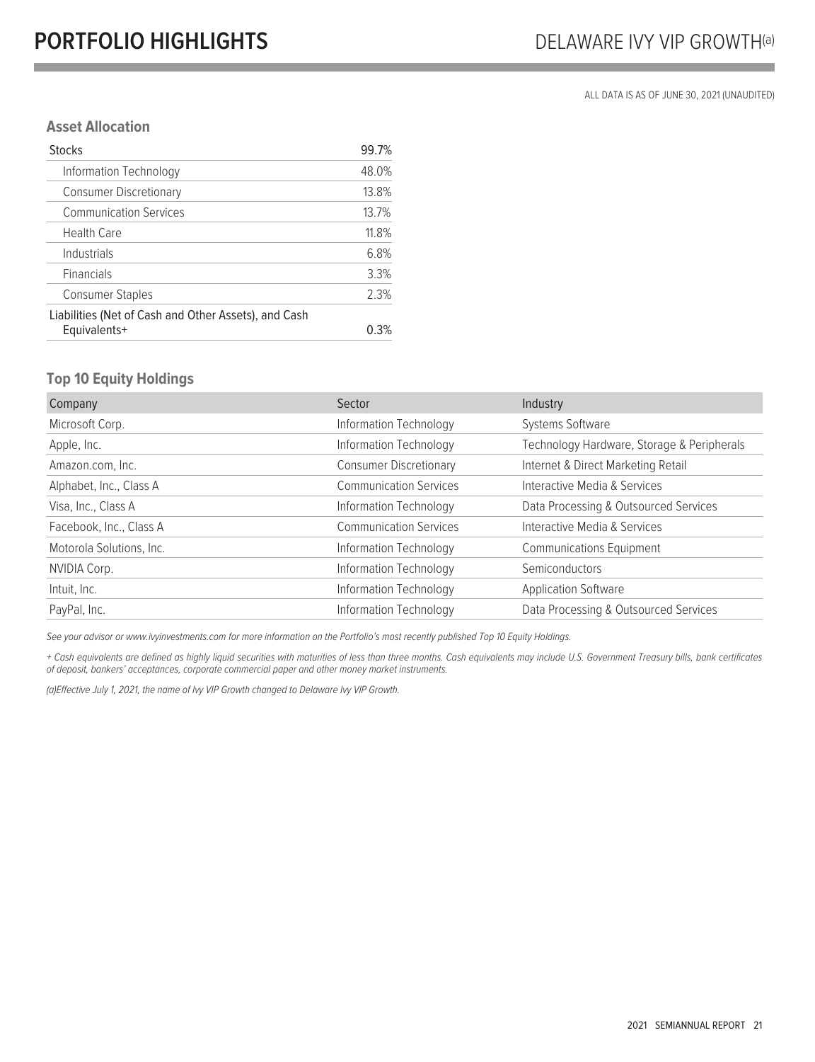# PORTFOLIO HIGHLIGHTS

## DELAWARE IVY VIP GROWTH[(a)]

ALL DATA IS AS OF JUNE 30, 2021 (UNAUDITED)

### Asset Allocation

| | |
|---|---|
| Stocks | 99.7% |
| Information Technology | 48.0% |
| Consumer Discretionary | 13.8% |
| Communication Services | 13.7% |
| Health Care | 11.8% |
| Industrials | 6.8% |
| Financials | 3.3% |
| Consumer Staples | 2.3% |
| Liabilities (Net of Cash and Other Assets), and Cash Equivalents+ | 0.3% |

### Top 10 Equity Holdings

| Company | Sector | Industry |
|---|---|---|
| Microsoft Corp. | Information Technology | Systems Software |
| Apple, Inc. | Information Technology | Technology Hardware, Storage & Peripherals |
| Amazon.com, Inc. | Consumer Discretionary | Internet & Direct Marketing Retail |
| Alphabet, Inc., Class A | Communication Services | Interactive Media & Services |
| Visa, Inc., Class A | Information Technology | Data Processing & Outsourced Services |
| Facebook, Inc., Class A | Communication Services | Interactive Media & Services |
| Motorola Solutions, Inc. | Information Technology | Communications Equipment |
| NVIDIA Corp. | Information Technology | Semiconductors |
| Intuit, Inc. | Information Technology | Application Software |
| PayPal, Inc. | Information Technology | Data Processing & Outsourced Services |

*See your advisor or www.ivyinvestments.com for more information on the Portfolio's most recently published Top 10 Equity Holdings.*

*+ Cash equivalents are defined as highly liquid securities with maturities of less than three months. Cash equivalents may include U.S. Government Treasury bills, bank certificates of deposit, bankers' acceptances, corporate commercial paper and other money market instruments.*

*(a)Effective July 1, 2021, the name of Ivy VIP Growth changed to Delaware Ivy VIP Growth.*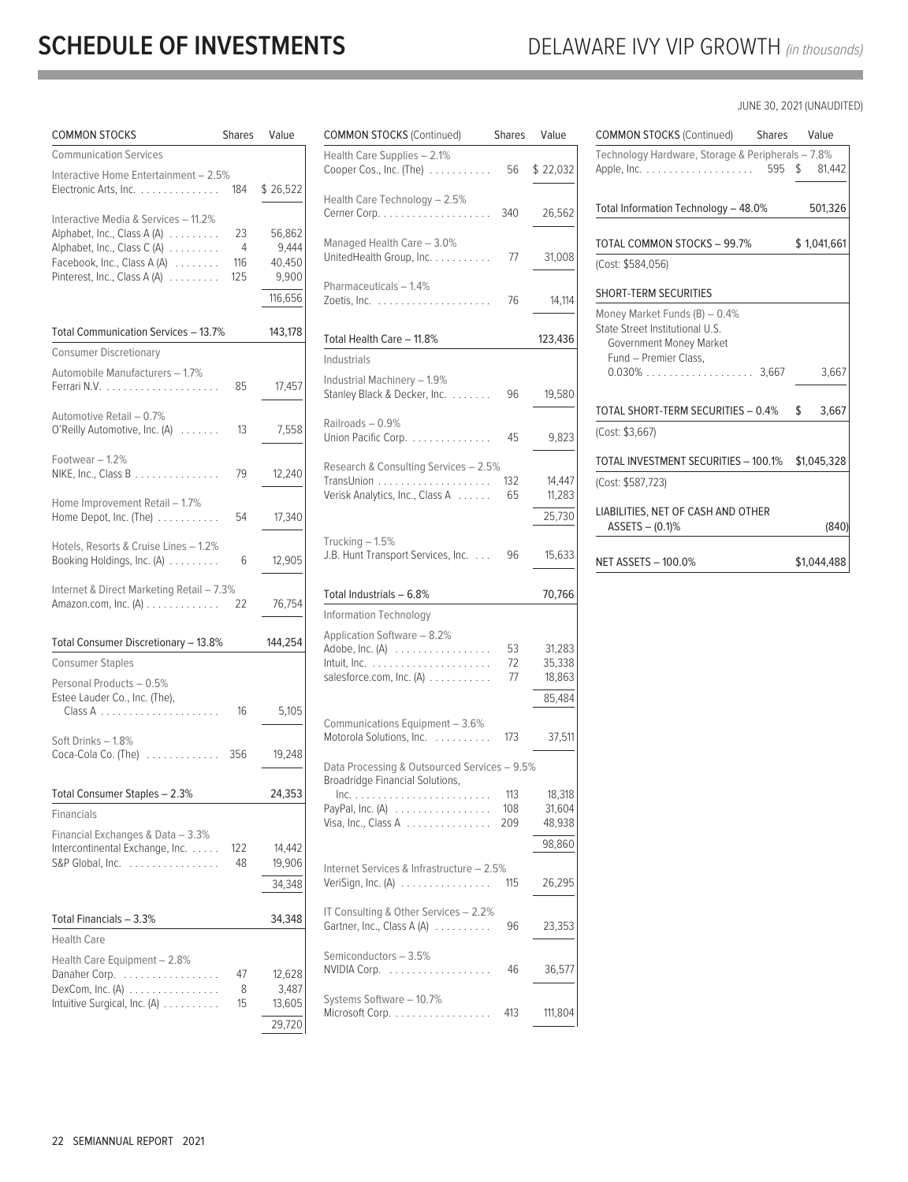# SCHEDULE OF INVESTMENTS

## DELAWARE IVY VIP GROWTH *(in thousands)*

JUNE 30, 2021 (UNAUDITED)

| COMMON STOCKS | Shares | Value |
|---|---|---|
| **Communication Services** | | |
| Interactive Home Entertainment – 2.5% | | |
| Electronic Arts, Inc. | 184 | $ 26,522 |
| Interactive Media & Services – 11.2% | | |
| Alphabet, Inc., Class A (A) | 23 | 56,862 |
| Alphabet, Inc., Class C (A) | 4 | 9,444 |
| Facebook, Inc., Class A (A) | 116 | 40,450 |
| Pinterest, Inc., Class A (A) | 125 | 9,900 |
| | | 116,656 |
| Total Communication Services – 13.7% | | 143,178 |
| **Consumer Discretionary** | | |
| Automobile Manufacturers – 1.7% | | |
| Ferrari N.V. | 85 | 17,457 |
| Automotive Retail – 0.7% | | |
| O'Reilly Automotive, Inc. (A) | 13 | 7,558 |
| Footwear – 1.2% | | |
| NIKE, Inc., Class B | 79 | 12,240 |
| Home Improvement Retail – 1.7% | | |
| Home Depot, Inc. (The) | 54 | 17,340 |
| Hotels, Resorts & Cruise Lines – 1.2% | | |
| Booking Holdings, Inc. (A) | 6 | 12,905 |
| Internet & Direct Marketing Retail – 7.3% | | |
| Amazon.com, Inc. (A) | 22 | 76,754 |
| Total Consumer Discretionary – 13.8% | | 144,254 |
| **Consumer Staples** | | |
| Personal Products – 0.5% | | |
| Estee Lauder Co., Inc. (The), Class A | 16 | 5,105 |
| Soft Drinks – 1.8% | | |
| Coca-Cola Co. (The) | 356 | 19,248 |
| Total Consumer Staples – 2.3% | | 24,353 |
| **Financials** | | |
| Financial Exchanges & Data – 3.3% | | |
| Intercontinental Exchange, Inc. | 122 | 14,442 |
| S&P Global, Inc. | 48 | 19,906 |
| | | 34,348 |
| Total Financials – 3.3% | | 34,348 |
| **Health Care** | | |
| Health Care Equipment – 2.8% | | |
| Danaher Corp. | 47 | 12,628 |
| DexCom, Inc. (A) | 8 | 3,487 |
| Intuitive Surgical, Inc. (A) | 15 | 13,605 |
| | | 29,720 |
| Health Care Supplies – 2.1% | | |
| Cooper Cos., Inc. (The) | 56 | $ 22,032 |
| Health Care Technology – 2.5% | | |
| Cerner Corp. | 340 | 26,562 |
| Managed Health Care – 3.0% | | |
| UnitedHealth Group, Inc. | 77 | 31,008 |
| Pharmaceuticals – 1.4% | | |
| Zoetis, Inc. | 76 | 14,114 |
| Total Health Care – 11.8% | | 123,436 |
| **Industrials** | | |
| Industrial Machinery – 1.9% | | |
| Stanley Black & Decker, Inc. | 96 | 19,580 |
| Railroads – 0.9% | | |
| Union Pacific Corp. | 45 | 9,823 |
| Research & Consulting Services – 2.5% | | |
| TransUnion | 132 | 14,447 |
| Verisk Analytics, Inc., Class A | 65 | 11,283 |
| | | 25,730 |
| Trucking – 1.5% | | |
| J.B. Hunt Transport Services, Inc. | 96 | 15,633 |
| Total Industrials – 6.8% | | 70,766 |
| **Information Technology** | | |
| Application Software – 8.2% | | |
| Adobe, Inc. (A) | 53 | 31,283 |
| Intuit, Inc. | 72 | 35,338 |
| salesforce.com, Inc. (A) | 77 | 18,863 |
| | | 85,484 |
| Communications Equipment – 3.6% | | |
| Motorola Solutions, Inc. | 173 | 37,511 |
| Data Processing & Outsourced Services – 9.5% | | |
| Broadridge Financial Solutions, Inc. | 113 | 18,318 |
| PayPal, Inc. (A) | 108 | 31,604 |
| Visa, Inc., Class A | 209 | 48,938 |
| | | 98,860 |
| Internet Services & Infrastructure – 2.5% | | |
| VeriSign, Inc. (A) | 115 | 26,295 |
| IT Consulting & Other Services – 2.2% | | |
| Gartner, Inc., Class A (A) | 96 | 23,353 |
| Semiconductors – 3.5% | | |
| NVIDIA Corp. | 46 | 36,577 |
| Systems Software – 10.7% | | |
| Microsoft Corp. | 413 | 111,804 |
| Technology Hardware, Storage & Peripherals – 7.8% | | |
| Apple, Inc. | 595 | $ 81,442 |
| Total Information Technology – 48.0% | | 501,326 |
| TOTAL COMMON STOCKS – 99.7% | | $ 1,041,661 |
| (Cost: $584,056) | | |
| **SHORT-TERM SECURITIES** | | |
| Money Market Funds (B) – 0.4% | | |
| State Street Institutional U.S. Government Money Market Fund – Premier Class, 0.030% | 3,667 | 3,667 |
| TOTAL SHORT-TERM SECURITIES – 0.4% | | $ 3,667 |
| (Cost: $3,667) | | |
| TOTAL INVESTMENT SECURITIES – 100.1% | | $1,045,328 |
| (Cost: $587,723) | | |
| LIABILITIES, NET OF CASH AND OTHER ASSETS – (0.1)% | | (840) |
| NET ASSETS – 100.0% | | $1,044,488 |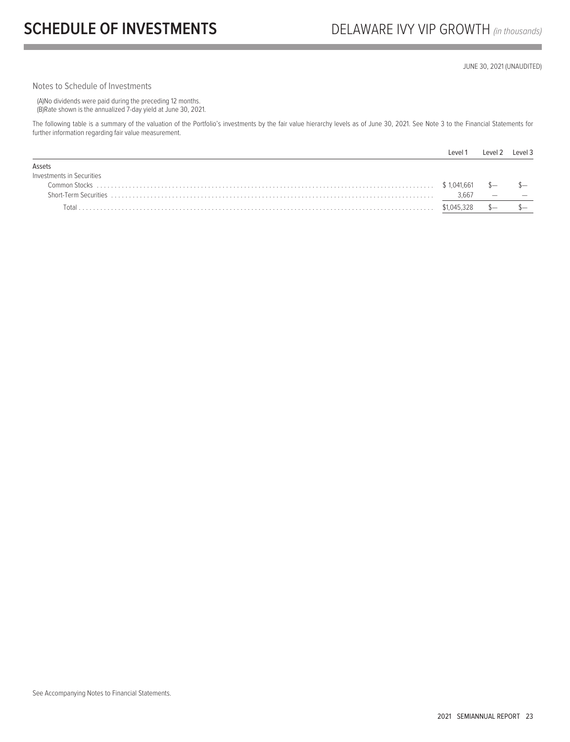# SCHEDULE OF INVESTMENTS

## DELAWARE IVY VIP GROWTH *(in thousands)*

JUNE 30, 2021 (UNAUDITED)

Notes to Schedule of Investments

(A)No dividends were paid during the preceding 12 months.
(B)Rate shown is the annualized 7-day yield at June 30, 2021.

The following table is a summary of the valuation of the Portfolio's investments by the fair value hierarchy levels as of June 30, 2021. See Note 3 to the Financial Statements for further information regarding fair value measurement.

| | Level 1 | Level 2 | Level 3 |
|---|---|---|---|
| Assets | | | |
| Investments in Securities | | | |
| Common Stocks | $ 1,041,661 | $— | $— |
| Short-Term Securities | 3,667 | — | — |
| Total | $1,045,328 | $— | $— |

See Accompanying Notes to Financial Statements.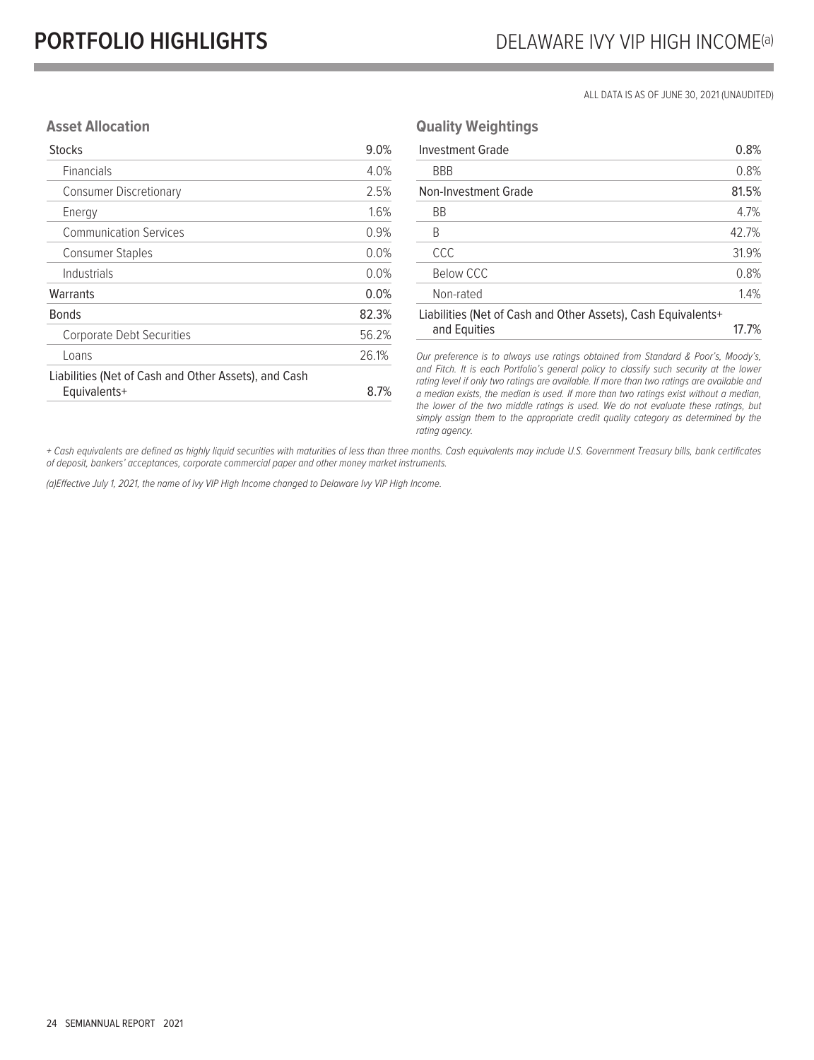# PORTFOLIO HIGHLIGHTS

## DELAWARE IVY VIP HIGH INCOME[(a)]

ALL DATA IS AS OF JUNE 30, 2021 (UNAUDITED)

### Asset Allocation

| Stocks | 9.0% |
|---|---|
| Financials | 4.0% |
| Consumer Discretionary | 2.5% |
| Energy | 1.6% |
| Communication Services | 0.9% |
| Consumer Staples | 0.0% |
| Industrials | 0.0% |
| Warrants | 0.0% |
| Bonds | 82.3% |
| Corporate Debt Securities | 56.2% |
| Loans | 26.1% |
| Liabilities (Net of Cash and Other Assets), and Cash Equivalents+ | 8.7% |

### Quality Weightings

| Investment Grade | 0.8% |
|---|---|
| BBB | 0.8% |
| Non-Investment Grade | 81.5% |
| BB | 4.7% |
| B | 42.7% |
| CCC | 31.9% |
| Below CCC | 0.8% |
| Non-rated | 1.4% |
| Liabilities (Net of Cash and Other Assets), Cash Equivalents+ and Equities | 17.7% |

*Our preference is to always use ratings obtained from Standard & Poor's, Moody's, and Fitch. It is each Portfolio's general policy to classify such security at the lower rating level if only two ratings are available. If more than two ratings are available and a median exists, the median is used. If more than two ratings exist without a median, the lower of the two middle ratings is used. We do not evaluate these ratings, but simply assign them to the appropriate credit quality category as determined by the rating agency.*

*+ Cash equivalents are defined as highly liquid securities with maturities of less than three months. Cash equivalents may include U.S. Government Treasury bills, bank certificates of deposit, bankers' acceptances, corporate commercial paper and other money market instruments.*

*(a)Effective July 1, 2021, the name of Ivy VIP High Income changed to Delaware Ivy VIP High Income.*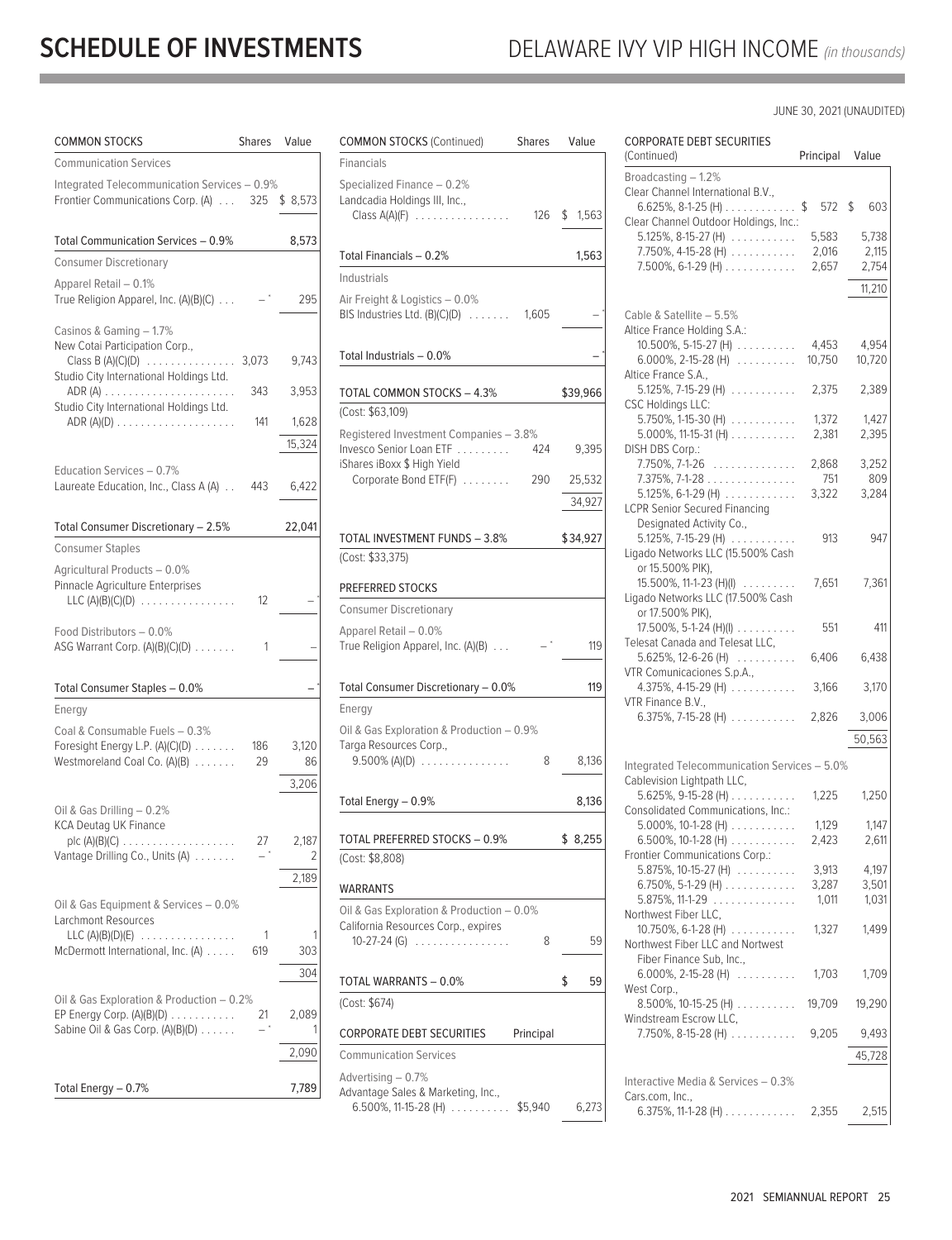# SCHEDULE OF INVESTMENTS

## DELAWARE IVY VIP HIGH INCOME *(in thousands)*

JUNE 30, 2021 (UNAUDITED)

| COMMON STOCKS | Shares | Value |
|---|---|---|
| **Communication Services** | | |
| Integrated Telecommunication Services – 0.9% | | |
| Frontier Communications Corp. (A) | 325 | $ 8,573 |
| Total Communication Services – 0.9% | | 8,573 |
| **Consumer Discretionary** | | |
| Apparel Retail – 0.1% | | |
| True Religion Apparel, Inc. (A)(B)(C) | —* | 295 |
| Casinos & Gaming – 1.7% | | |
| New Cotai Participation Corp., Class B (A)(C)(D) | 3,073 | 9,743 |
| Studio City International Holdings Ltd. ADR (A) | 343 | 3,953 |
| Studio City International Holdings Ltd. ADR (A)(D) | 141 | 1,628 |
| | | 15,324 |
| Education Services – 0.7% | | |
| Laureate Education, Inc., Class A (A) | 443 | 6,422 |
| Total Consumer Discretionary – 2.5% | | 22,041 |
| **Consumer Staples** | | |
| Agricultural Products – 0.0% | | |
| Pinnacle Agriculture Enterprises LLC (A)(B)(C)(D) | 12 | —* |
| Food Distributors – 0.0% | | |
| ASG Warrant Corp. (A)(B)(C)(D) | 1 | — |
| Total Consumer Staples – 0.0% | | —* |
| **Energy** | | |
| Coal & Consumable Fuels – 0.3% | | |
| Foresight Energy L.P. (A)(C)(D) | 186 | 3,120 |
| Westmoreland Coal Co. (A)(B) | 29 | 86 |
| | | 3,206 |
| Oil & Gas Drilling – 0.2% | | |
| KCA Deutag UK Finance plc (A)(B)(C) | 27 | 2,187 |
| Vantage Drilling Co., Units (A) | —* | 2 |
| | | 2,189 |
| Oil & Gas Equipment & Services – 0.0% | | |
| Larchmont Resources LLC (A)(B)(D)(E) | 1 | 1 |
| McDermott International, Inc. (A) | 619 | 303 |
| | | 304 |
| Oil & Gas Exploration & Production – 0.2% | | |
| EP Energy Corp. (A)(B)(D) | 21 | 2,089 |
| Sabine Oil & Gas Corp. (A)(B)(D) | —* | 1 |
| | | 2,090 |
| Total Energy – 0.7% | | 7,789 |

| COMMON STOCKS (Continued) | Shares | Value |
|---|---|---|
| **Financials** | | |
| Specialized Finance – 0.2% | | |
| Landcadia Holdings III, Inc., Class A(A)(F) | 126 | $ 1,563 |
| Total Financials – 0.2% | | 1,563 |
| **Industrials** | | |
| Air Freight & Logistics – 0.0% | | |
| BIS Industries Ltd. (B)(C)(D) | 1,605 | —* |
| Total Industrials – 0.0% | | —* |
| TOTAL COMMON STOCKS – 4.3% | | $39,966 |
| (Cost: $63,109) | | |

| INVESTMENT FUNDS | Shares | Value |
|---|---|---|
| Registered Investment Companies – 3.8% | | |
| Invesco Senior Loan ETF | 424 | 9,395 |
| iShares iBoxx $ High Yield Corporate Bond ETF(F) | 290 | 25,532 |
| | | 34,927 |
| TOTAL INVESTMENT FUNDS – 3.8% | | $34,927 |
| (Cost: $33,375) | | |

| PREFERRED STOCKS | Shares | Value |
|---|---|---|
| **Consumer Discretionary** | | |
| Apparel Retail – 0.0% | | |
| True Religion Apparel, Inc. (A)(B) | —* | 119 |
| Total Consumer Discretionary – 0.0% | | 119 |
| **Energy** | | |
| Oil & Gas Exploration & Production – 0.9% | | |
| Targa Resources Corp., 9.500% (A)(D) | 8 | 8,136 |
| Total Energy – 0.9% | | 8,136 |
| TOTAL PREFERRED STOCKS – 0.9% | | $ 8,255 |
| (Cost: $8,808) | | |

| WARRANTS | Shares | Value |
|---|---|---|
| Oil & Gas Exploration & Production – 0.0% | | |
| California Resources Corp., expires 10-27-24 (G) | 8 | 59 |
| TOTAL WARRANTS – 0.0% | | $ 59 |
| (Cost: $674) | | |

| CORPORATE DEBT SECURITIES | Principal | Value |
|---|---|---|
| **Communication Services** | | |
| Advertising – 0.7% | | |
| Advantage Sales & Marketing, Inc., 6.500%, 11-15-28 (H) | $5,940 | 6,273 |
| Broadcasting – 1.2% | | |
| Clear Channel International B.V., 6.625%, 8-1-25 (H) | $ 572 | $ 603 |
| Clear Channel Outdoor Holdings, Inc.: | | |
| 5.125%, 8-15-27 (H) | 5,583 | 5,738 |
| 7.750%, 4-15-28 (H) | 2,016 | 2,115 |
| 7.500%, 6-1-29 (H) | 2,657 | 2,754 |
| | | 11,210 |
| Cable & Satellite – 5.5% | | |
| Altice France Holding S.A.: | | |
| 10.500%, 5-15-27 (H) | 4,453 | 4,954 |
| 6.000%, 2-15-28 (H) | 10,750 | 10,720 |
| Altice France S.A., 5.125%, 7-15-29 (H) | 2,375 | 2,389 |
| CSC Holdings LLC: | | |
| 5.750%, 1-15-30 (H) | 1,372 | 1,427 |
| 5.000%, 11-15-31 (H) | 2,381 | 2,395 |
| DISH DBS Corp.: | | |
| 7.750%, 7-1-26 | 2,868 | 3,252 |
| 7.375%, 7-1-28 | 751 | 809 |
| 5.125%, 6-1-29 (H) | 3,322 | 3,284 |
| LCPR Senior Secured Financing Designated Activity Co., 5.125%, 7-15-29 (H) | 913 | 947 |
| Ligado Networks LLC (15.500% Cash or 15.500% PIK), 15.500%, 11-1-23 (H)(I) | 7,651 | 7,361 |
| Ligado Networks LLC (17.500% Cash or 17.500% PIK), 17.500%, 5-1-24 (H)(I) | 551 | 411 |
| Telesat Canada and Telesat LLC, 5.625%, 12-6-26 (H) | 6,406 | 6,438 |
| VTR Comunicaciones S.p.A., 4.375%, 4-15-29 (H) | 3,166 | 3,170 |
| VTR Finance B.V., 6.375%, 7-15-28 (H) | 2,826 | 3,006 |
| | | 50,563 |
| Integrated Telecommunication Services – 5.0% | | |
| Cablevision Lightpath LLC, 5.625%, 9-15-28 (H) | 1,225 | 1,250 |
| Consolidated Communications, Inc.: | | |
| 5.000%, 10-1-28 (H) | 1,129 | 1,147 |
| 6.500%, 10-1-28 (H) | 2,423 | 2,611 |
| Frontier Communications Corp.: | | |
| 5.875%, 10-15-27 (H) | 3,913 | 4,197 |
| 6.750%, 5-1-29 (H) | 3,287 | 3,501 |
| 5.875%, 11-1-29 | 1,011 | 1,031 |
| Northwest Fiber LLC, 10.750%, 6-1-28 (H) | 1,327 | 1,499 |
| Northwest Fiber LLC and Nortwest Fiber Finance Sub, Inc., 6.000%, 2-15-28 (H) | 1,703 | 1,709 |
| West Corp., 8.500%, 10-15-25 (H) | 19,709 | 19,290 |
| Windstream Escrow LLC, 7.750%, 8-15-28 (H) | 9,205 | 9,493 |
| | | 45,728 |
| Interactive Media & Services – 0.3% | | |
| Cars.com, Inc., 6.375%, 11-1-28 (H) | 2,355 | 2,515 |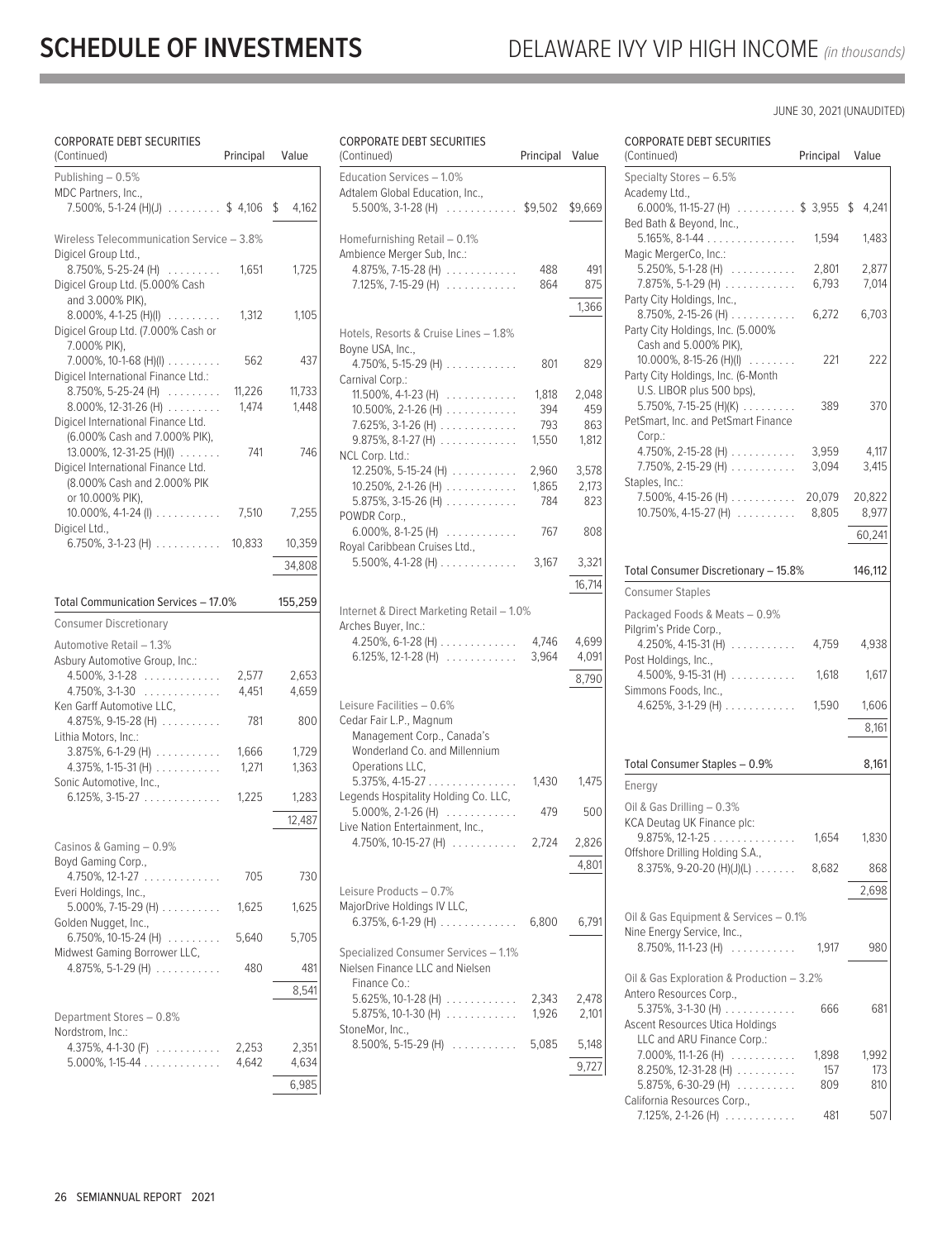# SCHEDULE OF INVESTMENTS

## DELAWARE IVY VIP HIGH INCOME *(in thousands)*

JUNE 30, 2021 (UNAUDITED)

| CORPORATE DEBT SECURITIES (Continued) | Principal | Value |
|---|---|---|
| **Publishing – 0.5%** | | |
| MDC Partners, Inc., 7.500%, 5-1-24 (H)(J) | $ 4,106 | $ 4,162 |
| **Wireless Telecommunication Service – 3.8%** | | |
| Digicel Group Ltd., 8.750%, 5-25-24 (H) | 1,651 | 1,725 |
| Digicel Group Ltd. (5.000% Cash and 3.000% PIK), 8.000%, 4-1-25 (H)(I) | 1,312 | 1,105 |
| Digicel Group Ltd. (7.000% Cash or 7.000% PIK), 7.000%, 10-1-68 (H)(I) | 562 | 437 |
| Digicel International Finance Ltd.: | | |
| 8.750%, 5-25-24 (H) | 11,226 | 11,733 |
| 8.000%, 12-31-26 (H) | 1,474 | 1,448 |
| Digicel International Finance Ltd. (6.000% Cash and 7.000% PIK), 13.000%, 12-31-25 (H)(I) | 741 | 746 |
| Digicel International Finance Ltd. (8.000% Cash and 2.000% PIK or 10.000% PIK), 10.000%, 4-1-24 (I) | 7,510 | 7,255 |
| Digicel Ltd., 6.750%, 3-1-23 (H) | 10,833 | 10,359 |
| | | 34,808 |
| **Total Communication Services – 17.0%** | | **155,259** |
| **Consumer Discretionary** | | |
| **Automotive Retail – 1.3%** | | |
| Asbury Automotive Group, Inc.: | | |
| 4.500%, 3-1-28 | 2,577 | 2,653 |
| 4.750%, 3-1-30 | 4,451 | 4,659 |
| Ken Garff Automotive LLC, 4.875%, 9-15-28 (H) | 781 | 800 |
| Lithia Motors, Inc.: | | |
| 3.875%, 6-1-29 (H) | 1,666 | 1,729 |
| 4.375%, 1-15-31 (H) | 1,271 | 1,363 |
| Sonic Automotive, Inc., 6.125%, 3-15-27 | 1,225 | 1,283 |
| | | 12,487 |
| **Casinos & Gaming – 0.9%** | | |
| Boyd Gaming Corp., 4.750%, 12-1-27 | 705 | 730 |
| Everi Holdings, Inc., 5.000%, 7-15-29 (H) | 1,625 | 1,625 |
| Golden Nugget, Inc., 6.750%, 10-15-24 (H) | 5,640 | 5,705 |
| Midwest Gaming Borrower LLC, 4.875%, 5-1-29 (H) | 480 | 481 |
| | | 8,541 |
| **Department Stores – 0.8%** | | |
| Nordstrom, Inc.: | | |
| 4.375%, 4-1-30 (F) | 2,253 | 2,351 |
| 5.000%, 1-15-44 | 4,642 | 4,634 |
| | | 6,985 |
| **Education Services – 1.0%** | | |
| Adtalem Global Education, Inc., 5.500%, 3-1-28 (H) | $9,502 | $9,669 |
| **Homefurnishing Retail – 0.1%** | | |
| Ambience Merger Sub, Inc.: | | |
| 4.875%, 7-15-28 (H) | 488 | 491 |
| 7.125%, 7-15-29 (H) | 864 | 875 |
| | | 1,366 |
| **Hotels, Resorts & Cruise Lines – 1.8%** | | |
| Boyne USA, Inc., 4.750%, 5-15-29 (H) | 801 | 829 |
| Carnival Corp.: | | |
| 11.500%, 4-1-23 (H) | 1,818 | 2,048 |
| 10.500%, 2-1-26 (H) | 394 | 459 |
| 7.625%, 3-1-26 (H) | 793 | 863 |
| 9.875%, 8-1-27 (H) | 1,550 | 1,812 |
| NCL Corp. Ltd.: | | |
| 12.250%, 5-15-24 (H) | 2,960 | 3,578 |
| 10.250%, 2-1-26 (H) | 1,865 | 2,173 |
| 5.875%, 3-15-26 (H) | 784 | 823 |
| POWDR Corp., 6.000%, 8-1-25 (H) | 767 | 808 |
| Royal Caribbean Cruises Ltd., 5.500%, 4-1-28 (H) | 3,167 | 3,321 |
| | | 16,714 |
| **Internet & Direct Marketing Retail – 1.0%** | | |
| Arches Buyer, Inc.: | | |
| 4.250%, 6-1-28 (H) | 4,746 | 4,699 |
| 6.125%, 12-1-28 (H) | 3,964 | 4,091 |
| | | 8,790 |
| **Leisure Facilities – 0.6%** | | |
| Cedar Fair L.P., Magnum Management Corp., Canada's Wonderland Co. and Millennium Operations LLC, 5.375%, 4-15-27 | 1,430 | 1,475 |
| Legends Hospitality Holding Co. LLC, 5.000%, 2-1-26 (H) | 479 | 500 |
| Live Nation Entertainment, Inc., 4.750%, 10-15-27 (H) | 2,724 | 2,826 |
| | | 4,801 |
| **Leisure Products – 0.7%** | | |
| MajorDrive Holdings IV LLC, 6.375%, 6-1-29 (H) | 6,800 | 6,791 |
| **Specialized Consumer Services – 1.1%** | | |
| Nielsen Finance LLC and Nielsen Finance Co.: | | |
| 5.625%, 10-1-28 (H) | 2,343 | 2,478 |
| 5.875%, 10-1-30 (H) | 1,926 | 2,101 |
| StoneMor, Inc., 8.500%, 5-15-29 (H) | 5,085 | 5,148 |
| | | 9,727 |
| **Specialty Stores – 6.5%** | | |
| Academy Ltd., 6.000%, 11-15-27 (H) | $ 3,955 | $ 4,241 |
| Bed Bath & Beyond, Inc., 5.165%, 8-1-44 | 1,594 | 1,483 |
| Magic MergerCo, Inc.: | | |
| 5.250%, 5-1-28 (H) | 2,801 | 2,877 |
| 7.875%, 5-1-29 (H) | 6,793 | 7,014 |
| Party City Holdings, Inc., 8.750%, 2-15-26 (H) | 6,272 | 6,703 |
| Party City Holdings, Inc. (5.000% Cash and 5.000% PIK), 10.000%, 8-15-26 (H)(I) | 221 | 222 |
| Party City Holdings, Inc. (6-Month U.S. LIBOR plus 500 bps), 5.750%, 7-15-25 (H)(K) | 389 | 370 |
| PetSmart, Inc. and PetSmart Finance Corp.: | | |
| 4.750%, 2-15-28 (H) | 3,959 | 4,117 |
| 7.750%, 2-15-29 (H) | 3,094 | 3,415 |
| Staples, Inc.: | | |
| 7.500%, 4-15-26 (H) | 20,079 | 20,822 |
| 10.750%, 4-15-27 (H) | 8,805 | 8,977 |
| | | 60,241 |
| **Total Consumer Discretionary – 15.8%** | | **146,112** |
| **Consumer Staples** | | |
| **Packaged Foods & Meats – 0.9%** | | |
| Pilgrim's Pride Corp., 4.250%, 4-15-31 (H) | 4,759 | 4,938 |
| Post Holdings, Inc., 4.500%, 9-15-31 (H) | 1,618 | 1,617 |
| Simmons Foods, Inc., 4.625%, 3-1-29 (H) | 1,590 | 1,606 |
| | | 8,161 |
| **Total Consumer Staples – 0.9%** | | **8,161** |
| **Energy** | | |
| **Oil & Gas Drilling – 0.3%** | | |
| KCA Deutag UK Finance plc: 9.875%, 12-1-25 | 1,654 | 1,830 |
| Offshore Drilling Holding S.A., 8.375%, 9-20-20 (H)(J)(L) | 8,682 | 868 |
| | | 2,698 |
| **Oil & Gas Equipment & Services – 0.1%** | | |
| Nine Energy Service, Inc., 8.750%, 11-1-23 (H) | 1,917 | 980 |
| **Oil & Gas Exploration & Production – 3.2%** | | |
| Antero Resources Corp., 5.375%, 3-1-30 (H) | 666 | 681 |
| Ascent Resources Utica Holdings LLC and ARU Finance Corp.: | | |
| 7.000%, 11-1-26 (H) | 1,898 | 1,992 |
| 8.250%, 12-31-28 (H) | 157 | 173 |
| 5.875%, 6-30-29 (H) | 809 | 810 |
| California Resources Corp., 7.125%, 2-1-26 (H) | 481 | 507 |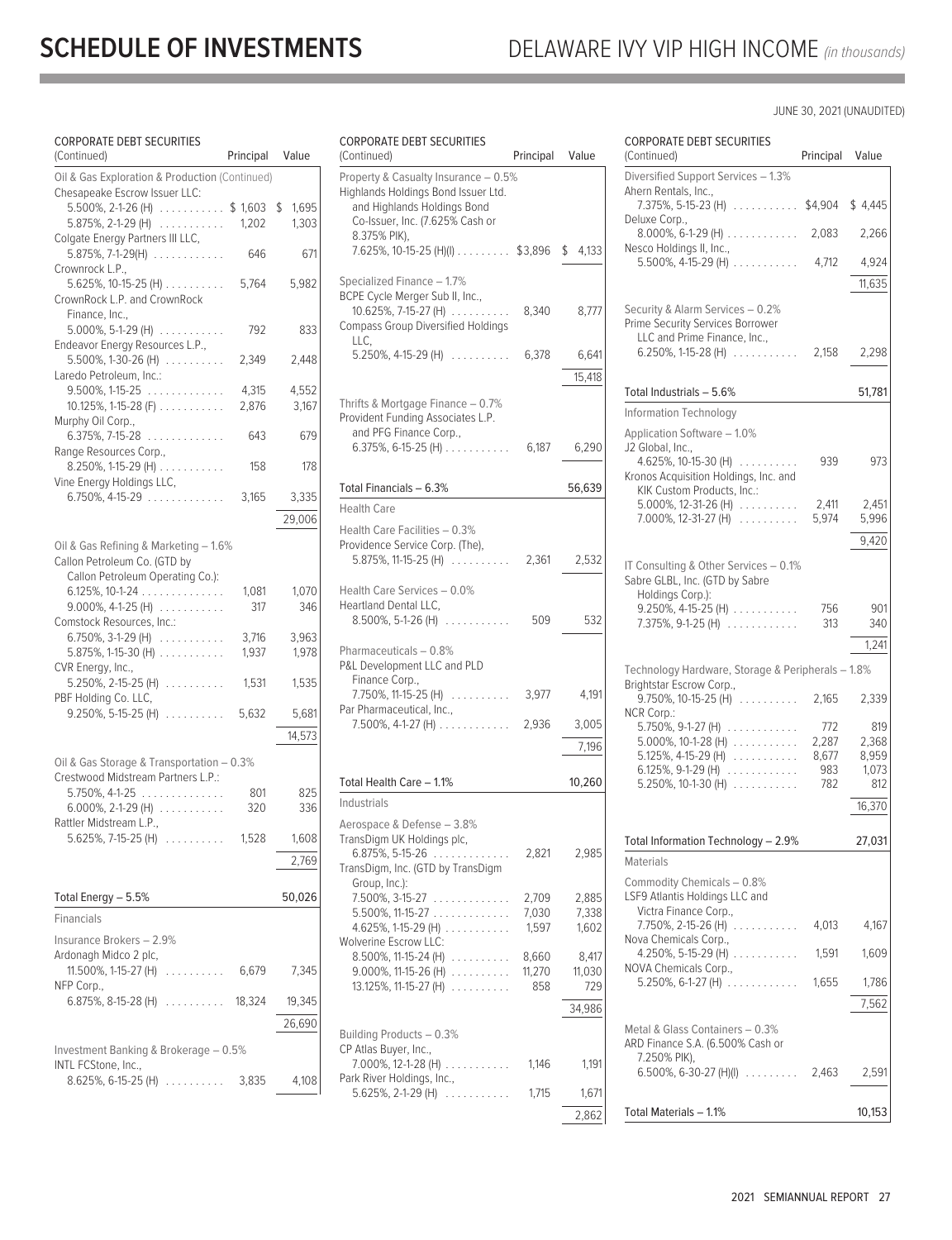# SCHEDULE OF INVESTMENTS

## DELAWARE IVY VIP HIGH INCOME *(in thousands)*

JUNE 30, 2021 (UNAUDITED)

| CORPORATE DEBT SECURITIES (Continued) | Principal | Value |
|---|---|---|
| **Oil & Gas Exploration & Production (Continued)** | | |
| Chesapeake Escrow Issuer LLC: | | |
| 5.500%, 2-1-26 (H) | $ 1,603 | $ 1,695 |
| 5.875%, 2-1-29 (H) | 1,202 | 1,303 |
| Colgate Energy Partners III LLC, 5.875%, 7-1-29(H) | 646 | 671 |
| Crownrock L.P., 5.625%, 10-15-25 (H) | 5,764 | 5,982 |
| CrownRock L.P. and CrownRock Finance, Inc., 5.000%, 5-1-29 (H) | 792 | 833 |
| Endeavor Energy Resources L.P., 5.500%, 1-30-26 (H) | 2,349 | 2,448 |
| Laredo Petroleum, Inc.: | | |
| 9.500%, 1-15-25 | 4,315 | 4,552 |
| 10.125%, 1-15-28 (F) | 2,876 | 3,167 |
| Murphy Oil Corp., 6.375%, 7-15-28 | 643 | 679 |
| Range Resources Corp., 8.250%, 1-15-29 (H) | 158 | 178 |
| Vine Energy Holdings LLC, 6.750%, 4-15-29 | 3,165 | 3,335 |
| | | 29,006 |
| **Oil & Gas Refining & Marketing – 1.6%** | | |
| Callon Petroleum Co. (GTD by Callon Petroleum Operating Co.): | | |
| 6.125%, 10-1-24 | 1,081 | 1,070 |
| 9.000%, 4-1-25 (H) | 317 | 346 |
| Comstock Resources, Inc.: | | |
| 6.750%, 3-1-29 (H) | 3,716 | 3,963 |
| 5.875%, 1-15-30 (H) | 1,937 | 1,978 |
| CVR Energy, Inc., 5.250%, 2-15-25 (H) | 1,531 | 1,535 |
| PBF Holding Co. LLC, 9.250%, 5-15-25 (H) | 5,632 | 5,681 |
| | | 14,573 |
| **Oil & Gas Storage & Transportation – 0.3%** | | |
| Crestwood Midstream Partners L.P.: | | |
| 5.750%, 4-1-25 | 801 | 825 |
| 6.000%, 2-1-29 (H) | 320 | 336 |
| Rattler Midstream L.P., 5.625%, 7-15-25 (H) | 1,528 | 1,608 |
| | | 2,769 |
| **Total Energy – 5.5%** | | **50,026** |
| **Financials** | | |
| **Insurance Brokers – 2.9%** | | |
| Ardonagh Midco 2 plc, 11.500%, 1-15-27 (H) | 6,679 | 7,345 |
| NFP Corp., 6.875%, 8-15-28 (H) | 18,324 | 19,345 |
| | | 26,690 |
| **Investment Banking & Brokerage – 0.5%** | | |
| INTL FCStone, Inc., 8.625%, 6-15-25 (H) | 3,835 | 4,108 |
| **Property & Casualty Insurance – 0.5%** | | |
| Highlands Holdings Bond Issuer Ltd. and Highlands Holdings Bond Co-Issuer, Inc. (7.625% Cash or 8.375% PIK), 7.625%, 10-15-25 (H)(I) | $3,896 | $ 4,133 |
| **Specialized Finance – 1.7%** | | |
| BCPE Cycle Merger Sub II, Inc., 10.625%, 7-15-27 (H) | 8,340 | 8,777 |
| Compass Group Diversified Holdings LLC, 5.250%, 4-15-29 (H) | 6,378 | 6,641 |
| | | 15,418 |
| **Thrifts & Mortgage Finance – 0.7%** | | |
| Provident Funding Associates L.P. and PFG Finance Corp., 6.375%, 6-15-25 (H) | 6,187 | 6,290 |
| **Total Financials – 6.3%** | | **56,639** |
| **Health Care** | | |
| **Health Care Facilities – 0.3%** | | |
| Providence Service Corp. (The), 5.875%, 11-15-25 (H) | 2,361 | 2,532 |
| **Health Care Services – 0.0%** | | |
| Heartland Dental LLC, 8.500%, 5-1-26 (H) | 509 | 532 |
| **Pharmaceuticals – 0.8%** | | |
| P&L Development LLC and PLD Finance Corp., 7.750%, 11-15-25 (H) | 3,977 | 4,191 |
| Par Pharmaceutical, Inc., 7.500%, 4-1-27 (H) | 2,936 | 3,005 |
| | | 7,196 |
| **Total Health Care – 1.1%** | | **10,260** |
| **Industrials** | | |
| **Aerospace & Defense – 3.8%** | | |
| TransDigm UK Holdings plc, 6.875%, 5-15-26 | 2,821 | 2,985 |
| TransDigm, Inc. (GTD by TransDigm Group, Inc.): | | |
| 7.500%, 3-15-27 | 2,709 | 2,885 |
| 5.500%, 11-15-27 | 7,030 | 7,338 |
| 4.625%, 1-15-29 (H) | 1,597 | 1,602 |
| Wolverine Escrow LLC: | | |
| 8.500%, 11-15-24 (H) | 8,660 | 8,417 |
| 9.000%, 11-15-26 (H) | 11,270 | 11,030 |
| 13.125%, 11-15-27 (H) | 858 | 729 |
| | | 34,986 |
| **Building Products – 0.3%** | | |
| CP Atlas Buyer, Inc., 7.000%, 12-1-28 (H) | 1,146 | 1,191 |
| Park River Holdings, Inc., 5.625%, 2-1-29 (H) | 1,715 | 1,671 |
| | | 2,862 |
| **Diversified Support Services – 1.3%** | | |
| Ahern Rentals, Inc., 7.375%, 5-15-23 (H) | $4,904 | $ 4,445 |
| Deluxe Corp., 8.000%, 6-1-29 (H) | 2,083 | 2,266 |
| Nesco Holdings II, Inc., 5.500%, 4-15-29 (H) | 4,712 | 4,924 |
| | | 11,635 |
| **Security & Alarm Services – 0.2%** | | |
| Prime Security Services Borrower LLC and Prime Finance, Inc., 6.250%, 1-15-28 (H) | 2,158 | 2,298 |
| **Total Industrials – 5.6%** | | **51,781** |
| **Information Technology** | | |
| **Application Software – 1.0%** | | |
| J2 Global, Inc., 4.625%, 10-15-30 (H) | 939 | 973 |
| Kronos Acquisition Holdings, Inc. and KIK Custom Products, Inc.: | | |
| 5.000%, 12-31-26 (H) | 2,411 | 2,451 |
| 7.000%, 12-31-27 (H) | 5,974 | 5,996 |
| | | 9,420 |
| **IT Consulting & Other Services – 0.1%** | | |
| Sabre GLBL, Inc. (GTD by Sabre Holdings Corp.): | | |
| 9.250%, 4-15-25 (H) | 756 | 901 |
| 7.375%, 9-1-25 (H) | 313 | 340 |
| | | 1,241 |
| **Technology Hardware, Storage & Peripherals – 1.8%** | | |
| Brightstar Escrow Corp., 9.750%, 10-15-25 (H) | 2,165 | 2,339 |
| NCR Corp.: | | |
| 5.750%, 9-1-27 (H) | 772 | 819 |
| 5.000%, 10-1-28 (H) | 2,287 | 2,368 |
| 5.125%, 4-15-29 (H) | 8,677 | 8,959 |
| 6.125%, 9-1-29 (H) | 983 | 1,073 |
| 5.250%, 10-1-30 (H) | 782 | 812 |
| | | 16,370 |
| **Total Information Technology – 2.9%** | | **27,031** |
| **Materials** | | |
| **Commodity Chemicals – 0.8%** | | |
| LSF9 Atlantis Holdings LLC and Victra Finance Corp., 7.750%, 2-15-26 (H) | 4,013 | 4,167 |
| Nova Chemicals Corp., 4.250%, 5-15-29 (H) | 1,591 | 1,609 |
| NOVA Chemicals Corp., 5.250%, 6-1-27 (H) | 1,655 | 1,786 |
| | | 7,562 |
| **Metal & Glass Containers – 0.3%** | | |
| ARD Finance S.A. (6.500% Cash or 7.250% PIK), 6.500%, 6-30-27 (H)(I) | 2,463 | 2,591 |
| **Total Materials – 1.1%** | | **10,153** |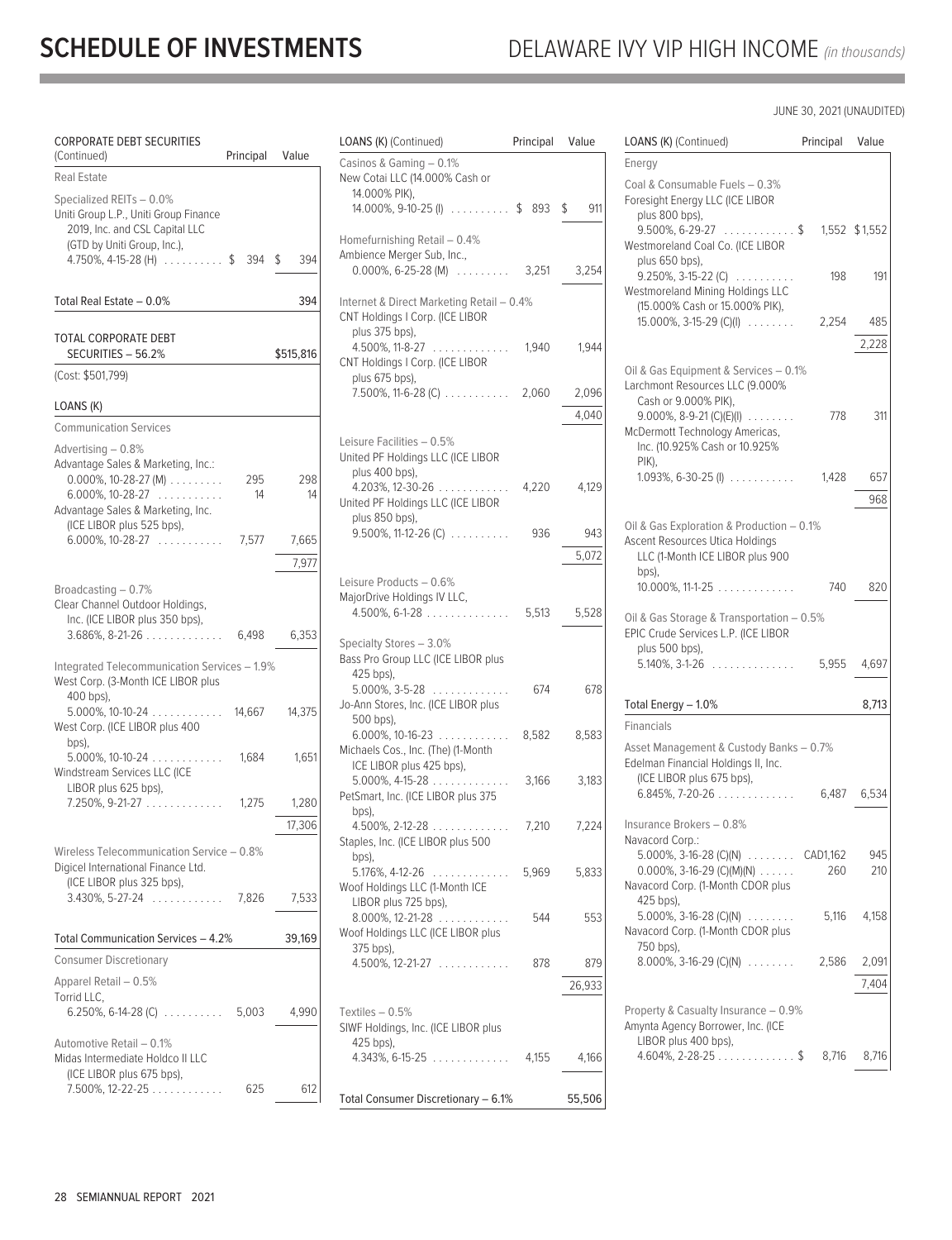# SCHEDULE OF INVESTMENTS

## DELAWARE IVY VIP HIGH INCOME *(in thousands)*

JUNE 30, 2021 (UNAUDITED)

| CORPORATE DEBT SECURITIES (Continued) | Principal | Value |
|---|---|---|
| **Real Estate** | | |
| Specialized REITs – 0.0% | | |
| Uniti Group L.P., Uniti Group Finance 2019, Inc. and CSL Capital LLC (GTD by Uniti Group, Inc.), 4.750%, 4-15-28 (H) | $ 394 | $ 394 |
| Total Real Estate – 0.0% | | 394 |
| TOTAL CORPORATE DEBT SECURITIES – 56.2% | | $515,816 |
| (Cost: $501,799) | | |

| LOANS (K) | Principal | Value |
|---|---|---|
| **Communication Services** | | |
| Advertising – 0.8% | | |
| Advantage Sales & Marketing, Inc.: | | |
| 0.000%, 10-28-27 (M) | 295 | 298 |
| 6.000%, 10-28-27 | 14 | 14 |
| Advantage Sales & Marketing, Inc. (ICE LIBOR plus 525 bps), 6.000%, 10-28-27 | 7,577 | 7,665 |
| | | 7,977 |
| Broadcasting – 0.7% | | |
| Clear Channel Outdoor Holdings, Inc. (ICE LIBOR plus 350 bps), 3.686%, 8-21-26 | 6,498 | 6,353 |
| Integrated Telecommunication Services – 1.9% | | |
| West Corp. (3-Month ICE LIBOR plus 400 bps), 5.000%, 10-10-24 | 14,667 | 14,375 |
| West Corp. (ICE LIBOR plus 400 bps), 5.000%, 10-10-24 | 1,684 | 1,651 |
| Windstream Services LLC (ICE LIBOR plus 625 bps), 7.250%, 9-21-27 | 1,275 | 1,280 |
| | | 17,306 |
| Wireless Telecommunication Service – 0.8% | | |
| Digicel International Finance Ltd. (ICE LIBOR plus 325 bps), 3.430%, 5-27-24 | 7,826 | 7,533 |
| Total Communication Services – 4.2% | | 39,169 |
| **Consumer Discretionary** | | |
| Apparel Retail – 0.5% | | |
| Torrid LLC, 6.250%, 6-14-28 (C) | 5,003 | 4,990 |
| Automotive Retail – 0.1% | | |
| Midas Intermediate Holdco II LLC (ICE LIBOR plus 675 bps), 7.500%, 12-22-25 | 625 | 612 |
| Casinos & Gaming – 0.1% | | |
| New Cotai LLC (14.000% Cash or 14.000% PIK), 14.000%, 9-10-25 (I) | $ 893 | $ 911 |
| Homefurnishing Retail – 0.4% | | |
| Ambience Merger Sub, Inc., 0.000%, 6-25-28 (M) | 3,251 | 3,254 |
| Internet & Direct Marketing Retail – 0.4% | | |
| CNT Holdings I Corp. (ICE LIBOR plus 375 bps), 4.500%, 11-8-27 | 1,940 | 1,944 |
| CNT Holdings I Corp. (ICE LIBOR plus 675 bps), 7.500%, 11-6-28 (C) | 2,060 | 2,096 |
| | | 4,040 |
| Leisure Facilities – 0.5% | | |
| United PF Holdings LLC (ICE LIBOR plus 400 bps), 4.203%, 12-30-26 | 4,220 | 4,129 |
| United PF Holdings LLC (ICE LIBOR plus 850 bps), 9.500%, 11-12-26 (C) | 936 | 943 |
| | | 5,072 |
| Leisure Products – 0.6% | | |
| MajorDrive Holdings IV LLC, 4.500%, 6-1-28 | 5,513 | 5,528 |
| Specialty Stores – 3.0% | | |
| Bass Pro Group LLC (ICE LIBOR plus 425 bps), 5.000%, 3-5-28 | 674 | 678 |
| Jo-Ann Stores, Inc. (ICE LIBOR plus 500 bps), 6.000%, 10-16-23 | 8,582 | 8,583 |
| Michaels Cos., Inc. (The) (1-Month ICE LIBOR plus 425 bps), 5.000%, 4-15-28 | 3,166 | 3,183 |
| PetSmart, Inc. (ICE LIBOR plus 375 bps), 4.500%, 2-12-28 | 7,210 | 7,224 |
| Staples, Inc. (ICE LIBOR plus 500 bps), 5.176%, 4-12-26 | 5,969 | 5,833 |
| Woof Holdings LLC (1-Month ICE LIBOR plus 725 bps), 8.000%, 12-21-28 | 544 | 553 |
| Woof Holdings LLC (ICE LIBOR plus 375 bps), 4.500%, 12-21-27 | 878 | 879 |
| | | 26,933 |
| Textiles – 0.5% | | |
| SIWF Holdings, Inc. (ICE LIBOR plus 425 bps), 4.343%, 6-15-25 | 4,155 | 4,166 |
| Total Consumer Discretionary – 6.1% | | 55,506 |
| **Energy** | | |
| Coal & Consumable Fuels – 0.3% | | |
| Foresight Energy LLC (ICE LIBOR plus 800 bps), 9.500%, 6-29-27 | $ 1,552 | $1,552 |
| Westmoreland Coal Co. (ICE LIBOR plus 650 bps), 9.250%, 3-15-22 (C) | 198 | 191 |
| Westmoreland Mining Holdings LLC (15.000% Cash or 15.000% PIK), 15.000%, 3-15-29 (C)(I) | 2,254 | 485 |
| | | 2,228 |
| Oil & Gas Equipment & Services – 0.1% | | |
| Larchmont Resources LLC (9.000% Cash or 9.000% PIK), 9.000%, 8-9-21 (C)(E)(I) | 778 | 311 |
| McDermott Technology Americas, Inc. (10.925% Cash or 10.925% PIK), 1.093%, 6-30-25 (I) | 1,428 | 657 |
| | | 968 |
| Oil & Gas Exploration & Production – 0.1% | | |
| Ascent Resources Utica Holdings LLC (1-Month ICE LIBOR plus 900 bps), 10.000%, 11-1-25 | 740 | 820 |
| Oil & Gas Storage & Transportation – 0.5% | | |
| EPIC Crude Services L.P. (ICE LIBOR plus 500 bps), 5.140%, 3-1-26 | 5,955 | 4,697 |
| Total Energy – 1.0% | | 8,713 |
| **Financials** | | |
| Asset Management & Custody Banks – 0.7% | | |
| Edelman Financial Holdings II, Inc. (ICE LIBOR plus 675 bps), 6.845%, 7-20-26 | 6,487 | 6,534 |
| Insurance Brokers – 0.8% | | |
| Navacord Corp.: | | |
| 5.000%, 3-16-28 (C)(N) | CAD1,162 | 945 |
| 0.000%, 3-16-29 (C)(M)(N) | 260 | 210 |
| Navacord Corp. (1-Month CDOR plus 425 bps), 5.000%, 3-16-28 (C)(N) | 5,116 | 4,158 |
| Navacord Corp. (1-Month CDOR plus 750 bps), 8.000%, 3-16-29 (C)(N) | 2,586 | 2,091 |
| | | 7,404 |
| Property & Casualty Insurance – 0.9% | | |
| Amynta Agency Borrower, Inc. (ICE LIBOR plus 400 bps), 4.604%, 2-28-25 | $ 8,716 | 8,716 |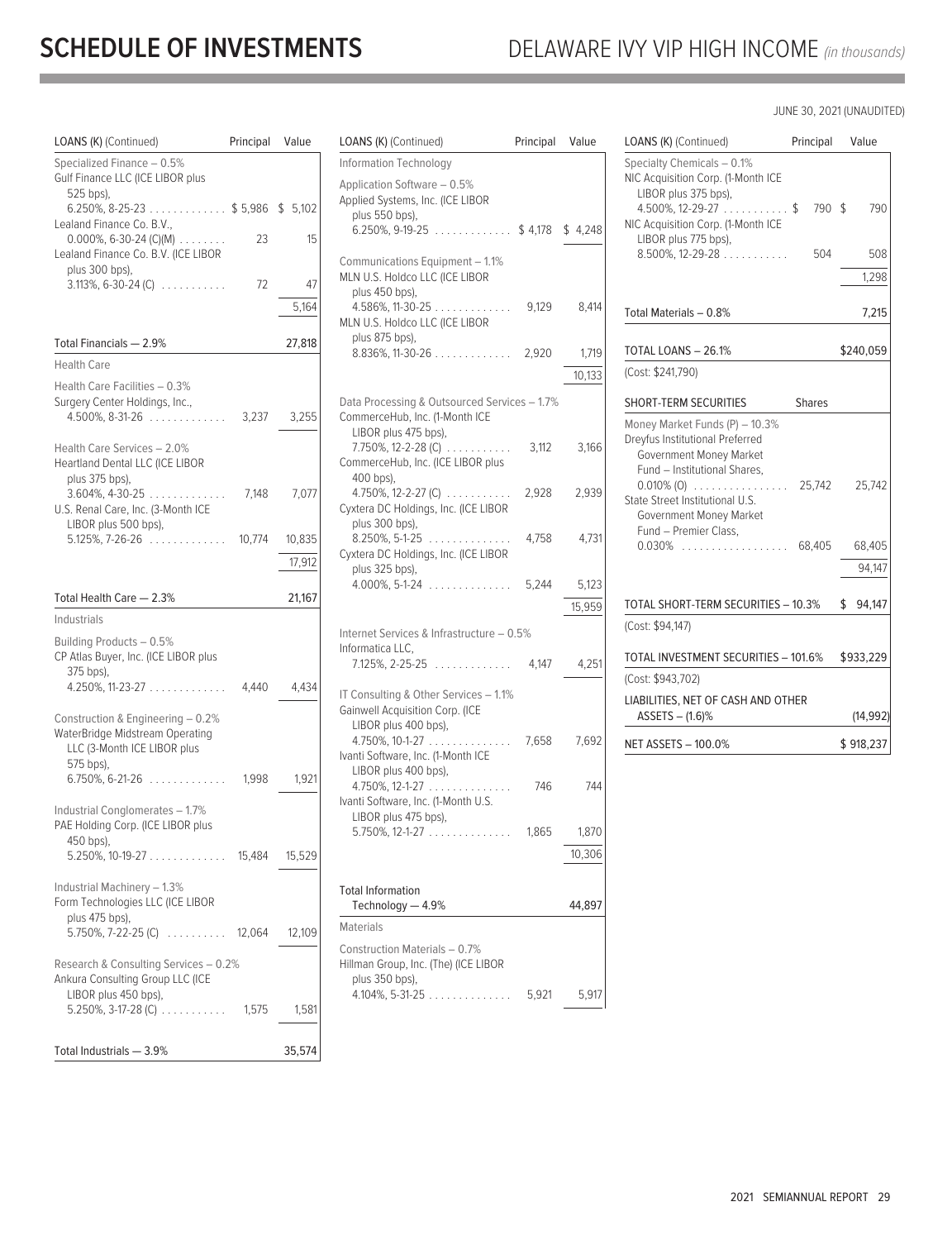# SCHEDULE OF INVESTMENTS

## DELAWARE IVY VIP HIGH INCOME *(in thousands)*

JUNE 30, 2021 (UNAUDITED)

| LOANS (K) (Continued) | Principal | Value |
|---|---|---|
| Specialized Finance – 0.5% | | |
| Gulf Finance LLC (ICE LIBOR plus 525 bps), 6.250%, 8-25-23 | $ 5,986 | $ 5,102 |
| Lealand Finance Co. B.V., 0.000%, 6-30-24 (C)(M) | 23 | 15 |
| Lealand Finance Co. B.V. (ICE LIBOR plus 300 bps), 3.113%, 6-30-24 (C) | 72 | 47 |
| | | 5,164 |
| Total Financials — 2.9% | | 27,818 |
| Health Care | | |
| Health Care Facilities – 0.3% | | |
| Surgery Center Holdings, Inc., 4.500%, 8-31-26 | 3,237 | 3,255 |
| Health Care Services – 2.0% | | |
| Heartland Dental LLC (ICE LIBOR plus 375 bps), 3.604%, 4-30-25 | 7,148 | 7,077 |
| U.S. Renal Care, Inc. (3-Month ICE LIBOR plus 500 bps), 5.125%, 7-26-26 | 10,774 | 10,835 |
| | | 17,912 |
| Total Health Care — 2.3% | | 21,167 |
| Industrials | | |
| Building Products – 0.5% | | |
| CP Atlas Buyer, Inc. (ICE LIBOR plus 375 bps), 4.250%, 11-23-27 | 4,440 | 4,434 |
| Construction & Engineering – 0.2% | | |
| WaterBridge Midstream Operating LLC (3-Month ICE LIBOR plus 575 bps), 6.750%, 6-21-26 | 1,998 | 1,921 |
| Industrial Conglomerates – 1.7% | | |
| PAE Holding Corp. (ICE LIBOR plus 450 bps), 5.250%, 10-19-27 | 15,484 | 15,529 |
| Industrial Machinery – 1.3% | | |
| Form Technologies LLC (ICE LIBOR plus 475 bps), 5.750%, 7-22-25 (C) | 12,064 | 12,109 |
| Research & Consulting Services – 0.2% | | |
| Ankura Consulting Group LLC (ICE LIBOR plus 450 bps), 5.250%, 3-17-28 (C) | 1,575 | 1,581 |
| Total Industrials — 3.9% | | 35,574 |
| Information Technology | | |
| Application Software – 0.5% | | |
| Applied Systems, Inc. (ICE LIBOR plus 550 bps), 6.250%, 9-19-25 | $ 4,178 | $ 4,248 |
| Communications Equipment – 1.1% | | |
| MLN U.S. Holdco LLC (ICE LIBOR plus 450 bps), 4.586%, 11-30-25 | 9,129 | 8,414 |
| MLN U.S. Holdco LLC (ICE LIBOR plus 875 bps), 8.836%, 11-30-26 | 2,920 | 1,719 |
| | | 10,133 |
| Data Processing & Outsourced Services – 1.7% | | |
| CommerceHub, Inc. (1-Month ICE LIBOR plus 475 bps), 7.750%, 12-2-28 (C) | 3,112 | 3,166 |
| CommerceHub, Inc. (ICE LIBOR plus 400 bps), 4.750%, 12-2-27 (C) | 2,928 | 2,939 |
| Cyxtera DC Holdings, Inc. (ICE LIBOR plus 300 bps), 8.250%, 5-1-25 | 4,758 | 4,731 |
| Cyxtera DC Holdings, Inc. (ICE LIBOR plus 325 bps), 4.000%, 5-1-24 | 5,244 | 5,123 |
| | | 15,959 |
| Internet Services & Infrastructure – 0.5% | | |
| Informatica LLC, 7.125%, 2-25-25 | 4,147 | 4,251 |
| IT Consulting & Other Services – 1.1% | | |
| Gainwell Acquisition Corp. (ICE LIBOR plus 400 bps), 4.750%, 10-1-27 | 7,658 | 7,692 |
| Ivanti Software, Inc. (1-Month ICE LIBOR plus 400 bps), 4.750%, 12-1-27 | 746 | 744 |
| Ivanti Software, Inc. (1-Month U.S. LIBOR plus 475 bps), 5.750%, 12-1-27 | 1,865 | 1,870 |
| | | 10,306 |
| Total Information Technology — 4.9% | | 44,897 |
| Materials | | |
| Construction Materials – 0.7% | | |
| Hillman Group, Inc. (The) (ICE LIBOR plus 350 bps), 4.104%, 5-31-25 | 5,921 | 5,917 |
| Specialty Chemicals – 0.1% | | |
| NIC Acquisition Corp. (1-Month ICE LIBOR plus 375 bps), 4.500%, 12-29-27 | $ 790 | $ 790 |
| NIC Acquisition Corp. (1-Month ICE LIBOR plus 775 bps), 8.500%, 12-29-28 | 504 | 508 |
| | | 1,298 |
| Total Materials – 0.8% | | 7,215 |
| TOTAL LOANS – 26.1% | | $240,059 |
| (Cost: $241,790) | | |

| SHORT-TERM SECURITIES | Shares | |
|---|---|---|
| Money Market Funds (P) – 10.3% | | |
| Dreyfus Institutional Preferred Government Money Market Fund – Institutional Shares, 0.010% (O) | 25,742 | 25,742 |
| State Street Institutional U.S. Government Money Market Fund – Premier Class, 0.030% | 68,405 | 68,405 |
| | | 94,147 |
| TOTAL SHORT-TERM SECURITIES – 10.3% | | $ 94,147 |
| (Cost: $94,147) | | |
| TOTAL INVESTMENT SECURITIES – 101.6% | | $933,229 |
| (Cost: $943,702) | | |
| LIABILITIES, NET OF CASH AND OTHER ASSETS – (1.6)% | | (14,992) |
| NET ASSETS – 100.0% | | $ 918,237 |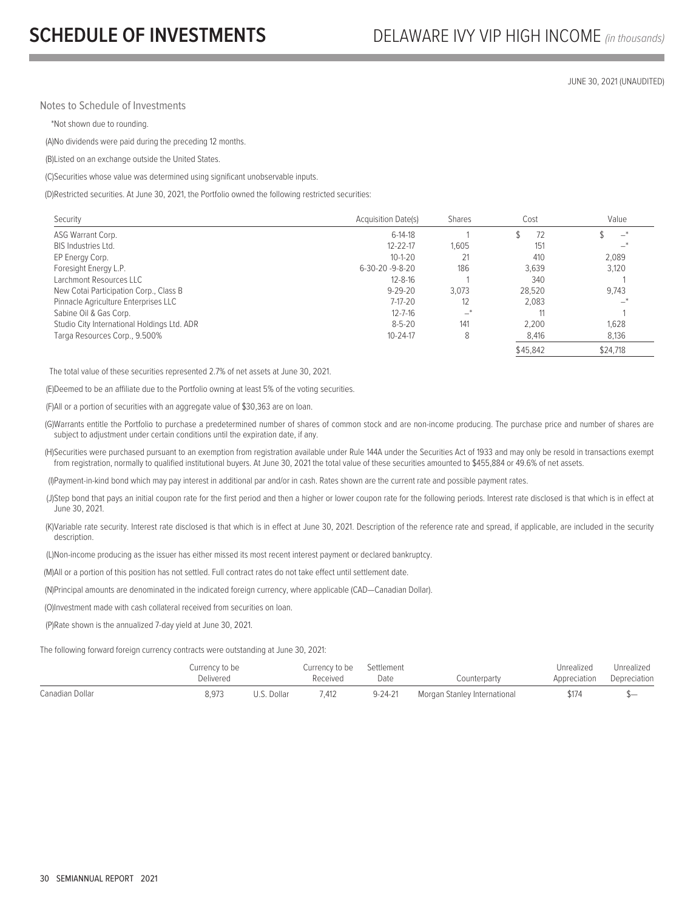# SCHEDULE OF INVESTMENTS

DELAWARE IVY VIP HIGH INCOME *(in thousands)*

JUNE 30, 2021 (UNAUDITED)

Notes to Schedule of Investments

*Not shown due to rounding.

(A)No dividends were paid during the preceding 12 months.

(B)Listed on an exchange outside the United States.

(C)Securities whose value was determined using significant unobservable inputs.

(D)Restricted securities. At June 30, 2021, the Portfolio owned the following restricted securities:

| Security | Acquisition Date(s) | Shares | Cost | Value |
|---|---|---|---|---|
| ASG Warrant Corp. | 6-14-18 | 1 | $ 72 | $ —* |
| BIS Industries Ltd. | 12-22-17 | 1,605 | 151 | —* |
| EP Energy Corp. | 10-1-20 | 21 | 410 | 2,089 |
| Foresight Energy L.P. | 6-30-20 -9-8-20 | 186 | 3,639 | 3,120 |
| Larchmont Resources LLC | 12-8-16 | 1 | 340 | 1 |
| New Cotai Participation Corp., Class B | 9-29-20 | 3,073 | 28,520 | 9,743 |
| Pinnacle Agriculture Enterprises LLC | 7-17-20 | 12 | 2,083 | —* |
| Sabine Oil & Gas Corp. | 12-7-16 | —* | 11 | 1 |
| Studio City International Holdings Ltd. ADR | 8-5-20 | 141 | 2,200 | 1,628 |
| Targa Resources Corp., 9.500% | 10-24-17 | 8 | 8,416 | 8,136 |
| | | | $45,842 | $24,718 |

The total value of these securities represented 2.7% of net assets at June 30, 2021.

(E)Deemed to be an affiliate due to the Portfolio owning at least 5% of the voting securities.

(F)All or a portion of securities with an aggregate value of $30,363 are on loan.

(G)Warrants entitle the Portfolio to purchase a predetermined number of shares of common stock and are non-income producing. The purchase price and number of shares are subject to adjustment under certain conditions until the expiration date, if any.

(H)Securities were purchased pursuant to an exemption from registration available under Rule 144A under the Securities Act of 1933 and may only be resold in transactions exempt from registration, normally to qualified institutional buyers. At June 30, 2021 the total value of these securities amounted to $455,884 or 49.6% of net assets.

(I)Payment-in-kind bond which may pay interest in additional par and/or in cash. Rates shown are the current rate and possible payment rates.

(J)Step bond that pays an initial coupon rate for the first period and then a higher or lower coupon rate for the following periods. Interest rate disclosed is that which is in effect at June 30, 2021.

(K)Variable rate security. Interest rate disclosed is that which is in effect at June 30, 2021. Description of the reference rate and spread, if applicable, are included in the security description.

(L)Non-income producing as the issuer has either missed its most recent interest payment or declared bankruptcy.

(M)All or a portion of this position has not settled. Full contract rates do not take effect until settlement date.

(N)Principal amounts are denominated in the indicated foreign currency, where applicable (CAD—Canadian Dollar).

(O)Investment made with cash collateral received from securities on loan.

(P)Rate shown is the annualized 7-day yield at June 30, 2021.

The following forward foreign currency contracts were outstanding at June 30, 2021:

| | Currency to be Delivered | | Currency to be Received | Settlement Date | Counterparty | Unrealized Appreciation | Unrealized Depreciation |
|---|---|---|---|---|---|---|---|
| Canadian Dollar | 8,973 | U.S. Dollar | 7,412 | 9-24-21 | Morgan Stanley International | $174 | $— |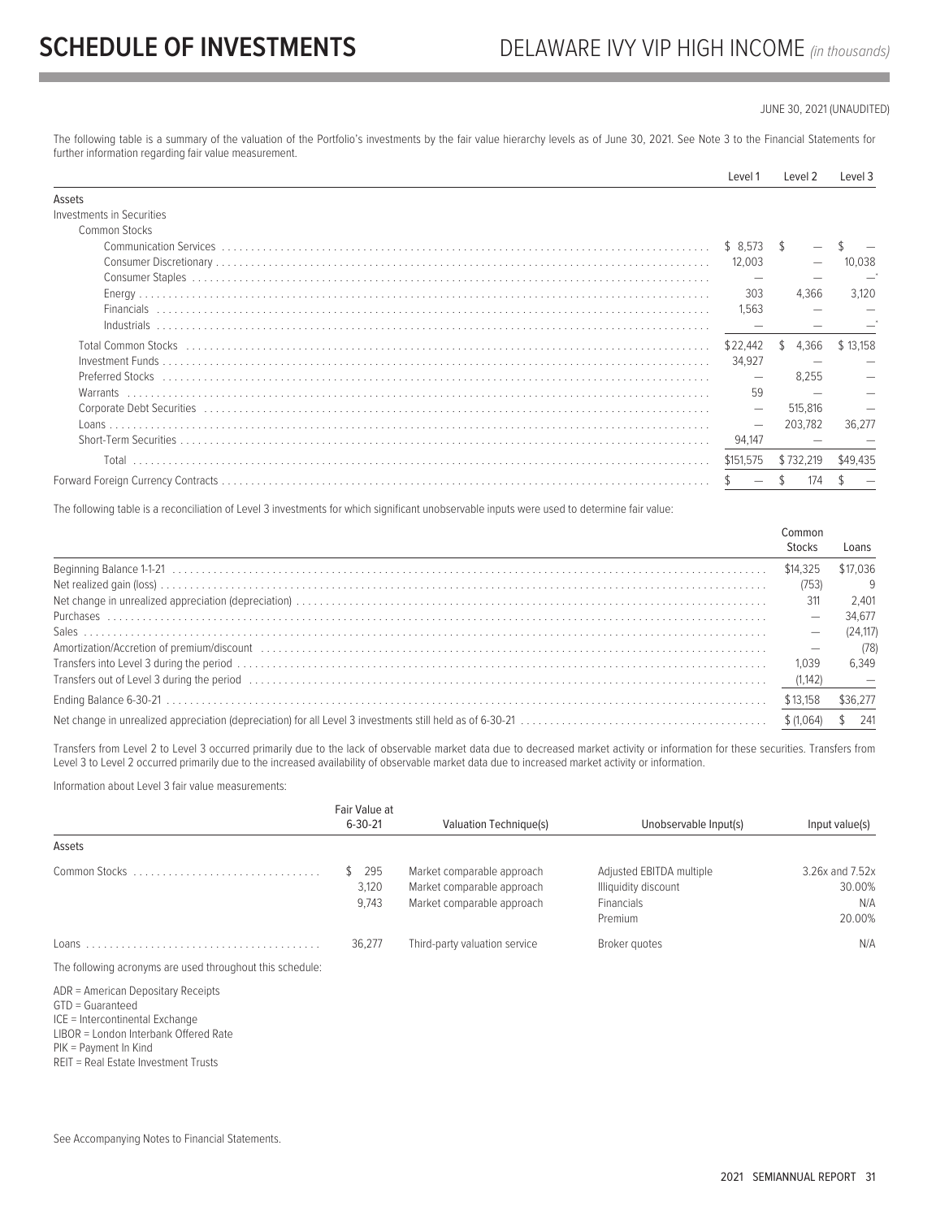# SCHEDULE OF INVESTMENTS

## DELAWARE IVY VIP HIGH INCOME *(in thousands)*

JUNE 30, 2021 (UNAUDITED)

The following table is a summary of the valuation of the Portfolio's investments by the fair value hierarchy levels as of June 30, 2021. See Note 3 to the Financial Statements for further information regarding fair value measurement.

| | Level 1 | Level 2 | Level 3 |
|---|---|---|---|
| Assets | | | |
| Investments in Securities | | | |
| Common Stocks | | | |
| Communication Services | $ 8,573 | $ — | $ — |
| Consumer Discretionary | 12,003 | — | 10,038 |
| Consumer Staples | — | — | —* |
| Energy | 303 | 4,366 | 3,120 |
| Financials | 1,563 | — | — |
| Industrials | — | — | —* |
| Total Common Stocks | $22,442 | $ 4,366 | $ 13,158 |
| Investment Funds | 34,927 | — | — |
| Preferred Stocks | — | 8,255 | — |
| Warrants | 59 | — | — |
| Corporate Debt Securities | — | 515,816 | — |
| Loans | — | 203,782 | 36,277 |
| Short-Term Securities | 94,147 | — | — |
| Total | $151,575 | $732,219 | $49,435 |
| Forward Foreign Currency Contracts | $ — | $ 174 | $ — |

The following table is a reconciliation of Level 3 investments for which significant unobservable inputs were used to determine fair value:

| | Common Stocks | Loans |
|---|---|---|
| Beginning Balance 1-1-21 | $14,325 | $17,036 |
| Net realized gain (loss) | (753) | 9 |
| Net change in unrealized appreciation (depreciation) | 311 | 2,401 |
| Purchases | — | 34,677 |
| Sales | — | (24,117) |
| Amortization/Accretion of premium/discount | — | (78) |
| Transfers into Level 3 during the period | 1,039 | 6,349 |
| Transfers out of Level 3 during the period | (1,142) | — |
| Ending Balance 6-30-21 | $13,158 | $36,277 |
| Net change in unrealized appreciation (depreciation) for all Level 3 investments still held as of 6-30-21 | $ (1,064) | $ 241 |

Transfers from Level 2 to Level 3 occurred primarily due to the lack of observable market data due to decreased market activity or information for these securities. Transfers from Level 3 to Level 2 occurred primarily due to the increased availability of observable market data due to increased market activity or information.

Information about Level 3 fair value measurements:

| | Fair Value at 6-30-21 | Valuation Technique(s) | Unobservable Input(s) | Input value(s) |
|---|---|---|---|---|
| Assets | | | | |
| Common Stocks | $ 295 | Market comparable approach | Adjusted EBITDA multiple | 3.26x and 7.52x |
| | 3,120 | Market comparable approach | Illiquidity discount | 30.00% |
| | 9,743 | Market comparable approach | Financials | N/A |
| | | | Premium | 20.00% |
| Loans | 36,277 | Third-party valuation service | Broker quotes | N/A |

The following acronyms are used throughout this schedule:

ADR = American Depositary Receipts
GTD = Guaranteed
ICE = Intercontinental Exchange
LIBOR = London Interbank Offered Rate
PIK = Payment In Kind
REIT = Real Estate Investment Trusts

See Accompanying Notes to Financial Statements.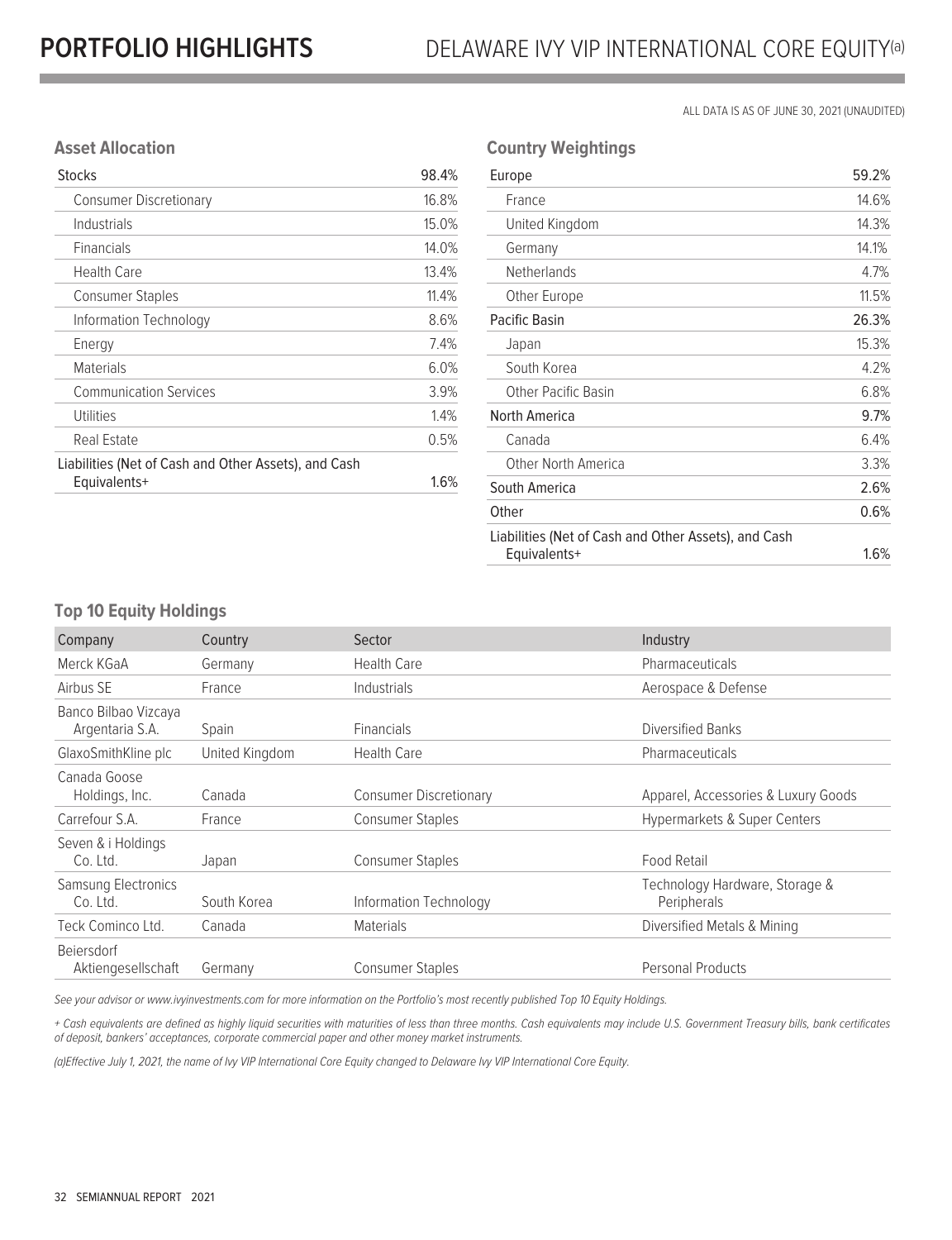# PORTFOLIO HIGHLIGHTS

## DELAWARE IVY VIP INTERNATIONAL CORE EQUITY(a)

ALL DATA IS AS OF JUNE 30, 2021 (UNAUDITED)

### Asset Allocation

| Stocks | 98.4% |
|---|---|
| Consumer Discretionary | 16.8% |
| Industrials | 15.0% |
| Financials | 14.0% |
| Health Care | 13.4% |
| Consumer Staples | 11.4% |
| Information Technology | 8.6% |
| Energy | 7.4% |
| Materials | 6.0% |
| Communication Services | 3.9% |
| Utilities | 1.4% |
| Real Estate | 0.5% |
| Liabilities (Net of Cash and Other Assets), and Cash Equivalents+ | 1.6% |

### Country Weightings

| Europe | 59.2% |
|---|---|
| France | 14.6% |
| United Kingdom | 14.3% |
| Germany | 14.1% |
| Netherlands | 4.7% |
| Other Europe | 11.5% |
| Pacific Basin | 26.3% |
| Japan | 15.3% |
| South Korea | 4.2% |
| Other Pacific Basin | 6.8% |
| North America | 9.7% |
| Canada | 6.4% |
| Other North America | 3.3% |
| South America | 2.6% |
| Other | 0.6% |
| Liabilities (Net of Cash and Other Assets), and Cash Equivalents+ | 1.6% |

### Top 10 Equity Holdings

| Company | Country | Sector | Industry |
|---|---|---|---|
| Merck KGaA | Germany | Health Care | Pharmaceuticals |
| Airbus SE | France | Industrials | Aerospace & Defense |
| Banco Bilbao Vizcaya Argentaria S.A. | Spain | Financials | Diversified Banks |
| GlaxoSmithKline plc | United Kingdom | Health Care | Pharmaceuticals |
| Canada Goose Holdings, Inc. | Canada | Consumer Discretionary | Apparel, Accessories & Luxury Goods |
| Carrefour S.A. | France | Consumer Staples | Hypermarkets & Super Centers |
| Seven & i Holdings Co. Ltd. | Japan | Consumer Staples | Food Retail |
| Samsung Electronics Co. Ltd. | South Korea | Information Technology | Technology Hardware, Storage & Peripherals |
| Teck Cominco Ltd. | Canada | Materials | Diversified Metals & Mining |
| Beiersdorf Aktiengesellschaft | Germany | Consumer Staples | Personal Products |

*See your advisor or www.ivyinvestments.com for more information on the Portfolio's most recently published Top 10 Equity Holdings.*

*+ Cash equivalents are defined as highly liquid securities with maturities of less than three months. Cash equivalents may include U.S. Government Treasury bills, bank certificates of deposit, bankers' acceptances, corporate commercial paper and other money market instruments.*

*(a)Effective July 1, 2021, the name of Ivy VIP International Core Equity changed to Delaware Ivy VIP International Core Equity.*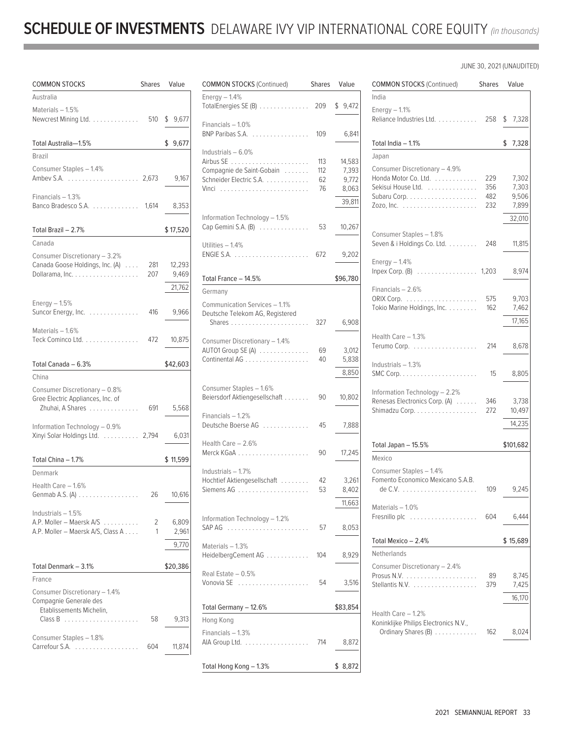# SCHEDULE OF INVESTMENTS DELAWARE IVY VIP INTERNATIONAL CORE EQUITY *(in thousands)*

JUNE 30, 2021 (UNAUDITED)

| COMMON STOCKS | Shares | Value |
|---|---|---|
| **Australia** | | |
| Materials – 1.5% | | |
| Newcrest Mining Ltd. | 510 | $ 9,677 |
| Total Australia—1.5% | | $ 9,677 |
| **Brazil** | | |
| Consumer Staples – 1.4% | | |
| Ambev S.A. | 2,673 | 9,167 |
| Financials – 1.3% | | |
| Banco Bradesco S.A. | 1,614 | 8,353 |
| Total Brazil – 2.7% | | $17,520 |
| **Canada** | | |
| Consumer Discretionary – 3.2% | | |
| Canada Goose Holdings, Inc. (A) | 281 | 12,293 |
| Dollarama, Inc. | 207 | 9,469 |
| | | 21,762 |
| Energy – 1.5% | | |
| Suncor Energy, Inc. | 416 | 9,966 |
| Materials – 1.6% | | |
| Teck Cominco Ltd. | 472 | 10,875 |
| Total Canada – 6.3% | | $42,603 |
| **China** | | |
| Consumer Discretionary – 0.8% | | |
| Gree Electric Appliances, Inc. of Zhuhai, A Shares | 691 | 5,568 |
| Information Technology – 0.9% | | |
| Xinyi Solar Holdings Ltd. | 2,794 | 6,031 |
| Total China – 1.7% | | $ 11,599 |
| **Denmark** | | |
| Health Care – 1.6% | | |
| Genmab A.S. (A) | 26 | 10,616 |
| Industrials – 1.5% | | |
| A.P. Moller – Maersk A/S | 2 | 6,809 |
| A.P. Moller – Maersk A/S, Class A | 1 | 2,961 |
| | | 9,770 |
| Total Denmark – 3.1% | | $20,386 |
| **France** | | |
| Consumer Discretionary – 1.4% | | |
| Compagnie Generale des Etablissements Michelin, Class B | 58 | 9,313 |
| Consumer Staples – 1.8% | | |
| Carrefour S.A. | 604 | 11,874 |
| Energy – 1.4% | | |
| TotalEnergies SE (B) | 209 | $ 9,472 |
| Financials – 1.0% | | |
| BNP Paribas S.A. | 109 | 6,841 |
| Industrials – 6.0% | | |
| Airbus SE | 113 | 14,583 |
| Compagnie de Saint-Gobain | 112 | 7,393 |
| Schneider Electric S.A. | 62 | 9,772 |
| Vinci | 76 | 8,063 |
| | | 39,811 |
| Information Technology – 1.5% | | |
| Cap Gemini S.A. (B) | 53 | 10,267 |
| Utilities – 1.4% | | |
| ENGIE S.A. | 672 | 9,202 |
| Total France – 14.5% | | $96,780 |
| **Germany** | | |
| Communication Services – 1.1% | | |
| Deutsche Telekom AG, Registered Shares | 327 | 6,908 |
| Consumer Discretionary – 1.4% | | |
| AUTO1 Group SE (A) | 69 | 3,012 |
| Continental AG | 40 | 5,838 |
| | | 8,850 |
| Consumer Staples – 1.6% | | |
| Beiersdorf Aktiengesellschaft | 90 | 10,802 |
| Financials – 1.2% | | |
| Deutsche Boerse AG | 45 | 7,888 |
| Health Care – 2.6% | | |
| Merck KGaA | 90 | 17,245 |
| Industrials – 1.7% | | |
| Hochtief Aktiengesellschaft | 42 | 3,261 |
| Siemens AG | 53 | 8,402 |
| | | 11,663 |
| Information Technology – 1.2% | | |
| SAP AG | 57 | 8,053 |
| Materials – 1.3% | | |
| HeidelbergCement AG | 104 | 8,929 |
| Real Estate – 0.5% | | |
| Vonovia SE | 54 | 3,516 |
| Total Germany – 12.6% | | $83,854 |
| **Hong Kong** | | |
| Financials – 1.3% | | |
| AIA Group Ltd. | 714 | 8,872 |
| Total Hong Kong – 1.3% | | $ 8,872 |
| **India** | | |
| Energy – 1.1% | | |
| Reliance Industries Ltd. | 258 | $ 7,328 |
| Total India – 1.1% | | $ 7,328 |
| **Japan** | | |
| Consumer Discretionary – 4.9% | | |
| Honda Motor Co. Ltd. | 229 | 7,302 |
| Sekisui House Ltd. | 356 | 7,303 |
| Subaru Corp. | 482 | 9,506 |
| Zozo, Inc. | 232 | 7,899 |
| | | 32,010 |
| Consumer Staples – 1.8% | | |
| Seven & i Holdings Co. Ltd. | 248 | 11,815 |
| Energy – 1.4% | | |
| Inpex Corp. (B) | 1,203 | 8,974 |
| Financials – 2.6% | | |
| ORIX Corp. | 575 | 9,703 |
| Tokio Marine Holdings, Inc. | 162 | 7,462 |
| | | 17,165 |
| Health Care – 1.3% | | |
| Terumo Corp. | 214 | 8,678 |
| Industrials – 1.3% | | |
| SMC Corp. | 15 | 8,805 |
| Information Technology – 2.2% | | |
| Renesas Electronics Corp. (A) | 346 | 3,738 |
| Shimadzu Corp. | 272 | 10,497 |
| | | 14,235 |
| Total Japan – 15.5% | | $101,682 |
| **Mexico** | | |
| Consumer Staples – 1.4% | | |
| Fomento Economico Mexicano S.A.B. de C.V. | 109 | 9,245 |
| Materials – 1.0% | | |
| Fresnillo plc | 604 | 6,444 |
| Total Mexico – 2.4% | | $ 15,689 |
| **Netherlands** | | |
| Consumer Discretionary – 2.4% | | |
| Prosus N.V. | 89 | 8,745 |
| Stellantis N.V. | 379 | 7,425 |
| | | 16,170 |
| Health Care – 1.2% | | |
| Koninklijke Philips Electronics N.V., Ordinary Shares (B) | 162 | 8,024 |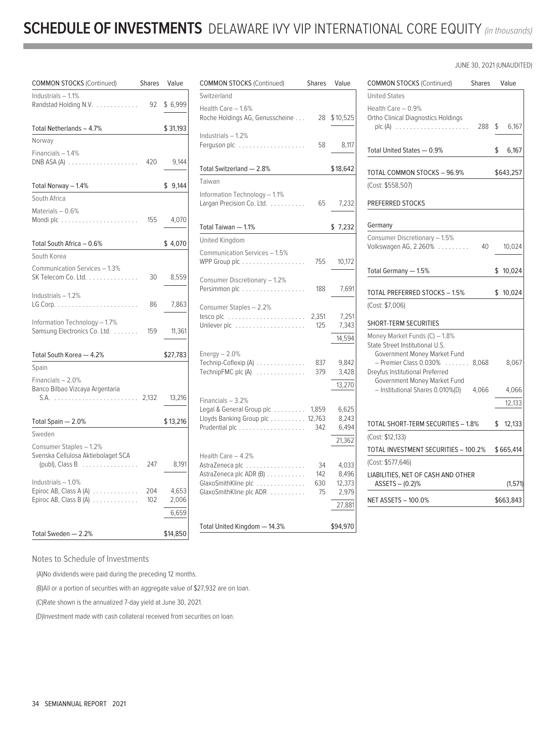# SCHEDULE OF INVESTMENTS DELAWARE IVY VIP INTERNATIONAL CORE EQUITY *(in thousands)*

JUNE 30, 2021 (UNAUDITED)

| COMMON STOCKS (Continued) | Shares | Value |
|---|---|---|
| Industrials – 1.1% | | |
| Randstad Holding N.V. | 92 | $ 6,999 |
| Total Netherlands – 4.7% | | $ 31,193 |
| Norway | | |
| Financials – 1.4% | | |
| DNB ASA (A) | 420 | 9,144 |
| Total Norway – 1.4% | | $ 9,144 |
| South Africa | | |
| Materials – 0.6% | | |
| Mondi plc | 155 | 4,070 |
| Total South Africa – 0.6% | | $ 4,070 |
| South Korea | | |
| Communication Services – 1.3% | | |
| SK Telecom Co. Ltd. | 30 | 8,559 |
| Industrials – 1.2% | | |
| LG Corp. | 86 | 7,863 |
| Information Technology – 1.7% | | |
| Samsung Electronics Co. Ltd. | 159 | 11,361 |
| Total South Korea — 4.2% | | $27,783 |
| Spain | | |
| Financials – 2.0% | | |
| Banco Bilbao Vizcaya Argentaria S.A. | 2,132 | 13,216 |
| Total Spain — 2.0% | | $ 13,216 |
| Sweden | | |
| Consumer Staples – 1.2% | | |
| Svenska Cellulosa Aktiebolaget SCA (publ), Class B | 247 | 8,191 |
| Industrials – 1.0% | | |
| Epiroc AB, Class A (A) | 204 | 4,653 |
| Epiroc AB, Class B (A) | 102 | 2,006 |
| | | 6,659 |
| Total Sweden — 2.2% | | $14,850 |
| Switzerland | | |
| Health Care – 1.6% | | |
| Roche Holdings AG, Genusscheine | 28 | $ 10,525 |
| Industrials – 1.2% | | |
| Ferguson plc | 58 | 8,117 |
| Total Switzerland — 2.8% | | $18,642 |
| Taiwan | | |
| Information Technology – 1.1% | | |
| Largan Precision Co. Ltd. | 65 | 7,232 |
| Total Taiwan — 1.1% | | $ 7,232 |
| United Kingdom | | |
| Communication Services – 1.5% | | |
| WPP Group plc | 755 | 10,172 |
| Consumer Discretionary – 1.2% | | |
| Persimmon plc | 188 | 7,691 |
| Consumer Staples – 2.2% | | |
| tesco plc | 2,351 | 7,251 |
| Unilever plc | 125 | 7,343 |
| | | 14,594 |
| Energy – 2.0% | | |
| Technip-Coflexip (A) | 837 | 9,842 |
| TechnipFMC plc (A) | 379 | 3,428 |
| | | 13,270 |
| Financials – 3.2% | | |
| Legal & General Group plc | 1,859 | 6,625 |
| Lloyds Banking Group plc | 12,763 | 8,243 |
| Prudential plc | 342 | 6,494 |
| | | 21,362 |
| Health Care – 4.2% | | |
| AstraZeneca plc | 34 | 4,033 |
| AstraZeneca plc ADR (B) | 142 | 8,496 |
| GlaxoSmithKline plc | 630 | 12,373 |
| GlaxoSmithKline plc ADR | 75 | 2,979 |
| | | 27,881 |
| Total United Kingdom — 14.3% | | $94,970 |
| United States | | |
| Health Care – 0.9% | | |
| Ortho Clinical Diagnostics Holdings plc (A) | 288 | $ 6,167 |
| Total United States — 0.9% | | $ 6,167 |
| TOTAL COMMON STOCKS – 96.9% | | $643,257 |
| (Cost: $558,507) | | |

| PREFERRED STOCKS | Shares | Value |
|---|---|---|
| Germany | | |
| Consumer Discretionary – 1.5% | | |
| Volkswagen AG, 2.260% | 40 | 10,024 |
| Total Germany — 1.5% | | $ 10,024 |
| TOTAL PREFERRED STOCKS – 1.5% | | $ 10,024 |
| (Cost: $7,006) | | |

| SHORT-TERM SECURITIES | Shares | Value |
|---|---|---|
| Money Market Funds (C) – 1.8% | | |
| State Street Institutional U.S. Government Money Market Fund – Premier Class 0.030% | 8,068 | 8,067 |
| Dreyfus Institutional Preferred Government Money Market Fund – Institutional Shares 0.010%(D) | 4,066 | 4,066 |
| | | 12,133 |
| TOTAL SHORT-TERM SECURITIES – 1.8% | | $ 12,133 |
| (Cost: $12,133) | | |
| TOTAL INVESTMENT SECURITIES – 100.2% | | $665,414 |
| (Cost: $577,646) | | |
| LIABILITIES, NET OF CASH AND OTHER ASSETS – (0.2)% | | (1,571) |
| NET ASSETS – 100.0% | | $663,843 |

Notes to Schedule of Investments

(A)No dividends were paid during the preceding 12 months.

(B)All or a portion of securities with an aggregate value of $27,932 are on loan.

(C)Rate shown is the annualized 7-day yield at June 30, 2021.

(D)Investment made with cash collateral received from securities on loan.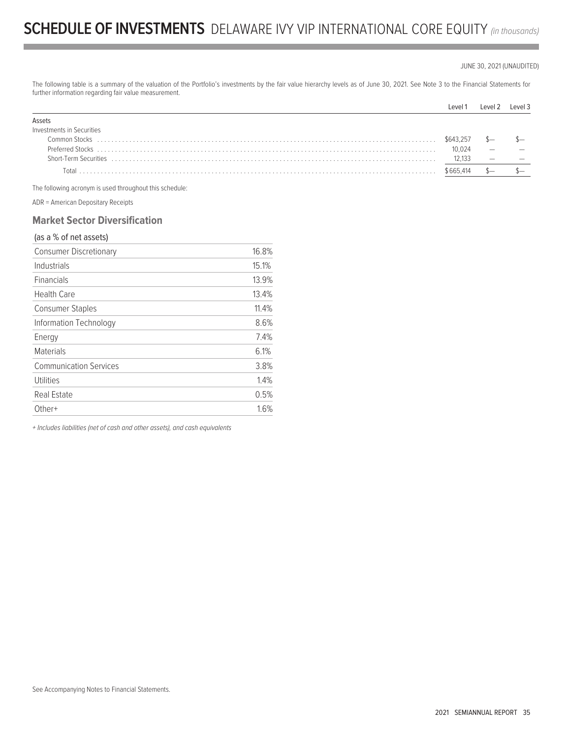# SCHEDULE OF INVESTMENTS DELAWARE IVY VIP INTERNATIONAL CORE EQUITY *(in thousands)*

JUNE 30, 2021 (UNAUDITED)

The following table is a summary of the valuation of the Portfolio's investments by the fair value hierarchy levels as of June 30, 2021. See Note 3 to the Financial Statements for further information regarding fair value measurement.

| | Level 1 | Level 2 | Level 3 |
|---|---|---|---|
| Assets | | | |
| Investments in Securities | | | |
| Common Stocks | $643,257 | $— | $— |
| Preferred Stocks | 10,024 | — | — |
| Short-Term Securities | 12,133 | — | — |
| Total | $665,414 | $— | $— |

The following acronym is used throughout this schedule:

ADR = American Depositary Receipts

## Market Sector Diversification

| (as a % of net assets) | |
|---|---|
| Consumer Discretionary | 16.8% |
| Industrials | 15.1% |
| Financials | 13.9% |
| Health Care | 13.4% |
| Consumer Staples | 11.4% |
| Information Technology | 8.6% |
| Energy | 7.4% |
| Materials | 6.1% |
| Communication Services | 3.8% |
| Utilities | 1.4% |
| Real Estate | 0.5% |
| Other+ | 1.6% |

*+ Includes liabilities (net of cash and other assets), and cash equivalents*

See Accompanying Notes to Financial Statements.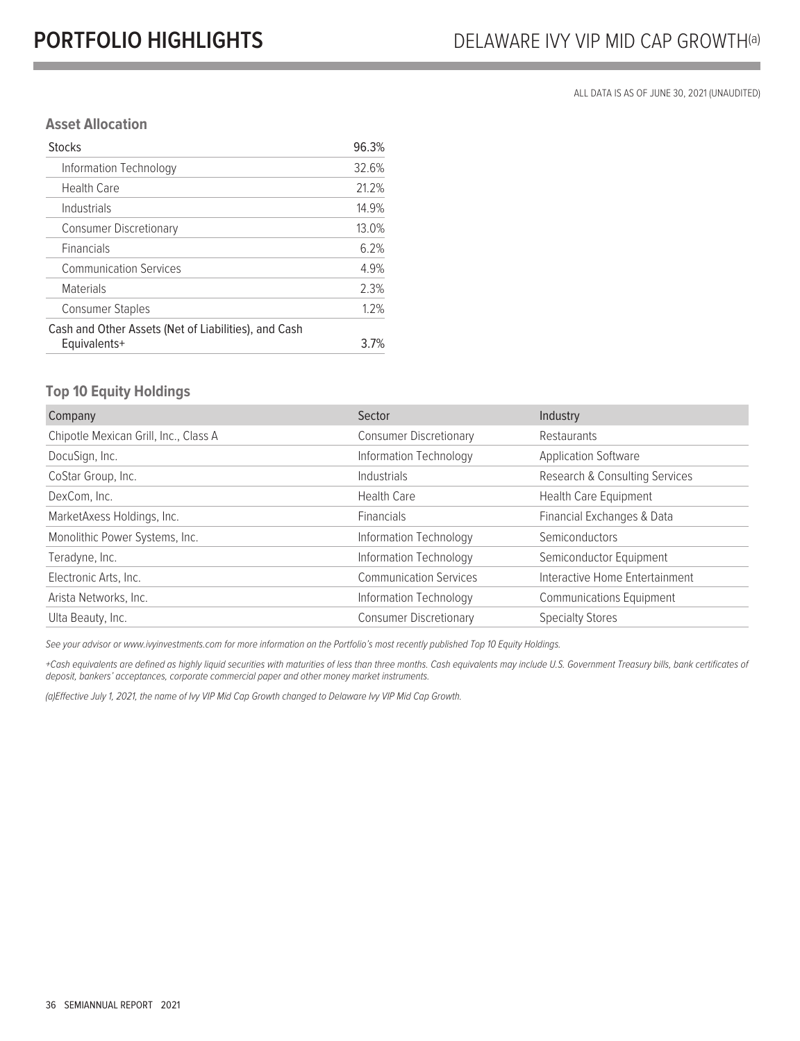# PORTFOLIO HIGHLIGHTS

## DELAWARE IVY VIP MID CAP GROWTH[(a)]

ALL DATA IS AS OF JUNE 30, 2021 (UNAUDITED)

### Asset Allocation

| | |
|---|---|
| Stocks | 96.3% |
| Information Technology | 32.6% |
| Health Care | 21.2% |
| Industrials | 14.9% |
| Consumer Discretionary | 13.0% |
| Financials | 6.2% |
| Communication Services | 4.9% |
| Materials | 2.3% |
| Consumer Staples | 1.2% |
| Cash and Other Assets (Net of Liabilities), and Cash Equivalents+ | 3.7% |

### Top 10 Equity Holdings

| Company | Sector | Industry |
|---|---|---|
| Chipotle Mexican Grill, Inc., Class A | Consumer Discretionary | Restaurants |
| DocuSign, Inc. | Information Technology | Application Software |
| CoStar Group, Inc. | Industrials | Research & Consulting Services |
| DexCom, Inc. | Health Care | Health Care Equipment |
| MarketAxess Holdings, Inc. | Financials | Financial Exchanges & Data |
| Monolithic Power Systems, Inc. | Information Technology | Semiconductors |
| Teradyne, Inc. | Information Technology | Semiconductor Equipment |
| Electronic Arts, Inc. | Communication Services | Interactive Home Entertainment |
| Arista Networks, Inc. | Information Technology | Communications Equipment |
| Ulta Beauty, Inc. | Consumer Discretionary | Specialty Stores |

*See your advisor or www.ivyinvestments.com for more information on the Portfolio's most recently published Top 10 Equity Holdings.*

*+Cash equivalents are defined as highly liquid securities with maturities of less than three months. Cash equivalents may include U.S. Government Treasury bills, bank certificates of deposit, bankers' acceptances, corporate commercial paper and other money market instruments.*

*(a)Effective July 1, 2021, the name of Ivy VIP Mid Cap Growth changed to Delaware Ivy VIP Mid Cap Growth.*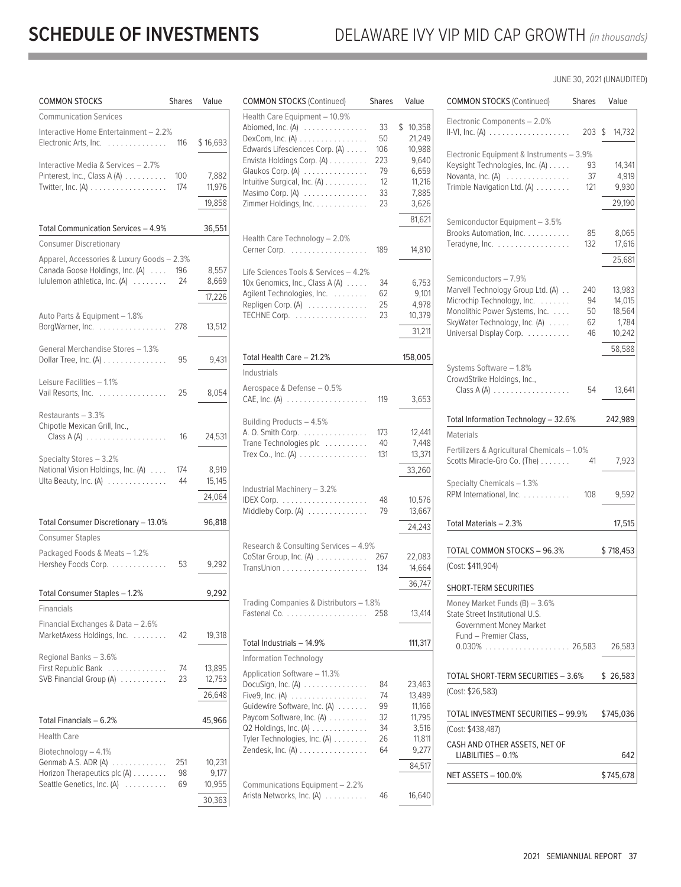# SCHEDULE OF INVESTMENTS

## DELAWARE IVY VIP MID CAP GROWTH *(in thousands)*

JUNE 30, 2021 (UNAUDITED)

| COMMON STOCKS | Shares | Value |
|---|---|---|
| **Communication Services** | | |
| Interactive Home Entertainment – 2.2% | | |
| Electronic Arts, Inc. | 116 | $ 16,693 |
| Interactive Media & Services – 2.7% | | |
| Pinterest, Inc., Class A (A) | 100 | 7,882 |
| Twitter, Inc. (A) | 174 | 11,976 |
| | | 19,858 |
| Total Communication Services – 4.9% | | 36,551 |
| **Consumer Discretionary** | | |
| Apparel, Accessories & Luxury Goods – 2.3% | | |
| Canada Goose Holdings, Inc. (A) | 196 | 8,557 |
| lululemon athletica, Inc. (A) | 24 | 8,669 |
| | | 17,226 |
| Auto Parts & Equipment – 1.8% | | |
| BorgWarner, Inc. | 278 | 13,512 |
| General Merchandise Stores – 1.3% | | |
| Dollar Tree, Inc. (A) | 95 | 9,431 |
| Leisure Facilities – 1.1% | | |
| Vail Resorts, Inc. | 25 | 8,054 |
| Restaurants – 3.3% | | |
| Chipotle Mexican Grill, Inc., Class A (A) | 16 | 24,531 |
| Specialty Stores – 3.2% | | |
| National Vision Holdings, Inc. (A) | 174 | 8,919 |
| Ulta Beauty, Inc. (A) | 44 | 15,145 |
| | | 24,064 |
| Total Consumer Discretionary – 13.0% | | 96,818 |
| **Consumer Staples** | | |
| Packaged Foods & Meats – 1.2% | | |
| Hershey Foods Corp. | 53 | 9,292 |
| Total Consumer Staples – 1.2% | | 9,292 |
| **Financials** | | |
| Financial Exchanges & Data – 2.6% | | |
| MarketAxess Holdings, Inc. | 42 | 19,318 |
| Regional Banks – 3.6% | | |
| First Republic Bank | 74 | 13,895 |
| SVB Financial Group (A) | 23 | 12,753 |
| | | 26,648 |
| Total Financials – 6.2% | | 45,966 |
| **Health Care** | | |
| Biotechnology – 4.1% | | |
| Genmab A.S. ADR (A) | 251 | 10,231 |
| Horizon Therapeutics plc (A) | 98 | 9,177 |
| Seattle Genetics, Inc. (A) | 69 | 10,955 |
| | | 30,363 |

| COMMON STOCKS (Continued) | Shares | Value |
|---|---|---|
| Health Care Equipment – 10.9% | | |
| Abiomed, Inc. (A) | 33 | $ 10,358 |
| DexCom, Inc. (A) | 50 | 21,249 |
| Edwards Lifesciences Corp. (A) | 106 | 10,988 |
| Envista Holdings Corp. (A) | 223 | 9,640 |
| Glaukos Corp. (A) | 79 | 6,659 |
| Intuitive Surgical, Inc. (A) | 12 | 11,216 |
| Masimo Corp. (A) | 33 | 7,885 |
| Zimmer Holdings, Inc. | 23 | 3,626 |
| | | 81,621 |
| Health Care Technology – 2.0% | | |
| Cerner Corp. | 189 | 14,810 |
| Life Sciences Tools & Services – 4.2% | | |
| 10x Genomics, Inc., Class A (A) | 34 | 6,753 |
| Agilent Technologies, Inc. | 62 | 9,101 |
| Repligen Corp. (A) | 25 | 4,978 |
| TECHNE Corp. | 23 | 10,379 |
| | | 31,211 |
| Total Health Care – 21.2% | | 158,005 |
| **Industrials** | | |
| Aerospace & Defense – 0.5% | | |
| CAE, Inc. (A) | 119 | 3,653 |
| Building Products – 4.5% | | |
| A. O. Smith Corp. | 173 | 12,441 |
| Trane Technologies plc | 40 | 7,448 |
| Trex Co., Inc. (A) | 131 | 13,371 |
| | | 33,260 |
| Industrial Machinery – 3.2% | | |
| IDEX Corp. | 48 | 10,576 |
| Middleby Corp. (A) | 79 | 13,667 |
| | | 24,243 |
| Research & Consulting Services – 4.9% | | |
| CoStar Group, Inc. (A) | 267 | 22,083 |
| TransUnion | 134 | 14,664 |
| | | 36,747 |
| Trading Companies & Distributors – 1.8% | | |
| Fastenal Co. | 258 | 13,414 |
| Total Industrials – 14.9% | | 111,317 |
| **Information Technology** | | |
| Application Software – 11.3% | | |
| DocuSign, Inc. (A) | 84 | 23,463 |
| Five9, Inc. (A) | 74 | 13,489 |
| Guidewire Software, Inc. (A) | 99 | 11,166 |
| Paycom Software, Inc. (A) | 32 | 11,795 |
| Q2 Holdings, Inc. (A) | 34 | 3,516 |
| Tyler Technologies, Inc. (A) | 26 | 11,811 |
| Zendesk, Inc. (A) | 64 | 9,277 |
| | | 84,517 |
| Communications Equipment – 2.2% | | |
| Arista Networks, Inc. (A) | 46 | 16,640 |

| COMMON STOCKS (Continued) | Shares | Value |
|---|---|---|
| Electronic Components – 2.0% | | |
| II-VI, Inc. (A) | 203 | $ 14,732 |
| Electronic Equipment & Instruments – 3.9% | | |
| Keysight Technologies, Inc. (A) | 93 | 14,341 |
| Novanta, Inc. (A) | 37 | 4,919 |
| Trimble Navigation Ltd. (A) | 121 | 9,930 |
| | | 29,190 |
| Semiconductor Equipment – 3.5% | | |
| Brooks Automation, Inc. | 85 | 8,065 |
| Teradyne, Inc. | 132 | 17,616 |
| | | 25,681 |
| Semiconductors – 7.9% | | |
| Marvell Technology Group Ltd. (A) | 240 | 13,983 |
| Microchip Technology, Inc. | 94 | 14,015 |
| Monolithic Power Systems, Inc. | 50 | 18,564 |
| SkyWater Technology, Inc. (A) | 62 | 1,784 |
| Universal Display Corp. | 46 | 10,242 |
| | | 58,588 |
| Systems Software – 1.8% | | |
| CrowdStrike Holdings, Inc., Class A (A) | 54 | 13,641 |
| Total Information Technology – 32.6% | | 242,989 |
| **Materials** | | |
| Fertilizers & Agricultural Chemicals – 1.0% | | |
| Scotts Miracle-Gro Co. (The) | 41 | 7,923 |
| Specialty Chemicals – 1.3% | | |
| RPM International, Inc. | 108 | 9,592 |
| Total Materials – 2.3% | | 17,515 |
| TOTAL COMMON STOCKS – 96.3% | | $ 718,453 |
| (Cost: $411,904) | | |

| SHORT-TERM SECURITIES | Shares | Value |
|---|---|---|
| Money Market Funds (B) – 3.6% | | |
| State Street Institutional U.S. Government Money Market Fund – Premier Class, 0.030% | 26,583 | 26,583 |
| TOTAL SHORT-TERM SECURITIES – 3.6% | | $ 26,583 |
| (Cost: $26,583) | | |
| TOTAL INVESTMENT SECURITIES – 99.9% | | $745,036 |
| (Cost: $438,487) | | |
| CASH AND OTHER ASSETS, NET OF LIABILITIES – 0.1% | | 642 |
| NET ASSETS – 100.0% | | $745,678 |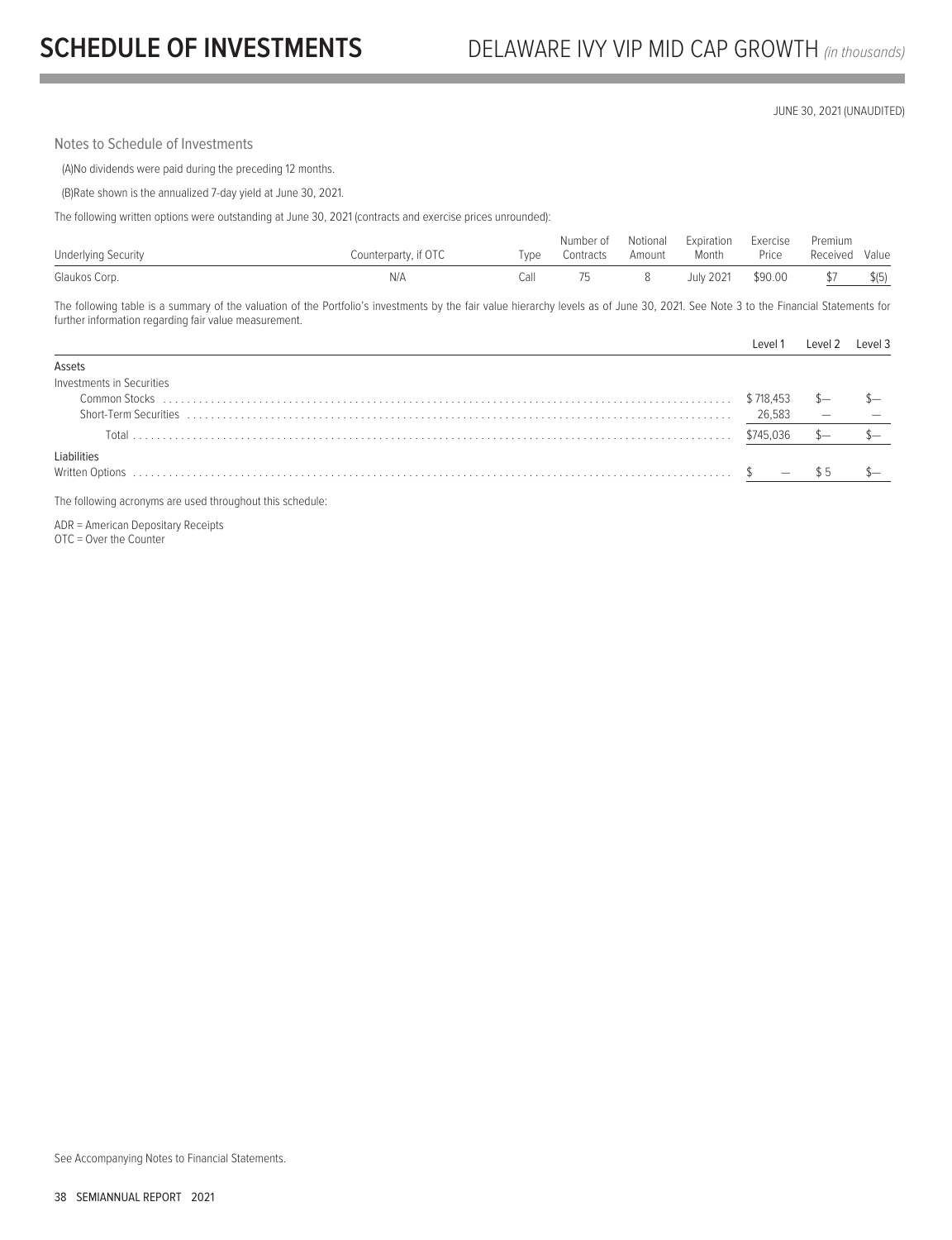JUNE 30, 2021 (UNAUDITED)

Notes to Schedule of Investments

(A)No dividends were paid during the preceding 12 months.

(B)Rate shown is the annualized 7-day yield at June 30, 2021.

The following written options were outstanding at June 30, 2021 (contracts and exercise prices unrounded):

| Underlying Security | Counterparty, if OTC | Type | Number of Contracts | Notional Amount | Expiration Month | Exercise Price | Premium Received | Value |
|---|---|---|---|---|---|---|---|---|
| Glaukos Corp. | N/A | Call | 75 | 8 | July 2021 | $90.00 | $7 | $(5) |

The following table is a summary of the valuation of the Portfolio's investments by the fair value hierarchy levels as of June 30, 2021. See Note 3 to the Financial Statements for further information regarding fair value measurement.

| | Level 1 | Level 2 | Level 3 |
|---|---|---|---|
| Assets | | | |
| Investments in Securities | | | |
| Common Stocks | $718,453 | $— | $— |
| Short-Term Securities | 26,583 | — | — |
| Total | $745,036 | $— | $— |
| Liabilities | | | |
| Written Options | $ — | $5 | $— |

The following acronyms are used throughout this schedule:

ADR = American Depositary Receipts
OTC = Over the Counter

See Accompanying Notes to Financial Statements.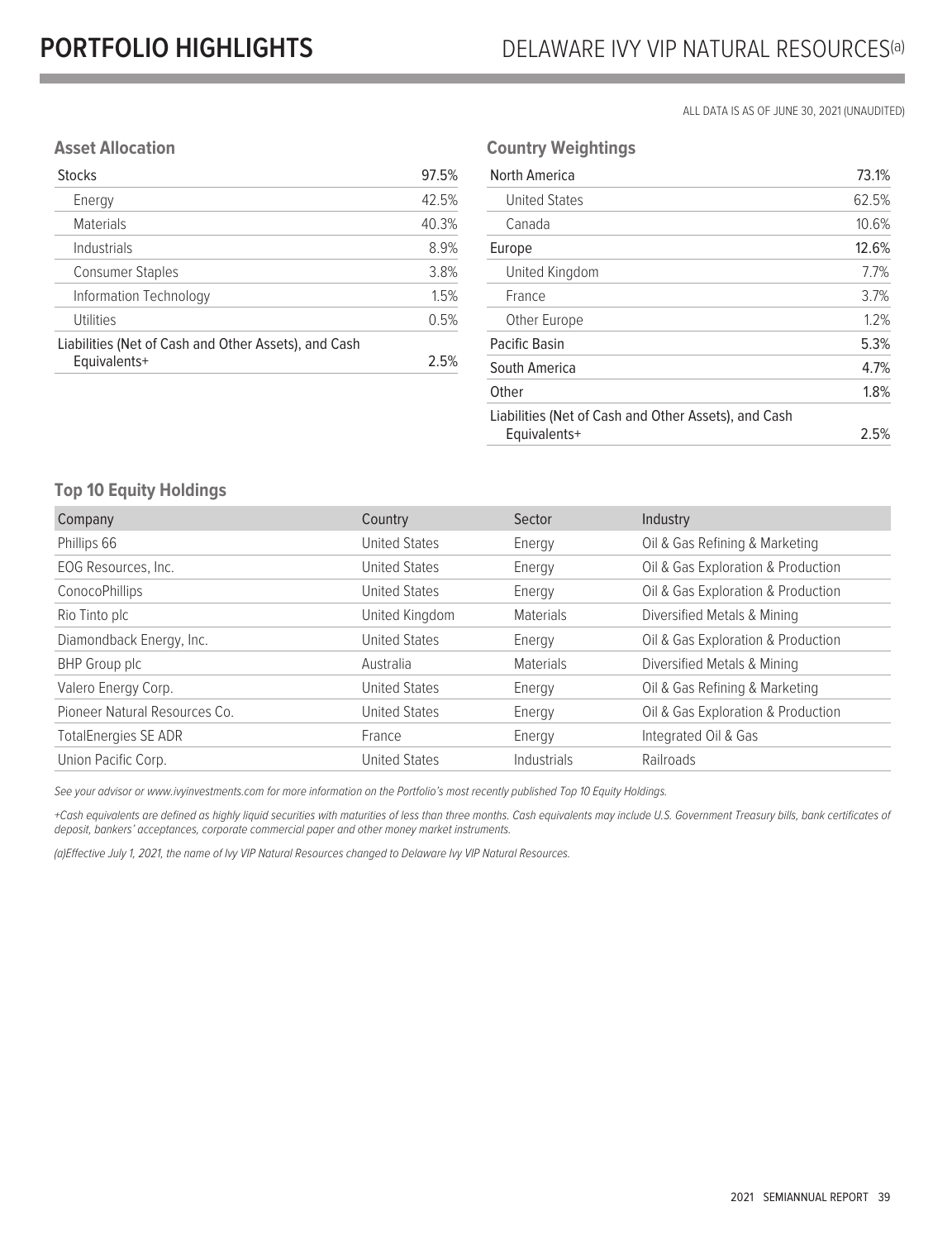# PORTFOLIO HIGHLIGHTS

## DELAWARE IVY VIP NATURAL RESOURCES(a)

ALL DATA IS AS OF JUNE 30, 2021 (UNAUDITED)

### Asset Allocation

| | |
|---|---|
| Stocks | 97.5% |
| Energy | 42.5% |
| Materials | 40.3% |
| Industrials | 8.9% |
| Consumer Staples | 3.8% |
| Information Technology | 1.5% |
| Utilities | 0.5% |
| Liabilities (Net of Cash and Other Assets), and Cash Equivalents+ | 2.5% |

### Country Weightings

| | |
|---|---|
| North America | 73.1% |
| United States | 62.5% |
| Canada | 10.6% |
| Europe | 12.6% |
| United Kingdom | 7.7% |
| France | 3.7% |
| Other Europe | 1.2% |
| Pacific Basin | 5.3% |
| South America | 4.7% |
| Other | 1.8% |
| Liabilities (Net of Cash and Other Assets), and Cash Equivalents+ | 2.5% |

### Top 10 Equity Holdings

| Company | Country | Sector | Industry |
|---|---|---|---|
| Phillips 66 | United States | Energy | Oil & Gas Refining & Marketing |
| EOG Resources, Inc. | United States | Energy | Oil & Gas Exploration & Production |
| ConocoPhillips | United States | Energy | Oil & Gas Exploration & Production |
| Rio Tinto plc | United Kingdom | Materials | Diversified Metals & Mining |
| Diamondback Energy, Inc. | United States | Energy | Oil & Gas Exploration & Production |
| BHP Group plc | Australia | Materials | Diversified Metals & Mining |
| Valero Energy Corp. | United States | Energy | Oil & Gas Refining & Marketing |
| Pioneer Natural Resources Co. | United States | Energy | Oil & Gas Exploration & Production |
| TotalEnergies SE ADR | France | Energy | Integrated Oil & Gas |
| Union Pacific Corp. | United States | Industrials | Railroads |

*See your advisor or www.ivyinvestments.com for more information on the Portfolio's most recently published Top 10 Equity Holdings.*

*+Cash equivalents are defined as highly liquid securities with maturities of less than three months. Cash equivalents may include U.S. Government Treasury bills, bank certificates of deposit, bankers' acceptances, corporate commercial paper and other money market instruments.*

*(a)Effective July 1, 2021, the name of Ivy VIP Natural Resources changed to Delaware Ivy VIP Natural Resources.*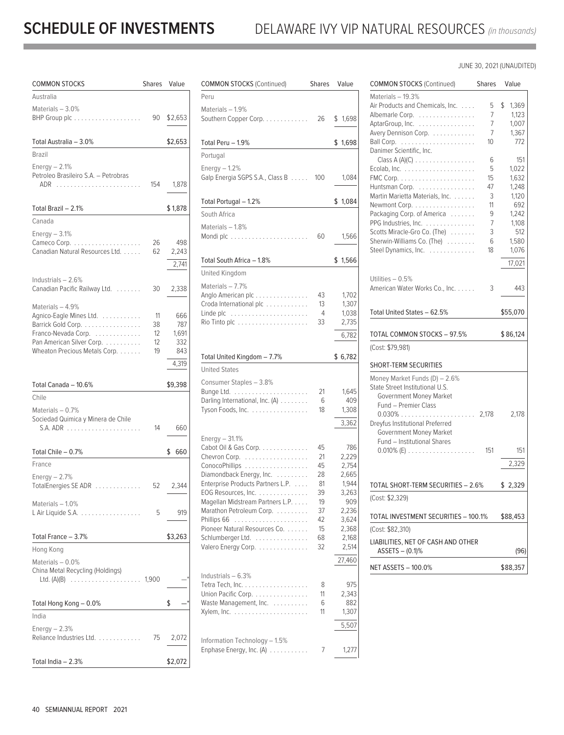# SCHEDULE OF INVESTMENTS DELAWARE IVY VIP NATURAL RESOURCES *(in thousands)*

JUNE 30, 2021 (UNAUDITED)

| COMMON STOCKS | Shares | Value |
|---|---|---|
| **Australia** | | |
| Materials – 3.0% | | |
| BHP Group plc | 90 | $2,653 |
| Total Australia – 3.0% | | $2,653 |
| **Brazil** | | |
| Energy – 2.1% | | |
| Petroleo Brasileiro S.A. – Petrobras ADR | 154 | 1,878 |
| Total Brazil – 2.1% | | $1,878 |
| **Canada** | | |
| Energy – 3.1% | | |
| Cameco Corp. | 26 | 498 |
| Canadian Natural Resources Ltd. | 62 | 2,243 |
| | | 2,741 |
| Industrials – 2.6% | | |
| Canadian Pacific Railway Ltd. | 30 | 2,338 |
| Materials – 4.9% | | |
| Agnico-Eagle Mines Ltd. | 11 | 666 |
| Barrick Gold Corp. | 38 | 787 |
| Franco-Nevada Corp. | 12 | 1,691 |
| Pan American Silver Corp. | 12 | 332 |
| Wheaton Precious Metals Corp. | 19 | 843 |
| | | 4,319 |
| Total Canada – 10.6% | | $9,398 |
| **Chile** | | |
| Materials – 0.7% | | |
| Sociedad Quimica y Minera de Chile S.A. ADR | 14 | 660 |
| Total Chile – 0.7% | | $ 660 |
| **France** | | |
| Energy – 2.7% | | |
| TotalEnergies SE ADR | 52 | 2,344 |
| Materials – 1.0% | | |
| L Air Liquide S.A. | 5 | 919 |
| Total France – 3.7% | | $3,263 |
| **Hong Kong** | | |
| Materials – 0.0% | | |
| China Metal Recycling (Holdings) Ltd. (A)(B) | 1,900 | —* |
| Total Hong Kong – 0.0% | | $ —* |
| **India** | | |
| Energy – 2.3% | | |
| Reliance Industries Ltd. | 75 | 2,072 |
| Total India – 2.3% | | $2,072 |
| **Peru** | | |
| Materials – 1.9% | | |
| Southern Copper Corp. | 26 | $ 1,698 |
| Total Peru – 1.9% | | $ 1,698 |
| **Portugal** | | |
| Energy – 1.2% | | |
| Galp Energia SGPS S.A., Class B | 100 | 1,084 |
| Total Portugal – 1.2% | | $ 1,084 |
| **South Africa** | | |
| Materials – 1.8% | | |
| Mondi plc | 60 | 1,566 |
| Total South Africa – 1.8% | | $ 1,566 |
| **United Kingdom** | | |
| Materials – 7.7% | | |
| Anglo American plc | 43 | 1,702 |
| Croda International plc | 13 | 1,307 |
| Linde plc | 4 | 1,038 |
| Rio Tinto plc | 33 | 2,735 |
| | | 6,782 |
| Total United Kingdom – 7.7% | | $ 6,782 |
| **United States** | | |
| Consumer Staples – 3.8% | | |
| Bunge Ltd. | 21 | 1,645 |
| Darling International, Inc. (A) | 6 | 409 |
| Tyson Foods, Inc. | 18 | 1,308 |
| | | 3,362 |
| Energy – 31.1% | | |
| Cabot Oil & Gas Corp. | 45 | 786 |
| Chevron Corp. | 21 | 2,229 |
| ConocoPhillips | 45 | 2,754 |
| Diamondback Energy, Inc. | 28 | 2,665 |
| Enterprise Products Partners L.P. | 81 | 1,944 |
| EOG Resources, Inc. | 39 | 3,263 |
| Magellan Midstream Partners L.P. | 19 | 909 |
| Marathon Petroleum Corp. | 37 | 2,236 |
| Phillips 66 | 42 | 3,624 |
| Pioneer Natural Resources Co. | 15 | 2,368 |
| Schlumberger Ltd. | 68 | 2,168 |
| Valero Energy Corp. | 32 | 2,514 |
| | | 27,460 |
| Industrials – 6.3% | | |
| Tetra Tech, Inc. | 8 | 975 |
| Union Pacific Corp. | 11 | 2,343 |
| Waste Management, Inc. | 6 | 882 |
| Xylem, Inc. | 11 | 1,307 |
| | | 5,507 |
| Information Technology – 1.5% | | |
| Enphase Energy, Inc. (A) | 7 | 1,277 |
| Materials – 19.3% | | |
| Air Products and Chemicals, Inc. | 5 | $ 1,369 |
| Albemarle Corp. | 7 | 1,123 |
| AptarGroup, Inc. | 7 | 1,007 |
| Avery Dennison Corp. | 7 | 1,367 |
| Ball Corp. | 10 | 772 |
| Danimer Scientific, Inc. Class A (A)(C) | 6 | 151 |
| Ecolab, Inc. | 5 | 1,022 |
| FMC Corp. | 15 | 1,632 |
| Huntsman Corp. | 47 | 1,248 |
| Martin Marietta Materials, Inc. | 3 | 1,120 |
| Newmont Corp. | 11 | 692 |
| Packaging Corp. of America | 9 | 1,242 |
| PPG Industries, Inc. | 7 | 1,108 |
| Scotts Miracle-Gro Co. (The) | 3 | 512 |
| Sherwin-Williams Co. (The) | 6 | 1,580 |
| Steel Dynamics, Inc. | 18 | 1,076 |
| | | 17,021 |
| Utilities – 0.5% | | |
| American Water Works Co., Inc. | 3 | 443 |
| Total United States – 62.5% | | $55,070 |
| **TOTAL COMMON STOCKS – 97.5%** | | **$ 86,124** |
| (Cost: $79,981) | | |

| SHORT-TERM SECURITIES | Shares | Value |
|---|---|---|
| Money Market Funds (D) – 2.6% | | |
| State Street Institutional U.S. Government Money Market Fund – Premier Class 0.030% | 2,178 | 2,178 |
| Dreyfus Institutional Preferred Government Money Market Fund – Institutional Shares 0.010% (E) | 151 | 151 |
| | | 2,329 |
| **TOTAL SHORT-TERM SECURITIES – 2.6%** | | **$ 2,329** |
| (Cost: $2,329) | | |
| **TOTAL INVESTMENT SECURITIES – 100.1%** | | **$88,453** |
| (Cost: $82,310) | | |
| LIABILITIES, NET OF CASH AND OTHER ASSETS – (0.1)% | | (96) |
| **NET ASSETS – 100.0%** | | **$88,357** |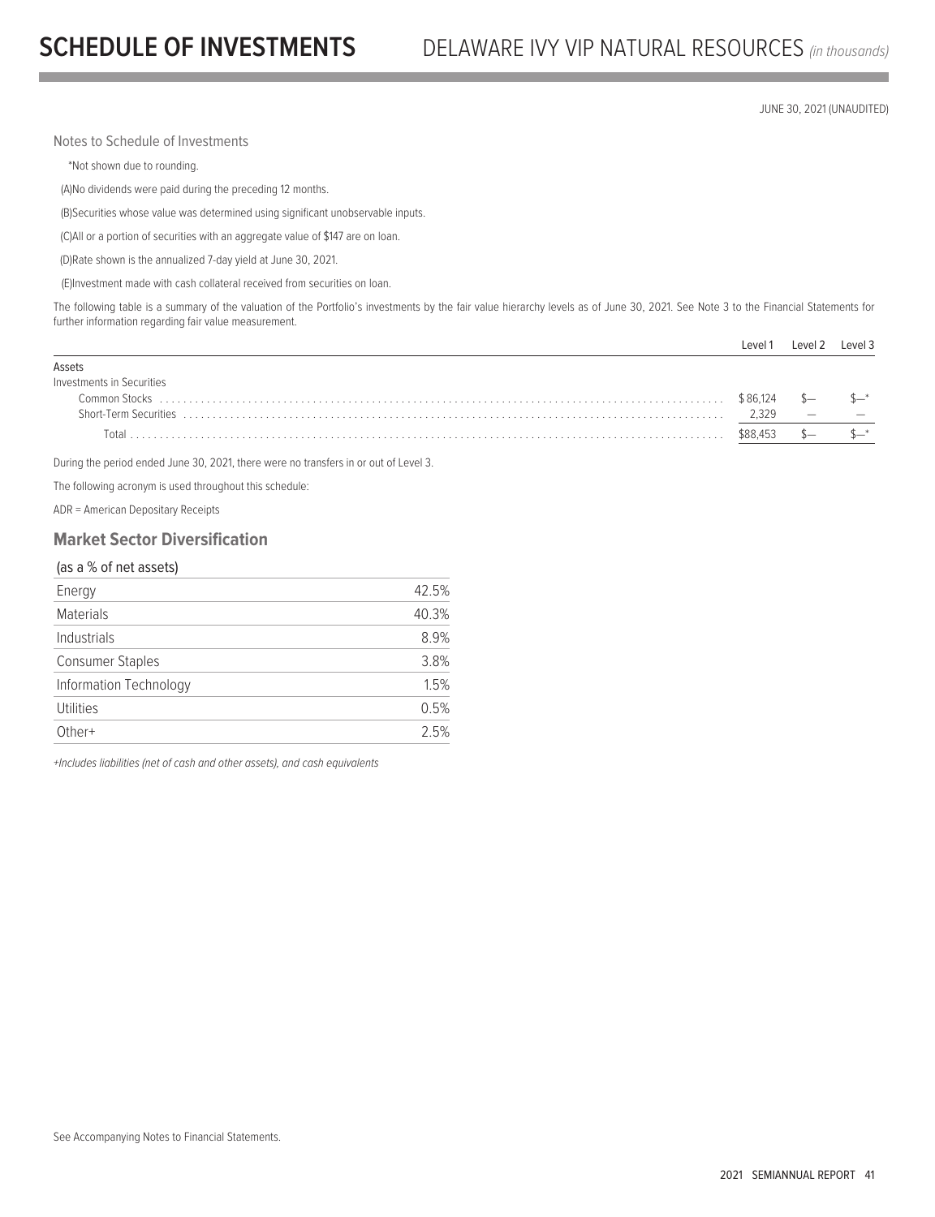JUNE 30, 2021 (UNAUDITED)

Notes to Schedule of Investments

*Not shown due to rounding.

(A)No dividends were paid during the preceding 12 months.

(B)Securities whose value was determined using significant unobservable inputs.

(C)All or a portion of securities with an aggregate value of $147 are on loan.

(D)Rate shown is the annualized 7-day yield at June 30, 2021.

(E)Investment made with cash collateral received from securities on loan.

The following table is a summary of the valuation of the Portfolio's investments by the fair value hierarchy levels as of June 30, 2021. See Note 3 to the Financial Statements for further information regarding fair value measurement.

| | Level 1 | Level 2 | Level 3 |
|---|---|---|---|
| Assets | | | |
| Investments in Securities | | | |
| Common Stocks | $ 86,124 | $— | $—* |
| Short-Term Securities | 2,329 | — | — |
| Total | $88,453 | $— | $—* |

During the period ended June 30, 2021, there were no transfers in or out of Level 3.

The following acronym is used throughout this schedule:

ADR = American Depositary Receipts

## Market Sector Diversification

| (as a % of net assets) | |
|---|---|
| Energy | 42.5% |
| Materials | 40.3% |
| Industrials | 8.9% |
| Consumer Staples | 3.8% |
| Information Technology | 1.5% |
| Utilities | 0.5% |
| Other+ | 2.5% |

*+Includes liabilities (net of cash and other assets), and cash equivalents*

See Accompanying Notes to Financial Statements.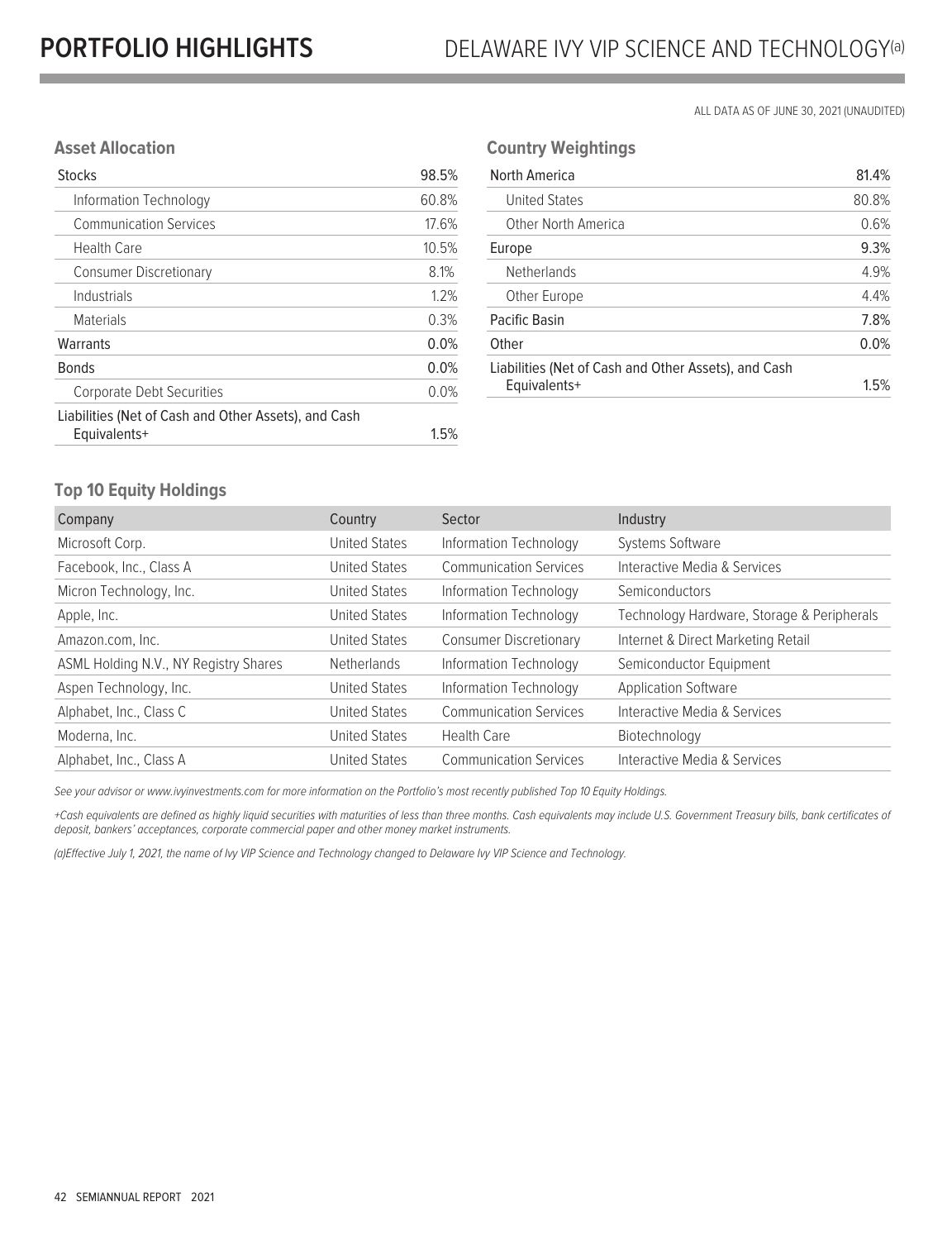# PORTFOLIO HIGHLIGHTS

## DELAWARE IVY VIP SCIENCE AND TECHNOLOGY[(a)]

ALL DATA AS OF JUNE 30, 2021 (UNAUDITED)

### Asset Allocation

| | |
|---|---|
| Stocks | 98.5% |
| Information Technology | 60.8% |
| Communication Services | 17.6% |
| Health Care | 10.5% |
| Consumer Discretionary | 8.1% |
| Industrials | 1.2% |
| Materials | 0.3% |
| Warrants | 0.0% |
| Bonds | 0.0% |
| Corporate Debt Securities | 0.0% |
| Liabilities (Net of Cash and Other Assets), and Cash Equivalents+ | 1.5% |

### Country Weightings

| | |
|---|---|
| North America | 81.4% |
| United States | 80.8% |
| Other North America | 0.6% |
| Europe | 9.3% |
| Netherlands | 4.9% |
| Other Europe | 4.4% |
| Pacific Basin | 7.8% |
| Other | 0.0% |
| Liabilities (Net of Cash and Other Assets), and Cash Equivalents+ | 1.5% |

### Top 10 Equity Holdings

| Company | Country | Sector | Industry |
|---|---|---|---|
| Microsoft Corp. | United States | Information Technology | Systems Software |
| Facebook, Inc., Class A | United States | Communication Services | Interactive Media & Services |
| Micron Technology, Inc. | United States | Information Technology | Semiconductors |
| Apple, Inc. | United States | Information Technology | Technology Hardware, Storage & Peripherals |
| Amazon.com, Inc. | United States | Consumer Discretionary | Internet & Direct Marketing Retail |
| ASML Holding N.V., NY Registry Shares | Netherlands | Information Technology | Semiconductor Equipment |
| Aspen Technology, Inc. | United States | Information Technology | Application Software |
| Alphabet, Inc., Class C | United States | Communication Services | Interactive Media & Services |
| Moderna, Inc. | United States | Health Care | Biotechnology |
| Alphabet, Inc., Class A | United States | Communication Services | Interactive Media & Services |

*See your advisor or www.ivyinvestments.com for more information on the Portfolio's most recently published Top 10 Equity Holdings.*

*+Cash equivalents are defined as highly liquid securities with maturities of less than three months. Cash equivalents may include U.S. Government Treasury bills, bank certificates of deposit, bankers' acceptances, corporate commercial paper and other money market instruments.*

*(a)Effective July 1, 2021, the name of Ivy VIP Science and Technology changed to Delaware Ivy VIP Science and Technology.*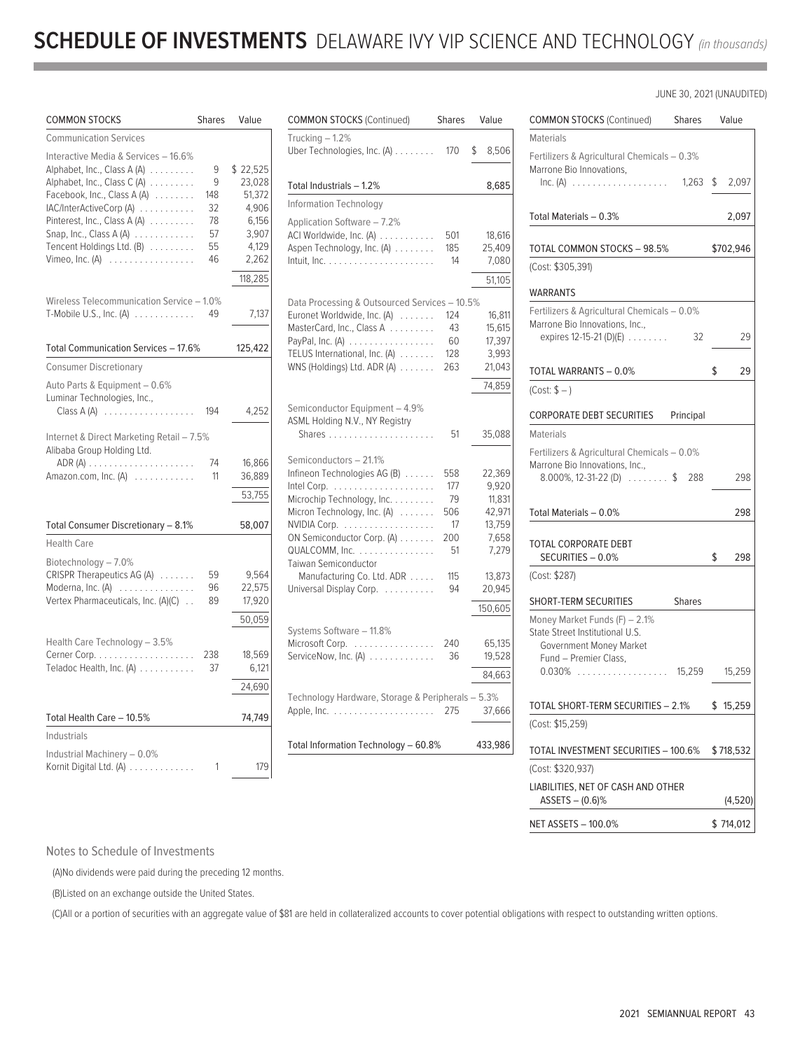# SCHEDULE OF INVESTMENTS DELAWARE IVY VIP SCIENCE AND TECHNOLOGY *(in thousands)*

JUNE 30, 2021 (UNAUDITED)

| COMMON STOCKS | Shares | Value |
|---|---|---|
| **Communication Services** | | |
| Interactive Media & Services – 16.6% | | |
| Alphabet, Inc., Class A (A) | 9 | $ 22,525 |
| Alphabet, Inc., Class C (A) | 9 | 23,028 |
| Facebook, Inc., Class A (A) | 148 | 51,372 |
| IAC/InterActiveCorp (A) | 32 | 4,906 |
| Pinterest, Inc., Class A (A) | 78 | 6,156 |
| Snap, Inc., Class A (A) | 57 | 3,907 |
| Tencent Holdings Ltd. (B) | 55 | 4,129 |
| Vimeo, Inc. (A) | 46 | 2,262 |
| | | 118,285 |
| Wireless Telecommunication Service – 1.0% | | |
| T-Mobile U.S., Inc. (A) | 49 | 7,137 |
| Total Communication Services – 17.6% | | 125,422 |
| **Consumer Discretionary** | | |
| Auto Parts & Equipment – 0.6% | | |
| Luminar Technologies, Inc., Class A (A) | 194 | 4,252 |
| Internet & Direct Marketing Retail – 7.5% | | |
| Alibaba Group Holding Ltd. ADR (A) | 74 | 16,866 |
| Amazon.com, Inc. (A) | 11 | 36,889 |
| | | 53,755 |
| Total Consumer Discretionary – 8.1% | | 58,007 |
| **Health Care** | | |
| Biotechnology – 7.0% | | |
| CRISPR Therapeutics AG (A) | 59 | 9,564 |
| Moderna, Inc. (A) | 96 | 22,575 |
| Vertex Pharmaceuticals, Inc. (A)(C) | 89 | 17,920 |
| | | 50,059 |
| Health Care Technology – 3.5% | | |
| Cerner Corp. | 238 | 18,569 |
| Teladoc Health, Inc. (A) | 37 | 6,121 |
| | | 24,690 |
| Total Health Care – 10.5% | | 74,749 |
| **Industrials** | | |
| Industrial Machinery – 0.0% | | |
| Kornit Digital Ltd. (A) | 1 | 179 |
| Trucking – 1.2% | | |
| Uber Technologies, Inc. (A) | 170 | $ 8,506 |
| Total Industrials – 1.2% | | 8,685 |
| **Information Technology** | | |
| Application Software – 7.2% | | |
| ACI Worldwide, Inc. (A) | 501 | 18,616 |
| Aspen Technology, Inc. (A) | 185 | 25,409 |
| Intuit, Inc. | 14 | 7,080 |
| | | 51,105 |
| Data Processing & Outsourced Services – 10.5% | | |
| Euronet Worldwide, Inc. (A) | 124 | 16,811 |
| MasterCard, Inc., Class A | 43 | 15,615 |
| PayPal, Inc. (A) | 60 | 17,397 |
| TELUS International, Inc. (A) | 128 | 3,993 |
| WNS (Holdings) Ltd. ADR (A) | 263 | 21,043 |
| | | 74,859 |
| Semiconductor Equipment – 4.9% | | |
| ASML Holding N.V., NY Registry Shares | 51 | 35,088 |
| Semiconductors – 21.1% | | |
| Infineon Technologies AG (B) | 558 | 22,369 |
| Intel Corp. | 177 | 9,920 |
| Microchip Technology, Inc. | 79 | 11,831 |
| Micron Technology, Inc. (A) | 506 | 42,971 |
| NVIDIA Corp. | 17 | 13,759 |
| ON Semiconductor Corp. (A) | 200 | 7,658 |
| QUALCOMM, Inc. | 51 | 7,279 |
| Taiwan Semiconductor Manufacturing Co. Ltd. ADR | 115 | 13,873 |
| Universal Display Corp. | 94 | 20,945 |
| | | 150,605 |
| Systems Software – 11.8% | | |
| Microsoft Corp. | 240 | 65,135 |
| ServiceNow, Inc. (A) | 36 | 19,528 |
| | | 84,663 |
| Technology Hardware, Storage & Peripherals – 5.3% | | |
| Apple, Inc. | 275 | 37,666 |
| Total Information Technology – 60.8% | | 433,986 |
| **Materials** | | |
| Fertilizers & Agricultural Chemicals – 0.3% | | |
| Marrone Bio Innovations, Inc. (A) | 1,263 | $ 2,097 |
| Total Materials – 0.3% | | 2,097 |
| TOTAL COMMON STOCKS – 98.5% | | $702,946 |
| (Cost: $305,391) | | |

| WARRANTS | | |
|---|---|---|
| Fertilizers & Agricultural Chemicals – 0.0% | | |
| Marrone Bio Innovations, Inc., expires 12-15-21 (D)(E) | 32 | 29 |
| TOTAL WARRANTS – 0.0% | | $ 29 |
| (Cost: $ – ) | | |

| CORPORATE DEBT SECURITIES | Principal | |
|---|---|---|
| **Materials** | | |
| Fertilizers & Agricultural Chemicals – 0.0% | | |
| Marrone Bio Innovations, Inc., 8.000%, 12-31-22 (D) | $ 288 | 298 |
| Total Materials – 0.0% | | 298 |
| TOTAL CORPORATE DEBT SECURITIES – 0.0% | | $ 298 |
| (Cost: $287) | | |

| SHORT-TERM SECURITIES | Shares | |
|---|---|---|
| Money Market Funds (F) – 2.1% | | |
| State Street Institutional U.S. Government Money Market Fund – Premier Class, 0.030% | 15,259 | 15,259 |
| TOTAL SHORT-TERM SECURITIES – 2.1% | | $ 15,259 |
| (Cost: $15,259) | | |
| TOTAL INVESTMENT SECURITIES – 100.6% | | $718,532 |
| (Cost: $320,937) | | |
| LIABILITIES, NET OF CASH AND OTHER ASSETS – (0.6)% | | (4,520) |
| NET ASSETS – 100.0% | | $ 714,012 |

Notes to Schedule of Investments

(A)No dividends were paid during the preceding 12 months.

(B)Listed on an exchange outside the United States.

(C)All or a portion of securities with an aggregate value of $81 are held in collateralized accounts to cover potential obligations with respect to outstanding written options.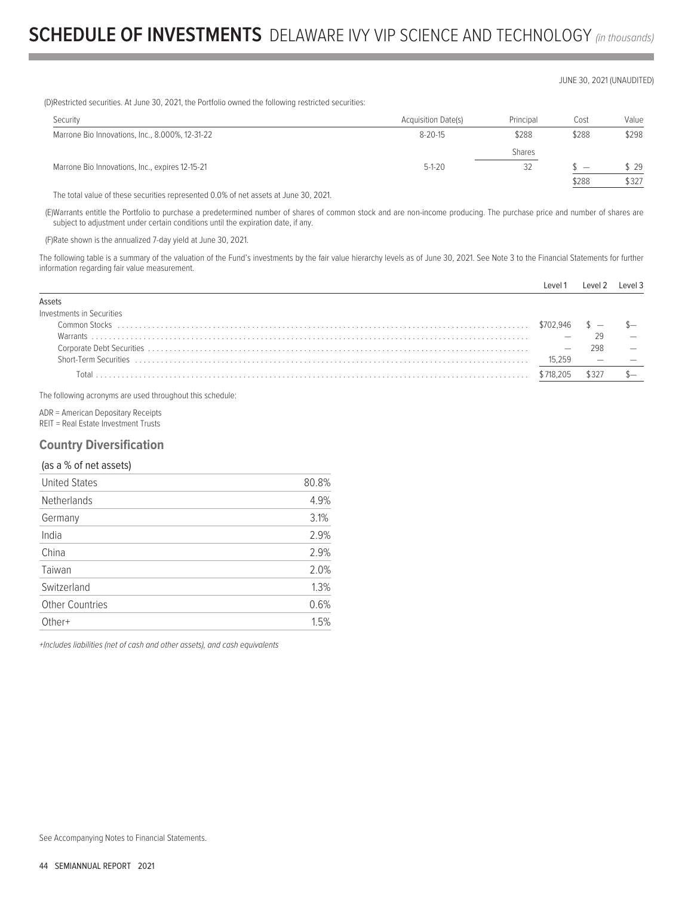JUNE 30, 2021 (UNAUDITED)

(D)Restricted securities. At June 30, 2021, the Portfolio owned the following restricted securities:

| Security | Acquisition Date(s) | Principal | Cost | Value |
|---|---|---|---|---|
| Marrone Bio Innovations, Inc., 8.000%, 12-31-22 | 8-20-15 | $288 | $288 | $298 |
| | | Shares | | |
| Marrone Bio Innovations, Inc., expires 12-15-21 | 5-1-20 | 32 | $ — | $ 29 |
| | | | $288 | $327 |

The total value of these securities represented 0.0% of net assets at June 30, 2021.

(E)Warrants entitle the Portfolio to purchase a predetermined number of shares of common stock and are non-income producing. The purchase price and number of shares are subject to adjustment under certain conditions until the expiration date, if any.

(F)Rate shown is the annualized 7-day yield at June 30, 2021.

The following table is a summary of the valuation of the Fund's investments by the fair value hierarchy levels as of June 30, 2021. See Note 3 to the Financial Statements for further information regarding fair value measurement.

| | Level 1 | Level 2 | Level 3 |
|---|---|---|---|
| Assets | | | |
| Investments in Securities | | | |
| Common Stocks | $702,946 | $ — | $— |
| Warrants | — | 29 | — |
| Corporate Debt Securities | — | 298 | — |
| Short-Term Securities | 15,259 | — | — |
| Total | $718,205 | $327 | $— |

The following acronyms are used throughout this schedule:

ADR = American Depositary Receipts
REIT = Real Estate Investment Trusts

## Country Diversification

| (as a % of net assets) | |
|---|---|
| United States | 80.8% |
| Netherlands | 4.9% |
| Germany | 3.1% |
| India | 2.9% |
| China | 2.9% |
| Taiwan | 2.0% |
| Switzerland | 1.3% |
| Other Countries | 0.6% |
| Other+ | 1.5% |

*+Includes liabilities (net of cash and other assets), and cash equivalents*

See Accompanying Notes to Financial Statements.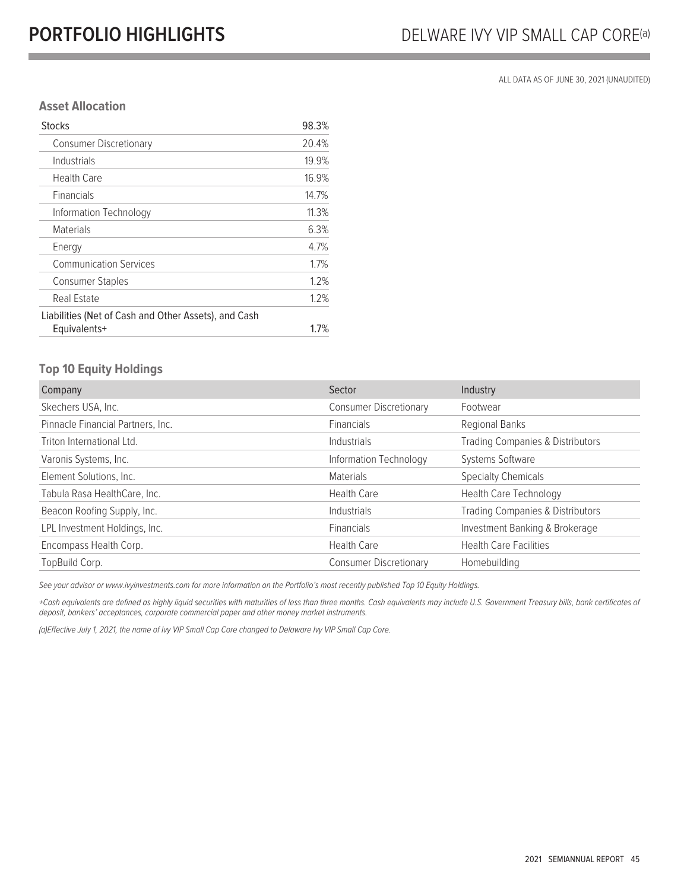# PORTFOLIO HIGHLIGHTS

## DELWARE IVY VIP SMALL CAP CORE[(a)]

ALL DATA AS OF JUNE 30, 2021 (UNAUDITED)

### Asset Allocation

| | |
|---|---|
| Stocks | 98.3% |
| Consumer Discretionary | 20.4% |
| Industrials | 19.9% |
| Health Care | 16.9% |
| Financials | 14.7% |
| Information Technology | 11.3% |
| Materials | 6.3% |
| Energy | 4.7% |
| Communication Services | 1.7% |
| Consumer Staples | 1.2% |
| Real Estate | 1.2% |
| Liabilities (Net of Cash and Other Assets), and Cash Equivalents+ | 1.7% |

### Top 10 Equity Holdings

| Company | Sector | Industry |
|---|---|---|
| Skechers USA, Inc. | Consumer Discretionary | Footwear |
| Pinnacle Financial Partners, Inc. | Financials | Regional Banks |
| Triton International Ltd. | Industrials | Trading Companies & Distributors |
| Varonis Systems, Inc. | Information Technology | Systems Software |
| Element Solutions, Inc. | Materials | Specialty Chemicals |
| Tabula Rasa HealthCare, Inc. | Health Care | Health Care Technology |
| Beacon Roofing Supply, Inc. | Industrials | Trading Companies & Distributors |
| LPL Investment Holdings, Inc. | Financials | Investment Banking & Brokerage |
| Encompass Health Corp. | Health Care | Health Care Facilities |
| TopBuild Corp. | Consumer Discretionary | Homebuilding |

*See your advisor or www.ivyinvestments.com for more information on the Portfolio's most recently published Top 10 Equity Holdings.*

*+Cash equivalents are defined as highly liquid securities with maturities of less than three months. Cash equivalents may include U.S. Government Treasury bills, bank certificates of deposit, bankers' acceptances, corporate commercial paper and other money market instruments.*

*(a)Effective July 1, 2021, the name of Ivy VIP Small Cap Core changed to Delaware Ivy VIP Small Cap Core.*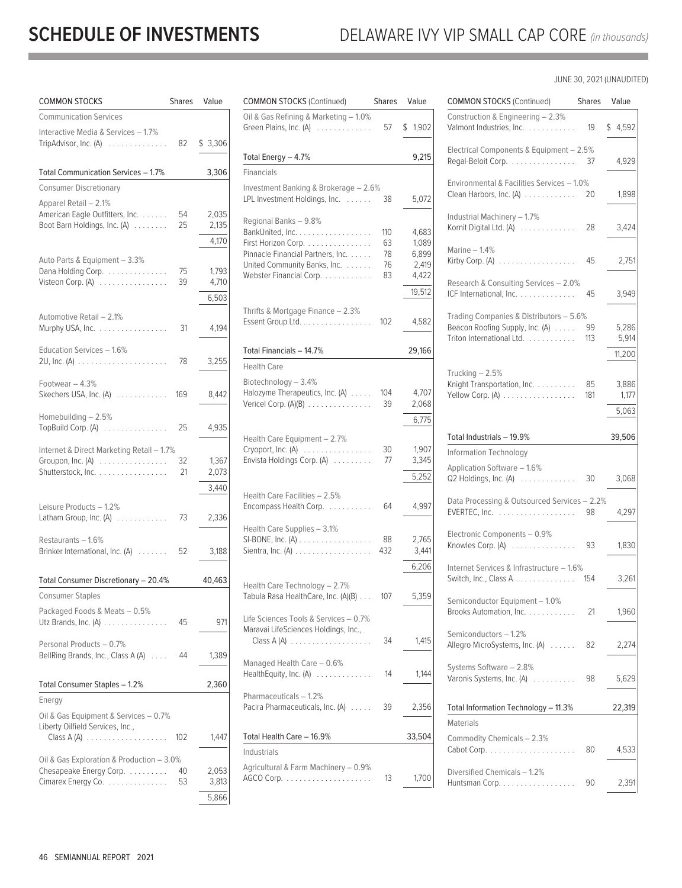# SCHEDULE OF INVESTMENTS

## DELAWARE IVY VIP SMALL CAP CORE *(in thousands)*

JUNE 30, 2021 (UNAUDITED)

| COMMON STOCKS | Shares | Value |
|---|---|---|
| **Communication Services** | | |
| Interactive Media & Services – 1.7% | | |
| TripAdvisor, Inc. (A) | 82 | $ 3,306 |
| Total Communication Services – 1.7% | | 3,306 |
| **Consumer Discretionary** | | |
| Apparel Retail – 2.1% | | |
| American Eagle Outfitters, Inc. | 54 | 2,035 |
| Boot Barn Holdings, Inc. (A) | 25 | 2,135 |
| | | 4,170 |
| Auto Parts & Equipment – 3.3% | | |
| Dana Holding Corp. | 75 | 1,793 |
| Visteon Corp. (A) | 39 | 4,710 |
| | | 6,503 |
| Automotive Retail – 2.1% | | |
| Murphy USA, Inc. | 31 | 4,194 |
| Education Services – 1.6% | | |
| 2U, Inc. (A) | 78 | 3,255 |
| Footwear – 4.3% | | |
| Skechers USA, Inc. (A) | 169 | 8,442 |
| Homebuilding – 2.5% | | |
| TopBuild Corp. (A) | 25 | 4,935 |
| Internet & Direct Marketing Retail – 1.7% | | |
| Groupon, Inc. (A) | 32 | 1,367 |
| Shutterstock, Inc. | 21 | 2,073 |
| | | 3,440 |
| Leisure Products – 1.2% | | |
| Latham Group, Inc. (A) | 73 | 2,336 |
| Restaurants – 1.6% | | |
| Brinker International, Inc. (A) | 52 | 3,188 |
| Total Consumer Discretionary – 20.4% | | 40,463 |
| **Consumer Staples** | | |
| Packaged Foods & Meats – 0.5% | | |
| Utz Brands, Inc. (A) | 45 | 971 |
| Personal Products – 0.7% | | |
| BellRing Brands, Inc., Class A (A) | 44 | 1,389 |
| Total Consumer Staples – 1.2% | | 2,360 |
| **Energy** | | |
| Oil & Gas Equipment & Services – 0.7% | | |
| Liberty Oilfield Services, Inc., Class A (A) | 102 | 1,447 |
| Oil & Gas Exploration & Production – 3.0% | | |
| Chesapeake Energy Corp. | 40 | 2,053 |
| Cimarex Energy Co. | 53 | 3,813 |
| | | 5,866 |
| Oil & Gas Refining & Marketing – 1.0% | | |
| Green Plains, Inc. (A) | 57 | $ 1,902 |
| Total Energy – 4.7% | | 9,215 |
| **Financials** | | |
| Investment Banking & Brokerage – 2.6% | | |
| LPL Investment Holdings, Inc. | 38 | 5,072 |
| Regional Banks – 9.8% | | |
| BankUnited, Inc. | 110 | 4,683 |
| First Horizon Corp. | 63 | 1,089 |
| Pinnacle Financial Partners, Inc. | 78 | 6,899 |
| United Community Banks, Inc. | 76 | 2,419 |
| Webster Financial Corp. | 83 | 4,422 |
| | | 19,512 |
| Thrifts & Mortgage Finance – 2.3% | | |
| Essent Group Ltd. | 102 | 4,582 |
| Total Financials – 14.7% | | 29,166 |
| **Health Care** | | |
| Biotechnology – 3.4% | | |
| Halozyme Therapeutics, Inc. (A) | 104 | 4,707 |
| Vericel Corp. (A)(B) | 39 | 2,068 |
| | | 6,775 |
| Health Care Equipment – 2.7% | | |
| Cryoport, Inc. (A) | 30 | 1,907 |
| Envista Holdings Corp. (A) | 77 | 3,345 |
| | | 5,252 |
| Health Care Facilities – 2.5% | | |
| Encompass Health Corp. | 64 | 4,997 |
| Health Care Supplies – 3.1% | | |
| SI-BONE, Inc. (A) | 88 | 2,765 |
| Sientra, Inc. (A) | 432 | 3,441 |
| | | 6,206 |
| Health Care Technology – 2.7% | | |
| Tabula Rasa HealthCare, Inc. (A)(B) | 107 | 5,359 |
| Life Sciences Tools & Services – 0.7% | | |
| Maravai LifeSciences Holdings, Inc., Class A (A) | 34 | 1,415 |
| Managed Health Care – 0.6% | | |
| HealthEquity, Inc. (A) | 14 | 1,144 |
| Pharmaceuticals – 1.2% | | |
| Pacira Pharmaceuticals, Inc. (A) | 39 | 2,356 |
| Total Health Care – 16.9% | | 33,504 |
| **Industrials** | | |
| Agricultural & Farm Machinery – 0.9% | | |
| AGCO Corp. | 13 | 1,700 |
| Construction & Engineering – 2.3% | | |
| Valmont Industries, Inc. | 19 | $ 4,592 |
| Electrical Components & Equipment – 2.5% | | |
| Regal-Beloit Corp. | 37 | 4,929 |
| Environmental & Facilities Services – 1.0% | | |
| Clean Harbors, Inc. (A) | 20 | 1,898 |
| Industrial Machinery – 1.7% | | |
| Kornit Digital Ltd. (A) | 28 | 3,424 |
| Marine – 1.4% | | |
| Kirby Corp. (A) | 45 | 2,751 |
| Research & Consulting Services – 2.0% | | |
| ICF International, Inc. | 45 | 3,949 |
| Trading Companies & Distributors – 5.6% | | |
| Beacon Roofing Supply, Inc. (A) | 99 | 5,286 |
| Triton International Ltd. | 113 | 5,914 |
| | | 11,200 |
| Trucking – 2.5% | | |
| Knight Transportation, Inc. | 85 | 3,886 |
| Yellow Corp. (A) | 181 | 1,177 |
| | | 5,063 |
| Total Industrials – 19.9% | | 39,506 |
| **Information Technology** | | |
| Application Software – 1.6% | | |
| Q2 Holdings, Inc. (A) | 30 | 3,068 |
| Data Processing & Outsourced Services – 2.2% | | |
| EVERTEC, Inc. | 98 | 4,297 |
| Electronic Components – 0.9% | | |
| Knowles Corp. (A) | 93 | 1,830 |
| Internet Services & Infrastructure – 1.6% | | |
| Switch, Inc., Class A | 154 | 3,261 |
| Semiconductor Equipment – 1.0% | | |
| Brooks Automation, Inc. | 21 | 1,960 |
| Semiconductors – 1.2% | | |
| Allegro MicroSystems, Inc. (A) | 82 | 2,274 |
| Systems Software – 2.8% | | |
| Varonis Systems, Inc. (A) | 98 | 5,629 |
| Total Information Technology – 11.3% | | 22,319 |
| **Materials** | | |
| Commodity Chemicals – 2.3% | | |
| Cabot Corp. | 80 | 4,533 |
| Diversified Chemicals – 1.2% | | |
| Huntsman Corp. | 90 | 2,391 |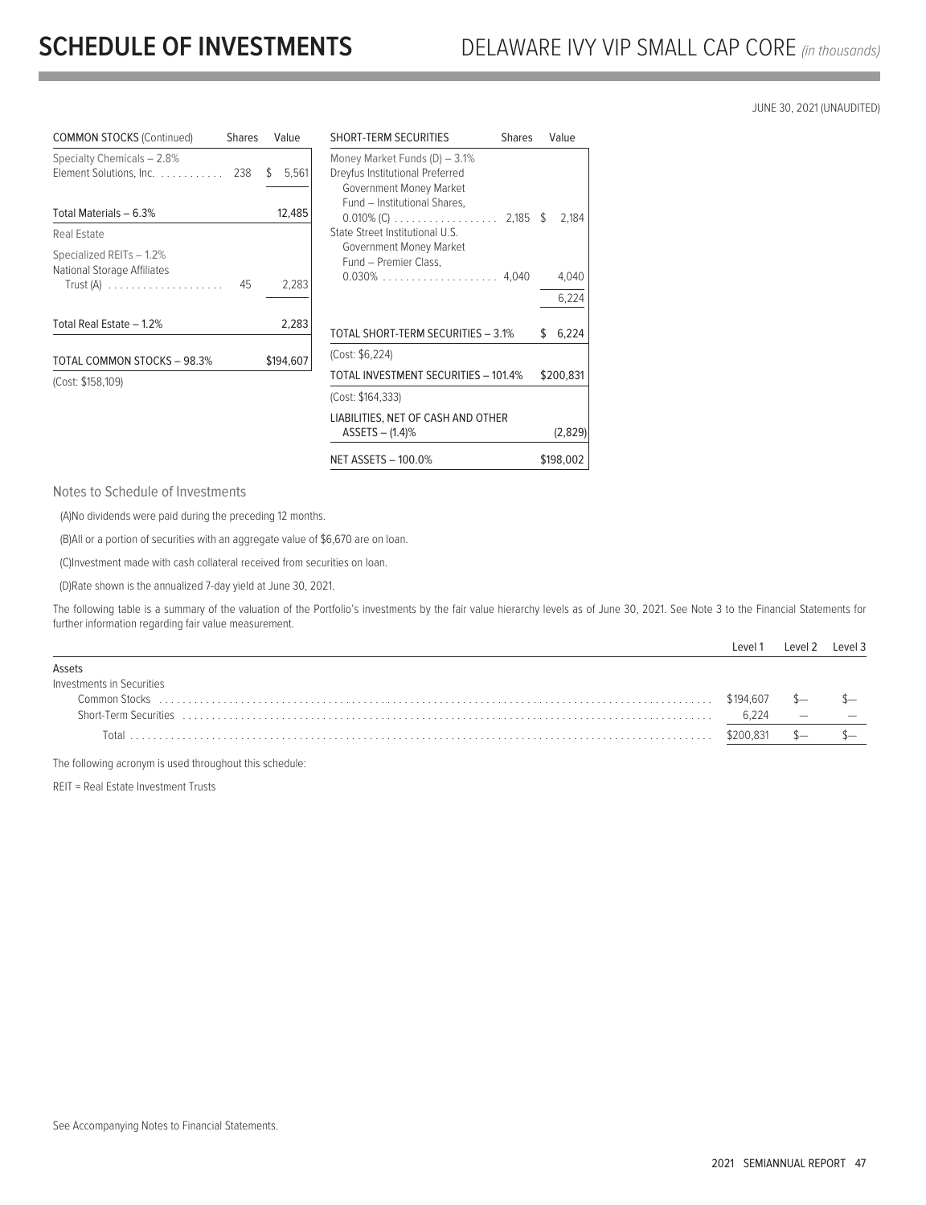# SCHEDULE OF INVESTMENTS

DELAWARE IVY VIP SMALL CAP CORE *(in thousands)*

JUNE 30, 2021 (UNAUDITED)

| COMMON STOCKS (Continued) | Shares | Value |
|---|---|---|
| Specialty Chemicals – 2.8% | | |
| Element Solutions, Inc. | 238 | $ 5,561 |
| Total Materials – 6.3% | | 12,485 |
| Real Estate | | |
| Specialized REITs – 1.2% | | |
| National Storage Affiliates Trust (A) | 45 | 2,283 |
| Total Real Estate – 1.2% | | 2,283 |
| TOTAL COMMON STOCKS – 98.3% | | $194,607 |
| (Cost: $158,109) | | |

| SHORT-TERM SECURITIES | Shares | Value |
|---|---|---|
| Money Market Funds (D) – 3.1% | | |
| Dreyfus Institutional Preferred Government Money Market Fund – Institutional Shares, 0.010% (C) | 2,185 | $ 2,184 |
| State Street Institutional U.S. Government Money Market Fund – Premier Class, 0.030% | 4,040 | 4,040 |
| | | 6,224 |
| TOTAL SHORT-TERM SECURITIES – 3.1% | | $ 6,224 |
| (Cost: $6,224) | | |
| TOTAL INVESTMENT SECURITIES – 101.4% | | $200,831 |
| (Cost: $164,333) | | |
| LIABILITIES, NET OF CASH AND OTHER ASSETS – (1.4)% | | (2,829) |
| NET ASSETS – 100.0% | | $198,002 |

Notes to Schedule of Investments

(A)No dividends were paid during the preceding 12 months.

(B)All or a portion of securities with an aggregate value of $6,670 are on loan.

(C)Investment made with cash collateral received from securities on loan.

(D)Rate shown is the annualized 7-day yield at June 30, 2021.

The following table is a summary of the valuation of the Portfolio's investments by the fair value hierarchy levels as of June 30, 2021. See Note 3 to the Financial Statements for further information regarding fair value measurement.

| | Level 1 | Level 2 | Level 3 |
|---|---|---|---|
| Assets | | | |
| Investments in Securities | | | |
| Common Stocks | $194,607 | $— | $— |
| Short-Term Securities | 6,224 | — | — |
| Total | $200,831 | $— | $— |

The following acronym is used throughout this schedule:

REIT = Real Estate Investment Trusts

See Accompanying Notes to Financial Statements.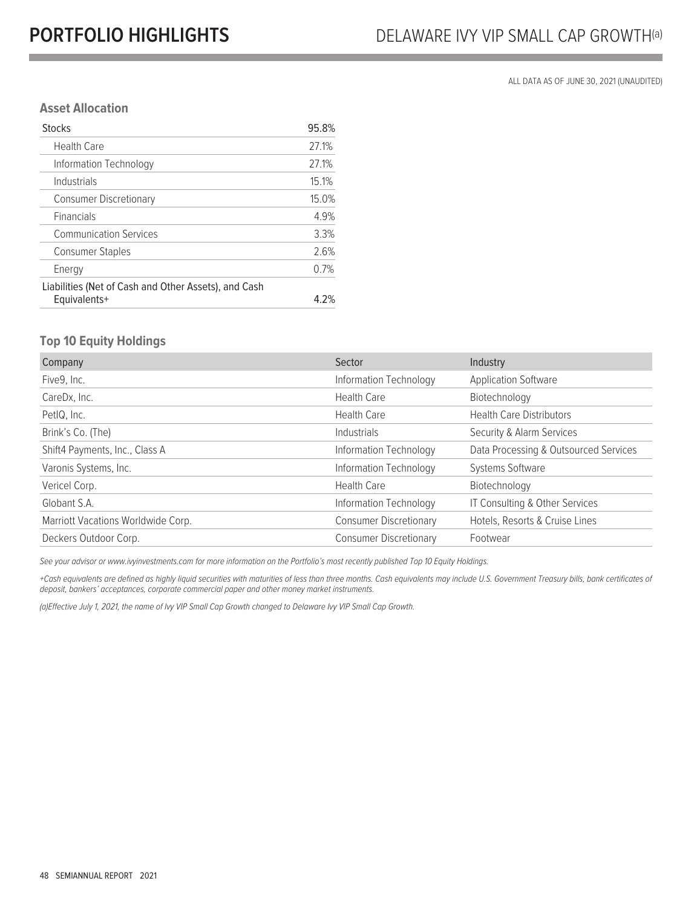# PORTFOLIO HIGHLIGHTS

## DELAWARE IVY VIP SMALL CAP GROWTH[(a)]

ALL DATA AS OF JUNE 30, 2021 (UNAUDITED)

### Asset Allocation

| | |
|---|---|
| Stocks | 95.8% |
| Health Care | 27.1% |
| Information Technology | 27.1% |
| Industrials | 15.1% |
| Consumer Discretionary | 15.0% |
| Financials | 4.9% |
| Communication Services | 3.3% |
| Consumer Staples | 2.6% |
| Energy | 0.7% |
| Liabilities (Net of Cash and Other Assets), and Cash Equivalents+ | 4.2% |

### Top 10 Equity Holdings

| Company | Sector | Industry |
|---|---|---|
| Five9, Inc. | Information Technology | Application Software |
| CareDx, Inc. | Health Care | Biotechnology |
| PetIQ, Inc. | Health Care | Health Care Distributors |
| Brink's Co. (The) | Industrials | Security & Alarm Services |
| Shift4 Payments, Inc., Class A | Information Technology | Data Processing & Outsourced Services |
| Varonis Systems, Inc. | Information Technology | Systems Software |
| Vericel Corp. | Health Care | Biotechnology |
| Globant S.A. | Information Technology | IT Consulting & Other Services |
| Marriott Vacations Worldwide Corp. | Consumer Discretionary | Hotels, Resorts & Cruise Lines |
| Deckers Outdoor Corp. | Consumer Discretionary | Footwear |

*See your advisor or www.ivyinvestments.com for more information on the Portfolio's most recently published Top 10 Equity Holdings.*

*+Cash equivalents are defined as highly liquid securities with maturities of less than three months. Cash equivalents may include U.S. Government Treasury bills, bank certificates of deposit, bankers' acceptances, corporate commercial paper and other money market instruments.*

*(a)Effective July 1, 2021, the name of Ivy VIP Small Cap Growth changed to Delaware Ivy VIP Small Cap Growth.*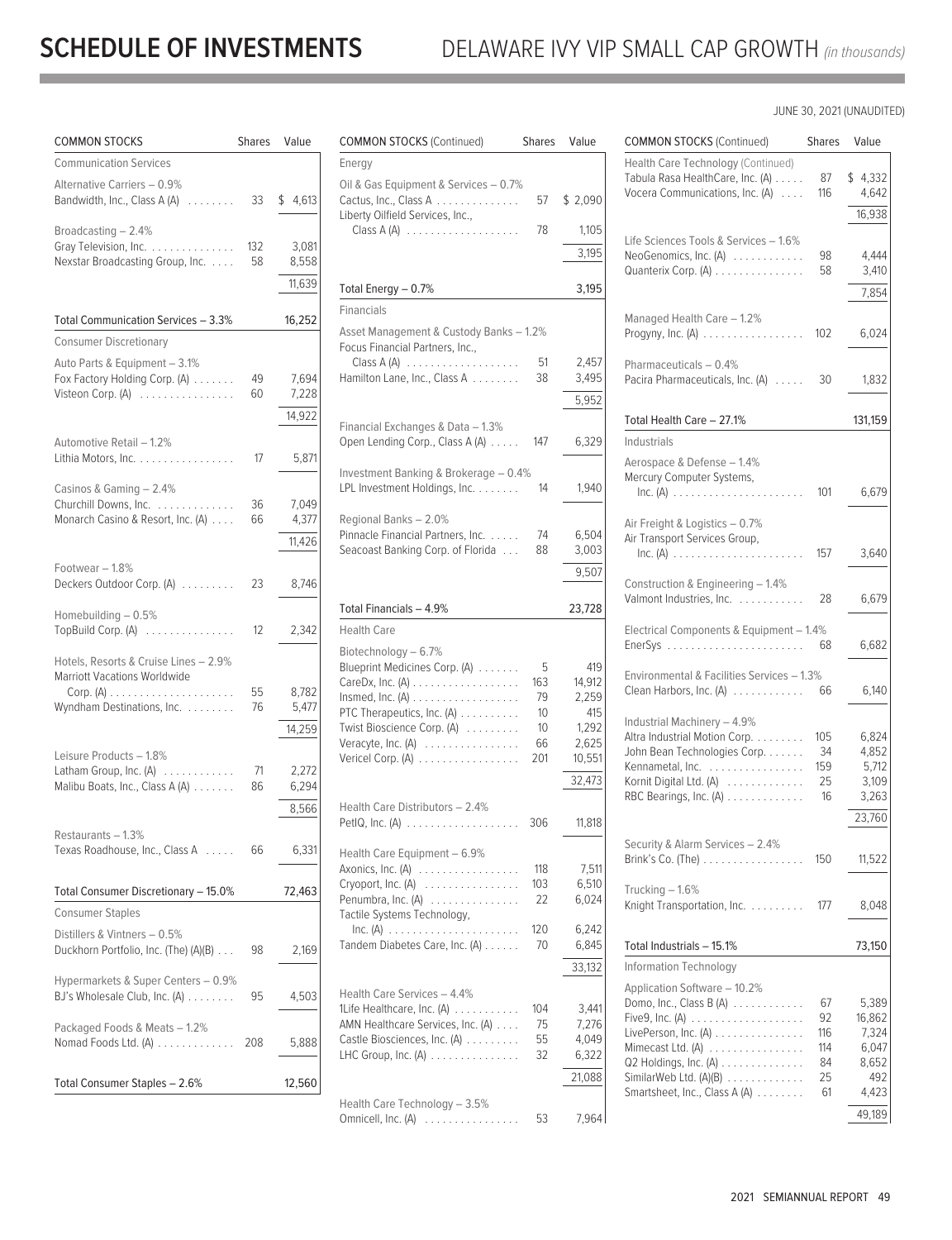# SCHEDULE OF INVESTMENTS

## DELAWARE IVY VIP SMALL CAP GROWTH *(in thousands)*

JUNE 30, 2021 (UNAUDITED)

| COMMON STOCKS | Shares | Value |
|---|---|---|
| **Communication Services** | | |
| Alternative Carriers – 0.9% | | |
| Bandwidth, Inc., Class A (A) | 33 | $ 4,613 |
| Broadcasting – 2.4% | | |
| Gray Television, Inc. | 132 | 3,081 |
| Nexstar Broadcasting Group, Inc. | 58 | 8,558 |
| | | 11,639 |
| Total Communication Services – 3.3% | | 16,252 |
| **Consumer Discretionary** | | |
| Auto Parts & Equipment – 3.1% | | |
| Fox Factory Holding Corp. (A) | 49 | 7,694 |
| Visteon Corp. (A) | 60 | 7,228 |
| | | 14,922 |
| Automotive Retail – 1.2% | | |
| Lithia Motors, Inc. | 17 | 5,871 |
| Casinos & Gaming – 2.4% | | |
| Churchill Downs, Inc. | 36 | 7,049 |
| Monarch Casino & Resort, Inc. (A) | 66 | 4,377 |
| | | 11,426 |
| Footwear – 1.8% | | |
| Deckers Outdoor Corp. (A) | 23 | 8,746 |
| Homebuilding – 0.5% | | |
| TopBuild Corp. (A) | 12 | 2,342 |
| Hotels, Resorts & Cruise Lines – 2.9% | | |
| Marriott Vacations Worldwide Corp. (A) | 55 | 8,782 |
| Wyndham Destinations, Inc. | 76 | 5,477 |
| | | 14,259 |
| Leisure Products – 1.8% | | |
| Latham Group, Inc. (A) | 71 | 2,272 |
| Malibu Boats, Inc., Class A (A) | 86 | 6,294 |
| | | 8,566 |
| Restaurants – 1.3% | | |
| Texas Roadhouse, Inc., Class A | 66 | 6,331 |
| Total Consumer Discretionary – 15.0% | | 72,463 |
| **Consumer Staples** | | |
| Distillers & Vintners – 0.5% | | |
| Duckhorn Portfolio, Inc. (The) (A)(B) | 98 | 2,169 |
| Hypermarkets & Super Centers – 0.9% | | |
| BJ's Wholesale Club, Inc. (A) | 95 | 4,503 |
| Packaged Foods & Meats – 1.2% | | |
| Nomad Foods Ltd. (A) | 208 | 5,888 |
| Total Consumer Staples – 2.6% | | 12,560 |

| COMMON STOCKS (Continued) | Shares | Value |
|---|---|---|
| **Energy** | | |
| Oil & Gas Equipment & Services – 0.7% | | |
| Cactus, Inc., Class A | 57 | $ 2,090 |
| Liberty Oilfield Services, Inc., Class A (A) | 78 | 1,105 |
| | | 3,195 |
| Total Energy – 0.7% | | 3,195 |
| **Financials** | | |
| Asset Management & Custody Banks – 1.2% | | |
| Focus Financial Partners, Inc., Class A (A) | 51 | 2,457 |
| Hamilton Lane, Inc., Class A | 38 | 3,495 |
| | | 5,952 |
| Financial Exchanges & Data – 1.3% | | |
| Open Lending Corp., Class A (A) | 147 | 6,329 |
| Investment Banking & Brokerage – 0.4% | | |
| LPL Investment Holdings, Inc. | 14 | 1,940 |
| Regional Banks – 2.0% | | |
| Pinnacle Financial Partners, Inc. | 74 | 6,504 |
| Seacoast Banking Corp. of Florida | 88 | 3,003 |
| | | 9,507 |
| Total Financials – 4.9% | | 23,728 |
| **Health Care** | | |
| Biotechnology – 6.7% | | |
| Blueprint Medicines Corp. (A) | 5 | 419 |
| CareDx, Inc. (A) | 163 | 14,912 |
| Insmed, Inc. (A) | 79 | 2,259 |
| PTC Therapeutics, Inc. (A) | 10 | 415 |
| Twist Bioscience Corp. (A) | 10 | 1,292 |
| Veracyte, Inc. (A) | 66 | 2,625 |
| Vericel Corp. (A) | 201 | 10,551 |
| | | 32,473 |
| Health Care Distributors – 2.4% | | |
| PetIQ, Inc. (A) | 306 | 11,818 |
| Health Care Equipment – 6.9% | | |
| Axonics, Inc. (A) | 118 | 7,511 |
| Cryoport, Inc. (A) | 103 | 6,510 |
| Penumbra, Inc. (A) | 22 | 6,024 |
| Tactile Systems Technology, Inc. (A) | 120 | 6,242 |
| Tandem Diabetes Care, Inc. (A) | 70 | 6,845 |
| | | 33,132 |
| Health Care Services – 4.4% | | |
| 1Life Healthcare, Inc. (A) | 104 | 3,441 |
| AMN Healthcare Services, Inc. (A) | 75 | 7,276 |
| Castle Biosciences, Inc. (A) | 55 | 4,049 |
| LHC Group, Inc. (A) | 32 | 6,322 |
| | | 21,088 |
| Health Care Technology – 3.5% | | |
| Omnicell, Inc. (A) | 53 | 7,964 |

| COMMON STOCKS (Continued) | Shares | Value |
|---|---|---|
| Health Care Technology (Continued) | | |
| Tabula Rasa HealthCare, Inc. (A) | 87 | $ 4,332 |
| Vocera Communications, Inc. (A) | 116 | 4,642 |
| | | 16,938 |
| Life Sciences Tools & Services – 1.6% | | |
| NeoGenomics, Inc. (A) | 98 | 4,444 |
| Quanterix Corp. (A) | 58 | 3,410 |
| | | 7,854 |
| Managed Health Care – 1.2% | | |
| Progyny, Inc. (A) | 102 | 6,024 |
| Pharmaceuticals – 0.4% | | |
| Pacira Pharmaceuticals, Inc. (A) | 30 | 1,832 |
| Total Health Care – 27.1% | | 131,159 |
| **Industrials** | | |
| Aerospace & Defense – 1.4% | | |
| Mercury Computer Systems, Inc. (A) | 101 | 6,679 |
| Air Freight & Logistics – 0.7% | | |
| Air Transport Services Group, Inc. (A) | 157 | 3,640 |
| Construction & Engineering – 1.4% | | |
| Valmont Industries, Inc. | 28 | 6,679 |
| Electrical Components & Equipment – 1.4% | | |
| EnerSys | 68 | 6,682 |
| Environmental & Facilities Services – 1.3% | | |
| Clean Harbors, Inc. (A) | 66 | 6,140 |
| Industrial Machinery – 4.9% | | |
| Altra Industrial Motion Corp. | 105 | 6,824 |
| John Bean Technologies Corp. | 34 | 4,852 |
| Kennametal, Inc. | 159 | 5,712 |
| Kornit Digital Ltd. (A) | 25 | 3,109 |
| RBC Bearings, Inc. (A) | 16 | 3,263 |
| | | 23,760 |
| Security & Alarm Services – 2.4% | | |
| Brink's Co. (The) | 150 | 11,522 |
| Trucking – 1.6% | | |
| Knight Transportation, Inc. | 177 | 8,048 |
| Total Industrials – 15.1% | | 73,150 |
| **Information Technology** | | |
| Application Software – 10.2% | | |
| Domo, Inc., Class B (A) | 67 | 5,389 |
| Five9, Inc. (A) | 92 | 16,862 |
| LivePerson, Inc. (A) | 116 | 7,324 |
| Mimecast Ltd. (A) | 114 | 6,047 |
| Q2 Holdings, Inc. (A) | 84 | 8,652 |
| SimilarWeb Ltd. (A)(B) | 25 | 492 |
| Smartsheet, Inc., Class A (A) | 61 | 4,423 |
| | | 49,189 |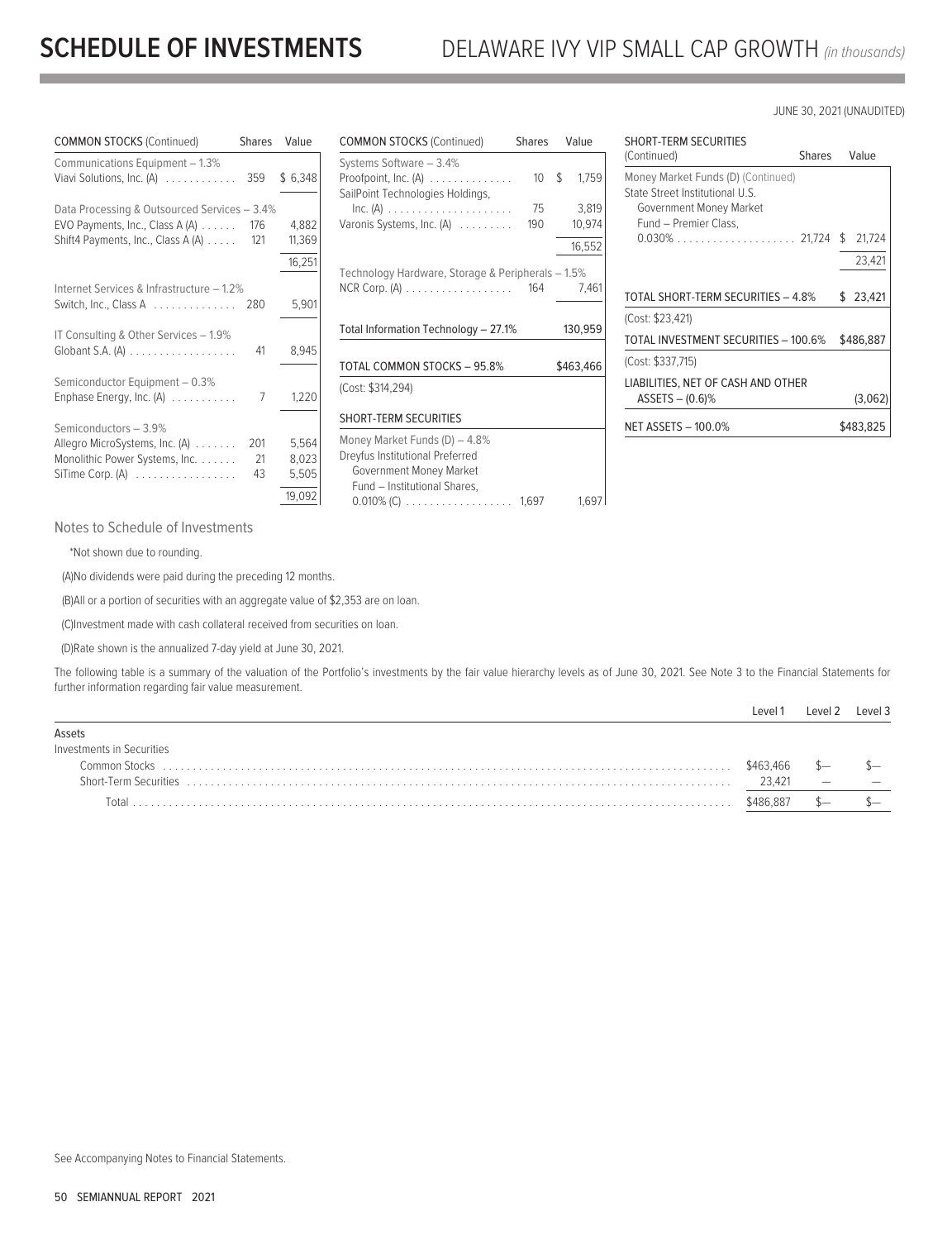# SCHEDULE OF INVESTMENTS

## DELAWARE IVY VIP SMALL CAP GROWTH *(in thousands)*

JUNE 30, 2021 (UNAUDITED)

| COMMON STOCKS (Continued) | Shares | Value |
|---|---|---|
| **Communications Equipment – 1.3%** | | |
| Viavi Solutions, Inc. (A) | 359 | $ 6,348 |
| **Data Processing & Outsourced Services – 3.4%** | | |
| EVO Payments, Inc., Class A (A) | 176 | 4,882 |
| Shift4 Payments, Inc., Class A (A) | 121 | 11,369 |
| | | 16,251 |
| **Internet Services & Infrastructure – 1.2%** | | |
| Switch, Inc., Class A | 280 | 5,901 |
| **IT Consulting & Other Services – 1.9%** | | |
| Globant S.A. (A) | 41 | 8,945 |
| **Semiconductor Equipment – 0.3%** | | |
| Enphase Energy, Inc. (A) | 7 | 1,220 |
| **Semiconductors – 3.9%** | | |
| Allegro MicroSystems, Inc. (A) | 201 | 5,564 |
| Monolithic Power Systems, Inc. | 21 | 8,023 |
| SiTime Corp. (A) | 43 | 5,505 |
| | | 19,092 |
| **Systems Software – 3.4%** | | |
| Proofpoint, Inc. (A) | 10 | $ 1,759 |
| SailPoint Technologies Holdings, Inc. (A) | 75 | 3,819 |
| Varonis Systems, Inc. (A) | 190 | 10,974 |
| | | 16,552 |
| **Technology Hardware, Storage & Peripherals – 1.5%** | | |
| NCR Corp. (A) | 164 | 7,461 |
| Total Information Technology – 27.1% | | 130,959 |
| **TOTAL COMMON STOCKS – 95.8%** | | **$463,466** |
| (Cost: $314,294) | | |

| SHORT-TERM SECURITIES | Shares | Value |
|---|---|---|
| **Money Market Funds (D) – 4.8%** | | |
| Dreyfus Institutional Preferred Government Money Market Fund – Institutional Shares, 0.010% (C) | 1,697 | 1,697 |
| State Street Institutional U.S. Government Money Market Fund – Premier Class, 0.030% | 21,724 | $ 21,724 |
| | | 23,421 |
| **TOTAL SHORT-TERM SECURITIES – 4.8%** | | **$ 23,421** |
| (Cost: $23,421) | | |
| **TOTAL INVESTMENT SECURITIES – 100.6%** | | **$486,887** |
| (Cost: $337,715) | | |
| LIABILITIES, NET OF CASH AND OTHER ASSETS – (0.6)% | | (3,062) |
| **NET ASSETS – 100.0%** | | **$483,825** |

### Notes to Schedule of Investments

*Not shown due to rounding.

(A)No dividends were paid during the preceding 12 months.

(B)All or a portion of securities with an aggregate value of $2,353 are on loan.

(C)Investment made with cash collateral received from securities on loan.

(D)Rate shown is the annualized 7-day yield at June 30, 2021.

The following table is a summary of the valuation of the Portfolio's investments by the fair value hierarchy levels as of June 30, 2021. See Note 3 to the Financial Statements for further information regarding fair value measurement.

| | Level 1 | Level 2 | Level 3 |
|---|---|---|---|
| Assets | | | |
| Investments in Securities | | | |
| Common Stocks | $463,466 | $— | $— |
| Short-Term Securities | 23,421 | — | — |
| Total | $486,887 | $— | $— |

See Accompanying Notes to Financial Statements.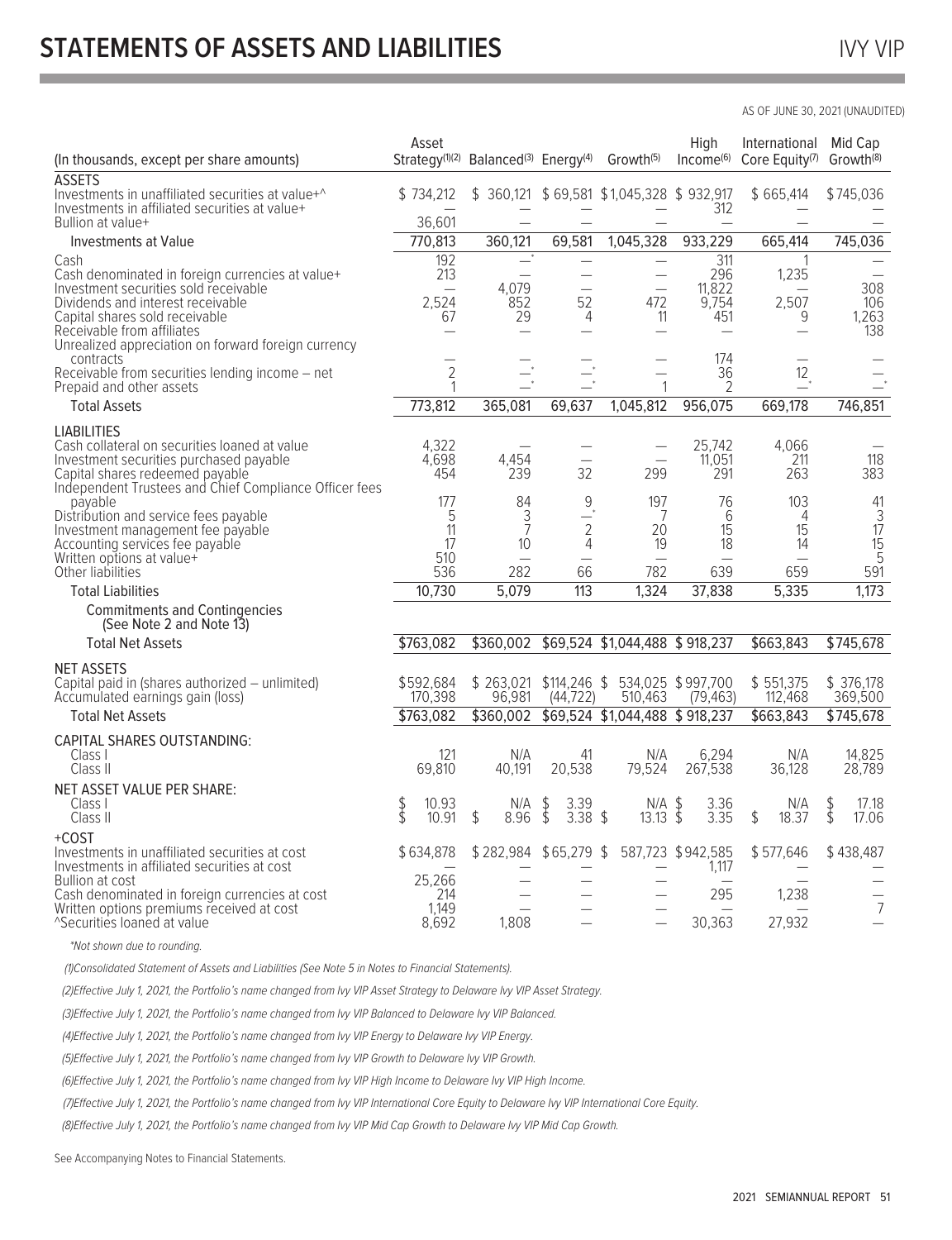# STATEMENTS OF ASSETS AND LIABILITIES

AS OF JUNE 30, 2021 (UNAUDITED)

| (In thousands, except per share amounts) | Asset Strategy[(1)(2)] | Balanced[(3)] | Energy[(4)] | Growth[(5)] | High Income[(6)] | International Core Equity[(7)] | Mid Cap Growth[(8)] |
|---|---|---|---|---|---|---|---|
| **ASSETS** | | | | | | | |
| Investments in unaffiliated securities at value+^ | $ 734,212 | $ 360,121 | $ 69,581 | $ 1,045,328 | $ 932,917 | $ 665,414 | $ 745,036 |
| Investments in affiliated securities at value+ | — | — | — | — | 312 | — | — |
| Bullion at value+ | 36,601 | — | — | — | — | — | — |
| Investments at Value | 770,813 | 360,121 | 69,581 | 1,045,328 | 933,229 | 665,414 | 745,036 |
| Cash | 192 | —* | — | — | 311 | 1 | — |
| Cash denominated in foreign currencies at value+ | 213 | — | — | — | 296 | 1,235 | — |
| Investment securities sold receivable | — | 4,079 | — | — | 11,822 | — | 308 |
| Dividends and interest receivable | 2,524 | 852 | 52 | 472 | 9,754 | 2,507 | 106 |
| Capital shares sold receivable | 67 | 29 | 4 | 11 | 451 | 9 | 1,263 |
| Receivable from affiliates | — | — | — | — | — | — | 138 |
| Unrealized appreciation on forward foreign currency contracts | — | — | — | — | 174 | — | — |
| Receivable from securities lending income – net | 2 | —* | —* | — | 36 | 12 | — |
| Prepaid and other assets | 1 | —* | —* | 1 | 2 | —* | —* |
| Total Assets | 773,812 | 365,081 | 69,637 | 1,045,812 | 956,075 | 669,178 | 746,851 |
| **LIABILITIES** | | | | | | | |
| Cash collateral on securities loaned at value | 4,322 | — | — | — | 25,742 | 4,066 | — |
| Investment securities purchased payable | 4,698 | 4,454 | — | — | 11,051 | 211 | 118 |
| Capital shares redeemed payable | 454 | 239 | 32 | 299 | 291 | 263 | 383 |
| Independent Trustees and Chief Compliance Officer fees payable | 177 | 84 | 9 | 197 | 76 | 103 | 41 |
| Distribution and service fees payable | 5 | 3 | —* | 7 | 6 | 4 | 3 |
| Investment management fee payable | 11 | 7 | 2 | 20 | 15 | 15 | 17 |
| Accounting services fee payable | 17 | 10 | 4 | 19 | 18 | 14 | 15 |
| Written options at value+ | 510 | — | — | — | — | — | 5 |
| Other liabilities | 536 | 282 | 66 | 782 | 639 | 659 | 591 |
| Total Liabilities | 10,730 | 5,079 | 113 | 1,324 | 37,838 | 5,335 | 1,173 |
| Commitments and Contingencies (See Note 2 and Note 13) | | | | | | | |
| Total Net Assets | $763,082 | $360,002 | $69,524 | $1,044,488 | $ 918,237 | $663,843 | $745,678 |
| **NET ASSETS** | | | | | | | |
| Capital paid in (shares authorized – unlimited) | $592,684 | $ 263,021 | $114,246 | $ 534,025 | $ 997,700 | $ 551,375 | $ 376,178 |
| Accumulated earnings gain (loss) | 170,398 | 96,981 | (44,722) | 510,463 | (79,463) | 112,468 | 369,500 |
| Total Net Assets | $763,082 | $360,002 | $69,524 | $1,044,488 | $ 918,237 | $663,843 | $745,678 |
| **CAPITAL SHARES OUTSTANDING:** | | | | | | | |
| Class I | 121 | N/A | 41 | N/A | 6,294 | N/A | 14,825 |
| Class II | 69,810 | 40,191 | 20,538 | 79,524 | 267,538 | 36,128 | 28,789 |
| **NET ASSET VALUE PER SHARE:** | | | | | | | |
| Class I | $ 10.93 | N/A | $ 3.39 | N/A | $ 3.36 | N/A | $ 17.18 |
| Class II | $ 10.91 | $ 8.96 | $ 3.38 | $ 13.13 | $ 3.35 | $ 18.37 | $ 17.06 |
| **+COST** | | | | | | | |
| Investments in unaffiliated securities at cost | $634,878 | $ 282,984 | $65,279 | $ 587,723 | $ 942,585 | $ 577,646 | $ 438,487 |
| Investments in affiliated securities at cost | — | — | — | — | 1,117 | — | — |
| Bullion at cost | 25,266 | — | — | — | — | — | — |
| Cash denominated in foreign currencies at cost | 214 | — | — | — | 295 | 1,238 | — |
| Written options premiums received at cost | 1,149 | — | — | — | — | — | 7 |
| ^Securities loaned at value | 8,692 | 1,808 | — | — | 30,363 | 27,932 | — |

*Not shown due to rounding.

(1)Consolidated Statement of Assets and Liabilities (See Note 5 in Notes to Financial Statements).

(2)Effective July 1, 2021, the Portfolio's name changed from Ivy VIP Asset Strategy to Delaware Ivy VIP Asset Strategy.

(3)Effective July 1, 2021, the Portfolio's name changed from Ivy VIP Balanced to Delaware Ivy VIP Balanced.

(4)Effective July 1, 2021, the Portfolio's name changed from Ivy VIP Energy to Delaware Ivy VIP Energy.

(5)Effective July 1, 2021, the Portfolio's name changed from Ivy VIP Growth to Delaware Ivy VIP Growth.

(6)Effective July 1, 2021, the Portfolio's name changed from Ivy VIP High Income to Delaware Ivy VIP High Income.

(7)Effective July 1, 2021, the Portfolio's name changed from Ivy VIP International Core Equity to Delaware Ivy VIP International Core Equity.

(8)Effective July 1, 2021, the Portfolio's name changed from Ivy VIP Mid Cap Growth to Delaware Ivy VIP Mid Cap Growth.

See Accompanying Notes to Financial Statements.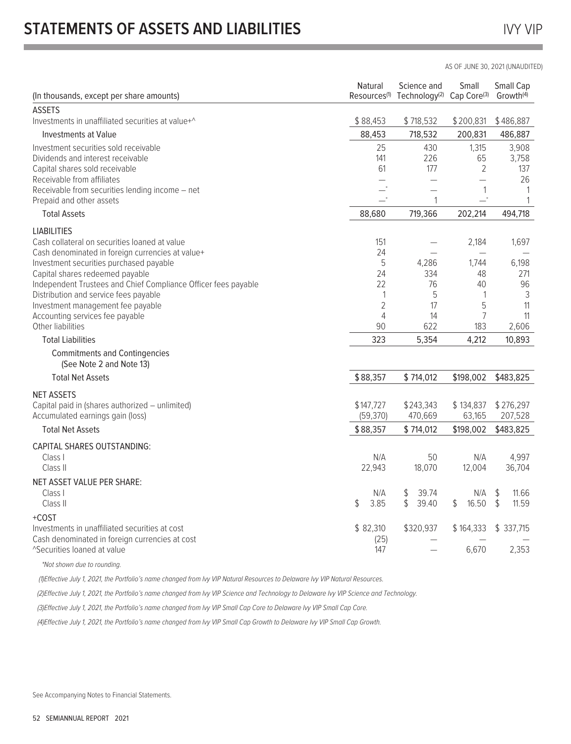# STATEMENTS OF ASSETS AND LIABILITIES

IVY VIP

AS OF JUNE 30, 2021 (UNAUDITED)

| (In thousands, except per share amounts) | Natural Resources(1) | Science and Technology(2) | Small Cap Core(3) | Small Cap Growth(4) |
|---|---|---|---|---|
| **ASSETS** | | | | |
| Investments in unaffiliated securities at value+^ | $ 88,453 | $ 718,532 | $ 200,831 | $ 486,887 |
| Investments at Value | 88,453 | 718,532 | 200,831 | 486,887 |
| Investment securities sold receivable | 25 | 430 | 1,315 | 3,908 |
| Dividends and interest receivable | 141 | 226 | 65 | 3,758 |
| Capital shares sold receivable | 61 | 177 | 2 | 137 |
| Receivable from affiliates | — | — | — | 26 |
| Receivable from securities lending income – net | —* | — | 1 | 1 |
| Prepaid and other assets | —* | 1 | —* | 1 |
| Total Assets | 88,680 | 719,366 | 202,214 | 494,718 |
| **LIABILITIES** | | | | |
| Cash collateral on securities loaned at value | 151 | — | 2,184 | 1,697 |
| Cash denominated in foreign currencies at value+ | 24 | — | — | — |
| Investment securities purchased payable | 5 | 4,286 | 1,744 | 6,198 |
| Capital shares redeemed payable | 24 | 334 | 48 | 271 |
| Independent Trustees and Chief Compliance Officer fees payable | 22 | 76 | 40 | 96 |
| Distribution and service fees payable | 1 | 5 | 1 | 3 |
| Investment management fee payable | 2 | 17 | 5 | 11 |
| Accounting services fee payable | 4 | 14 | 7 | 11 |
| Other liabilities | 90 | 622 | 183 | 2,606 |
| Total Liabilities | 323 | 5,354 | 4,212 | 10,893 |
| Commitments and Contingencies (See Note 2 and Note 13) | | | | |
| Total Net Assets | $ 88,357 | $ 714,012 | $198,002 | $483,825 |
| **NET ASSETS** | | | | |
| Capital paid in (shares authorized – unlimited) | $147,727 | $243,343 | $ 134,837 | $ 276,297 |
| Accumulated earnings gain (loss) | (59,370) | 470,669 | 63,165 | 207,528 |
| Total Net Assets | $ 88,357 | $ 714,012 | $198,002 | $483,825 |
| **CAPITAL SHARES OUTSTANDING:** | | | | |
| Class I | N/A | 50 | N/A | 4,997 |
| Class II | 22,943 | 18,070 | 12,004 | 36,704 |
| **NET ASSET VALUE PER SHARE:** | | | | |
| Class I | N/A | $ 39.74 | N/A | $ 11.66 |
| Class II | $ 3.85 | $ 39.40 | $ 16.50 | $ 11.59 |
| **+COST** | | | | |
| Investments in unaffiliated securities at cost | $ 82,310 | $320,937 | $ 164,333 | $ 337,715 |
| Cash denominated in foreign currencies at cost | (25) | — | — | — |
| ^Securities loaned at value | 147 | — | 6,670 | 2,353 |

*Not shown due to rounding.

(1)Effective July 1, 2021, the Portfolio's name changed from Ivy VIP Natural Resources to Delaware Ivy VIP Natural Resources.

(2)Effective July 1, 2021, the Portfolio's name changed from Ivy VIP Science and Technology to Delaware Ivy VIP Science and Technology.

(3)Effective July 1, 2021, the Portfolio's name changed from Ivy VIP Small Cap Core to Delaware Ivy VIP Small Cap Core.

(4)Effective July 1, 2021, the Portfolio's name changed from Ivy VIP Small Cap Growth to Delaware Ivy VIP Small Cap Growth.

See Accompanying Notes to Financial Statements.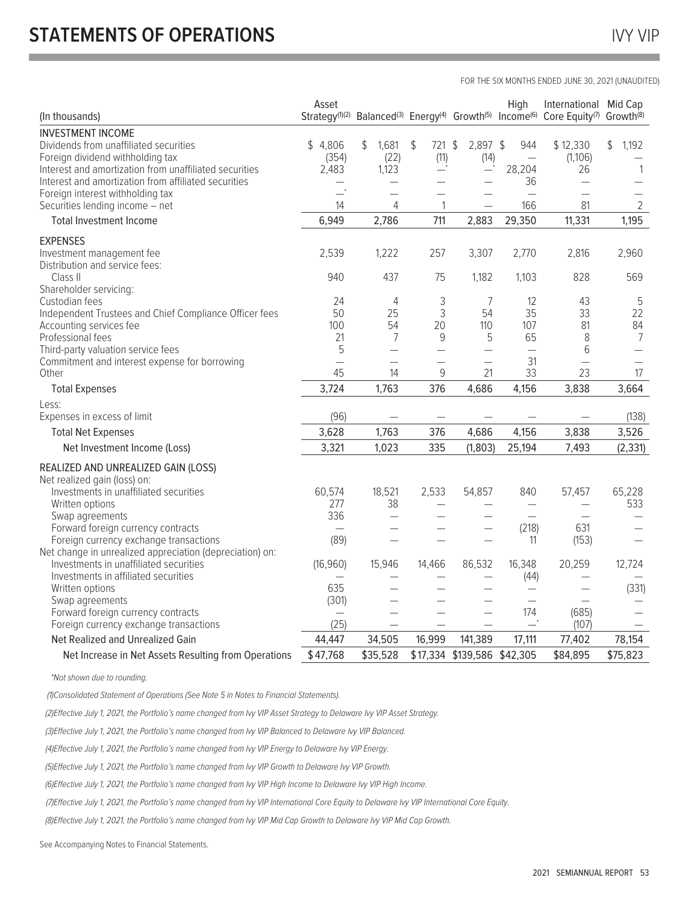# STATEMENTS OF OPERATIONS

FOR THE SIX MONTHS ENDED JUNE 30, 2021 (UNAUDITED)

| (In thousands) | Asset Strategy[(1)(2)] | Balanced[(3)] | Energy[(4)] | Growth[(5)] | High Income[(6)] | International Core Equity[(7)] | Mid Cap Growth[(8)] |
|---|---|---|---|---|---|---|---|
| **INVESTMENT INCOME** | | | | | | | |
| Dividends from unaffiliated securities | $ 4,806 | $ 1,681 | $ 721 | $ 2,897 | $ 944 | $ 12,330 | $ 1,192 |
| Foreign dividend withholding tax | (354) | (22) | (11) | (14) | — | (1,106) | — |
| Interest and amortization from unaffiliated securities | 2,483 | 1,123 | —* | —* | 28,204 | 26 | 1 |
| Interest and amortization from affiliated securities | — | — | — | — | 36 | — | — |
| Foreign interest withholding tax | —* | — | — | — | — | — | — |
| Securities lending income – net | 14 | 4 | 1 | — | 166 | 81 | 2 |
| Total Investment Income | 6,949 | 2,786 | 711 | 2,883 | 29,350 | 11,331 | 1,195 |
| **EXPENSES** | | | | | | | |
| Investment management fee | 2,539 | 1,222 | 257 | 3,307 | 2,770 | 2,816 | 2,960 |
| Distribution and service fees: | | | | | | | |
| Class II | 940 | 437 | 75 | 1,182 | 1,103 | 828 | 569 |
| Shareholder servicing: | | | | | | | |
| Custodian fees | 24 | 4 | 3 | 7 | 12 | 43 | 5 |
| Independent Trustees and Chief Compliance Officer fees | 50 | 25 | 3 | 54 | 35 | 33 | 22 |
| Accounting services fee | 100 | 54 | 20 | 110 | 107 | 81 | 84 |
| Professional fees | 21 | 7 | 9 | 5 | 65 | 8 | 7 |
| Third-party valuation service fees | 5 | — | — | — | — | 6 | — |
| Commitment and interest expense for borrowing | — | — | — | — | 31 | — | — |
| Other | 45 | 14 | 9 | 21 | 33 | 23 | 17 |
| Total Expenses | 3,724 | 1,763 | 376 | 4,686 | 4,156 | 3,838 | 3,664 |
| Less: | | | | | | | |
| Expenses in excess of limit | (96) | — | — | — | — | — | (138) |
| Total Net Expenses | 3,628 | 1,763 | 376 | 4,686 | 4,156 | 3,838 | 3,526 |
| Net Investment Income (Loss) | 3,321 | 1,023 | 335 | (1,803) | 25,194 | 7,493 | (2,331) |
| **REALIZED AND UNREALIZED GAIN (LOSS)** | | | | | | | |
| Net realized gain (loss) on: | | | | | | | |
| Investments in unaffiliated securities | 60,574 | 18,521 | 2,533 | 54,857 | 840 | 57,457 | 65,228 |
| Written options | 277 | 38 | — | — | — | — | 533 |
| Swap agreements | 336 | — | — | — | — | — | — |
| Forward foreign currency contracts | — | — | — | — | (218) | 631 | — |
| Foreign currency exchange transactions | (89) | — | — | — | 11 | (153) | — |
| Net change in unrealized appreciation (depreciation) on: | | | | | | | |
| Investments in unaffiliated securities | (16,960) | 15,946 | 14,466 | 86,532 | 16,348 | 20,259 | 12,724 |
| Investments in affiliated securities | — | — | — | — | (44) | — | — |
| Written options | 635 | — | — | — | — | — | (331) |
| Swap agreements | (301) | — | — | — | — | — | — |
| Forward foreign currency contracts | — | — | — | — | 174 | (685) | — |
| Foreign currency exchange transactions | (25) | — | — | — | —* | (107) | — |
| Net Realized and Unrealized Gain | 44,447 | 34,505 | 16,999 | 141,389 | 17,111 | 77,402 | 78,154 |
| Net Increase in Net Assets Resulting from Operations | $47,768 | $35,528 | $17,334 | $139,586 | $42,305 | $84,895 | $75,823 |

*Not shown due to rounding.

(1)Consolidated Statement of Operations (See Note 5 in Notes to Financial Statements).

(2)Effective July 1, 2021, the Portfolio's name changed from Ivy VIP Asset Strategy to Delaware Ivy VIP Asset Strategy.

(3)Effective July 1, 2021, the Portfolio's name changed from Ivy VIP Balanced to Delaware Ivy VIP Balanced.

(4)Effective July 1, 2021, the Portfolio's name changed from Ivy VIP Energy to Delaware Ivy VIP Energy.

(5)Effective July 1, 2021, the Portfolio's name changed from Ivy VIP Growth to Delaware Ivy VIP Growth.

(6)Effective July 1, 2021, the Portfolio's name changed from Ivy VIP High Income to Delaware Ivy VIP High Income.

(7)Effective July 1, 2021, the Portfolio's name changed from Ivy VIP International Core Equity to Delaware Ivy VIP International Core Equity.

(8)Effective July 1, 2021, the Portfolio's name changed from Ivy VIP Mid Cap Growth to Delaware Ivy VIP Mid Cap Growth.

See Accompanying Notes to Financial Statements.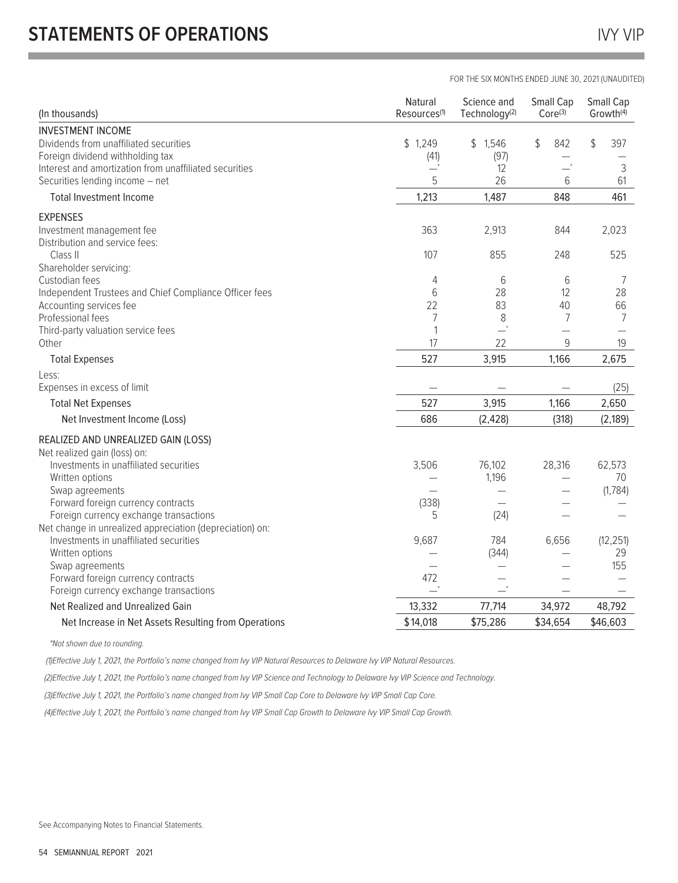# STATEMENTS OF OPERATIONS

FOR THE SIX MONTHS ENDED JUNE 30, 2021 (UNAUDITED)

| (In thousands) | Natural Resources[1] | Science and Technology[2] | Small Cap Core[3] | Small Cap Growth[4] |
|---|---|---|---|---|
| **INVESTMENT INCOME** | | | | |
| Dividends from unaffiliated securities | $ 1,249 | $ 1,546 | $ 842 | $ 397 |
| Foreign dividend withholding tax | (41) | (97) | — | — |
| Interest and amortization from unaffiliated securities | —* | 12 | —* | 3 |
| Securities lending income – net | 5 | 26 | 6 | 61 |
| Total Investment Income | 1,213 | 1,487 | 848 | 461 |
| **EXPENSES** | | | | |
| Investment management fee | 363 | 2,913 | 844 | 2,023 |
| Distribution and service fees: | | | | |
| Class II | 107 | 855 | 248 | 525 |
| Shareholder servicing: | | | | |
| Custodian fees | 4 | 6 | 6 | 7 |
| Independent Trustees and Chief Compliance Officer fees | 6 | 28 | 12 | 28 |
| Accounting services fee | 22 | 83 | 40 | 66 |
| Professional fees | 7 | 8 | 7 | 7 |
| Third-party valuation service fees | 1 | —* | — | — |
| Other | 17 | 22 | 9 | 19 |
| Total Expenses | 527 | 3,915 | 1,166 | 2,675 |
| Less: | | | | |
| Expenses in excess of limit | — | — | — | (25) |
| Total Net Expenses | 527 | 3,915 | 1,166 | 2,650 |
| Net Investment Income (Loss) | 686 | (2,428) | (318) | (2,189) |
| **REALIZED AND UNREALIZED GAIN (LOSS)** | | | | |
| Net realized gain (loss) on: | | | | |
| Investments in unaffiliated securities | 3,506 | 76,102 | 28,316 | 62,573 |
| Written options | — | 1,196 | — | 70 |
| Swap agreements | — | — | — | (1,784) |
| Forward foreign currency contracts | (338) | — | — | — |
| Foreign currency exchange transactions | 5 | (24) | — | — |
| Net change in unrealized appreciation (depreciation) on: | | | | |
| Investments in unaffiliated securities | 9,687 | 784 | 6,656 | (12,251) |
| Written options | — | (344) | — | 29 |
| Swap agreements | — | — | — | 155 |
| Forward foreign currency contracts | 472 | — | — | — |
| Foreign currency exchange transactions | —* | —* | — | — |
| Net Realized and Unrealized Gain | 13,332 | 77,714 | 34,972 | 48,792 |
| Net Increase in Net Assets Resulting from Operations | $14,018 | $75,286 | $34,654 | $46,603 |

*Not shown due to rounding.

(1)Effective July 1, 2021, the Portfolio's name changed from Ivy VIP Natural Resources to Delaware Ivy VIP Natural Resources.

(2)Effective July 1, 2021, the Portfolio's name changed from Ivy VIP Science and Technology to Delaware Ivy VIP Science and Technology.

(3)Effective July 1, 2021, the Portfolio's name changed from Ivy VIP Small Cap Core to Delaware Ivy VIP Small Cap Core.

(4)Effective July 1, 2021, the Portfolio's name changed from Ivy VIP Small Cap Growth to Delaware Ivy VIP Small Cap Growth.

See Accompanying Notes to Financial Statements.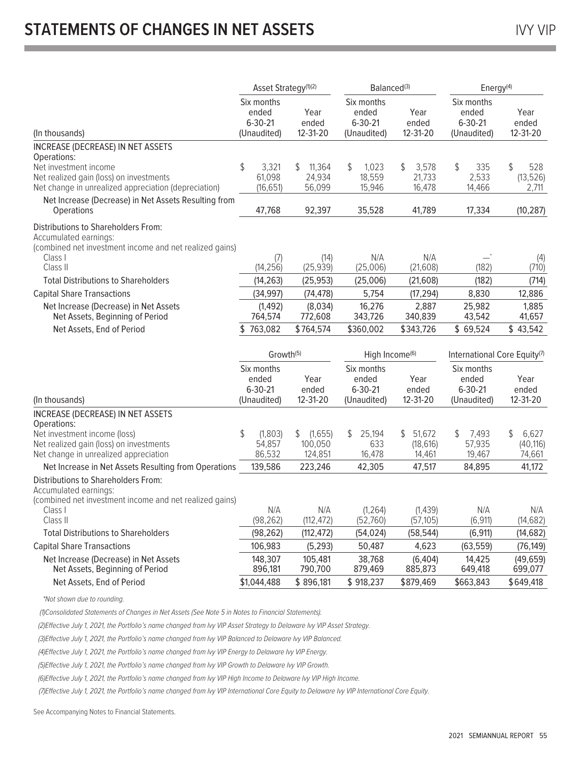## STATEMENTS OF CHANGES IN NET ASSETS

| (In thousands) | Asset Strategy[(1)(2)] | | Balanced[(3)] | | Energy[(4)] | |
|---|---|---|---|---|---|---|
| | Six months ended 6-30-21 (Unaudited) | Year ended 12-31-20 | Six months ended 6-30-21 (Unaudited) | Year ended 12-31-20 | Six months ended 6-30-21 (Unaudited) | Year ended 12-31-20 |
| INCREASE (DECREASE) IN NET ASSETS | | | | | | |
| Operations: | | | | | | |
| Net investment income | $ 3,321 | $ 11,364 | $ 1,023 | $ 3,578 | $ 335 | $ 528 |
| Net realized gain (loss) on investments | 61,098 | 24,934 | 18,559 | 21,733 | 2,533 | (13,526) |
| Net change in unrealized appreciation (depreciation) | (16,651) | 56,099 | 15,946 | 16,478 | 14,466 | 2,711 |
| Net Increase (Decrease) in Net Assets Resulting from Operations | 47,768 | 92,397 | 35,528 | 41,789 | 17,334 | (10,287) |
| Distributions to Shareholders From: | | | | | | |
| Accumulated earnings: | | | | | | |
| (combined net investment income and net realized gains) | | | | | | |
| Class I | (7) | (14) | N/A | N/A | —* | (4) |
| Class II | (14,256) | (25,939) | (25,006) | (21,608) | (182) | (710) |
| Total Distributions to Shareholders | (14,263) | (25,953) | (25,006) | (21,608) | (182) | (714) |
| Capital Share Transactions | (34,997) | (74,478) | 5,754 | (17,294) | 8,830 | 12,886 |
| Net Increase (Decrease) in Net Assets | (1,492) | (8,034) | 16,276 | 2,887 | 25,982 | 1,885 |
| Net Assets, Beginning of Period | 764,574 | 772,608 | 343,726 | 340,839 | 43,542 | 41,657 |
| Net Assets, End of Period | $ 763,082 | $764,574 | $360,002 | $343,726 | $ 69,524 | $ 43,542 |

| (In thousands) | Growth[(5)] | | High Income[(6)] | | International Core Equity[(7)] | |
|---|---|---|---|---|---|---|
| | Six months ended 6-30-21 (Unaudited) | Year ended 12-31-20 | Six months ended 6-30-21 (Unaudited) | Year ended 12-31-20 | Six months ended 6-30-21 (Unaudited) | Year ended 12-31-20 |
| INCREASE (DECREASE) IN NET ASSETS | | | | | | |
| Operations: | | | | | | |
| Net investment income (loss) | $ (1,803) | $ (1,655) | $ 25,194 | $ 51,672 | $ 7,493 | $ 6,627 |
| Net realized gain (loss) on investments | 54,857 | 100,050 | 633 | (18,616) | 57,935 | (40,116) |
| Net change in unrealized appreciation | 86,532 | 124,851 | 16,478 | 14,461 | 19,467 | 74,661 |
| Net Increase in Net Assets Resulting from Operations | 139,586 | 223,246 | 42,305 | 47,517 | 84,895 | 41,172 |
| Distributions to Shareholders From: | | | | | | |
| Accumulated earnings: | | | | | | |
| (combined net investment income and net realized gains) | | | | | | |
| Class I | N/A | N/A | (1,264) | (1,439) | N/A | N/A |
| Class II | (98,262) | (112,472) | (52,760) | (57,105) | (6,911) | (14,682) |
| Total Distributions to Shareholders | (98,262) | (112,472) | (54,024) | (58,544) | (6,911) | (14,682) |
| Capital Share Transactions | 106,983 | (5,293) | 50,487 | 4,623 | (63,559) | (76,149) |
| Net Increase (Decrease) in Net Assets | 148,307 | 105,481 | 38,768 | (6,404) | 14,425 | (49,659) |
| Net Assets, Beginning of Period | 896,181 | 790,700 | 879,469 | 885,873 | 649,418 | 699,077 |
| Net Assets, End of Period | $1,044,488 | $ 896,181 | $ 918,237 | $879,469 | $663,843 | $649,418 |

*Not shown due to rounding.

(1)Consolidated Statements of Changes in Net Assets (See Note 5 in Notes to Financial Statements).

(2)Effective July 1, 2021, the Portfolio's name changed from Ivy VIP Asset Strategy to Delaware Ivy VIP Asset Strategy.

(3)Effective July 1, 2021, the Portfolio's name changed from Ivy VIP Balanced to Delaware Ivy VIP Balanced.

(4)Effective July 1, 2021, the Portfolio's name changed from Ivy VIP Energy to Delaware Ivy VIP Energy.

(5)Effective July 1, 2021, the Portfolio's name changed from Ivy VIP Growth to Delaware Ivy VIP Growth.

(6)Effective July 1, 2021, the Portfolio's name changed from Ivy VIP High Income to Delaware Ivy VIP High Income.

(7)Effective July 1, 2021, the Portfolio's name changed from Ivy VIP International Core Equity to Delaware Ivy VIP International Core Equity.

See Accompanying Notes to Financial Statements.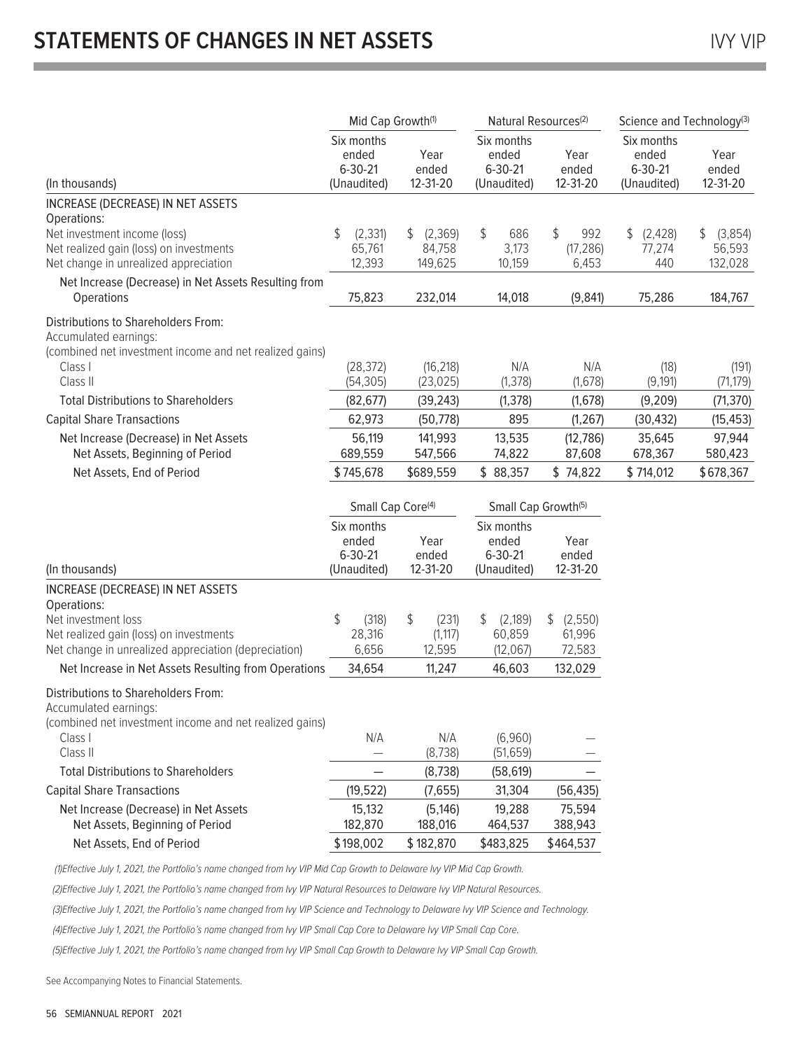# STATEMENTS OF CHANGES IN NET ASSETS

| (In thousands) | Mid Cap Growth[1] | | Natural Resources[2] | | Science and Technology[3] | |
|---|---|---|---|---|---|---|
| | Six months ended 6-30-21 (Unaudited) | Year ended 12-31-20 | Six months ended 6-30-21 (Unaudited) | Year ended 12-31-20 | Six months ended 6-30-21 (Unaudited) | Year ended 12-31-20 |
| INCREASE (DECREASE) IN NET ASSETS | | | | | | |
| Operations: | | | | | | |
| Net investment income (loss) | $ (2,331) | $ (2,369) | $ 686 | $ 992 | $ (2,428) | $ (3,854) |
| Net realized gain (loss) on investments | 65,761 | 84,758 | 3,173 | (17,286) | 77,274 | 56,593 |
| Net change in unrealized appreciation | 12,393 | 149,625 | 10,159 | 6,453 | 440 | 132,028 |
| Net Increase (Decrease) in Net Assets Resulting from Operations | 75,823 | 232,014 | 14,018 | (9,841) | 75,286 | 184,767 |
| Distributions to Shareholders From: | | | | | | |
| Accumulated earnings: | | | | | | |
| (combined net investment income and net realized gains) | | | | | | |
| Class I | (28,372) | (16,218) | N/A | N/A | (18) | (191) |
| Class II | (54,305) | (23,025) | (1,378) | (1,678) | (9,191) | (71,179) |
| Total Distributions to Shareholders | (82,677) | (39,243) | (1,378) | (1,678) | (9,209) | (71,370) |
| Capital Share Transactions | 62,973 | (50,778) | 895 | (1,267) | (30,432) | (15,453) |
| Net Increase (Decrease) in Net Assets | 56,119 | 141,993 | 13,535 | (12,786) | 35,645 | 97,944 |
| Net Assets, Beginning of Period | 689,559 | 547,566 | 74,822 | 87,608 | 678,367 | 580,423 |
| Net Assets, End of Period | $745,678 | $689,559 | $ 88,357 | $ 74,822 | $ 714,012 | $678,367 |

| (In thousands) | Small Cap Core[4] | | Small Cap Growth[5] | |
|---|---|---|---|---|
| | Six months ended 6-30-21 (Unaudited) | Year ended 12-31-20 | Six months ended 6-30-21 (Unaudited) | Year ended 12-31-20 |
| INCREASE (DECREASE) IN NET ASSETS | | | | |
| Operations: | | | | |
| Net investment loss | $ (318) | $ (231) | $ (2,189) | $ (2,550) |
| Net realized gain (loss) on investments | 28,316 | (1,117) | 60,859 | 61,996 |
| Net change in unrealized appreciation (depreciation) | 6,656 | 12,595 | (12,067) | 72,583 |
| Net Increase in Net Assets Resulting from Operations | 34,654 | 11,247 | 46,603 | 132,029 |
| Distributions to Shareholders From: | | | | |
| Accumulated earnings: | | | | |
| (combined net investment income and net realized gains) | | | | |
| Class I | N/A | N/A | (6,960) | — |
| Class II | — | (8,738) | (51,659) | — |
| Total Distributions to Shareholders | — | (8,738) | (58,619) | — |
| Capital Share Transactions | (19,522) | (7,655) | 31,304 | (56,435) |
| Net Increase (Decrease) in Net Assets | 15,132 | (5,146) | 19,288 | 75,594 |
| Net Assets, Beginning of Period | 182,870 | 188,016 | 464,537 | 388,943 |
| Net Assets, End of Period | $198,002 | $ 182,870 | $483,825 | $464,537 |

*(1)Effective July 1, 2021, the Portfolio's name changed from Ivy VIP Mid Cap Growth to Delaware Ivy VIP Mid Cap Growth.*

*(2)Effective July 1, 2021, the Portfolio's name changed from Ivy VIP Natural Resources to Delaware Ivy VIP Natural Resources.*

*(3)Effective July 1, 2021, the Portfolio's name changed from Ivy VIP Science and Technology to Delaware Ivy VIP Science and Technology.*

*(4)Effective July 1, 2021, the Portfolio's name changed from Ivy VIP Small Cap Core to Delaware Ivy VIP Small Cap Core.*

*(5)Effective July 1, 2021, the Portfolio's name changed from Ivy VIP Small Cap Growth to Delaware Ivy VIP Small Cap Growth.*

See Accompanying Notes to Financial Statements.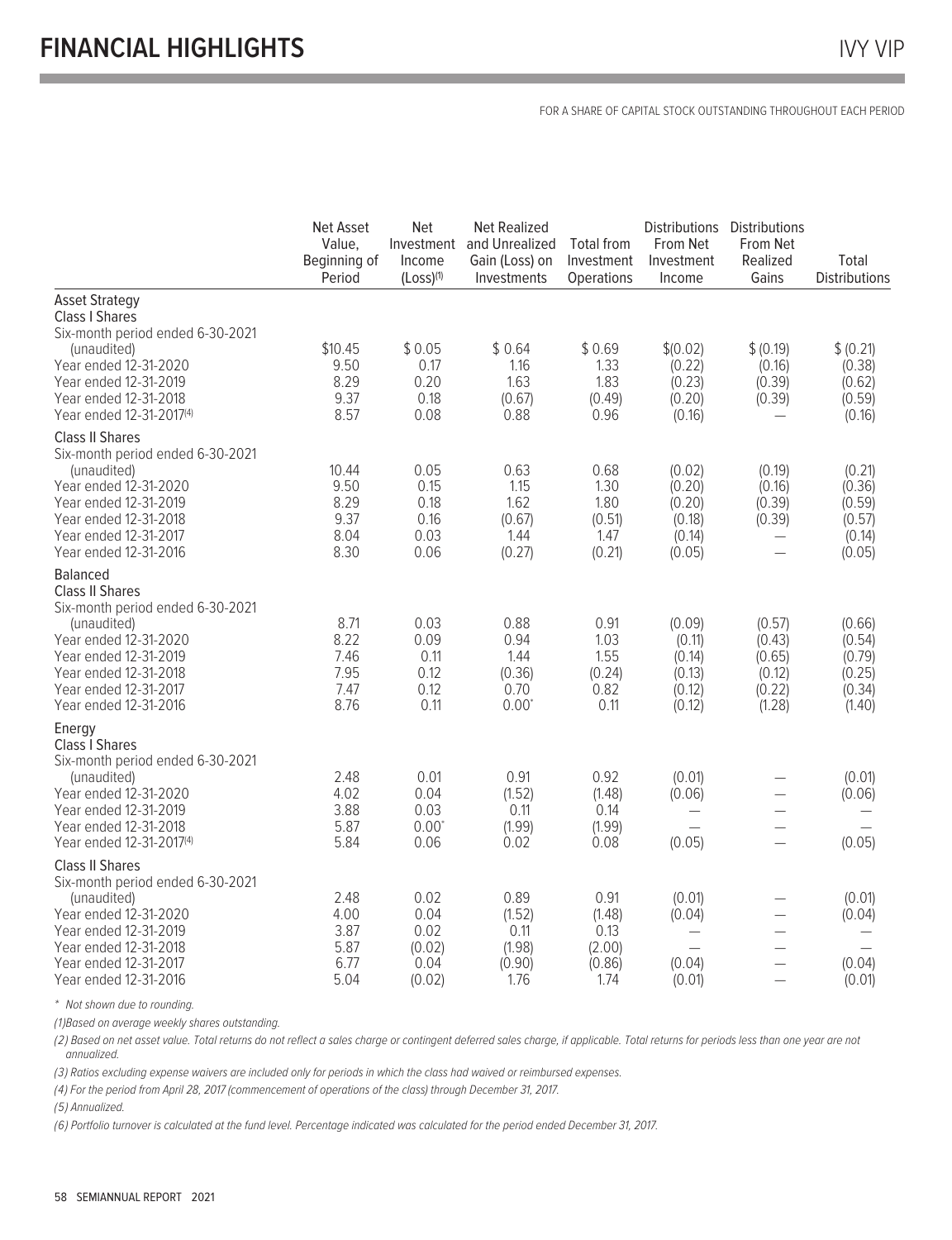# FINANCIAL HIGHLIGHTS

FOR A SHARE OF CAPITAL STOCK OUTSTANDING THROUGHOUT EACH PERIOD

| | Net Asset Value, Beginning of Period | Net Investment Income (Loss)[1] | Net Realized and Unrealized Gain (Loss) on Investments | Total from Investment Operations | Distributions From Net Investment Income | Distributions From Net Realized Gains | Total Distributions |
|---|---|---|---|---|---|---|---|
| **Asset Strategy** | | | | | | | |
| **Class I Shares** | | | | | | | |
| Six-month period ended 6-30-2021 (unaudited) | $10.45 | $ 0.05 | $ 0.64 | $ 0.69 | $(0.02) | $ (0.19) | $ (0.21) |
| Year ended 12-31-2020 | 9.50 | 0.17 | 1.16 | 1.33 | (0.22) | (0.16) | (0.38) |
| Year ended 12-31-2019 | 8.29 | 0.20 | 1.63 | 1.83 | (0.23) | (0.39) | (0.62) |
| Year ended 12-31-2018 | 9.37 | 0.18 | (0.67) | (0.49) | (0.20) | (0.39) | (0.59) |
| Year ended 12-31-2017[4] | 8.57 | 0.08 | 0.88 | 0.96 | (0.16) | — | (0.16) |
| **Class II Shares** | | | | | | | |
| Six-month period ended 6-30-2021 (unaudited) | 10.44 | 0.05 | 0.63 | 0.68 | (0.02) | (0.19) | (0.21) |
| Year ended 12-31-2020 | 9.50 | 0.15 | 1.15 | 1.30 | (0.20) | (0.16) | (0.36) |
| Year ended 12-31-2019 | 8.29 | 0.18 | 1.62 | 1.80 | (0.20) | (0.39) | (0.59) |
| Year ended 12-31-2018 | 9.37 | 0.16 | (0.67) | (0.51) | (0.18) | (0.39) | (0.57) |
| Year ended 12-31-2017 | 8.04 | 0.03 | 1.44 | 1.47 | (0.14) | — | (0.14) |
| Year ended 12-31-2016 | 8.30 | 0.06 | (0.27) | (0.21) | (0.05) | — | (0.05) |
| **Balanced** | | | | | | | |
| **Class II Shares** | | | | | | | |
| Six-month period ended 6-30-2021 (unaudited) | 8.71 | 0.03 | 0.88 | 0.91 | (0.09) | (0.57) | (0.66) |
| Year ended 12-31-2020 | 8.22 | 0.09 | 0.94 | 1.03 | (0.11) | (0.43) | (0.54) |
| Year ended 12-31-2019 | 7.46 | 0.11 | 1.44 | 1.55 | (0.14) | (0.65) | (0.79) |
| Year ended 12-31-2018 | 7.95 | 0.12 | (0.36) | (0.24) | (0.13) | (0.12) | (0.25) |
| Year ended 12-31-2017 | 7.47 | 0.12 | 0.70 | 0.82 | (0.12) | (0.22) | (0.34) |
| Year ended 12-31-2016 | 8.76 | 0.11 | 0.00* | 0.11 | (0.12) | (1.28) | (1.40) |
| **Energy** | | | | | | | |
| **Class I Shares** | | | | | | | |
| Six-month period ended 6-30-2021 (unaudited) | 2.48 | 0.01 | 0.91 | 0.92 | (0.01) | — | (0.01) |
| Year ended 12-31-2020 | 4.02 | 0.04 | (1.52) | (1.48) | (0.06) | — | (0.06) |
| Year ended 12-31-2019 | 3.88 | 0.03 | 0.11 | 0.14 | — | — | — |
| Year ended 12-31-2018 | 5.87 | 0.00* | (1.99) | (1.99) | — | — | — |
| Year ended 12-31-2017[4] | 5.84 | 0.06 | 0.02 | 0.08 | (0.05) | — | (0.05) |
| **Class II Shares** | | | | | | | |
| Six-month period ended 6-30-2021 (unaudited) | 2.48 | 0.02 | 0.89 | 0.91 | (0.01) | — | (0.01) |
| Year ended 12-31-2020 | 4.00 | 0.04 | (1.52) | (1.48) | (0.04) | — | (0.04) |
| Year ended 12-31-2019 | 3.87 | 0.02 | 0.11 | 0.13 | — | — | — |
| Year ended 12-31-2018 | 5.87 | (0.02) | (1.98) | (2.00) | — | — | — |
| Year ended 12-31-2017 | 6.77 | 0.04 | (0.90) | (0.86) | (0.04) | — | (0.04) |
| Year ended 12-31-2016 | 5.04 | (0.02) | 1.76 | 1.74 | (0.01) | — | (0.01) |

*\* Not shown due to rounding.*

*(1) Based on average weekly shares outstanding.*

*(2) Based on net asset value. Total returns do not reflect a sales charge or contingent deferred sales charge, if applicable. Total returns for periods less than one year are not annualized.*

*(3) Ratios excluding expense waivers are included only for periods in which the class had waived or reimbursed expenses.*

*(4) For the period from April 28, 2017 (commencement of operations of the class) through December 31, 2017.*

*(5) Annualized.*

*(6) Portfolio turnover is calculated at the fund level. Percentage indicated was calculated for the period ended December 31, 2017.*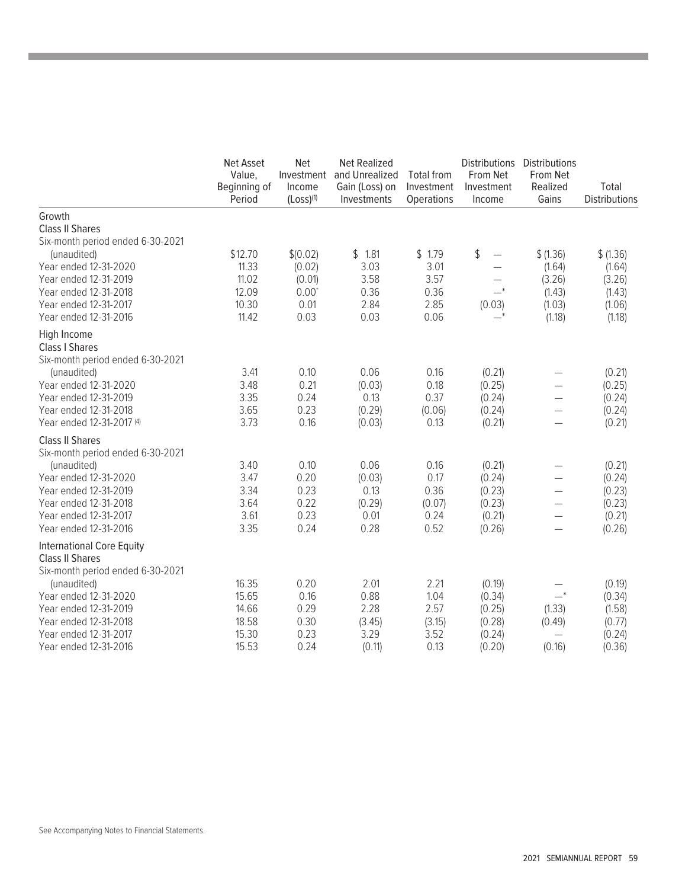| | Net Asset Value, Beginning of Period | Net Investment Income (Loss)[(1)] | Net Realized and Unrealized Gain (Loss) on Investments | Total from Investment Operations | Distributions From Net Investment Income | Distributions From Net Realized Gains | Total Distributions |
|---|---|---|---|---|---|---|---|
| **Growth** | | | | | | | |
| **Class II Shares** | | | | | | | |
| Six-month period ended 6-30-2021 (unaudited) | $12.70 | $(0.02) | $ 1.81 | $ 1.79 | $ — | $ (1.36) | $ (1.36) |
| Year ended 12-31-2020 | 11.33 | (0.02) | 3.03 | 3.01 | — | (1.64) | (1.64) |
| Year ended 12-31-2019 | 11.02 | (0.01) | 3.58 | 3.57 | — | (3.26) | (3.26) |
| Year ended 12-31-2018 | 12.09 | 0.00* | 0.36 | 0.36 | —* | (1.43) | (1.43) |
| Year ended 12-31-2017 | 10.30 | 0.01 | 2.84 | 2.85 | (0.03) | (1.03) | (1.06) |
| Year ended 12-31-2016 | 11.42 | 0.03 | 0.03 | 0.06 | —* | (1.18) | (1.18) |
| **High Income** | | | | | | | |
| **Class I Shares** | | | | | | | |
| Six-month period ended 6-30-2021 (unaudited) | 3.41 | 0.10 | 0.06 | 0.16 | (0.21) | — | (0.21) |
| Year ended 12-31-2020 | 3.48 | 0.21 | (0.03) | 0.18 | (0.25) | — | (0.25) |
| Year ended 12-31-2019 | 3.35 | 0.24 | 0.13 | 0.37 | (0.24) | — | (0.24) |
| Year ended 12-31-2018 | 3.65 | 0.23 | (0.29) | (0.06) | (0.24) | — | (0.24) |
| Year ended 12-31-2017 [(4)] | 3.73 | 0.16 | (0.03) | 0.13 | (0.21) | — | (0.21) |
| **Class II Shares** | | | | | | | |
| Six-month period ended 6-30-2021 (unaudited) | 3.40 | 0.10 | 0.06 | 0.16 | (0.21) | — | (0.21) |
| Year ended 12-31-2020 | 3.47 | 0.20 | (0.03) | 0.17 | (0.24) | — | (0.24) |
| Year ended 12-31-2019 | 3.34 | 0.23 | 0.13 | 0.36 | (0.23) | — | (0.23) |
| Year ended 12-31-2018 | 3.64 | 0.22 | (0.29) | (0.07) | (0.23) | — | (0.23) |
| Year ended 12-31-2017 | 3.61 | 0.23 | 0.01 | 0.24 | (0.21) | — | (0.21) |
| Year ended 12-31-2016 | 3.35 | 0.24 | 0.28 | 0.52 | (0.26) | — | (0.26) |
| **International Core Equity** | | | | | | | |
| **Class II Shares** | | | | | | | |
| Six-month period ended 6-30-2021 (unaudited) | 16.35 | 0.20 | 2.01 | 2.21 | (0.19) | — | (0.19) |
| Year ended 12-31-2020 | 15.65 | 0.16 | 0.88 | 1.04 | (0.34) | —* | (0.34) |
| Year ended 12-31-2019 | 14.66 | 0.29 | 2.28 | 2.57 | (0.25) | (1.33) | (1.58) |
| Year ended 12-31-2018 | 18.58 | 0.30 | (3.45) | (3.15) | (0.28) | (0.49) | (0.77) |
| Year ended 12-31-2017 | 15.30 | 0.23 | 3.29 | 3.52 | (0.24) | — | (0.24) |
| Year ended 12-31-2016 | 15.53 | 0.24 | (0.11) | 0.13 | (0.20) | (0.16) | (0.36) |

See Accompanying Notes to Financial Statements.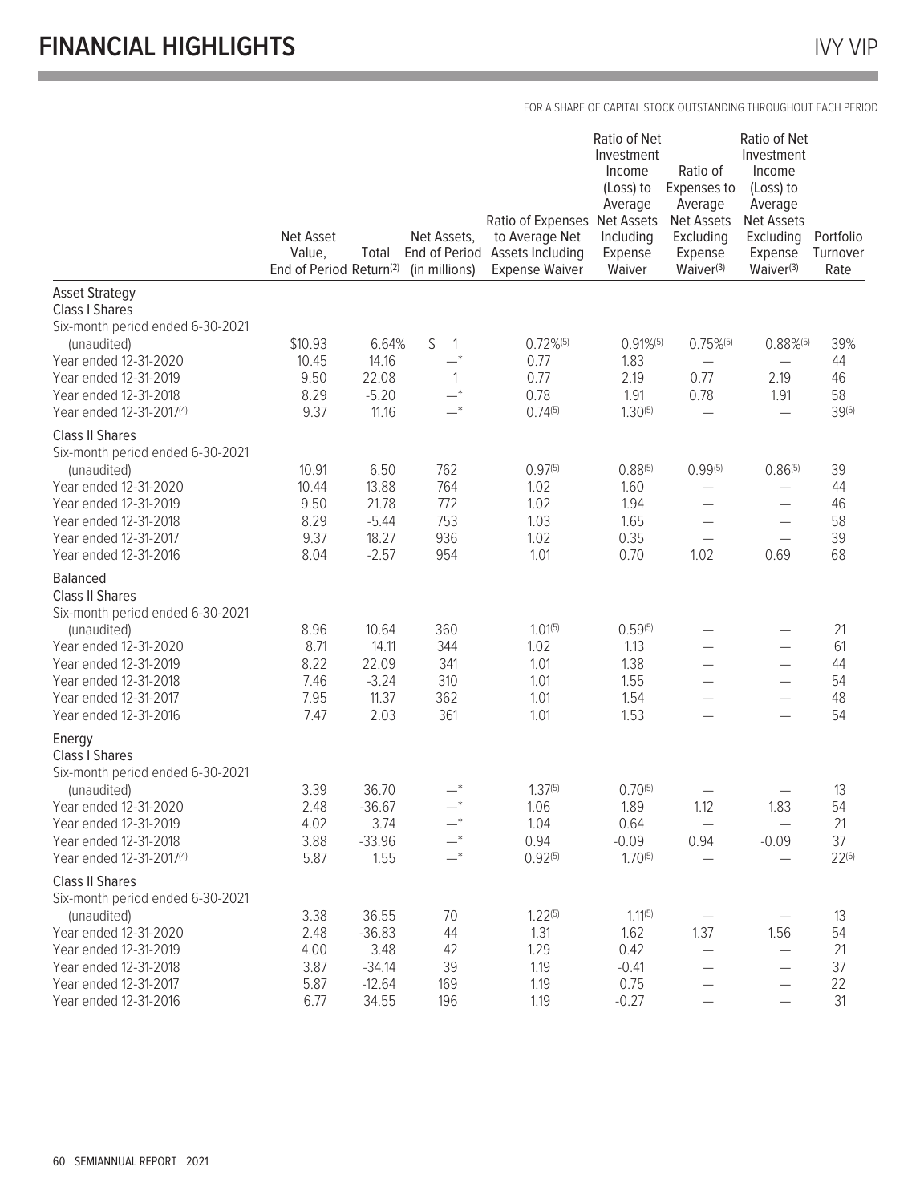# FINANCIAL HIGHLIGHTS

FOR A SHARE OF CAPITAL STOCK OUTSTANDING THROUGHOUT EACH PERIOD

| | Net Asset Value, End of Period | Total Return[2] | Net Assets, End of Period (in millions) | Ratio of Expenses to Average Net Assets Including Expense Waiver | Ratio of Net Investment Income (Loss) to Average Net Assets Including Expense Waiver | Ratio of Expenses to Average Net Assets Excluding Expense Waiver[3] | Ratio of Net Investment Income (Loss) to Average Net Assets Excluding Expense Waiver[3] | Portfolio Turnover Rate |
|---|---|---|---|---|---|---|---|---|
| **Asset Strategy** | | | | | | | | |
| **Class I Shares** | | | | | | | | |
| Six-month period ended 6-30-2021 (unaudited) | $10.93 | 6.64% | $ 1 | 0.72%[5] | 0.91%[5] | 0.75%[5] | 0.88%[5] | 39% |
| Year ended 12-31-2020 | 10.45 | 14.16 | —* | 0.77 | 1.83 | — | — | 44 |
| Year ended 12-31-2019 | 9.50 | 22.08 | 1 | 0.77 | 2.19 | 0.77 | 2.19 | 46 |
| Year ended 12-31-2018 | 8.29 | -5.20 | —* | 0.78 | 1.91 | 0.78 | 1.91 | 58 |
| Year ended 12-31-2017[4] | 9.37 | 11.16 | —* | 0.74[5] | 1.30[5] | — | — | 39[6] |
| **Class II Shares** | | | | | | | | |
| Six-month period ended 6-30-2021 (unaudited) | 10.91 | 6.50 | 762 | 0.97[5] | 0.88[5] | 0.99[5] | 0.86[5] | 39 |
| Year ended 12-31-2020 | 10.44 | 13.88 | 764 | 1.02 | 1.60 | — | — | 44 |
| Year ended 12-31-2019 | 9.50 | 21.78 | 772 | 1.02 | 1.94 | — | — | 46 |
| Year ended 12-31-2018 | 8.29 | -5.44 | 753 | 1.03 | 1.65 | — | — | 58 |
| Year ended 12-31-2017 | 9.37 | 18.27 | 936 | 1.02 | 0.35 | — | — | 39 |
| Year ended 12-31-2016 | 8.04 | -2.57 | 954 | 1.01 | 0.70 | 1.02 | 0.69 | 68 |
| **Balanced** | | | | | | | | |
| **Class II Shares** | | | | | | | | |
| Six-month period ended 6-30-2021 (unaudited) | 8.96 | 10.64 | 360 | 1.01[5] | 0.59[5] | — | — | 21 |
| Year ended 12-31-2020 | 8.71 | 14.11 | 344 | 1.02 | 1.13 | — | — | 61 |
| Year ended 12-31-2019 | 8.22 | 22.09 | 341 | 1.01 | 1.38 | — | — | 44 |
| Year ended 12-31-2018 | 7.46 | -3.24 | 310 | 1.01 | 1.55 | — | — | 54 |
| Year ended 12-31-2017 | 7.95 | 11.37 | 362 | 1.01 | 1.54 | — | — | 48 |
| Year ended 12-31-2016 | 7.47 | 2.03 | 361 | 1.01 | 1.53 | — | — | 54 |
| **Energy** | | | | | | | | |
| **Class I Shares** | | | | | | | | |
| Six-month period ended 6-30-2021 (unaudited) | 3.39 | 36.70 | —* | 1.37[5] | 0.70[5] | — | — | 13 |
| Year ended 12-31-2020 | 2.48 | -36.67 | —* | 1.06 | 1.89 | 1.12 | 1.83 | 54 |
| Year ended 12-31-2019 | 4.02 | 3.74 | —* | 1.04 | 0.64 | — | — | 21 |
| Year ended 12-31-2018 | 3.88 | -33.96 | —* | 0.94 | -0.09 | 0.94 | -0.09 | 37 |
| Year ended 12-31-2017[4] | 5.87 | 1.55 | —* | 0.92[5] | 1.70[5] | — | — | 22[6] |
| **Class II Shares** | | | | | | | | |
| Six-month period ended 6-30-2021 (unaudited) | 3.38 | 36.55 | 70 | 1.22[5] | 1.11[5] | — | — | 13 |
| Year ended 12-31-2020 | 2.48 | -36.83 | 44 | 1.31 | 1.62 | 1.37 | 1.56 | 54 |
| Year ended 12-31-2019 | 4.00 | 3.48 | 42 | 1.29 | 0.42 | — | — | 21 |
| Year ended 12-31-2018 | 3.87 | -34.14 | 39 | 1.19 | -0.41 | — | — | 37 |
| Year ended 12-31-2017 | 5.87 | -12.64 | 169 | 1.19 | 0.75 | — | — | 22 |
| Year ended 12-31-2016 | 6.77 | 34.55 | 196 | 1.19 | -0.27 | — | — | 31 |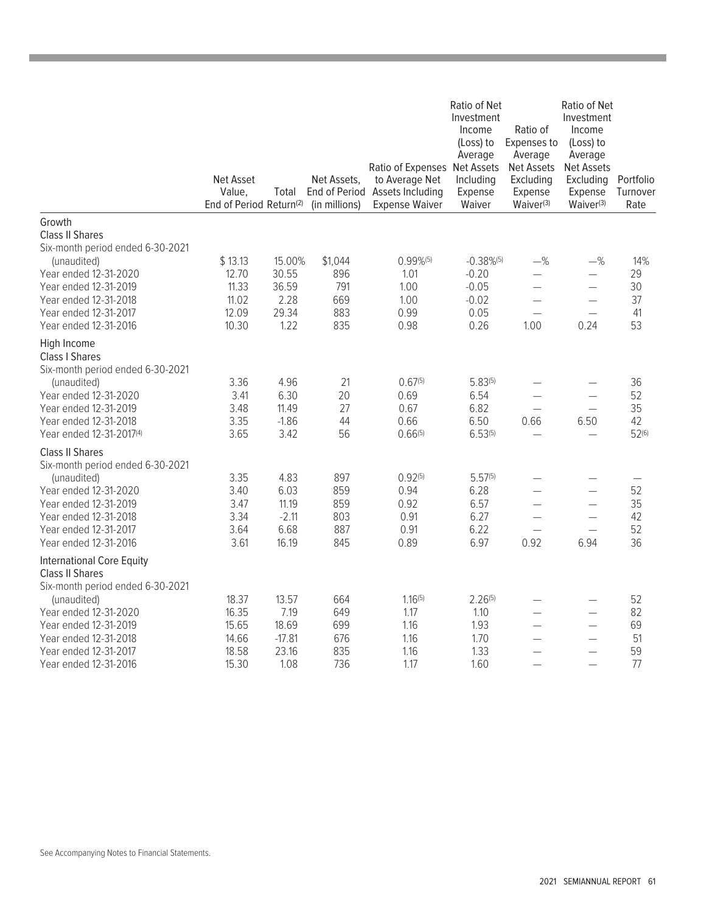| | Net Asset Value, End of Period | Total Return[2] | Net Assets, End of Period (in millions) | Ratio of Expenses to Average Net Assets Including Expense Waiver | Ratio of Net Investment Income (Loss) to Average Net Assets Including Expense Waiver | Ratio of Expenses to Average Net Assets Excluding Expense Waiver[3] | Ratio of Net Investment Income (Loss) to Average Net Assets Excluding Expense Waiver[3] | Portfolio Turnover Rate |
|---|---|---|---|---|---|---|---|---|
| **Growth** | | | | | | | | |
| **Class II Shares** | | | | | | | | |
| Six-month period ended 6-30-2021 (unaudited) | $ 13.13 | 15.00% | $1,044 | 0.99%[5] | -0.38%[5] | —% | —% | 14% |
| Year ended 12-31-2020 | 12.70 | 30.55 | 896 | 1.01 | -0.20 | — | — | 29 |
| Year ended 12-31-2019 | 11.33 | 36.59 | 791 | 1.00 | -0.05 | — | — | 30 |
| Year ended 12-31-2018 | 11.02 | 2.28 | 669 | 1.00 | -0.02 | — | — | 37 |
| Year ended 12-31-2017 | 12.09 | 29.34 | 883 | 0.99 | 0.05 | — | — | 41 |
| Year ended 12-31-2016 | 10.30 | 1.22 | 835 | 0.98 | 0.26 | 1.00 | 0.24 | 53 |
| **High Income** | | | | | | | | |
| **Class I Shares** | | | | | | | | |
| Six-month period ended 6-30-2021 (unaudited) | 3.36 | 4.96 | 21 | 0.67[5] | 5.83[5] | — | — | 36 |
| Year ended 12-31-2020 | 3.41 | 6.30 | 20 | 0.69 | 6.54 | — | — | 52 |
| Year ended 12-31-2019 | 3.48 | 11.49 | 27 | 0.67 | 6.82 | — | — | 35 |
| Year ended 12-31-2018 | 3.35 | -1.86 | 44 | 0.66 | 6.50 | 0.66 | 6.50 | 42 |
| Year ended 12-31-2017[4] | 3.65 | 3.42 | 56 | 0.66[5] | 6.53[5] | — | — | 52[6] |
| **Class II Shares** | | | | | | | | |
| Six-month period ended 6-30-2021 (unaudited) | 3.35 | 4.83 | 897 | 0.92[5] | 5.57[5] | — | — | — |
| Year ended 12-31-2020 | 3.40 | 6.03 | 859 | 0.94 | 6.28 | — | — | 52 |
| Year ended 12-31-2019 | 3.47 | 11.19 | 859 | 0.92 | 6.57 | — | — | 35 |
| Year ended 12-31-2018 | 3.34 | -2.11 | 803 | 0.91 | 6.27 | — | — | 42 |
| Year ended 12-31-2017 | 3.64 | 6.68 | 887 | 0.91 | 6.22 | — | — | 52 |
| Year ended 12-31-2016 | 3.61 | 16.19 | 845 | 0.89 | 6.97 | 0.92 | 6.94 | 36 |
| **International Core Equity** | | | | | | | | |
| **Class II Shares** | | | | | | | | |
| Six-month period ended 6-30-2021 (unaudited) | 18.37 | 13.57 | 664 | 1.16[5] | 2.26[5] | — | — | 52 |
| Year ended 12-31-2020 | 16.35 | 7.19 | 649 | 1.17 | 1.10 | — | — | 82 |
| Year ended 12-31-2019 | 15.65 | 18.69 | 699 | 1.16 | 1.93 | — | — | 69 |
| Year ended 12-31-2018 | 14.66 | -17.81 | 676 | 1.16 | 1.70 | — | — | 51 |
| Year ended 12-31-2017 | 18.58 | 23.16 | 835 | 1.16 | 1.33 | — | — | 59 |
| Year ended 12-31-2016 | 15.30 | 1.08 | 736 | 1.17 | 1.60 | — | — | 77 |

See Accompanying Notes to Financial Statements.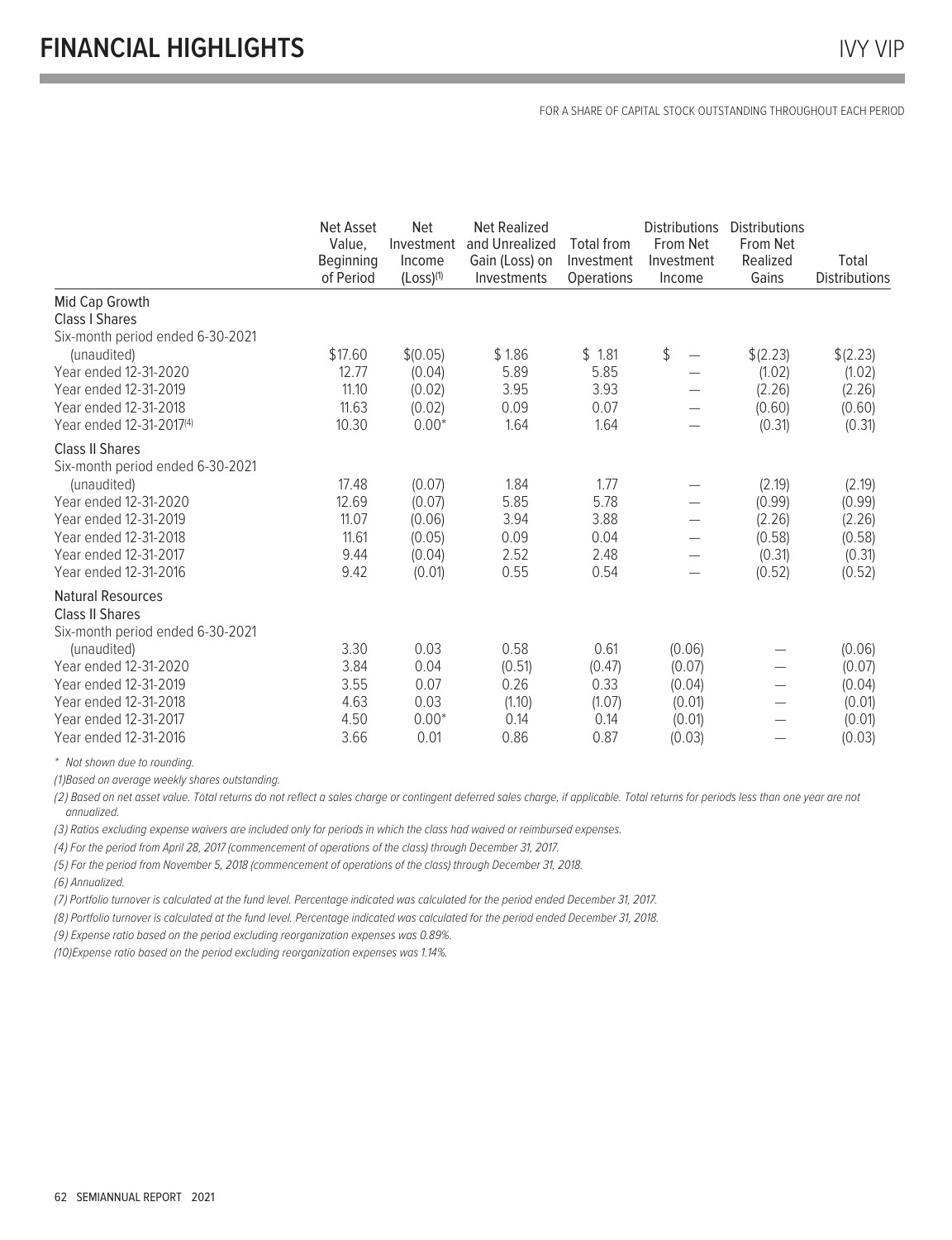# FINANCIAL HIGHLIGHTS

FOR A SHARE OF CAPITAL STOCK OUTSTANDING THROUGHOUT EACH PERIOD

| | Net Asset Value, Beginning of Period | Net Investment Income (Loss)(1) | Net Realized and Unrealized Gain (Loss) on Investments | Total from Investment Operations | Distributions From Net Investment Income | Distributions From Net Realized Gains | Total Distributions |
|---|---|---|---|---|---|---|---|
| **Mid Cap Growth** | | | | | | | |
| **Class I Shares** | | | | | | | |
| Six-month period ended 6-30-2021 (unaudited) | $17.60 | $(0.05) | $ 1.86 | $ 1.81 | $ — | $(2.23) | $(2.23) |
| Year ended 12-31-2020 | 12.77 | (0.04) | 5.89 | 5.85 | — | (1.02) | (1.02) |
| Year ended 12-31-2019 | 11.10 | (0.02) | 3.95 | 3.93 | — | (2.26) | (2.26) |
| Year ended 12-31-2018 | 11.63 | (0.02) | 0.09 | 0.07 | — | (0.60) | (0.60) |
| Year ended 12-31-2017(4) | 10.30 | 0.00* | 1.64 | 1.64 | — | (0.31) | (0.31) |
| **Class II Shares** | | | | | | | |
| Six-month period ended 6-30-2021 (unaudited) | 17.48 | (0.07) | 1.84 | 1.77 | — | (2.19) | (2.19) |
| Year ended 12-31-2020 | 12.69 | (0.07) | 5.85 | 5.78 | — | (0.99) | (0.99) |
| Year ended 12-31-2019 | 11.07 | (0.06) | 3.94 | 3.88 | — | (2.26) | (2.26) |
| Year ended 12-31-2018 | 11.61 | (0.05) | 0.09 | 0.04 | — | (0.58) | (0.58) |
| Year ended 12-31-2017 | 9.44 | (0.04) | 2.52 | 2.48 | — | (0.31) | (0.31) |
| Year ended 12-31-2016 | 9.42 | (0.01) | 0.55 | 0.54 | — | (0.52) | (0.52) |
| **Natural Resources** | | | | | | | |
| **Class II Shares** | | | | | | | |
| Six-month period ended 6-30-2021 (unaudited) | 3.30 | 0.03 | 0.58 | 0.61 | (0.06) | — | (0.06) |
| Year ended 12-31-2020 | 3.84 | 0.04 | (0.51) | (0.47) | (0.07) | — | (0.07) |
| Year ended 12-31-2019 | 3.55 | 0.07 | 0.26 | 0.33 | (0.04) | — | (0.04) |
| Year ended 12-31-2018 | 4.63 | 0.03 | (1.10) | (1.07) | (0.01) | — | (0.01) |
| Year ended 12-31-2017 | 4.50 | 0.00* | 0.14 | 0.14 | (0.01) | — | (0.01) |
| Year ended 12-31-2016 | 3.66 | 0.01 | 0.86 | 0.87 | (0.03) | — | (0.03) |

\* Not shown due to rounding.

*(1)Based on average weekly shares outstanding.*

*(2) Based on net asset value. Total returns do not reflect a sales charge or contingent deferred sales charge, if applicable. Total returns for periods less than one year are not annualized.*

*(3) Ratios excluding expense waivers are included only for periods in which the class had waived or reimbursed expenses.*

*(4) For the period from April 28, 2017 (commencement of operations of the class) through December 31, 2017.*

*(5) For the period from November 5, 2018 (commencement of operations of the class) through December 31, 2018.*

*(6) Annualized.*

*(7) Portfolio turnover is calculated at the fund level. Percentage indicated was calculated for the period ended December 31, 2017.*

*(8) Portfolio turnover is calculated at the fund level. Percentage indicated was calculated for the period ended December 31, 2018.*

*(9) Expense ratio based on the period excluding reorganization expenses was 0.89%.*

*(10)Expense ratio based on the period excluding reorganization expenses was 1.14%.*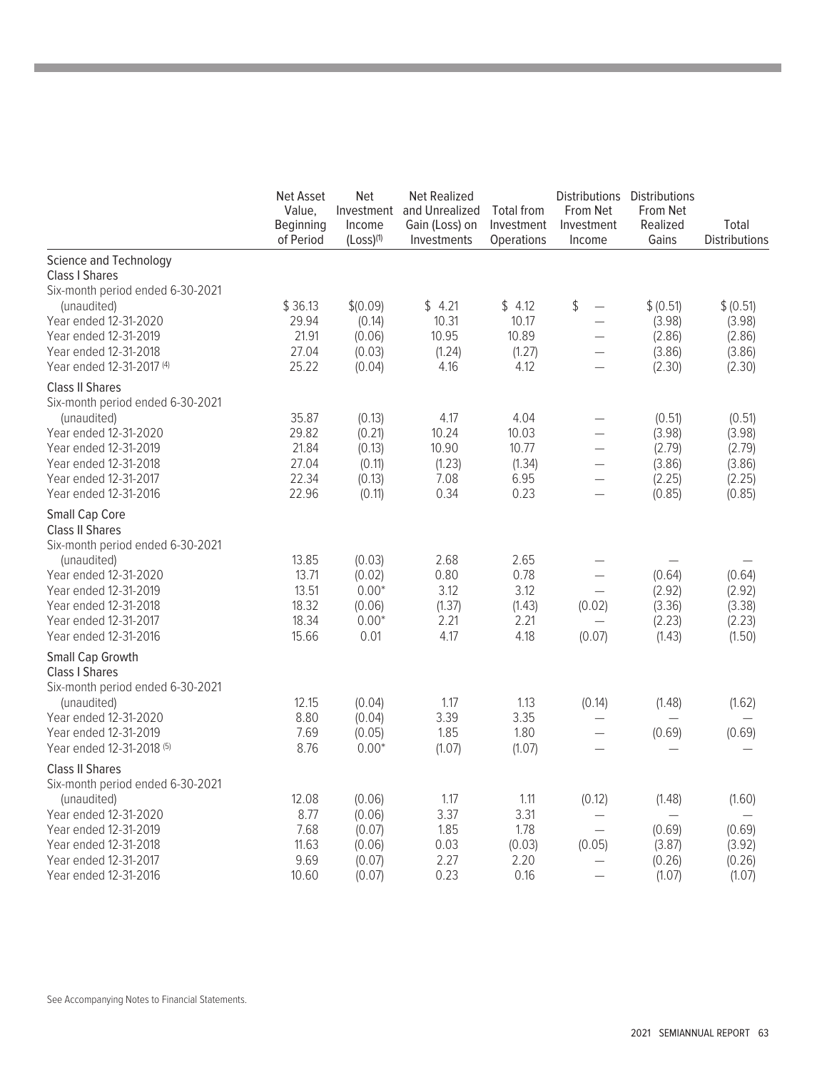| | Net Asset Value, Beginning of Period | Net Investment Income (Loss)[1] | Net Realized and Unrealized Gain (Loss) on Investments | Total from Investment Operations | Distributions From Net Investment Income | Distributions From Net Realized Gains | Total Distributions |
|---|---|---|---|---|---|---|---|
| Science and Technology | | | | | | | |
| Class I Shares | | | | | | | |
| Six-month period ended 6-30-2021 (unaudited) | $ 36.13 | $(0.09) | $ 4.21 | $ 4.12 | $ — | $ (0.51) | $ (0.51) |
| Year ended 12-31-2020 | 29.94 | (0.14) | 10.31 | 10.17 | — | (3.98) | (3.98) |
| Year ended 12-31-2019 | 21.91 | (0.06) | 10.95 | 10.89 | — | (2.86) | (2.86) |
| Year ended 12-31-2018 | 27.04 | (0.03) | (1.24) | (1.27) | — | (3.86) | (3.86) |
| Year ended 12-31-2017 [4] | 25.22 | (0.04) | 4.16 | 4.12 | — | (2.30) | (2.30) |
| Class II Shares | | | | | | | |
| Six-month period ended 6-30-2021 (unaudited) | 35.87 | (0.13) | 4.17 | 4.04 | — | (0.51) | (0.51) |
| Year ended 12-31-2020 | 29.82 | (0.21) | 10.24 | 10.03 | — | (3.98) | (3.98) |
| Year ended 12-31-2019 | 21.84 | (0.13) | 10.90 | 10.77 | — | (2.79) | (2.79) |
| Year ended 12-31-2018 | 27.04 | (0.11) | (1.23) | (1.34) | — | (3.86) | (3.86) |
| Year ended 12-31-2017 | 22.34 | (0.13) | 7.08 | 6.95 | — | (2.25) | (2.25) |
| Year ended 12-31-2016 | 22.96 | (0.11) | 0.34 | 0.23 | — | (0.85) | (0.85) |
| Small Cap Core | | | | | | | |
| Class II Shares | | | | | | | |
| Six-month period ended 6-30-2021 (unaudited) | 13.85 | (0.03) | 2.68 | 2.65 | — | — | — |
| Year ended 12-31-2020 | 13.71 | (0.02) | 0.80 | 0.78 | — | (0.64) | (0.64) |
| Year ended 12-31-2019 | 13.51 | 0.00* | 3.12 | 3.12 | — | (2.92) | (2.92) |
| Year ended 12-31-2018 | 18.32 | (0.06) | (1.37) | (1.43) | (0.02) | (3.36) | (3.38) |
| Year ended 12-31-2017 | 18.34 | 0.00* | 2.21 | 2.21 | — | (2.23) | (2.23) |
| Year ended 12-31-2016 | 15.66 | 0.01 | 4.17 | 4.18 | (0.07) | (1.43) | (1.50) |
| Small Cap Growth | | | | | | | |
| Class I Shares | | | | | | | |
| Six-month period ended 6-30-2021 (unaudited) | 12.15 | (0.04) | 1.17 | 1.13 | (0.14) | (1.48) | (1.62) |
| Year ended 12-31-2020 | 8.80 | (0.04) | 3.39 | 3.35 | — | — | — |
| Year ended 12-31-2019 | 7.69 | (0.05) | 1.85 | 1.80 | — | (0.69) | (0.69) |
| Year ended 12-31-2018 [5] | 8.76 | 0.00* | (1.07) | (1.07) | — | — | — |
| Class II Shares | | | | | | | |
| Six-month period ended 6-30-2021 (unaudited) | 12.08 | (0.06) | 1.17 | 1.11 | (0.12) | (1.48) | (1.60) |
| Year ended 12-31-2020 | 8.77 | (0.06) | 3.37 | 3.31 | — | — | — |
| Year ended 12-31-2019 | 7.68 | (0.07) | 1.85 | 1.78 | — | (0.69) | (0.69) |
| Year ended 12-31-2018 | 11.63 | (0.06) | 0.03 | (0.03) | (0.05) | (3.87) | (3.92) |
| Year ended 12-31-2017 | 9.69 | (0.07) | 2.27 | 2.20 | — | (0.26) | (0.26) |
| Year ended 12-31-2016 | 10.60 | (0.07) | 0.23 | 0.16 | — | (1.07) | (1.07) |

See Accompanying Notes to Financial Statements.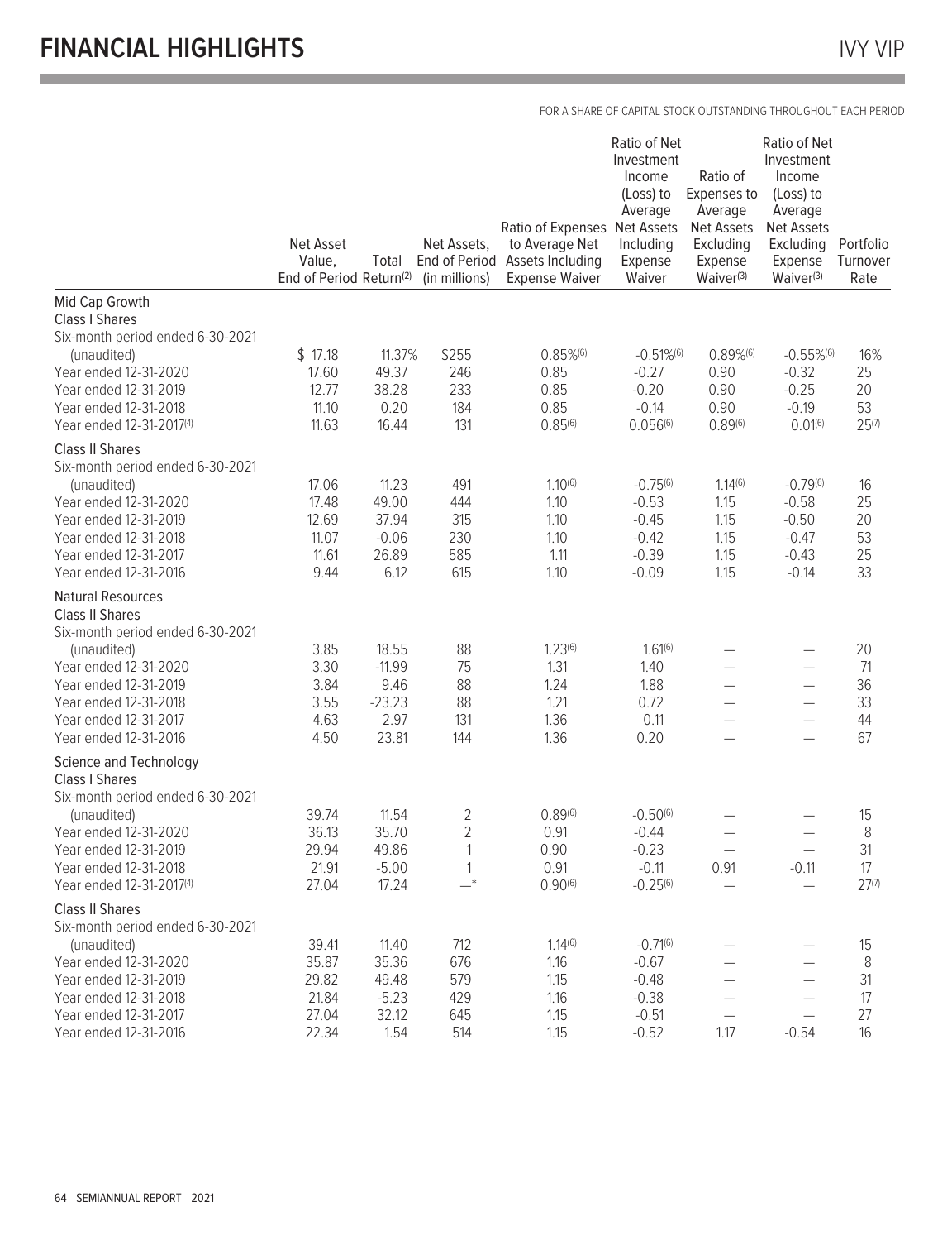# FINANCIAL HIGHLIGHTS

FOR A SHARE OF CAPITAL STOCK OUTSTANDING THROUGHOUT EACH PERIOD

| | Net Asset Value, End of Period | Total Return[(2)] | Net Assets, End of Period (in millions) | Ratio of Expenses to Average Net Assets Including Expense Waiver | Ratio of Net Investment Income (Loss) to Average Net Assets Including Expense Waiver | Ratio of Expenses to Average Net Assets Excluding Expense Waiver[(3)] | Ratio of Net Investment Income (Loss) to Average Net Assets Excluding Expense Waiver[(3)] | Portfolio Turnover Rate |
|---|---|---|---|---|---|---|---|---|
| **Mid Cap Growth** | | | | | | | | |
| **Class I Shares** | | | | | | | | |
| Six-month period ended 6-30-2021 (unaudited) | $ 17.18 | 11.37% | $255 | 0.85%[(6)] | -0.51%[(6)] | 0.89%[(6)] | -0.55%[(6)] | 16% |
| Year ended 12-31-2020 | 17.60 | 49.37 | 246 | 0.85 | -0.27 | 0.90 | -0.32 | 25 |
| Year ended 12-31-2019 | 12.77 | 38.28 | 233 | 0.85 | -0.20 | 0.90 | -0.25 | 20 |
| Year ended 12-31-2018 | 11.10 | 0.20 | 184 | 0.85 | -0.14 | 0.90 | -0.19 | 53 |
| Year ended 12-31-2017[(4)] | 11.63 | 16.44 | 131 | 0.85[(6)] | 0.056[(6)] | 0.89[(6)] | 0.01[(6)] | 25[(7)] |
| **Class II Shares** | | | | | | | | |
| Six-month period ended 6-30-2021 (unaudited) | 17.06 | 11.23 | 491 | 1.10[(6)] | -0.75[(6)] | 1.14[(6)] | -0.79[(6)] | 16 |
| Year ended 12-31-2020 | 17.48 | 49.00 | 444 | 1.10 | -0.53 | 1.15 | -0.58 | 25 |
| Year ended 12-31-2019 | 12.69 | 37.94 | 315 | 1.10 | -0.45 | 1.15 | -0.50 | 20 |
| Year ended 12-31-2018 | 11.07 | -0.06 | 230 | 1.10 | -0.42 | 1.15 | -0.47 | 53 |
| Year ended 12-31-2017 | 11.61 | 26.89 | 585 | 1.11 | -0.39 | 1.15 | -0.43 | 25 |
| Year ended 12-31-2016 | 9.44 | 6.12 | 615 | 1.10 | -0.09 | 1.15 | -0.14 | 33 |
| **Natural Resources** | | | | | | | | |
| **Class II Shares** | | | | | | | | |
| Six-month period ended 6-30-2021 (unaudited) | 3.85 | 18.55 | 88 | 1.23[(6)] | 1.61[(6)] | — | — | 20 |
| Year ended 12-31-2020 | 3.30 | -11.99 | 75 | 1.31 | 1.40 | — | — | 71 |
| Year ended 12-31-2019 | 3.84 | 9.46 | 88 | 1.24 | 1.88 | — | — | 36 |
| Year ended 12-31-2018 | 3.55 | -23.23 | 88 | 1.21 | 0.72 | — | — | 33 |
| Year ended 12-31-2017 | 4.63 | 2.97 | 131 | 1.36 | 0.11 | — | — | 44 |
| Year ended 12-31-2016 | 4.50 | 23.81 | 144 | 1.36 | 0.20 | — | — | 67 |
| **Science and Technology** | | | | | | | | |
| **Class I Shares** | | | | | | | | |
| Six-month period ended 6-30-2021 (unaudited) | 39.74 | 11.54 | 2 | 0.89[(6)] | -0.50[(6)] | — | — | 15 |
| Year ended 12-31-2020 | 36.13 | 35.70 | 2 | 0.91 | -0.44 | — | — | 8 |
| Year ended 12-31-2019 | 29.94 | 49.86 | 1 | 0.90 | -0.23 | — | — | 31 |
| Year ended 12-31-2018 | 21.91 | -5.00 | 1 | 0.91 | -0.11 | 0.91 | -0.11 | 17 |
| Year ended 12-31-2017[(4)] | 27.04 | 17.24 | —* | 0.90[(6)] | -0.25[(6)] | — | — | 27[(7)] |
| **Class II Shares** | | | | | | | | |
| Six-month period ended 6-30-2021 (unaudited) | 39.41 | 11.40 | 712 | 1.14[(6)] | -0.71[(6)] | — | — | 15 |
| Year ended 12-31-2020 | 35.87 | 35.36 | 676 | 1.16 | -0.67 | — | — | 8 |
| Year ended 12-31-2019 | 29.82 | 49.48 | 579 | 1.15 | -0.48 | — | — | 31 |
| Year ended 12-31-2018 | 21.84 | -5.23 | 429 | 1.16 | -0.38 | — | — | 17 |
| Year ended 12-31-2017 | 27.04 | 32.12 | 645 | 1.15 | -0.51 | — | — | 27 |
| Year ended 12-31-2016 | 22.34 | 1.54 | 514 | 1.15 | -0.52 | 1.17 | -0.54 | 16 |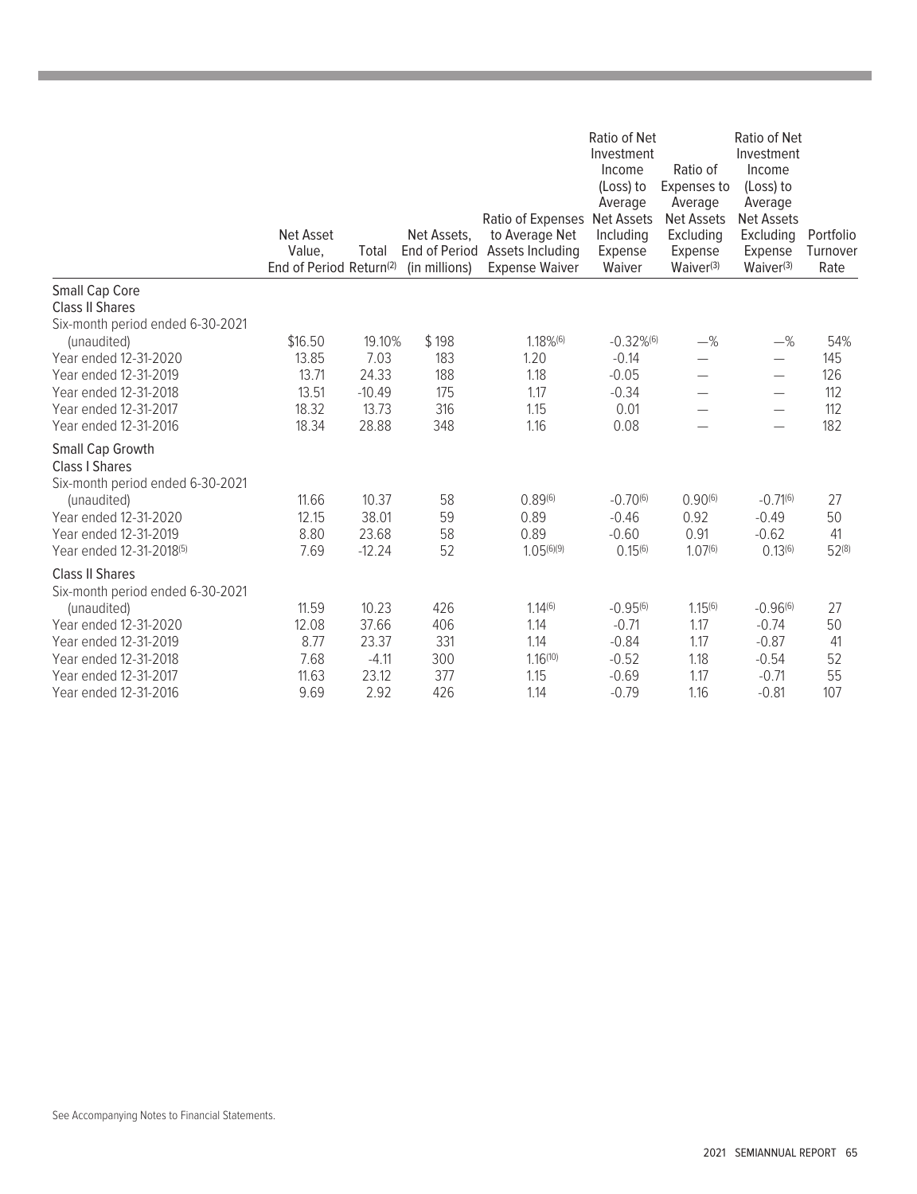| | Net Asset Value, End of Period | Total Return[2] | Net Assets, End of Period (in millions) | Ratio of Expenses to Average Net Assets Including Expense Waiver | Ratio of Net Investment Income (Loss) to Average Net Assets Including Expense Waiver | Ratio of Expenses to Average Net Assets Excluding Expense Waiver[3] | Ratio of Net Investment Income (Loss) to Average Net Assets Excluding Expense Waiver[3] | Portfolio Turnover Rate |
|---|---|---|---|---|---|---|---|---|
| **Small Cap Core** | | | | | | | | |
| **Class II Shares** | | | | | | | | |
| Six-month period ended 6-30-2021 (unaudited) | $16.50 | 19.10% | $198 | 1.18%[6] | -0.32%[6] | —% | —% | 54% |
| Year ended 12-31-2020 | 13.85 | 7.03 | 183 | 1.20 | -0.14 | — | — | 145 |
| Year ended 12-31-2019 | 13.71 | 24.33 | 188 | 1.18 | -0.05 | — | — | 126 |
| Year ended 12-31-2018 | 13.51 | -10.49 | 175 | 1.17 | -0.34 | — | — | 112 |
| Year ended 12-31-2017 | 18.32 | 13.73 | 316 | 1.15 | 0.01 | — | — | 112 |
| Year ended 12-31-2016 | 18.34 | 28.88 | 348 | 1.16 | 0.08 | — | — | 182 |
| **Small Cap Growth** | | | | | | | | |
| **Class I Shares** | | | | | | | | |
| Six-month period ended 6-30-2021 (unaudited) | 11.66 | 10.37 | 58 | 0.89[6] | -0.70[6] | 0.90[6] | -0.71[6] | 27 |
| Year ended 12-31-2020 | 12.15 | 38.01 | 59 | 0.89 | -0.46 | 0.92 | -0.49 | 50 |
| Year ended 12-31-2019 | 8.80 | 23.68 | 58 | 0.89 | -0.60 | 0.91 | -0.62 | 41 |
| Year ended 12-31-2018[5] | 7.69 | -12.24 | 52 | 1.05[6][9] | 0.15[6] | 1.07[6] | 0.13[6] | 52[8] |
| **Class II Shares** | | | | | | | | |
| Six-month period ended 6-30-2021 (unaudited) | 11.59 | 10.23 | 426 | 1.14[6] | -0.95[6] | 1.15[6] | -0.96[6] | 27 |
| Year ended 12-31-2020 | 12.08 | 37.66 | 406 | 1.14 | -0.71 | 1.17 | -0.74 | 50 |
| Year ended 12-31-2019 | 8.77 | 23.37 | 331 | 1.14 | -0.84 | 1.17 | -0.87 | 41 |
| Year ended 12-31-2018 | 7.68 | -4.11 | 300 | 1.16[10] | -0.52 | 1.18 | -0.54 | 52 |
| Year ended 12-31-2017 | 11.63 | 23.12 | 377 | 1.15 | -0.69 | 1.17 | -0.71 | 55 |
| Year ended 12-31-2016 | 9.69 | 2.92 | 426 | 1.14 | -0.79 | 1.16 | -0.81 | 107 |

See Accompanying Notes to Financial Statements.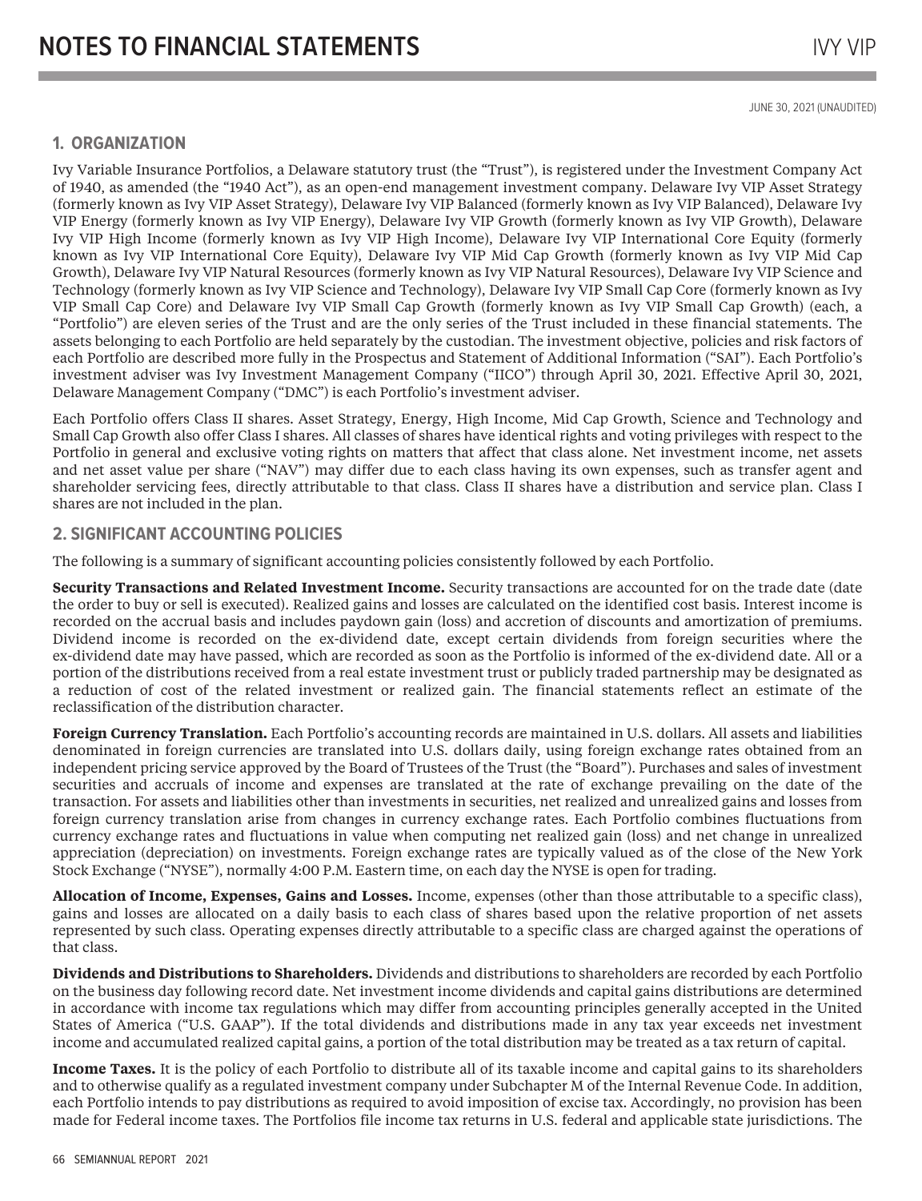# NOTES TO FINANCIAL STATEMENTS

JUNE 30, 2021 (UNAUDITED)

## 1. ORGANIZATION

Ivy Variable Insurance Portfolios, a Delaware statutory trust (the "Trust"), is registered under the Investment Company Act of 1940, as amended (the "1940 Act"), as an open-end management investment company. Delaware Ivy VIP Asset Strategy (formerly known as Ivy VIP Asset Strategy), Delaware Ivy VIP Balanced (formerly known as Ivy VIP Balanced), Delaware Ivy VIP Energy (formerly known as Ivy VIP Energy), Delaware Ivy VIP Growth (formerly known as Ivy VIP Growth), Delaware Ivy VIP High Income (formerly known as Ivy VIP High Income), Delaware Ivy VIP International Core Equity (formerly known as Ivy VIP International Core Equity), Delaware Ivy VIP Mid Cap Growth (formerly known as Ivy VIP Mid Cap Growth), Delaware Ivy VIP Natural Resources (formerly known as Ivy VIP Natural Resources), Delaware Ivy VIP Science and Technology (formerly known as Ivy VIP Science and Technology), Delaware Ivy VIP Small Cap Core (formerly known as Ivy VIP Small Cap Core) and Delaware Ivy VIP Small Cap Growth (formerly known as Ivy VIP Small Cap Growth) (each, a "Portfolio") are eleven series of the Trust and are the only series of the Trust included in these financial statements. The assets belonging to each Portfolio are held separately by the custodian. The investment objective, policies and risk factors of each Portfolio are described more fully in the Prospectus and Statement of Additional Information ("SAI"). Each Portfolio's investment adviser was Ivy Investment Management Company ("IICO") through April 30, 2021. Effective April 30, 2021, Delaware Management Company ("DMC") is each Portfolio's investment adviser.

Each Portfolio offers Class II shares. Asset Strategy, Energy, High Income, Mid Cap Growth, Science and Technology and Small Cap Growth also offer Class I shares. All classes of shares have identical rights and voting privileges with respect to the Portfolio in general and exclusive voting rights on matters that affect that class alone. Net investment income, net assets and net asset value per share ("NAV") may differ due to each class having its own expenses, such as transfer agent and shareholder servicing fees, directly attributable to that class. Class II shares have a distribution and service plan. Class I shares are not included in the plan.

## 2. SIGNIFICANT ACCOUNTING POLICIES

The following is a summary of significant accounting policies consistently followed by each Portfolio.

**Security Transactions and Related Investment Income.** Security transactions are accounted for on the trade date (date the order to buy or sell is executed). Realized gains and losses are calculated on the identified cost basis. Interest income is recorded on the accrual basis and includes paydown gain (loss) and accretion of discounts and amortization of premiums. Dividend income is recorded on the ex-dividend date, except certain dividends from foreign securities where the ex-dividend date may have passed, which are recorded as soon as the Portfolio is informed of the ex-dividend date. All or a portion of the distributions received from a real estate investment trust or publicly traded partnership may be designated as a reduction of cost of the related investment or realized gain. The financial statements reflect an estimate of the reclassification of the distribution character.

**Foreign Currency Translation.** Each Portfolio's accounting records are maintained in U.S. dollars. All assets and liabilities denominated in foreign currencies are translated into U.S. dollars daily, using foreign exchange rates obtained from an independent pricing service approved by the Board of Trustees of the Trust (the "Board"). Purchases and sales of investment securities and accruals of income and expenses are translated at the rate of exchange prevailing on the date of the transaction. For assets and liabilities other than investments in securities, net realized and unrealized gains and losses from foreign currency translation arise from changes in currency exchange rates. Each Portfolio combines fluctuations from currency exchange rates and fluctuations in value when computing net realized gain (loss) and net change in unrealized appreciation (depreciation) on investments. Foreign exchange rates are typically valued as of the close of the New York Stock Exchange ("NYSE"), normally 4:00 P.M. Eastern time, on each day the NYSE is open for trading.

**Allocation of Income, Expenses, Gains and Losses.** Income, expenses (other than those attributable to a specific class), gains and losses are allocated on a daily basis to each class of shares based upon the relative proportion of net assets represented by such class. Operating expenses directly attributable to a specific class are charged against the operations of that class.

**Dividends and Distributions to Shareholders.** Dividends and distributions to shareholders are recorded by each Portfolio on the business day following record date. Net investment income dividends and capital gains distributions are determined in accordance with income tax regulations which may differ from accounting principles generally accepted in the United States of America ("U.S. GAAP"). If the total dividends and distributions made in any tax year exceeds net investment income and accumulated realized capital gains, a portion of the total distribution may be treated as a tax return of capital.

**Income Taxes.** It is the policy of each Portfolio to distribute all of its taxable income and capital gains to its shareholders and to otherwise qualify as a regulated investment company under Subchapter M of the Internal Revenue Code. In addition, each Portfolio intends to pay distributions as required to avoid imposition of excise tax. Accordingly, no provision has been made for Federal income taxes. The Portfolios file income tax returns in U.S. federal and applicable state jurisdictions. The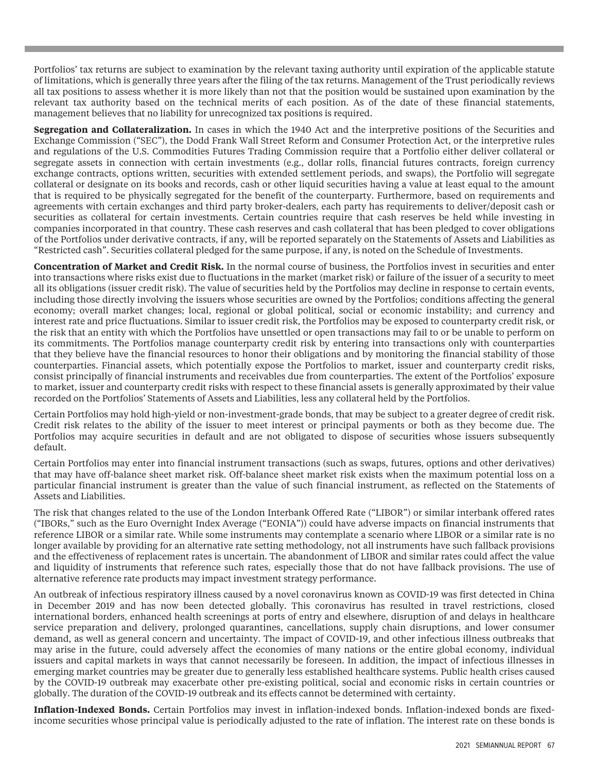Portfolios' tax returns are subject to examination by the relevant taxing authority until expiration of the applicable statute of limitations, which is generally three years after the filing of the tax returns. Management of the Trust periodically reviews all tax positions to assess whether it is more likely than not that the position would be sustained upon examination by the relevant tax authority based on the technical merits of each position. As of the date of these financial statements, management believes that no liability for unrecognized tax positions is required.

**Segregation and Collateralization.** In cases in which the 1940 Act and the interpretive positions of the Securities and Exchange Commission ("SEC"), the Dodd Frank Wall Street Reform and Consumer Protection Act, or the interpretive rules and regulations of the U.S. Commodities Futures Trading Commission require that a Portfolio either deliver collateral or segregate assets in connection with certain investments (e.g., dollar rolls, financial futures contracts, foreign currency exchange contracts, options written, securities with extended settlement periods, and swaps), the Portfolio will segregate collateral or designate on its books and records, cash or other liquid securities having a value at least equal to the amount that is required to be physically segregated for the benefit of the counterparty. Furthermore, based on requirements and agreements with certain exchanges and third party broker-dealers, each party has requirements to deliver/deposit cash or securities as collateral for certain investments. Certain countries require that cash reserves be held while investing in companies incorporated in that country. These cash reserves and cash collateral that has been pledged to cover obligations of the Portfolios under derivative contracts, if any, will be reported separately on the Statements of Assets and Liabilities as "Restricted cash". Securities collateral pledged for the same purpose, if any, is noted on the Schedule of Investments.

**Concentration of Market and Credit Risk.** In the normal course of business, the Portfolios invest in securities and enter into transactions where risks exist due to fluctuations in the market (market risk) or failure of the issuer of a security to meet all its obligations (issuer credit risk). The value of securities held by the Portfolios may decline in response to certain events, including those directly involving the issuers whose securities are owned by the Portfolios; conditions affecting the general economy; overall market changes; local, regional or global political, social or economic instability; and currency and interest rate and price fluctuations. Similar to issuer credit risk, the Portfolios may be exposed to counterparty credit risk, or the risk that an entity with which the Portfolios have unsettled or open transactions may fail to or be unable to perform on its commitments. The Portfolios manage counterparty credit risk by entering into transactions only with counterparties that they believe have the financial resources to honor their obligations and by monitoring the financial stability of those counterparties. Financial assets, which potentially expose the Portfolios to market, issuer and counterparty credit risks, consist principally of financial instruments and receivables due from counterparties. The extent of the Portfolios' exposure to market, issuer and counterparty credit risks with respect to these financial assets is generally approximated by their value recorded on the Portfolios' Statements of Assets and Liabilities, less any collateral held by the Portfolios.

Certain Portfolios may hold high-yield or non-investment-grade bonds, that may be subject to a greater degree of credit risk. Credit risk relates to the ability of the issuer to meet interest or principal payments or both as they become due. The Portfolios may acquire securities in default and are not obligated to dispose of securities whose issuers subsequently default.

Certain Portfolios may enter into financial instrument transactions (such as swaps, futures, options and other derivatives) that may have off-balance sheet market risk. Off-balance sheet market risk exists when the maximum potential loss on a particular financial instrument is greater than the value of such financial instrument, as reflected on the Statements of Assets and Liabilities.

The risk that changes related to the use of the London Interbank Offered Rate ("LIBOR") or similar interbank offered rates ("IBORs," such as the Euro Overnight Index Average ("EONIA")) could have adverse impacts on financial instruments that reference LIBOR or a similar rate. While some instruments may contemplate a scenario where LIBOR or a similar rate is no longer available by providing for an alternative rate setting methodology, not all instruments have such fallback provisions and the effectiveness of replacement rates is uncertain. The abandonment of LIBOR and similar rates could affect the value and liquidity of instruments that reference such rates, especially those that do not have fallback provisions. The use of alternative reference rate products may impact investment strategy performance.

An outbreak of infectious respiratory illness caused by a novel coronavirus known as COVID-19 was first detected in China in December 2019 and has now been detected globally. This coronavirus has resulted in travel restrictions, closed international borders, enhanced health screenings at ports of entry and elsewhere, disruption of and delays in healthcare service preparation and delivery, prolonged quarantines, cancellations, supply chain disruptions, and lower consumer demand, as well as general concern and uncertainty. The impact of COVID-19, and other infectious illness outbreaks that may arise in the future, could adversely affect the economies of many nations or the entire global economy, individual issuers and capital markets in ways that cannot necessarily be foreseen. In addition, the impact of infectious illnesses in emerging market countries may be greater due to generally less established healthcare systems. Public health crises caused by the COVID-19 outbreak may exacerbate other pre-existing political, social and economic risks in certain countries or globally. The duration of the COVID-19 outbreak and its effects cannot be determined with certainty.

**Inflation-Indexed Bonds.** Certain Portfolios may invest in inflation-indexed bonds. Inflation-indexed bonds are fixed-income securities whose principal value is periodically adjusted to the rate of inflation. The interest rate on these bonds is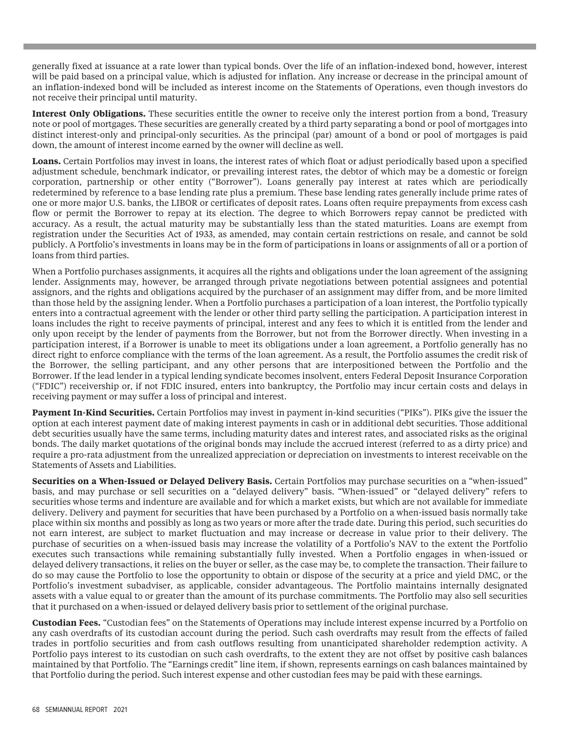generally fixed at issuance at a rate lower than typical bonds. Over the life of an inflation-indexed bond, however, interest will be paid based on a principal value, which is adjusted for inflation. Any increase or decrease in the principal amount of an inflation-indexed bond will be included as interest income on the Statements of Operations, even though investors do not receive their principal until maturity.

**Interest Only Obligations.** These securities entitle the owner to receive only the interest portion from a bond, Treasury note or pool of mortgages. These securities are generally created by a third party separating a bond or pool of mortgages into distinct interest-only and principal-only securities. As the principal (par) amount of a bond or pool of mortgages is paid down, the amount of interest income earned by the owner will decline as well.

**Loans.** Certain Portfolios may invest in loans, the interest rates of which float or adjust periodically based upon a specified adjustment schedule, benchmark indicator, or prevailing interest rates, the debtor of which may be a domestic or foreign corporation, partnership or other entity ("Borrower"). Loans generally pay interest at rates which are periodically redetermined by reference to a base lending rate plus a premium. These base lending rates generally include prime rates of one or more major U.S. banks, the LIBOR or certificates of deposit rates. Loans often require prepayments from excess cash flow or permit the Borrower to repay at its election. The degree to which Borrowers repay cannot be predicted with accuracy. As a result, the actual maturity may be substantially less than the stated maturities. Loans are exempt from registration under the Securities Act of 1933, as amended, may contain certain restrictions on resale, and cannot be sold publicly. A Portfolio's investments in loans may be in the form of participations in loans or assignments of all or a portion of loans from third parties.

When a Portfolio purchases assignments, it acquires all the rights and obligations under the loan agreement of the assigning lender. Assignments may, however, be arranged through private negotiations between potential assignees and potential assignors, and the rights and obligations acquired by the purchaser of an assignment may differ from, and be more limited than those held by the assigning lender. When a Portfolio purchases a participation of a loan interest, the Portfolio typically enters into a contractual agreement with the lender or other third party selling the participation. A participation interest in loans includes the right to receive payments of principal, interest and any fees to which it is entitled from the lender and only upon receipt by the lender of payments from the Borrower, but not from the Borrower directly. When investing in a participation interest, if a Borrower is unable to meet its obligations under a loan agreement, a Portfolio generally has no direct right to enforce compliance with the terms of the loan agreement. As a result, the Portfolio assumes the credit risk of the Borrower, the selling participant, and any other persons that are interpositioned between the Portfolio and the Borrower. If the lead lender in a typical lending syndicate becomes insolvent, enters Federal Deposit Insurance Corporation ("FDIC") receivership or, if not FDIC insured, enters into bankruptcy, the Portfolio may incur certain costs and delays in receiving payment or may suffer a loss of principal and interest.

**Payment In-Kind Securities.** Certain Portfolios may invest in payment in-kind securities ("PIKs"). PIKs give the issuer the option at each interest payment date of making interest payments in cash or in additional debt securities. Those additional debt securities usually have the same terms, including maturity dates and interest rates, and associated risks as the original bonds. The daily market quotations of the original bonds may include the accrued interest (referred to as a dirty price) and require a pro-rata adjustment from the unrealized appreciation or depreciation on investments to interest receivable on the Statements of Assets and Liabilities.

**Securities on a When-Issued or Delayed Delivery Basis.** Certain Portfolios may purchase securities on a "when-issued" basis, and may purchase or sell securities on a "delayed delivery" basis. "When-issued" or "delayed delivery" refers to securities whose terms and indenture are available and for which a market exists, but which are not available for immediate delivery. Delivery and payment for securities that have been purchased by a Portfolio on a when-issued basis normally take place within six months and possibly as long as two years or more after the trade date. During this period, such securities do not earn interest, are subject to market fluctuation and may increase or decrease in value prior to their delivery. The purchase of securities on a when-issued basis may increase the volatility of a Portfolio's NAV to the extent the Portfolio executes such transactions while remaining substantially fully invested. When a Portfolio engages in when-issued or delayed delivery transactions, it relies on the buyer or seller, as the case may be, to complete the transaction. Their failure to do so may cause the Portfolio to lose the opportunity to obtain or dispose of the security at a price and yield DMC, or the Portfolio's investment subadviser, as applicable, consider advantageous. The Portfolio maintains internally designated assets with a value equal to or greater than the amount of its purchase commitments. The Portfolio may also sell securities that it purchased on a when-issued or delayed delivery basis prior to settlement of the original purchase.

**Custodian Fees.** "Custodian fees" on the Statements of Operations may include interest expense incurred by a Portfolio on any cash overdrafts of its custodian account during the period. Such cash overdrafts may result from the effects of failed trades in portfolio securities and from cash outflows resulting from unanticipated shareholder redemption activity. A Portfolio pays interest to its custodian on such cash overdrafts, to the extent they are not offset by positive cash balances maintained by that Portfolio. The "Earnings credit" line item, if shown, represents earnings on cash balances maintained by that Portfolio during the period. Such interest expense and other custodian fees may be paid with these earnings.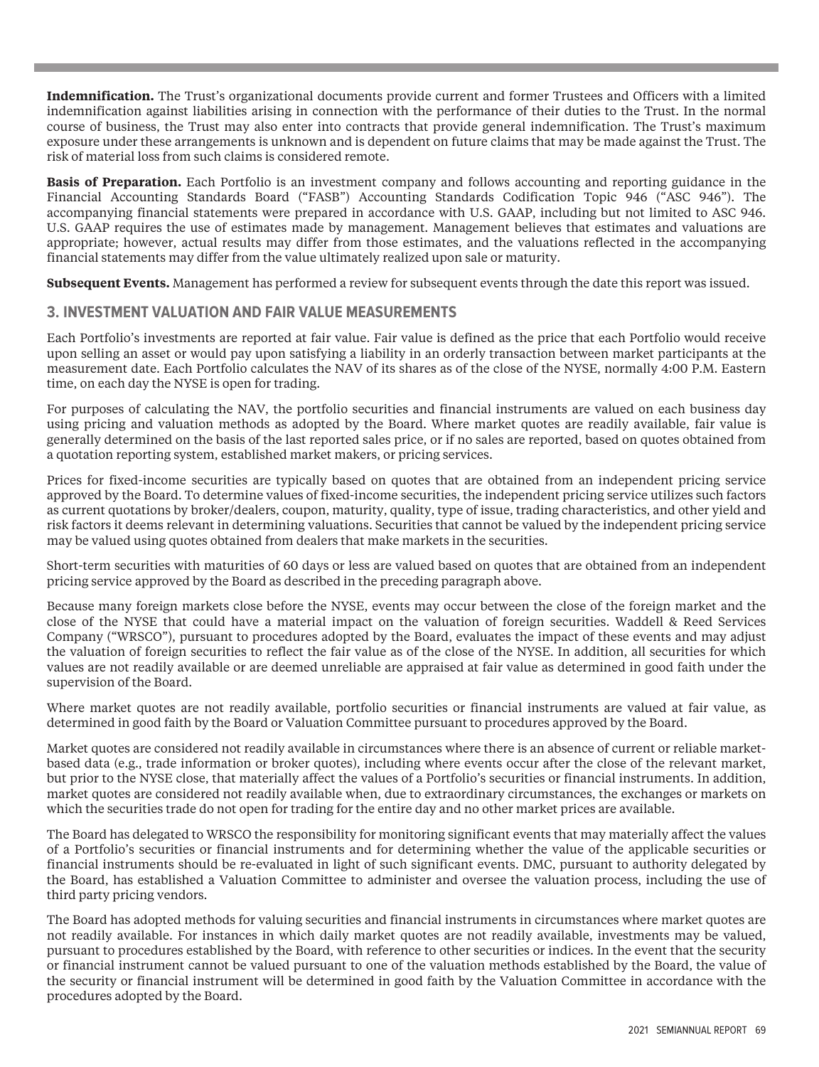**Indemnification.** The Trust's organizational documents provide current and former Trustees and Officers with a limited indemnification against liabilities arising in connection with the performance of their duties to the Trust. In the normal course of business, the Trust may also enter into contracts that provide general indemnification. The Trust's maximum exposure under these arrangements is unknown and is dependent on future claims that may be made against the Trust. The risk of material loss from such claims is considered remote.

**Basis of Preparation.** Each Portfolio is an investment company and follows accounting and reporting guidance in the Financial Accounting Standards Board ("FASB") Accounting Standards Codification Topic 946 ("ASC 946"). The accompanying financial statements were prepared in accordance with U.S. GAAP, including but not limited to ASC 946. U.S. GAAP requires the use of estimates made by management. Management believes that estimates and valuations are appropriate; however, actual results may differ from those estimates, and the valuations reflected in the accompanying financial statements may differ from the value ultimately realized upon sale or maturity.

**Subsequent Events.** Management has performed a review for subsequent events through the date this report was issued.

## 3. INVESTMENT VALUATION AND FAIR VALUE MEASUREMENTS

Each Portfolio's investments are reported at fair value. Fair value is defined as the price that each Portfolio would receive upon selling an asset or would pay upon satisfying a liability in an orderly transaction between market participants at the measurement date. Each Portfolio calculates the NAV of its shares as of the close of the NYSE, normally 4:00 P.M. Eastern time, on each day the NYSE is open for trading.

For purposes of calculating the NAV, the portfolio securities and financial instruments are valued on each business day using pricing and valuation methods as adopted by the Board. Where market quotes are readily available, fair value is generally determined on the basis of the last reported sales price, or if no sales are reported, based on quotes obtained from a quotation reporting system, established market makers, or pricing services.

Prices for fixed-income securities are typically based on quotes that are obtained from an independent pricing service approved by the Board. To determine values of fixed-income securities, the independent pricing service utilizes such factors as current quotations by broker/dealers, coupon, maturity, quality, type of issue, trading characteristics, and other yield and risk factors it deems relevant in determining valuations. Securities that cannot be valued by the independent pricing service may be valued using quotes obtained from dealers that make markets in the securities.

Short-term securities with maturities of 60 days or less are valued based on quotes that are obtained from an independent pricing service approved by the Board as described in the preceding paragraph above.

Because many foreign markets close before the NYSE, events may occur between the close of the foreign market and the close of the NYSE that could have a material impact on the valuation of foreign securities. Waddell & Reed Services Company ("WRSCO"), pursuant to procedures adopted by the Board, evaluates the impact of these events and may adjust the valuation of foreign securities to reflect the fair value as of the close of the NYSE. In addition, all securities for which values are not readily available or are deemed unreliable are appraised at fair value as determined in good faith under the supervision of the Board.

Where market quotes are not readily available, portfolio securities or financial instruments are valued at fair value, as determined in good faith by the Board or Valuation Committee pursuant to procedures approved by the Board.

Market quotes are considered not readily available in circumstances where there is an absence of current or reliable market-based data (e.g., trade information or broker quotes), including where events occur after the close of the relevant market, but prior to the NYSE close, that materially affect the values of a Portfolio's securities or financial instruments. In addition, market quotes are considered not readily available when, due to extraordinary circumstances, the exchanges or markets on which the securities trade do not open for trading for the entire day and no other market prices are available.

The Board has delegated to WRSCO the responsibility for monitoring significant events that may materially affect the values of a Portfolio's securities or financial instruments and for determining whether the value of the applicable securities or financial instruments should be re-evaluated in light of such significant events. DMC, pursuant to authority delegated by the Board, has established a Valuation Committee to administer and oversee the valuation process, including the use of third party pricing vendors.

The Board has adopted methods for valuing securities and financial instruments in circumstances where market quotes are not readily available. For instances in which daily market quotes are not readily available, investments may be valued, pursuant to procedures established by the Board, with reference to other securities or indices. In the event that the security or financial instrument cannot be valued pursuant to one of the valuation methods established by the Board, the value of the security or financial instrument will be determined in good faith by the Valuation Committee in accordance with the procedures adopted by the Board.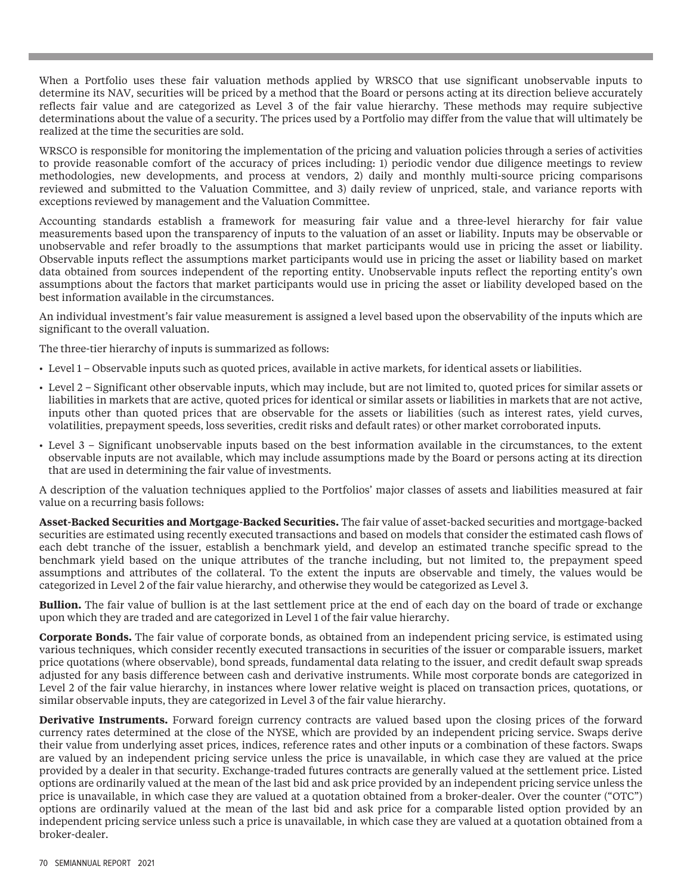When a Portfolio uses these fair valuation methods applied by WRSCO that use significant unobservable inputs to determine its NAV, securities will be priced by a method that the Board or persons acting at its direction believe accurately reflects fair value and are categorized as Level 3 of the fair value hierarchy. These methods may require subjective determinations about the value of a security. The prices used by a Portfolio may differ from the value that will ultimately be realized at the time the securities are sold.

WRSCO is responsible for monitoring the implementation of the pricing and valuation policies through a series of activities to provide reasonable comfort of the accuracy of prices including: 1) periodic vendor due diligence meetings to review methodologies, new developments, and process at vendors, 2) daily and monthly multi-source pricing comparisons reviewed and submitted to the Valuation Committee, and 3) daily review of unpriced, stale, and variance reports with exceptions reviewed by management and the Valuation Committee.

Accounting standards establish a framework for measuring fair value and a three-level hierarchy for fair value measurements based upon the transparency of inputs to the valuation of an asset or liability. Inputs may be observable or unobservable and refer broadly to the assumptions that market participants would use in pricing the asset or liability. Observable inputs reflect the assumptions market participants would use in pricing the asset or liability based on market data obtained from sources independent of the reporting entity. Unobservable inputs reflect the reporting entity's own assumptions about the factors that market participants would use in pricing the asset or liability developed based on the best information available in the circumstances.

An individual investment's fair value measurement is assigned a level based upon the observability of the inputs which are significant to the overall valuation.

The three-tier hierarchy of inputs is summarized as follows:

- Level 1 – Observable inputs such as quoted prices, available in active markets, for identical assets or liabilities.
- Level 2 – Significant other observable inputs, which may include, but are not limited to, quoted prices for similar assets or liabilities in markets that are active, quoted prices for identical or similar assets or liabilities in markets that are not active, inputs other than quoted prices that are observable for the assets or liabilities (such as interest rates, yield curves, volatilities, prepayment speeds, loss severities, credit risks and default rates) or other market corroborated inputs.
- Level 3 – Significant unobservable inputs based on the best information available in the circumstances, to the extent observable inputs are not available, which may include assumptions made by the Board or persons acting at its direction that are used in determining the fair value of investments.

A description of the valuation techniques applied to the Portfolios' major classes of assets and liabilities measured at fair value on a recurring basis follows:

**Asset-Backed Securities and Mortgage-Backed Securities.** The fair value of asset-backed securities and mortgage-backed securities are estimated using recently executed transactions and based on models that consider the estimated cash flows of each debt tranche of the issuer, establish a benchmark yield, and develop an estimated tranche specific spread to the benchmark yield based on the unique attributes of the tranche including, but not limited to, the prepayment speed assumptions and attributes of the collateral. To the extent the inputs are observable and timely, the values would be categorized in Level 2 of the fair value hierarchy, and otherwise they would be categorized as Level 3.

**Bullion.** The fair value of bullion is at the last settlement price at the end of each day on the board of trade or exchange upon which they are traded and are categorized in Level 1 of the fair value hierarchy.

**Corporate Bonds.** The fair value of corporate bonds, as obtained from an independent pricing service, is estimated using various techniques, which consider recently executed transactions in securities of the issuer or comparable issuers, market price quotations (where observable), bond spreads, fundamental data relating to the issuer, and credit default swap spreads adjusted for any basis difference between cash and derivative instruments. While most corporate bonds are categorized in Level 2 of the fair value hierarchy, in instances where lower relative weight is placed on transaction prices, quotations, or similar observable inputs, they are categorized in Level 3 of the fair value hierarchy.

**Derivative Instruments.** Forward foreign currency contracts are valued based upon the closing prices of the forward currency rates determined at the close of the NYSE, which are provided by an independent pricing service. Swaps derive their value from underlying asset prices, indices, reference rates and other inputs or a combination of these factors. Swaps are valued by an independent pricing service unless the price is unavailable, in which case they are valued at the price provided by a dealer in that security. Exchange-traded futures contracts are generally valued at the settlement price. Listed options are ordinarily valued at the mean of the last bid and ask price provided by an independent pricing service unless the price is unavailable, in which case they are valued at a quotation obtained from a broker-dealer. Over the counter ("OTC") options are ordinarily valued at the mean of the last bid and ask price for a comparable listed option provided by an independent pricing service unless such a price is unavailable, in which case they are valued at a quotation obtained from a broker-dealer.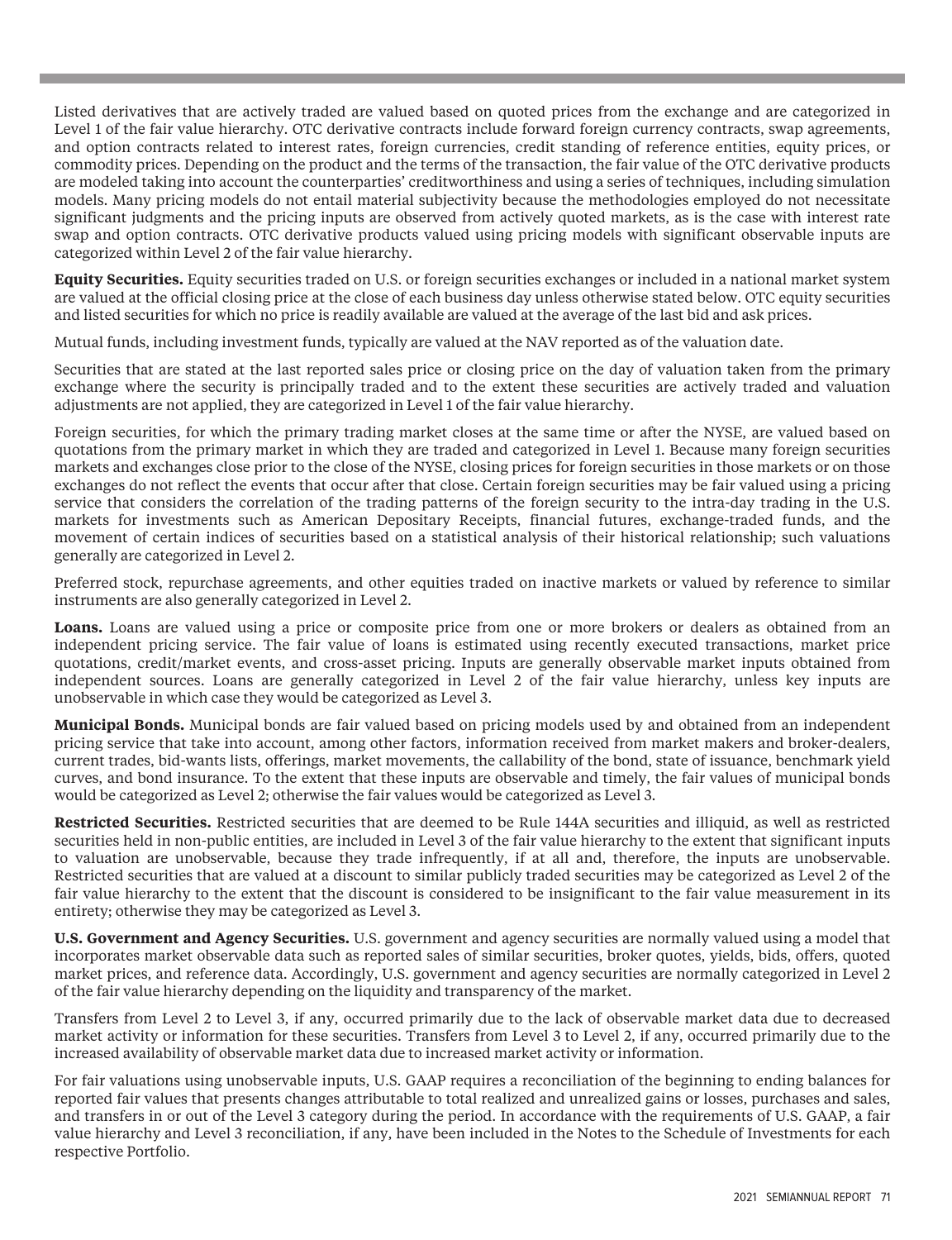Listed derivatives that are actively traded are valued based on quoted prices from the exchange and are categorized in Level 1 of the fair value hierarchy. OTC derivative contracts include forward foreign currency contracts, swap agreements, and option contracts related to interest rates, foreign currencies, credit standing of reference entities, equity prices, or commodity prices. Depending on the product and the terms of the transaction, the fair value of the OTC derivative products are modeled taking into account the counterparties' creditworthiness and using a series of techniques, including simulation models. Many pricing models do not entail material subjectivity because the methodologies employed do not necessitate significant judgments and the pricing inputs are observed from actively quoted markets, as is the case with interest rate swap and option contracts. OTC derivative products valued using pricing models with significant observable inputs are categorized within Level 2 of the fair value hierarchy.

**Equity Securities.** Equity securities traded on U.S. or foreign securities exchanges or included in a national market system are valued at the official closing price at the close of each business day unless otherwise stated below. OTC equity securities and listed securities for which no price is readily available are valued at the average of the last bid and ask prices.

Mutual funds, including investment funds, typically are valued at the NAV reported as of the valuation date.

Securities that are stated at the last reported sales price or closing price on the day of valuation taken from the primary exchange where the security is principally traded and to the extent these securities are actively traded and valuation adjustments are not applied, they are categorized in Level 1 of the fair value hierarchy.

Foreign securities, for which the primary trading market closes at the same time or after the NYSE, are valued based on quotations from the primary market in which they are traded and categorized in Level 1. Because many foreign securities markets and exchanges close prior to the close of the NYSE, closing prices for foreign securities in those markets or on those exchanges do not reflect the events that occur after that close. Certain foreign securities may be fair valued using a pricing service that considers the correlation of the trading patterns of the foreign security to the intra-day trading in the U.S. markets for investments such as American Depositary Receipts, financial futures, exchange-traded funds, and the movement of certain indices of securities based on a statistical analysis of their historical relationship; such valuations generally are categorized in Level 2.

Preferred stock, repurchase agreements, and other equities traded on inactive markets or valued by reference to similar instruments are also generally categorized in Level 2.

**Loans.** Loans are valued using a price or composite price from one or more brokers or dealers as obtained from an independent pricing service. The fair value of loans is estimated using recently executed transactions, market price quotations, credit/market events, and cross-asset pricing. Inputs are generally observable market inputs obtained from independent sources. Loans are generally categorized in Level 2 of the fair value hierarchy, unless key inputs are unobservable in which case they would be categorized as Level 3.

**Municipal Bonds.** Municipal bonds are fair valued based on pricing models used by and obtained from an independent pricing service that take into account, among other factors, information received from market makers and broker-dealers, current trades, bid-wants lists, offerings, market movements, the callability of the bond, state of issuance, benchmark yield curves, and bond insurance. To the extent that these inputs are observable and timely, the fair values of municipal bonds would be categorized as Level 2; otherwise the fair values would be categorized as Level 3.

**Restricted Securities.** Restricted securities that are deemed to be Rule 144A securities and illiquid, as well as restricted securities held in non-public entities, are included in Level 3 of the fair value hierarchy to the extent that significant inputs to valuation are unobservable, because they trade infrequently, if at all and, therefore, the inputs are unobservable. Restricted securities that are valued at a discount to similar publicly traded securities may be categorized as Level 2 of the fair value hierarchy to the extent that the discount is considered to be insignificant to the fair value measurement in its entirety; otherwise they may be categorized as Level 3.

**U.S. Government and Agency Securities.** U.S. government and agency securities are normally valued using a model that incorporates market observable data such as reported sales of similar securities, broker quotes, yields, bids, offers, quoted market prices, and reference data. Accordingly, U.S. government and agency securities are normally categorized in Level 2 of the fair value hierarchy depending on the liquidity and transparency of the market.

Transfers from Level 2 to Level 3, if any, occurred primarily due to the lack of observable market data due to decreased market activity or information for these securities. Transfers from Level 3 to Level 2, if any, occurred primarily due to the increased availability of observable market data due to increased market activity or information.

For fair valuations using unobservable inputs, U.S. GAAP requires a reconciliation of the beginning to ending balances for reported fair values that presents changes attributable to total realized and unrealized gains or losses, purchases and sales, and transfers in or out of the Level 3 category during the period. In accordance with the requirements of U.S. GAAP, a fair value hierarchy and Level 3 reconciliation, if any, have been included in the Notes to the Schedule of Investments for each respective Portfolio.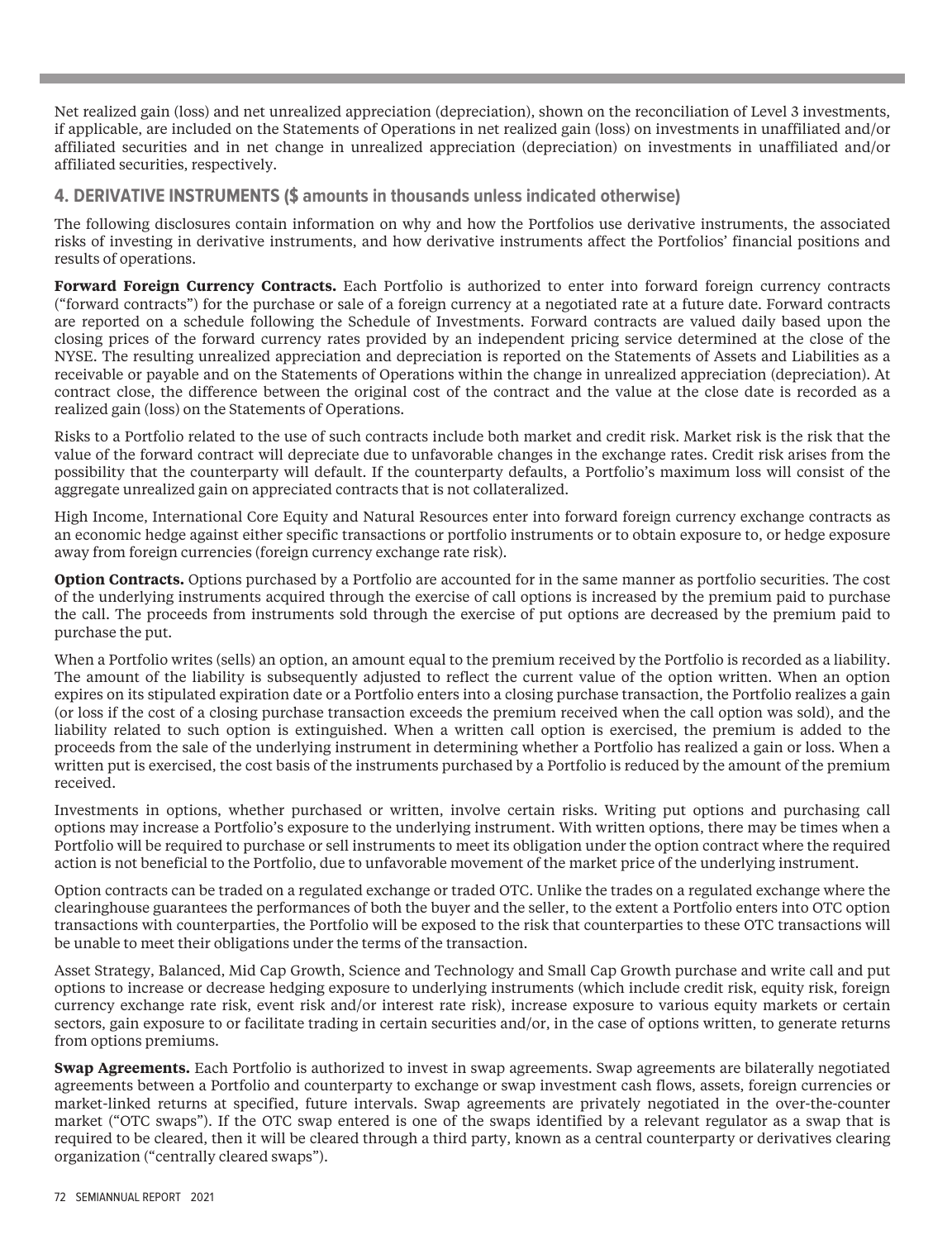Net realized gain (loss) and net unrealized appreciation (depreciation), shown on the reconciliation of Level 3 investments, if applicable, are included on the Statements of Operations in net realized gain (loss) on investments in unaffiliated and/or affiliated securities and in net change in unrealized appreciation (depreciation) on investments in unaffiliated and/or affiliated securities, respectively.

## 4. DERIVATIVE INSTRUMENTS ($ amounts in thousands unless indicated otherwise)

The following disclosures contain information on why and how the Portfolios use derivative instruments, the associated risks of investing in derivative instruments, and how derivative instruments affect the Portfolios' financial positions and results of operations.

**Forward Foreign Currency Contracts.** Each Portfolio is authorized to enter into forward foreign currency contracts ("forward contracts") for the purchase or sale of a foreign currency at a negotiated rate at a future date. Forward contracts are reported on a schedule following the Schedule of Investments. Forward contracts are valued daily based upon the closing prices of the forward currency rates provided by an independent pricing service determined at the close of the NYSE. The resulting unrealized appreciation and depreciation is reported on the Statements of Assets and Liabilities as a receivable or payable and on the Statements of Operations within the change in unrealized appreciation (depreciation). At contract close, the difference between the original cost of the contract and the value at the close date is recorded as a realized gain (loss) on the Statements of Operations.

Risks to a Portfolio related to the use of such contracts include both market and credit risk. Market risk is the risk that the value of the forward contract will depreciate due to unfavorable changes in the exchange rates. Credit risk arises from the possibility that the counterparty will default. If the counterparty defaults, a Portfolio's maximum loss will consist of the aggregate unrealized gain on appreciated contracts that is not collateralized.

High Income, International Core Equity and Natural Resources enter into forward foreign currency exchange contracts as an economic hedge against either specific transactions or portfolio instruments or to obtain exposure to, or hedge exposure away from foreign currencies (foreign currency exchange rate risk).

**Option Contracts.** Options purchased by a Portfolio are accounted for in the same manner as portfolio securities. The cost of the underlying instruments acquired through the exercise of call options is increased by the premium paid to purchase the call. The proceeds from instruments sold through the exercise of put options are decreased by the premium paid to purchase the put.

When a Portfolio writes (sells) an option, an amount equal to the premium received by the Portfolio is recorded as a liability. The amount of the liability is subsequently adjusted to reflect the current value of the option written. When an option expires on its stipulated expiration date or a Portfolio enters into a closing purchase transaction, the Portfolio realizes a gain (or loss if the cost of a closing purchase transaction exceeds the premium received when the call option was sold), and the liability related to such option is extinguished. When a written call option is exercised, the premium is added to the proceeds from the sale of the underlying instrument in determining whether a Portfolio has realized a gain or loss. When a written put is exercised, the cost basis of the instruments purchased by a Portfolio is reduced by the amount of the premium received.

Investments in options, whether purchased or written, involve certain risks. Writing put options and purchasing call options may increase a Portfolio's exposure to the underlying instrument. With written options, there may be times when a Portfolio will be required to purchase or sell instruments to meet its obligation under the option contract where the required action is not beneficial to the Portfolio, due to unfavorable movement of the market price of the underlying instrument.

Option contracts can be traded on a regulated exchange or traded OTC. Unlike the trades on a regulated exchange where the clearinghouse guarantees the performances of both the buyer and the seller, to the extent a Portfolio enters into OTC option transactions with counterparties, the Portfolio will be exposed to the risk that counterparties to these OTC transactions will be unable to meet their obligations under the terms of the transaction.

Asset Strategy, Balanced, Mid Cap Growth, Science and Technology and Small Cap Growth purchase and write call and put options to increase or decrease hedging exposure to underlying instruments (which include credit risk, equity risk, foreign currency exchange rate risk, event risk and/or interest rate risk), increase exposure to various equity markets or certain sectors, gain exposure to or facilitate trading in certain securities and/or, in the case of options written, to generate returns from options premiums.

**Swap Agreements.** Each Portfolio is authorized to invest in swap agreements. Swap agreements are bilaterally negotiated agreements between a Portfolio and counterparty to exchange or swap investment cash flows, assets, foreign currencies or market-linked returns at specified, future intervals. Swap agreements are privately negotiated in the over-the-counter market ("OTC swaps"). If the OTC swap entered is one of the swaps identified by a relevant regulator as a swap that is required to be cleared, then it will be cleared through a third party, known as a central counterparty or derivatives clearing organization ("centrally cleared swaps").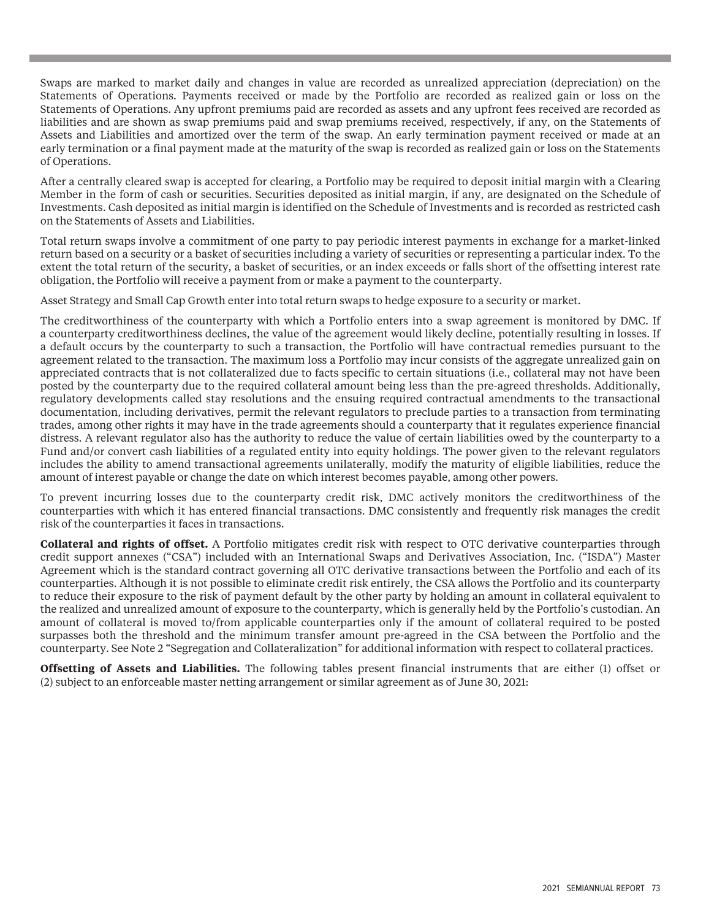Swaps are marked to market daily and changes in value are recorded as unrealized appreciation (depreciation) on the Statements of Operations. Payments received or made by the Portfolio are recorded as realized gain or loss on the Statements of Operations. Any upfront premiums paid are recorded as assets and any upfront fees received are recorded as liabilities and are shown as swap premiums paid and swap premiums received, respectively, if any, on the Statements of Assets and Liabilities and amortized over the term of the swap. An early termination payment received or made at an early termination or a final payment made at the maturity of the swap is recorded as realized gain or loss on the Statements of Operations.

After a centrally cleared swap is accepted for clearing, a Portfolio may be required to deposit initial margin with a Clearing Member in the form of cash or securities. Securities deposited as initial margin, if any, are designated on the Schedule of Investments. Cash deposited as initial margin is identified on the Schedule of Investments and is recorded as restricted cash on the Statements of Assets and Liabilities.

Total return swaps involve a commitment of one party to pay periodic interest payments in exchange for a market-linked return based on a security or a basket of securities including a variety of securities or representing a particular index. To the extent the total return of the security, a basket of securities, or an index exceeds or falls short of the offsetting interest rate obligation, the Portfolio will receive a payment from or make a payment to the counterparty.

Asset Strategy and Small Cap Growth enter into total return swaps to hedge exposure to a security or market.

The creditworthiness of the counterparty with which a Portfolio enters into a swap agreement is monitored by DMC. If a counterparty creditworthiness declines, the value of the agreement would likely decline, potentially resulting in losses. If a default occurs by the counterparty to such a transaction, the Portfolio will have contractual remedies pursuant to the agreement related to the transaction. The maximum loss a Portfolio may incur consists of the aggregate unrealized gain on appreciated contracts that is not collateralized due to facts specific to certain situations (i.e., collateral may not have been posted by the counterparty due to the required collateral amount being less than the pre-agreed thresholds. Additionally, regulatory developments called stay resolutions and the ensuing required contractual amendments to the transactional documentation, including derivatives, permit the relevant regulators to preclude parties to a transaction from terminating trades, among other rights it may have in the trade agreements should a counterparty that it regulates experience financial distress. A relevant regulator also has the authority to reduce the value of certain liabilities owed by the counterparty to a Fund and/or convert cash liabilities of a regulated entity into equity holdings. The power given to the relevant regulators includes the ability to amend transactional agreements unilaterally, modify the maturity of eligible liabilities, reduce the amount of interest payable or change the date on which interest becomes payable, among other powers.

To prevent incurring losses due to the counterparty credit risk, DMC actively monitors the creditworthiness of the counterparties with which it has entered financial transactions. DMC consistently and frequently risk manages the credit risk of the counterparties it faces in transactions.

**Collateral and rights of offset.** A Portfolio mitigates credit risk with respect to OTC derivative counterparties through credit support annexes ("CSA") included with an International Swaps and Derivatives Association, Inc. ("ISDA") Master Agreement which is the standard contract governing all OTC derivative transactions between the Portfolio and each of its counterparties. Although it is not possible to eliminate credit risk entirely, the CSA allows the Portfolio and its counterparty to reduce their exposure to the risk of payment default by the other party by holding an amount in collateral equivalent to the realized and unrealized amount of exposure to the counterparty, which is generally held by the Portfolio's custodian. An amount of collateral is moved to/from applicable counterparties only if the amount of collateral required to be posted surpasses both the threshold and the minimum transfer amount pre-agreed in the CSA between the Portfolio and the counterparty. See Note 2 "Segregation and Collateralization" for additional information with respect to collateral practices.

**Offsetting of Assets and Liabilities.** The following tables present financial instruments that are either (1) offset or (2) subject to an enforceable master netting arrangement or similar agreement as of June 30, 2021: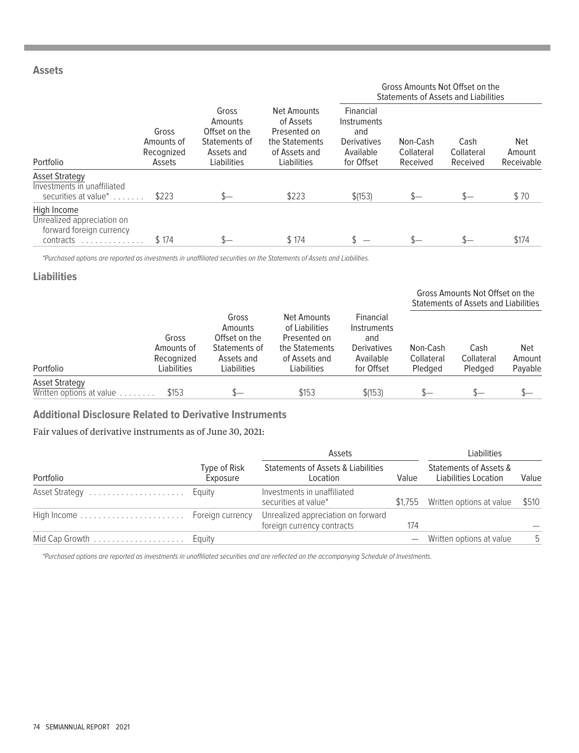### Assets

| Portfolio | Gross Amounts of Recognized Assets | Gross Amounts Offset on the Statements of Assets and Liabilities | Net Amounts of Assets Presented on the Statements of Assets and Liabilities | Gross Amounts Not Offset on the Statements of Assets and Liabilities | | | |
|---|---|---|---|---|---|---|---|
| | | | | Financial Instruments and Derivatives Available for Offset | Non-Cash Collateral Received | Cash Collateral Received | Net Amount Receivable |
| **Asset Strategy** | | | | | | | |
| Investments in unaffiliated securities at value* | $223 | $— | $223 | $(153) | $— | $— | $ 70 |
| **High Income** | | | | | | | |
| Unrealized appreciation on forward foreign currency contracts | $ 174 | $— | $ 174 | $ — | $— | $— | $174 |

*Purchased options are reported as investments in unaffiliated securities on the Statements of Assets and Liabilities.

### Liabilities

| Portfolio | Gross Amounts of Recognized Liabilities | Gross Amounts Offset on the Statements of Assets and Liabilities | Net Amounts of Liabilities Presented on the Statements of Assets and Liabilities | Financial Instruments and Derivatives Available for Offset | Gross Amounts Not Offset on the Statements of Assets and Liabilities | | |
|---|---|---|---|---|---|---|---|
| | | | | | Non-Cash Collateral Pledged | Cash Collateral Pledged | Net Amount Payable |
| **Asset Strategy** | | | | | | | |
| Written options at value | $153 | $— | $153 | $(153) | $— | $— | $— |

### Additional Disclosure Related to Derivative Instruments

Fair values of derivative instruments as of June 30, 2021:

| Portfolio | Type of Risk Exposure | Assets | | Liabilities | |
|---|---|---|---|---|---|
| | | Statements of Assets & Liabilities Location | Value | Statements of Assets & Liabilities Location | Value |
| Asset Strategy | Equity | Investments in unaffiliated securities at value* | $1,755 | Written options at value | $510 |
| High Income | Foreign currency | Unrealized appreciation on forward foreign currency contracts | 174 | | — |
| Mid Cap Growth | Equity | | — | Written options at value | 5 |

*Purchased options are reported as investments in unaffiliated securities and are reflected on the accompanying Schedule of Investments.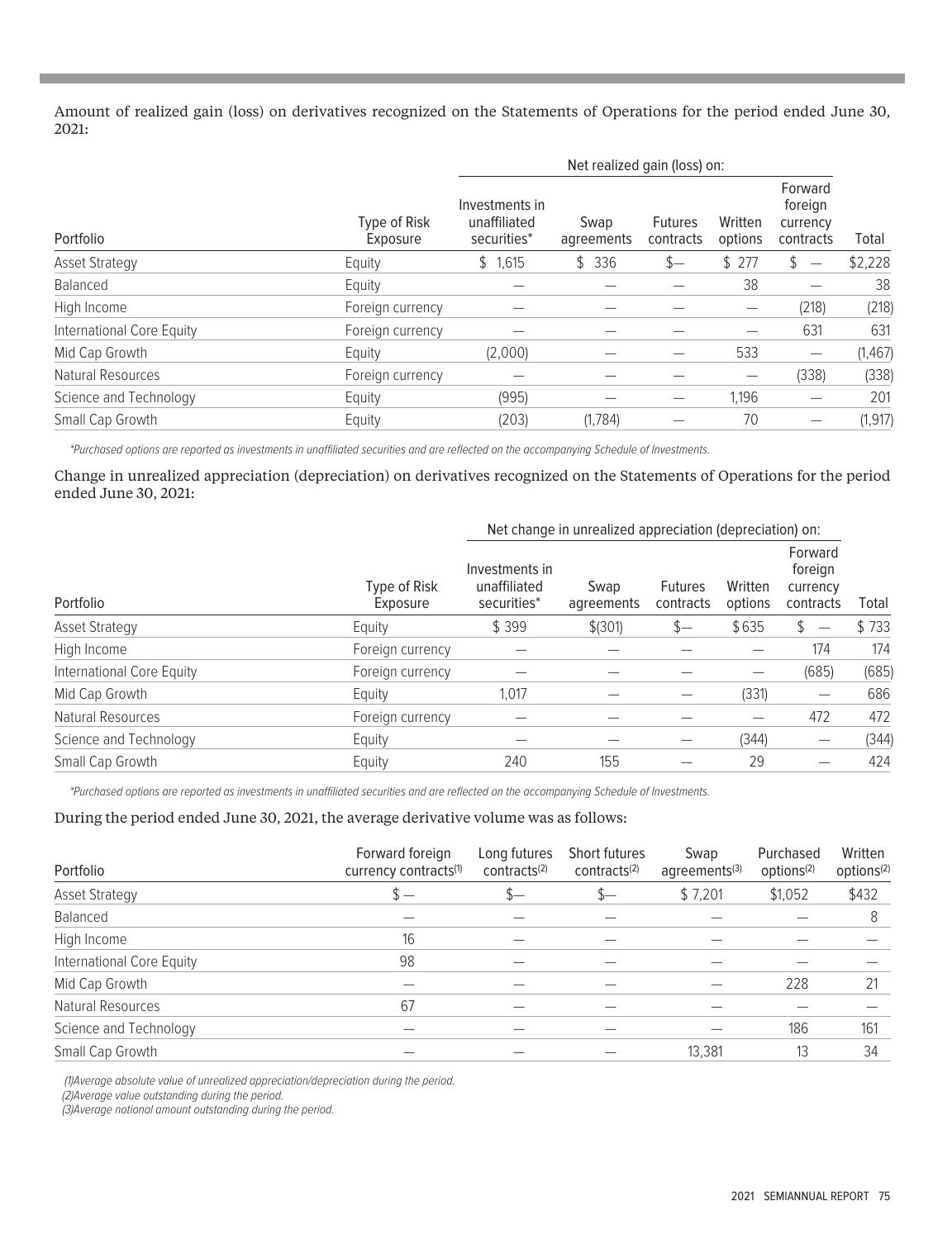Amount of realized gain (loss) on derivatives recognized on the Statements of Operations for the period ended June 30, 2021:

| Portfolio | Type of Risk Exposure | Net realized gain (loss) on: | | | | | |
|---|---|---|---|---|---|---|---|
| | | Investments in unaffiliated securities* | Swap agreements | Futures contracts | Written options | Forward foreign currency contracts | Total |
| Asset Strategy | Equity | $ 1,615 | $ 336 | $— | $ 277 | $ — | $2,228 |
| Balanced | Equity | — | — | — | 38 | — | 38 |
| High Income | Foreign currency | — | — | — | — | (218) | (218) |
| International Core Equity | Foreign currency | — | — | — | — | 631 | 631 |
| Mid Cap Growth | Equity | (2,000) | — | — | 533 | — | (1,467) |
| Natural Resources | Foreign currency | — | — | — | — | (338) | (338) |
| Science and Technology | Equity | (995) | — | — | 1,196 | — | 201 |
| Small Cap Growth | Equity | (203) | (1,784) | — | 70 | — | (1,917) |

*Purchased options are reported as investments in unaffiliated securities and are reflected on the accompanying Schedule of Investments.*

Change in unrealized appreciation (depreciation) on derivatives recognized on the Statements of Operations for the period ended June 30, 2021:

| Portfolio | Type of Risk Exposure | Net change in unrealized appreciation (depreciation) on: | | | | | |
|---|---|---|---|---|---|---|---|
| | | Investments in unaffiliated securities* | Swap agreements | Futures contracts | Written options | Forward foreign currency contracts | Total |
| Asset Strategy | Equity | $ 399 | $(301) | $— | $635 | $ — | $ 733 |
| High Income | Foreign currency | — | — | — | — | 174 | 174 |
| International Core Equity | Foreign currency | — | — | — | — | (685) | (685) |
| Mid Cap Growth | Equity | 1,017 | — | — | (331) | — | 686 |
| Natural Resources | Foreign currency | — | — | — | — | 472 | 472 |
| Science and Technology | Equity | — | — | — | (344) | — | (344) |
| Small Cap Growth | Equity | 240 | 155 | — | 29 | — | 424 |

*Purchased options are reported as investments in unaffiliated securities and are reflected on the accompanying Schedule of Investments.*

During the period ended June 30, 2021, the average derivative volume was as follows:

| Portfolio | Forward foreign currency contracts(1) | Long futures contracts(2) | Short futures contracts(2) | Swap agreements(3) | Purchased options(2) | Written options(2) |
|---|---|---|---|---|---|---|
| Asset Strategy | $ — | $— | $— | $ 7,201 | $1,052 | $432 |
| Balanced | — | — | — | — | — | 8 |
| High Income | 16 | — | — | — | — | — |
| International Core Equity | 98 | — | — | — | — | — |
| Mid Cap Growth | — | — | — | — | 228 | 21 |
| Natural Resources | 67 | — | — | — | — | — |
| Science and Technology | — | — | — | — | 186 | 161 |
| Small Cap Growth | — | — | — | 13,381 | 13 | 34 |

*(1)Average absolute value of unrealized appreciation/depreciation during the period.*
*(2)Average value outstanding during the period.*
*(3)Average notional amount outstanding during the period.*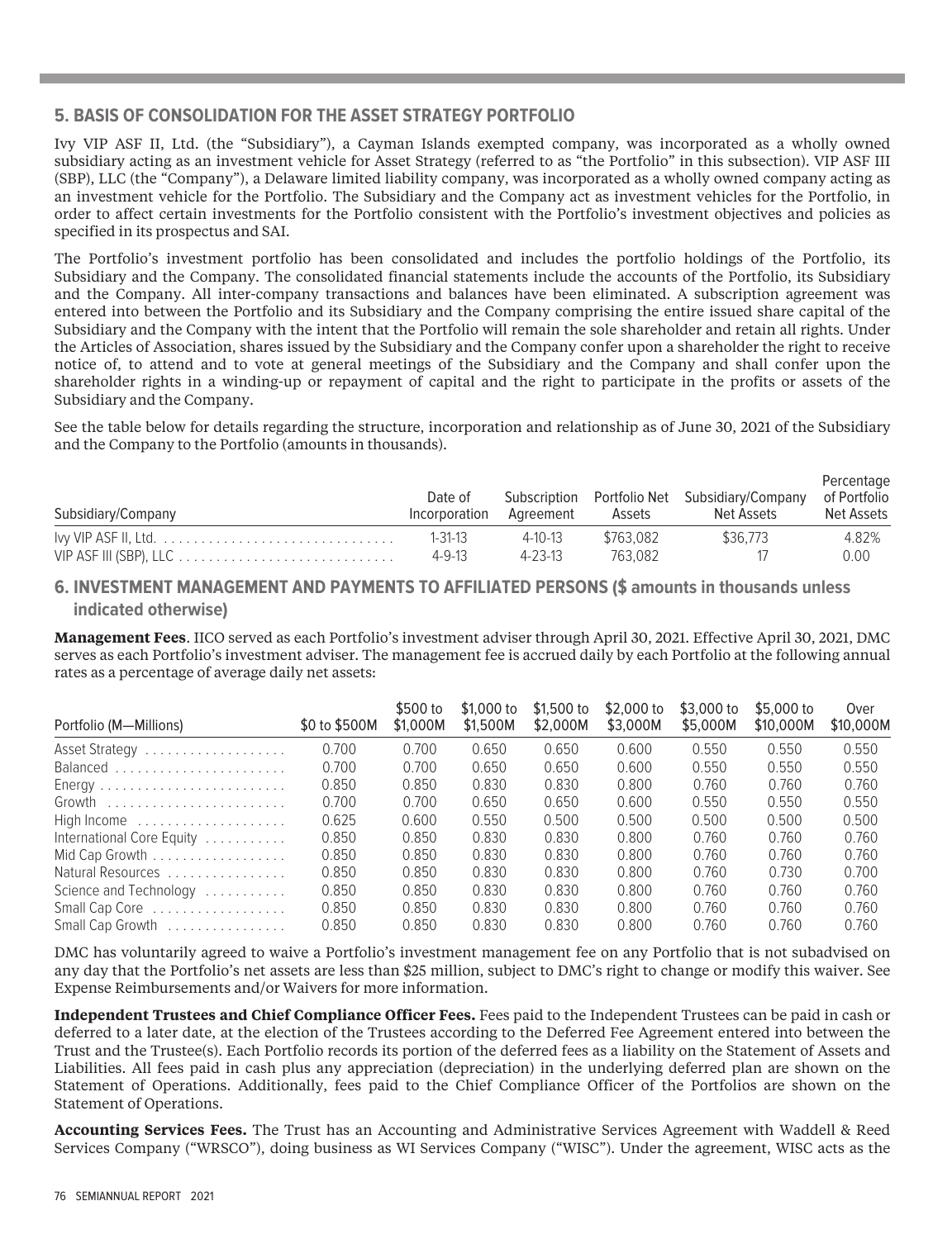## 5. BASIS OF CONSOLIDATION FOR THE ASSET STRATEGY PORTFOLIO

Ivy VIP ASF II, Ltd. (the "Subsidiary"), a Cayman Islands exempted company, was incorporated as a wholly owned subsidiary acting as an investment vehicle for Asset Strategy (referred to as "the Portfolio" in this subsection). VIP ASF III (SBP), LLC (the "Company"), a Delaware limited liability company, was incorporated as a wholly owned company acting as an investment vehicle for the Portfolio. The Subsidiary and the Company act as investment vehicles for the Portfolio, in order to affect certain investments for the Portfolio consistent with the Portfolio's investment objectives and policies as specified in its prospectus and SAI.

The Portfolio's investment portfolio has been consolidated and includes the portfolio holdings of the Portfolio, its Subsidiary and the Company. The consolidated financial statements include the accounts of the Portfolio, its Subsidiary and the Company. All inter-company transactions and balances have been eliminated. A subscription agreement was entered into between the Portfolio and its Subsidiary and the Company comprising the entire issued share capital of the Subsidiary and the Company with the intent that the Portfolio will remain the sole shareholder and retain all rights. Under the Articles of Association, shares issued by the Subsidiary and the Company confer upon a shareholder the right to receive notice of, to attend and to vote at general meetings of the Subsidiary and the Company and shall confer upon the shareholder rights in a winding-up or repayment of capital and the right to participate in the profits or assets of the Subsidiary and the Company.

See the table below for details regarding the structure, incorporation and relationship as of June 30, 2021 of the Subsidiary and the Company to the Portfolio (amounts in thousands).

| Subsidiary/Company | Date of Incorporation | Subscription Agreement | Portfolio Net Assets | Subsidiary/Company Net Assets | Percentage of Portfolio Net Assets |
|---|---|---|---|---|---|
| Ivy VIP ASF II, Ltd. | 1-31-13 | 4-10-13 | $763,082 | $36,773 | 4.82% |
| VIP ASF III (SBP), LLC | 4-9-13 | 4-23-13 | 763,082 | 17 | 0.00 |

## 6. INVESTMENT MANAGEMENT AND PAYMENTS TO AFFILIATED PERSONS ($ amounts in thousands unless indicated otherwise)

**Management Fees**. IICO served as each Portfolio's investment adviser through April 30, 2021. Effective April 30, 2021, DMC serves as each Portfolio's investment adviser. The management fee is accrued daily by each Portfolio at the following annual rates as a percentage of average daily net assets:

| Portfolio (M—Millions) | $0 to $500M | $500 to $1,000M | $1,000 to $1,500M | $1,500 to $2,000M | $2,000 to $3,000M | $3,000 to $5,000M | $5,000 to $10,000M | Over $10,000M |
|---|---|---|---|---|---|---|---|---|
| Asset Strategy | 0.700 | 0.700 | 0.650 | 0.650 | 0.600 | 0.550 | 0.550 | 0.550 |
| Balanced | 0.700 | 0.700 | 0.650 | 0.650 | 0.600 | 0.550 | 0.550 | 0.550 |
| Energy | 0.850 | 0.850 | 0.830 | 0.830 | 0.800 | 0.760 | 0.760 | 0.760 |
| Growth | 0.700 | 0.700 | 0.650 | 0.650 | 0.600 | 0.550 | 0.550 | 0.550 |
| High Income | 0.625 | 0.600 | 0.550 | 0.500 | 0.500 | 0.500 | 0.500 | 0.500 |
| International Core Equity | 0.850 | 0.850 | 0.830 | 0.830 | 0.800 | 0.760 | 0.760 | 0.760 |
| Mid Cap Growth | 0.850 | 0.850 | 0.830 | 0.830 | 0.800 | 0.760 | 0.760 | 0.760 |
| Natural Resources | 0.850 | 0.850 | 0.830 | 0.830 | 0.800 | 0.760 | 0.730 | 0.700 |
| Science and Technology | 0.850 | 0.850 | 0.830 | 0.830 | 0.800 | 0.760 | 0.760 | 0.760 |
| Small Cap Core | 0.850 | 0.850 | 0.830 | 0.830 | 0.800 | 0.760 | 0.760 | 0.760 |
| Small Cap Growth | 0.850 | 0.850 | 0.830 | 0.830 | 0.800 | 0.760 | 0.760 | 0.760 |

DMC has voluntarily agreed to waive a Portfolio's investment management fee on any Portfolio that is not subadvised on any day that the Portfolio's net assets are less than $25 million, subject to DMC's right to change or modify this waiver. See Expense Reimbursements and/or Waivers for more information.

**Independent Trustees and Chief Compliance Officer Fees.** Fees paid to the Independent Trustees can be paid in cash or deferred to a later date, at the election of the Trustees according to the Deferred Fee Agreement entered into between the Trust and the Trustee(s). Each Portfolio records its portion of the deferred fees as a liability on the Statement of Assets and Liabilities. All fees paid in cash plus any appreciation (depreciation) in the underlying deferred plan are shown on the Statement of Operations. Additionally, fees paid to the Chief Compliance Officer of the Portfolios are shown on the Statement of Operations.

**Accounting Services Fees.** The Trust has an Accounting and Administrative Services Agreement with Waddell & Reed Services Company ("WRSCO"), doing business as WI Services Company ("WISC"). Under the agreement, WISC acts as the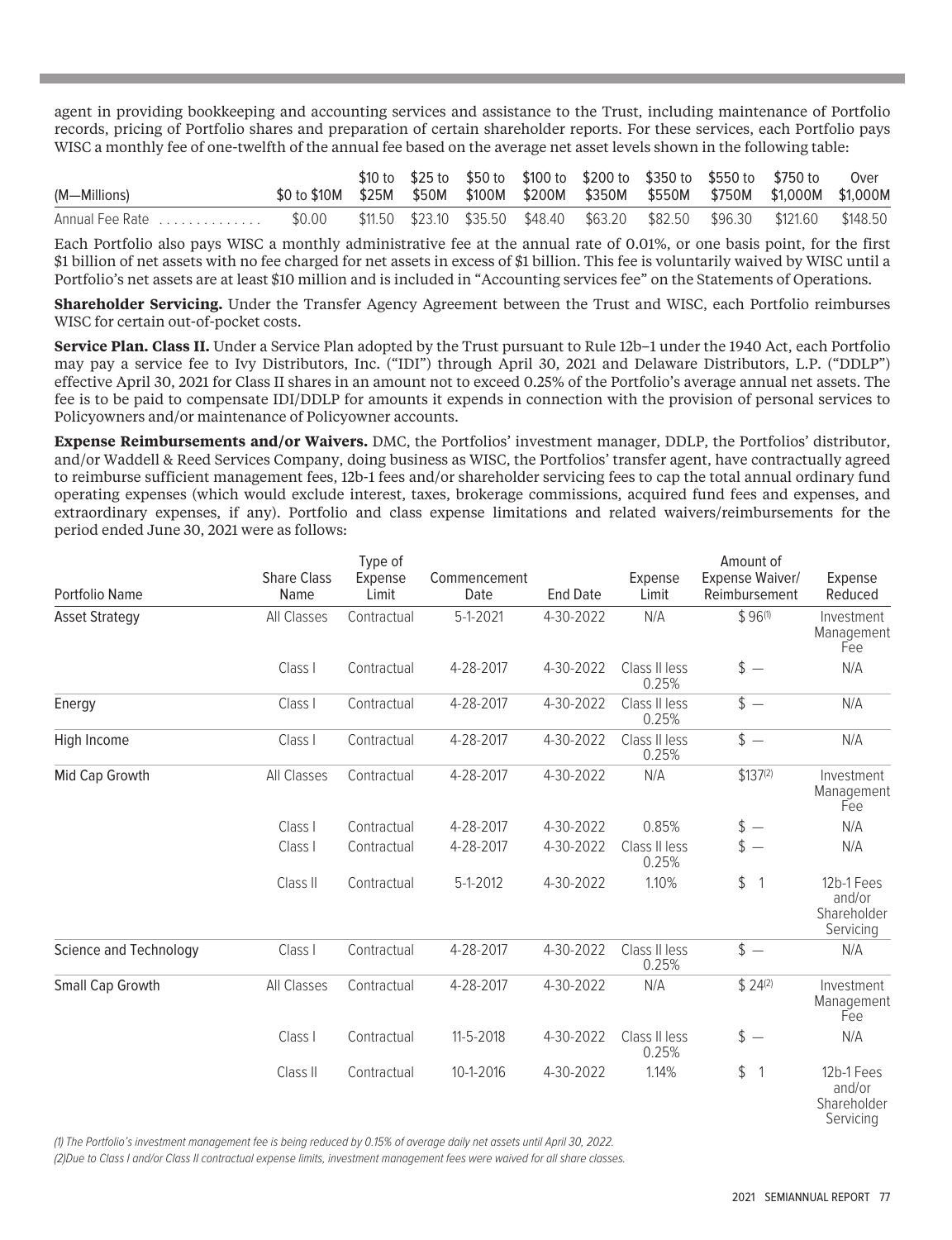agent in providing bookkeeping and accounting services and assistance to the Trust, including maintenance of Portfolio records, pricing of Portfolio shares and preparation of certain shareholder reports. For these services, each Portfolio pays WISC a monthly fee of one-twelfth of the annual fee based on the average net asset levels shown in the following table:

| (M—Millions) | $0 to $10M | $10 to $25M | $25 to $50M | $50 to $100M | $100 to $200M | $200 to $350M | $350 to $550M | $550 to $750M | $750 to $1,000M | Over $1,000M |
|---|---|---|---|---|---|---|---|---|---|---|
| Annual Fee Rate | $0.00 | $11.50 | $23.10 | $35.50 | $48.40 | $63.20 | $82.50 | $96.30 | $121.60 | $148.50 |

Each Portfolio also pays WISC a monthly administrative fee at the annual rate of 0.01%, or one basis point, for the first $1 billion of net assets with no fee charged for net assets in excess of $1 billion. This fee is voluntarily waived by WISC until a Portfolio's net assets are at least $10 million and is included in "Accounting services fee" on the Statements of Operations.

**Shareholder Servicing.** Under the Transfer Agency Agreement between the Trust and WISC, each Portfolio reimburses WISC for certain out-of-pocket costs.

**Service Plan. Class II.** Under a Service Plan adopted by the Trust pursuant to Rule 12b–1 under the 1940 Act, each Portfolio may pay a service fee to Ivy Distributors, Inc. ("IDI") through April 30, 2021 and Delaware Distributors, L.P. ("DDLP") effective April 30, 2021 for Class II shares in an amount not to exceed 0.25% of the Portfolio's average annual net assets. The fee is to be paid to compensate IDI/DDLP for amounts it expends in connection with the provision of personal services to Policyowners and/or maintenance of Policyowner accounts.

**Expense Reimbursements and/or Waivers.** DMC, the Portfolios' investment manager, DDLP, the Portfolios' distributor, and/or Waddell & Reed Services Company, doing business as WISC, the Portfolios' transfer agent, have contractually agreed to reimburse sufficient management fees, 12b-1 fees and/or shareholder servicing fees to cap the total annual ordinary fund operating expenses (which would exclude interest, taxes, brokerage commissions, acquired fund fees and expenses, and extraordinary expenses, if any). Portfolio and class expense limitations and related waivers/reimbursements for the period ended June 30, 2021 were as follows:

| Portfolio Name | Share Class Name | Type of Expense Limit | Commencement Date | End Date | Expense Limit | Amount of Expense Waiver/ Reimbursement | Expense Reduced |
|---|---|---|---|---|---|---|---|
| Asset Strategy | All Classes | Contractual | 5-1-2021 | 4-30-2022 | N/A | $ 96(1) | Investment Management Fee |
| | Class I | Contractual | 4-28-2017 | 4-30-2022 | Class II less 0.25% | $ — | N/A |
| Energy | Class I | Contractual | 4-28-2017 | 4-30-2022 | Class II less 0.25% | $ — | N/A |
| High Income | Class I | Contractual | 4-28-2017 | 4-30-2022 | Class II less 0.25% | $ — | N/A |
| Mid Cap Growth | All Classes | Contractual | 4-28-2017 | 4-30-2022 | N/A | $137(2) | Investment Management Fee |
| | Class I | Contractual | 4-28-2017 | 4-30-2022 | 0.85% | $ — | N/A |
| | Class I | Contractual | 4-28-2017 | 4-30-2022 | Class II less 0.25% | $ — | N/A |
| | Class II | Contractual | 5-1-2012 | 4-30-2022 | 1.10% | $ 1 | 12b-1 Fees and/or Shareholder Servicing |
| Science and Technology | Class I | Contractual | 4-28-2017 | 4-30-2022 | Class II less 0.25% | $ — | N/A |
| Small Cap Growth | All Classes | Contractual | 4-28-2017 | 4-30-2022 | N/A | $ 24(2) | Investment Management Fee |
| | Class I | Contractual | 11-5-2018 | 4-30-2022 | Class II less 0.25% | $ — | N/A |
| | Class II | Contractual | 10-1-2016 | 4-30-2022 | 1.14% | $ 1 | 12b-1 Fees and/or Shareholder Servicing |

*(1) The Portfolio's investment management fee is being reduced by 0.15% of average daily net assets until April 30, 2022.*

*(2)Due to Class I and/or Class II contractual expense limits, investment management fees were waived for all share classes.*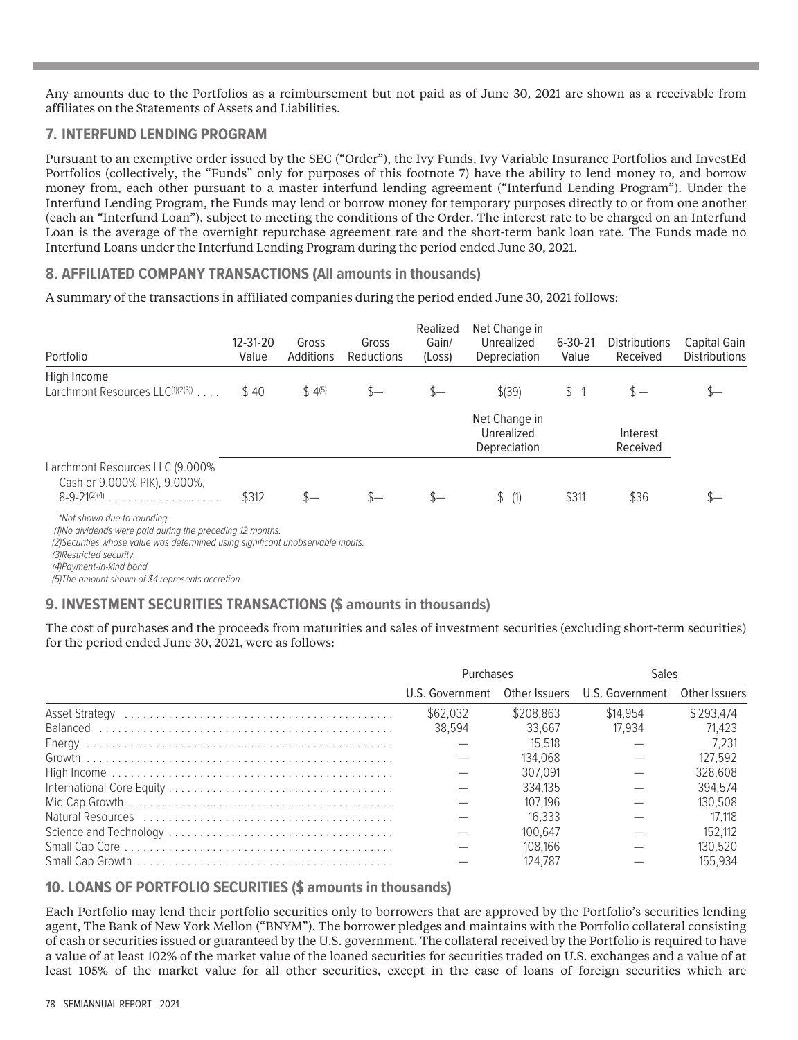Any amounts due to the Portfolios as a reimbursement but not paid as of June 30, 2021 are shown as a receivable from affiliates on the Statements of Assets and Liabilities.

## 7. INTERFUND LENDING PROGRAM

Pursuant to an exemptive order issued by the SEC ("Order"), the Ivy Funds, Ivy Variable Insurance Portfolios and InvestEd Portfolios (collectively, the "Funds" only for purposes of this footnote 7) have the ability to lend money to, and borrow money from, each other pursuant to a master interfund lending agreement ("Interfund Lending Program"). Under the Interfund Lending Program, the Funds may lend or borrow money for temporary purposes directly to or from one another (each an "Interfund Loan"), subject to meeting the conditions of the Order. The interest rate to be charged on an Interfund Loan is the average of the overnight repurchase agreement rate and the short-term bank loan rate. The Funds made no Interfund Loans under the Interfund Lending Program during the period ended June 30, 2021.

## 8. AFFILIATED COMPANY TRANSACTIONS (All amounts in thousands)

A summary of the transactions in affiliated companies during the period ended June 30, 2021 follows:

| Portfolio | 12-31-20 Value | Gross Additions | Gross Reductions | Realized Gain/ (Loss) | Net Change in Unrealized Depreciation | 6-30-21 Value | Distributions Received | Capital Gain Distributions |
|---|---|---|---|---|---|---|---|---|
| High Income | | | | | | | | |
| Larchmont Resources LLC[1][2][3] | $ 40 | $ 4[5] | $— | $— | $(39) | $ 1 | $ — | $— |
| | | | | | Net Change in Unrealized Depreciation | | Interest Received | |
| Larchmont Resources LLC (9.000% Cash or 9.000% PIK), 9.000%, 8-9-21[2][4] | $312 | $— | $— | $— | $ (1) | $311 | $36 | $— |

*Not shown due to rounding.

(1)No dividends were paid during the preceding 12 months.

(2)Securities whose value was determined using significant unobservable inputs.

(3)Restricted security.

(4)Payment-in-kind bond.

(5)The amount shown of $4 represents accretion.

## 9. INVESTMENT SECURITIES TRANSACTIONS ($ amounts in thousands)

The cost of purchases and the proceeds from maturities and sales of investment securities (excluding short-term securities) for the period ended June 30, 2021, were as follows:

| | Purchases | | Sales | |
|---|---|---|---|---|
| | U.S. Government | Other Issuers | U.S. Government | Other Issuers |
| Asset Strategy | $62,032 | $208,863 | $14,954 | $293,474 |
| Balanced | 38,594 | 33,667 | 17,934 | 71,423 |
| Energy | — | 15,518 | — | 7,231 |
| Growth | — | 134,068 | — | 127,592 |
| High Income | — | 307,091 | — | 328,608 |
| International Core Equity | — | 334,135 | — | 394,574 |
| Mid Cap Growth | — | 107,196 | — | 130,508 |
| Natural Resources | — | 16,333 | — | 17,118 |
| Science and Technology | — | 100,647 | — | 152,112 |
| Small Cap Core | — | 108,166 | — | 130,520 |
| Small Cap Growth | — | 124,787 | — | 155,934 |

## 10. LOANS OF PORTFOLIO SECURITIES ($ amounts in thousands)

Each Portfolio may lend their portfolio securities only to borrowers that are approved by the Portfolio's securities lending agent, The Bank of New York Mellon ("BNYM"). The borrower pledges and maintains with the Portfolio collateral consisting of cash or securities issued or guaranteed by the U.S. government. The collateral received by the Portfolio is required to have a value of at least 102% of the market value of the loaned securities for securities traded on U.S. exchanges and a value of at least 105% of the market value for all other securities, except in the case of loans of foreign securities which are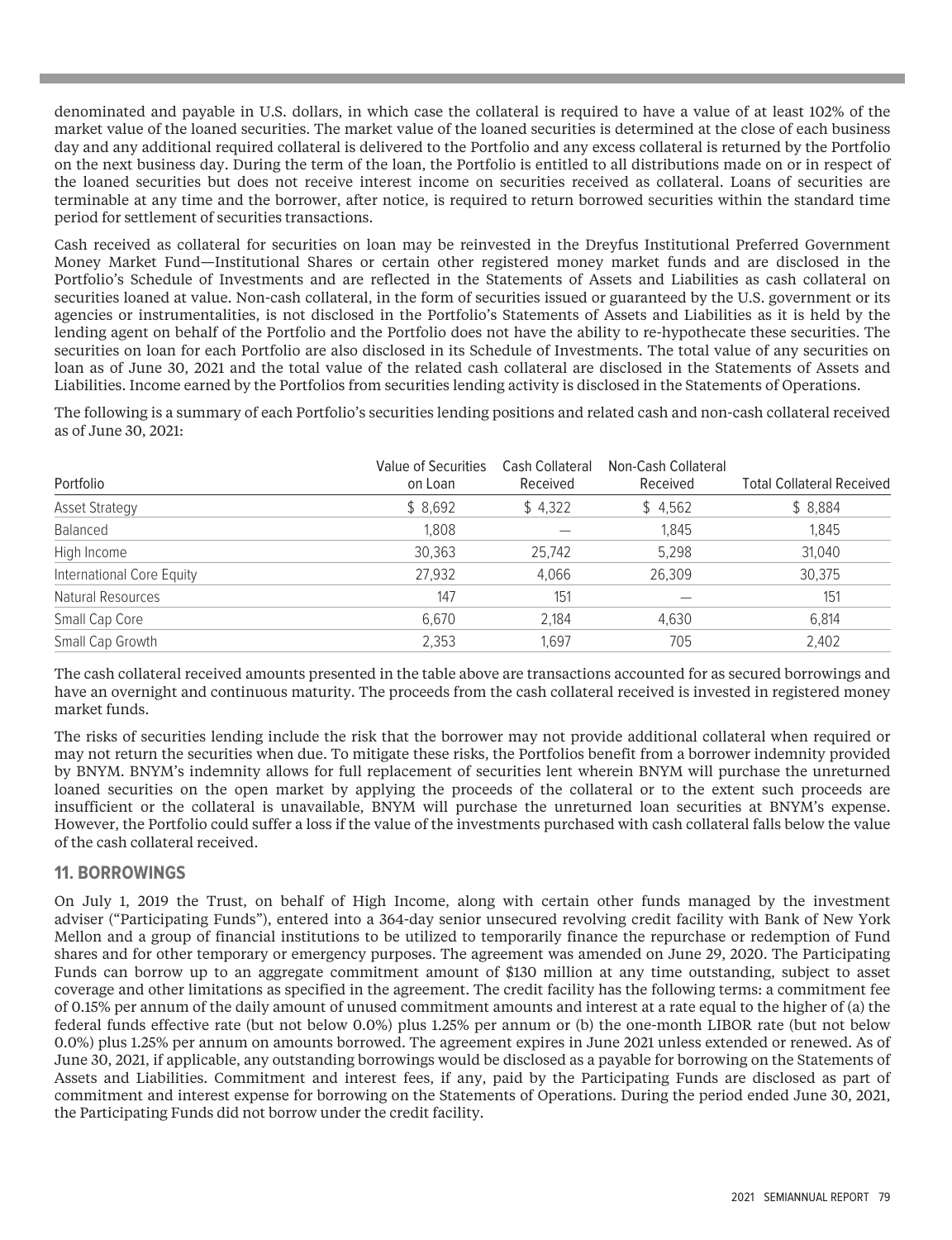denominated and payable in U.S. dollars, in which case the collateral is required to have a value of at least 102% of the market value of the loaned securities. The market value of the loaned securities is determined at the close of each business day and any additional required collateral is delivered to the Portfolio and any excess collateral is returned by the Portfolio on the next business day. During the term of the loan, the Portfolio is entitled to all distributions made on or in respect of the loaned securities but does not receive interest income on securities received as collateral. Loans of securities are terminable at any time and the borrower, after notice, is required to return borrowed securities within the standard time period for settlement of securities transactions.

Cash received as collateral for securities on loan may be reinvested in the Dreyfus Institutional Preferred Government Money Market Fund—Institutional Shares or certain other registered money market funds and are disclosed in the Portfolio's Schedule of Investments and are reflected in the Statements of Assets and Liabilities as cash collateral on securities loaned at value. Non-cash collateral, in the form of securities issued or guaranteed by the U.S. government or its agencies or instrumentalities, is not disclosed in the Portfolio's Statements of Assets and Liabilities as it is held by the lending agent on behalf of the Portfolio and the Portfolio does not have the ability to re-hypothecate these securities. The securities on loan for each Portfolio are also disclosed in its Schedule of Investments. The total value of any securities on loan as of June 30, 2021 and the total value of the related cash collateral are disclosed in the Statements of Assets and Liabilities. Income earned by the Portfolios from securities lending activity is disclosed in the Statements of Operations.

The following is a summary of each Portfolio's securities lending positions and related cash and non-cash collateral received as of June 30, 2021:

| Portfolio | Value of Securities on Loan | Cash Collateral Received | Non-Cash Collateral Received | Total Collateral Received |
|---|---|---|---|---|
| Asset Strategy | $ 8,692 | $ 4,322 | $ 4,562 | $ 8,884 |
| Balanced | 1,808 | — | 1,845 | 1,845 |
| High Income | 30,363 | 25,742 | 5,298 | 31,040 |
| International Core Equity | 27,932 | 4,066 | 26,309 | 30,375 |
| Natural Resources | 147 | 151 | — | 151 |
| Small Cap Core | 6,670 | 2,184 | 4,630 | 6,814 |
| Small Cap Growth | 2,353 | 1,697 | 705 | 2,402 |

The cash collateral received amounts presented in the table above are transactions accounted for as secured borrowings and have an overnight and continuous maturity. The proceeds from the cash collateral received is invested in registered money market funds.

The risks of securities lending include the risk that the borrower may not provide additional collateral when required or may not return the securities when due. To mitigate these risks, the Portfolios benefit from a borrower indemnity provided by BNYM. BNYM's indemnity allows for full replacement of securities lent wherein BNYM will purchase the unreturned loaned securities on the open market by applying the proceeds of the collateral or to the extent such proceeds are insufficient or the collateral is unavailable, BNYM will purchase the unreturned loan securities at BNYM's expense. However, the Portfolio could suffer a loss if the value of the investments purchased with cash collateral falls below the value of the cash collateral received.

## 11. BORROWINGS

On July 1, 2019 the Trust, on behalf of High Income, along with certain other funds managed by the investment adviser ("Participating Funds"), entered into a 364-day senior unsecured revolving credit facility with Bank of New York Mellon and a group of financial institutions to be utilized to temporarily finance the repurchase or redemption of Fund shares and for other temporary or emergency purposes. The agreement was amended on June 29, 2020. The Participating Funds can borrow up to an aggregate commitment amount of $130 million at any time outstanding, subject to asset coverage and other limitations as specified in the agreement. The credit facility has the following terms: a commitment fee of 0.15% per annum of the daily amount of unused commitment amounts and interest at a rate equal to the higher of (a) the federal funds effective rate (but not below 0.0%) plus 1.25% per annum or (b) the one-month LIBOR rate (but not below 0.0%) plus 1.25% per annum on amounts borrowed. The agreement expires in June 2021 unless extended or renewed. As of June 30, 2021, if applicable, any outstanding borrowings would be disclosed as a payable for borrowing on the Statements of Assets and Liabilities. Commitment and interest fees, if any, paid by the Participating Funds are disclosed as part of commitment and interest expense for borrowing on the Statements of Operations. During the period ended June 30, 2021, the Participating Funds did not borrow under the credit facility.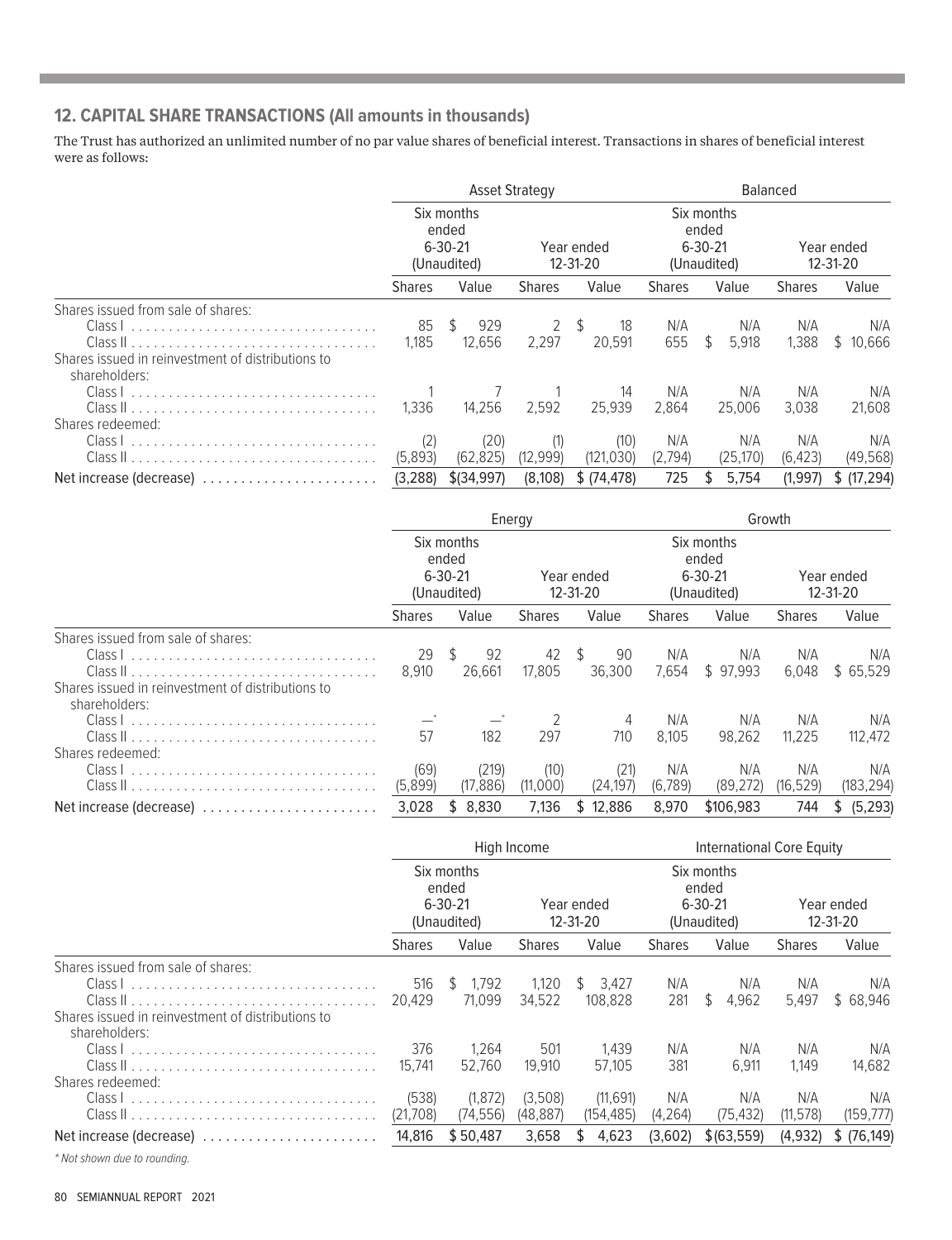## 12. CAPITAL SHARE TRANSACTIONS (All amounts in thousands)

The Trust has authorized an unlimited number of no par value shares of beneficial interest. Transactions in shares of beneficial interest were as follows:

| | Asset Strategy | | | | Balanced | | | |
|---|---|---|---|---|---|---|---|---|
| | Six months ended 6-30-21 (Unaudited) | | Year ended 12-31-20 | | Six months ended 6-30-21 (Unaudited) | | Year ended 12-31-20 | |
| | Shares | Value | Shares | Value | Shares | Value | Shares | Value |
| Shares issued from sale of shares: | | | | | | | | |
| Class I | 85 | $ 929 | 2 | $ 18 | N/A | N/A | N/A | N/A |
| Class II | 1,185 | 12,656 | 2,297 | 20,591 | 655 | $ 5,918 | 1,388 | $ 10,666 |
| Shares issued in reinvestment of distributions to shareholders: | | | | | | | | |
| Class I | 1 | 7 | 1 | 14 | N/A | N/A | N/A | N/A |
| Class II | 1,336 | 14,256 | 2,592 | 25,939 | 2,864 | 25,006 | 3,038 | 21,608 |
| Shares redeemed: | | | | | | | | |
| Class I | (2) | (20) | (1) | (10) | N/A | N/A | N/A | N/A |
| Class II | (5,893) | (62,825) | (12,999) | (121,030) | (2,794) | (25,170) | (6,423) | (49,568) |
| Net increase (decrease) | (3,288) | $(34,997) | (8,108) | $ (74,478) | 725 | $ 5,754 | (1,997) | $ (17,294) |

| | Energy | | | | Growth | | | |
|---|---|---|---|---|---|---|---|---|
| | Six months ended 6-30-21 (Unaudited) | | Year ended 12-31-20 | | Six months ended 6-30-21 (Unaudited) | | Year ended 12-31-20 | |
| | Shares | Value | Shares | Value | Shares | Value | Shares | Value |
| Shares issued from sale of shares: | | | | | | | | |
| Class I | 29 | $ 92 | 42 | $ 90 | N/A | N/A | N/A | N/A |
| Class II | 8,910 | 26,661 | 17,805 | 36,300 | 7,654 | $ 97,993 | 6,048 | $ 65,529 |
| Shares issued in reinvestment of distributions to shareholders: | | | | | | | | |
| Class I | —* | —* | 2 | 4 | N/A | N/A | N/A | N/A |
| Class II | 57 | 182 | 297 | 710 | 8,105 | 98,262 | 11,225 | 112,472 |
| Shares redeemed: | | | | | | | | |
| Class I | (69) | (219) | (10) | (21) | N/A | N/A | N/A | N/A |
| Class II | (5,899) | (17,886) | (11,000) | (24,197) | (6,789) | (89,272) | (16,529) | (183,294) |
| Net increase (decrease) | 3,028 | $ 8,830 | 7,136 | $ 12,886 | 8,970 | $106,983 | 744 | $ (5,293) |

| | High Income | | | | International Core Equity | | | |
|---|---|---|---|---|---|---|---|---|
| | Six months ended 6-30-21 (Unaudited) | | Year ended 12-31-20 | | Six months ended 6-30-21 (Unaudited) | | Year ended 12-31-20 | |
| | Shares | Value | Shares | Value | Shares | Value | Shares | Value |
| Shares issued from sale of shares: | | | | | | | | |
| Class I | 516 | $ 1,792 | 1,120 | $ 3,427 | N/A | N/A | N/A | N/A |
| Class II | 20,429 | 71,099 | 34,522 | 108,828 | 281 | $ 4,962 | 5,497 | $ 68,946 |
| Shares issued in reinvestment of distributions to shareholders: | | | | | | | | |
| Class I | 376 | 1,264 | 501 | 1,439 | N/A | N/A | N/A | N/A |
| Class II | 15,741 | 52,760 | 19,910 | 57,105 | 381 | 6,911 | 1,149 | 14,682 |
| Shares redeemed: | | | | | | | | |
| Class I | (538) | (1,872) | (3,508) | (11,691) | N/A | N/A | N/A | N/A |
| Class II | (21,708) | (74,556) | (48,887) | (154,485) | (4,264) | (75,432) | (11,578) | (159,777) |
| Net increase (decrease) | 14,816 | $ 50,487 | 3,658 | $ 4,623 | (3,602) | $(63,559) | (4,932) | $ (76,149) |

*\* Not shown due to rounding.*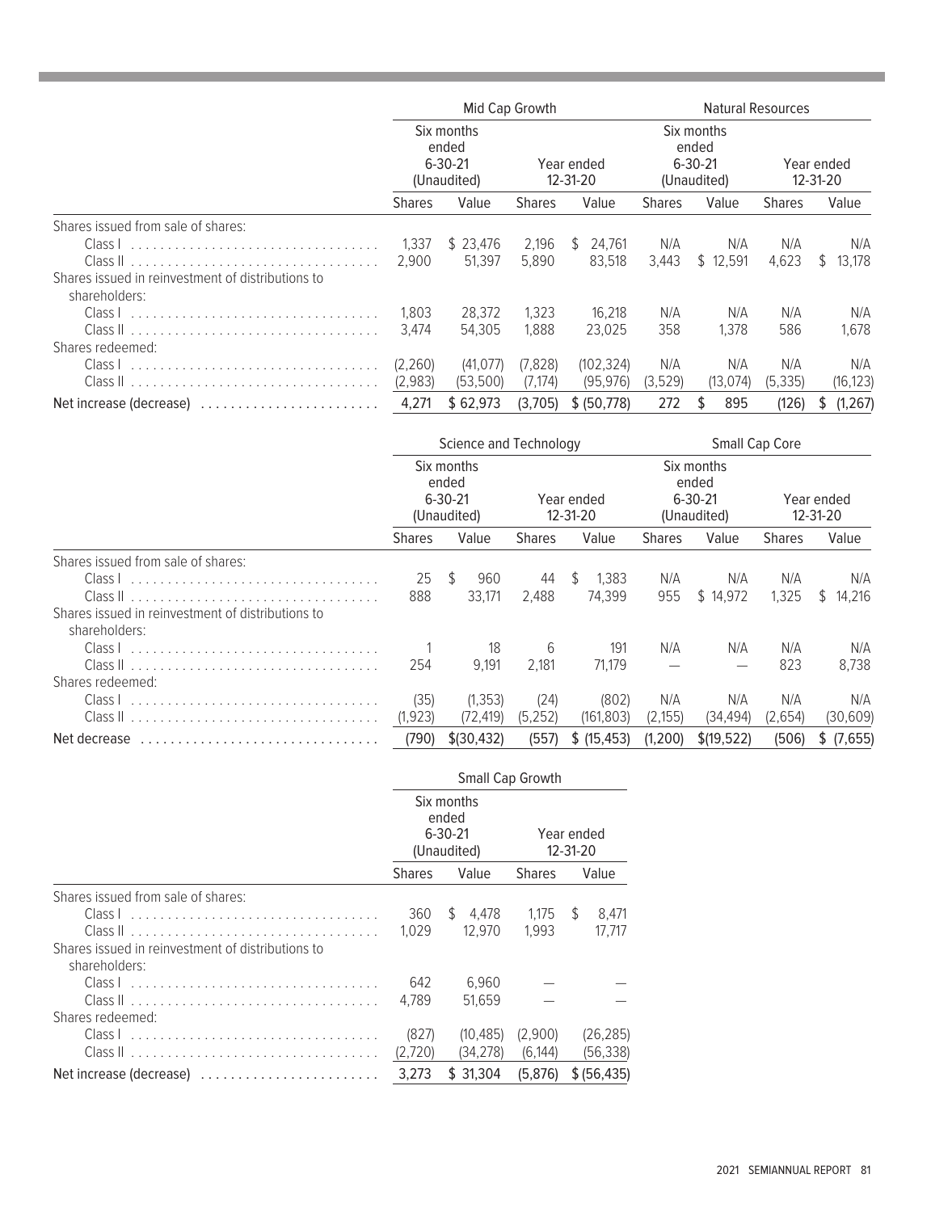| | Mid Cap Growth | | | | Natural Resources | | | |
|---|---|---|---|---|---|---|---|---|
| | Six months ended 6-30-21 (Unaudited) | | Year ended 12-31-20 | | Six months ended 6-30-21 (Unaudited) | | Year ended 12-31-20 | |
| | Shares | Value | Shares | Value | Shares | Value | Shares | Value |
| Shares issued from sale of shares: | | | | | | | | |
| Class I | 1,337 | $ 23,476 | 2,196 | $ 24,761 | N/A | N/A | N/A | N/A |
| Class II | 2,900 | 51,397 | 5,890 | 83,518 | 3,443 | $ 12,591 | 4,623 | $ 13,178 |
| Shares issued in reinvestment of distributions to shareholders: | | | | | | | | |
| Class I | 1,803 | 28,372 | 1,323 | 16,218 | N/A | N/A | N/A | N/A |
| Class II | 3,474 | 54,305 | 1,888 | 23,025 | 358 | 1,378 | 586 | 1,678 |
| Shares redeemed: | | | | | | | | |
| Class I | (2,260) | (41,077) | (7,828) | (102,324) | N/A | N/A | N/A | N/A |
| Class II | (2,983) | (53,500) | (7,174) | (95,976) | (3,529) | (13,074) | (5,335) | (16,123) |
| Net increase (decrease) | 4,271 | $ 62,973 | (3,705) | $ (50,778) | 272 | $ 895 | (126) | $ (1,267) |

| | Science and Technology | | | | Small Cap Core | | | |
|---|---|---|---|---|---|---|---|---|
| | Six months ended 6-30-21 (Unaudited) | | Year ended 12-31-20 | | Six months ended 6-30-21 (Unaudited) | | Year ended 12-31-20 | |
| | Shares | Value | Shares | Value | Shares | Value | Shares | Value |
| Shares issued from sale of shares: | | | | | | | | |
| Class I | 25 | $ 960 | 44 | $ 1,383 | N/A | N/A | N/A | N/A |
| Class II | 888 | 33,171 | 2,488 | 74,399 | 955 | $ 14,972 | 1,325 | $ 14,216 |
| Shares issued in reinvestment of distributions to shareholders: | | | | | | | | |
| Class I | 1 | 18 | 6 | 191 | N/A | N/A | N/A | N/A |
| Class II | 254 | 9,191 | 2,181 | 71,179 | — | — | 823 | 8,738 |
| Shares redeemed: | | | | | | | | |
| Class I | (35) | (1,353) | (24) | (802) | N/A | N/A | N/A | N/A |
| Class II | (1,923) | (72,419) | (5,252) | (161,803) | (2,155) | (34,494) | (2,654) | (30,609) |
| Net decrease | (790) | $(30,432) | (557) | $ (15,453) | (1,200) | $(19,522) | (506) | $ (7,655) |

| | Small Cap Growth | | | |
|---|---|---|---|---|
| | Six months ended 6-30-21 (Unaudited) | | Year ended 12-31-20 | |
| | Shares | Value | Shares | Value |
| Shares issued from sale of shares: | | | | |
| Class I | 360 | $ 4,478 | 1,175 | $ 8,471 |
| Class II | 1,029 | 12,970 | 1,993 | 17,717 |
| Shares issued in reinvestment of distributions to shareholders: | | | | |
| Class I | 642 | 6,960 | — | — |
| Class II | 4,789 | 51,659 | — | — |
| Shares redeemed: | | | | |
| Class I | (827) | (10,485) | (2,900) | (26,285) |
| Class II | (2,720) | (34,278) | (6,144) | (56,338) |
| Net increase (decrease) | 3,273 | $ 31,304 | (5,876) | $ (56,435) |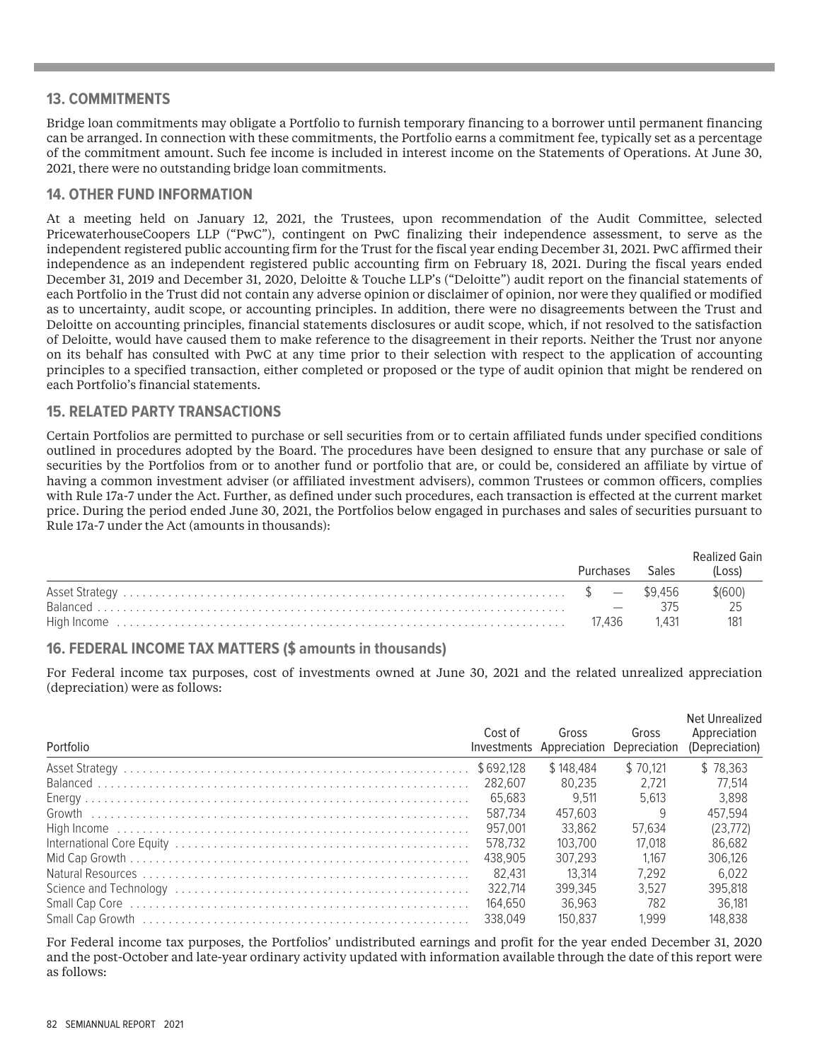## 13. COMMITMENTS

Bridge loan commitments may obligate a Portfolio to furnish temporary financing to a borrower until permanent financing can be arranged. In connection with these commitments, the Portfolio earns a commitment fee, typically set as a percentage of the commitment amount. Such fee income is included in interest income on the Statements of Operations. At June 30, 2021, there were no outstanding bridge loan commitments.

## 14. OTHER FUND INFORMATION

At a meeting held on January 12, 2021, the Trustees, upon recommendation of the Audit Committee, selected PricewaterhouseCoopers LLP ("PwC"), contingent on PwC finalizing their independence assessment, to serve as the independent registered public accounting firm for the Trust for the fiscal year ending December 31, 2021. PwC affirmed their independence as an independent registered public accounting firm on February 18, 2021. During the fiscal years ended December 31, 2019 and December 31, 2020, Deloitte & Touche LLP's ("Deloitte") audit report on the financial statements of each Portfolio in the Trust did not contain any adverse opinion or disclaimer of opinion, nor were they qualified or modified as to uncertainty, audit scope, or accounting principles. In addition, there were no disagreements between the Trust and Deloitte on accounting principles, financial statements disclosures or audit scope, which, if not resolved to the satisfaction of Deloitte, would have caused them to make reference to the disagreement in their reports. Neither the Trust nor anyone on its behalf has consulted with PwC at any time prior to their selection with respect to the application of accounting principles to a specified transaction, either completed or proposed or the type of audit opinion that might be rendered on each Portfolio's financial statements.

## 15. RELATED PARTY TRANSACTIONS

Certain Portfolios are permitted to purchase or sell securities from or to certain affiliated funds under specified conditions outlined in procedures adopted by the Board. The procedures have been designed to ensure that any purchase or sale of securities by the Portfolios from or to another fund or portfolio that are, or could be, considered an affiliate by virtue of having a common investment adviser (or affiliated investment advisers), common Trustees or common officers, complies with Rule 17a-7 under the Act. Further, as defined under such procedures, each transaction is effected at the current market price. During the period ended June 30, 2021, the Portfolios below engaged in purchases and sales of securities pursuant to Rule 17a-7 under the Act (amounts in thousands):

| | Purchases | Sales | Realized Gain (Loss) |
|---|---|---|---|
| Asset Strategy | $ — | $9,456 | $(600) |
| Balanced | — | 375 | 25 |
| High Income | 17,436 | 1,431 | 181 |

## 16. FEDERAL INCOME TAX MATTERS ($ amounts in thousands)

For Federal income tax purposes, cost of investments owned at June 30, 2021 and the related unrealized appreciation (depreciation) were as follows:

| Portfolio | Cost of Investments | Gross Appreciation | Gross Depreciation | Net Unrealized Appreciation (Depreciation) |
|---|---|---|---|---|
| Asset Strategy | $692,128 | $148,484 | $70,121 | $78,363 |
| Balanced | 282,607 | 80,235 | 2,721 | 77,514 |
| Energy | 65,683 | 9,511 | 5,613 | 3,898 |
| Growth | 587,734 | 457,603 | 9 | 457,594 |
| High Income | 957,001 | 33,862 | 57,634 | (23,772) |
| International Core Equity | 578,732 | 103,700 | 17,018 | 86,682 |
| Mid Cap Growth | 438,905 | 307,293 | 1,167 | 306,126 |
| Natural Resources | 82,431 | 13,314 | 7,292 | 6,022 |
| Science and Technology | 322,714 | 399,345 | 3,527 | 395,818 |
| Small Cap Core | 164,650 | 36,963 | 782 | 36,181 |
| Small Cap Growth | 338,049 | 150,837 | 1,999 | 148,838 |

For Federal income tax purposes, the Portfolios' undistributed earnings and profit for the year ended December 31, 2020 and the post-October and late-year ordinary activity updated with information available through the date of this report were as follows: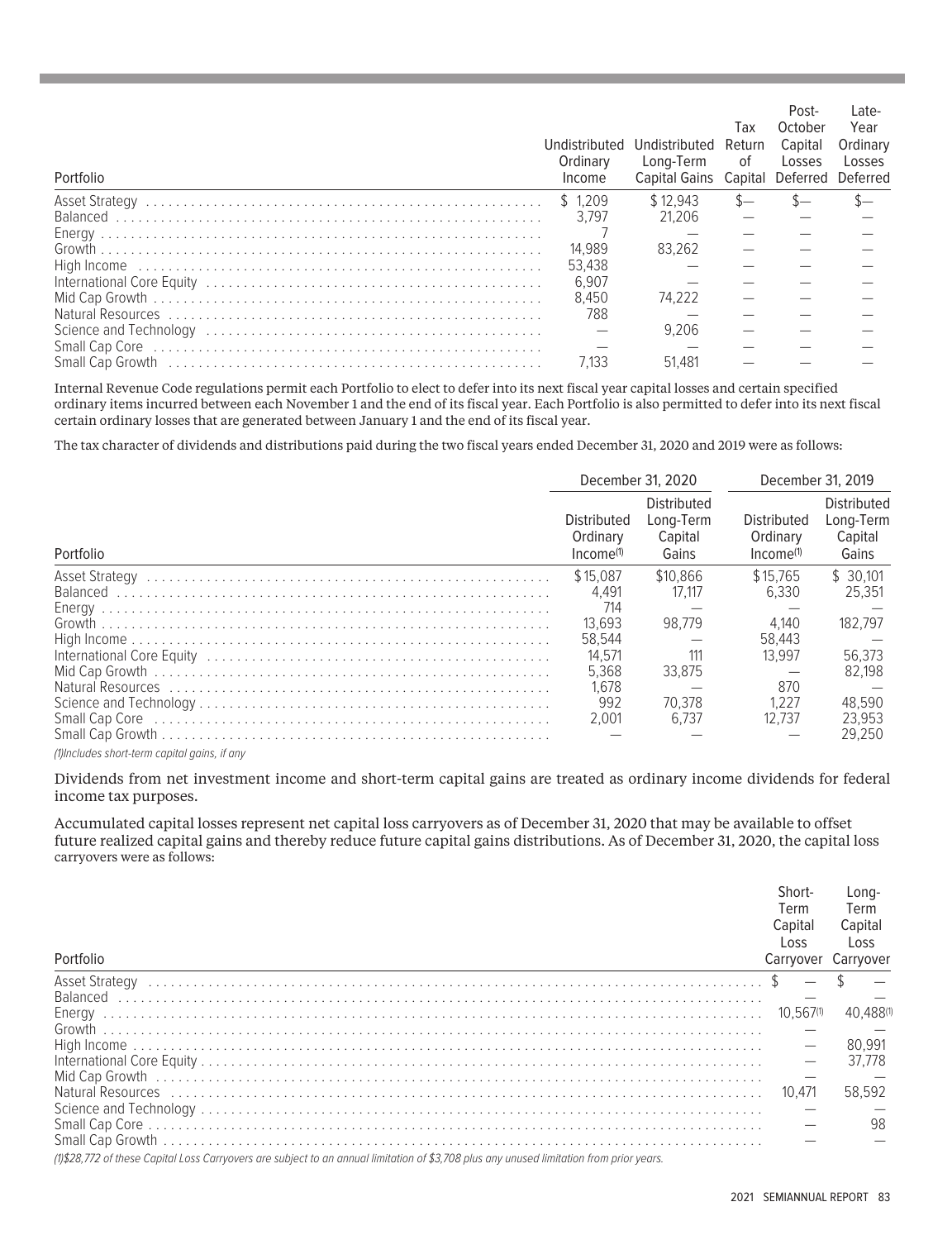| Portfolio | Undistributed Ordinary Income | Undistributed Long-Term Capital Gains | Tax Return of Capital | Post-October Capital Losses Deferred | Late-Year Ordinary Losses Deferred |
|---|---|---|---|---|---|
| Asset Strategy | $ 1,209 | $ 12,943 | $— | $— | $— |
| Balanced | 3,797 | 21,206 | — | — | — |
| Energy | 7 | — | — | — | — |
| Growth | 14,989 | 83,262 | — | — | — |
| High Income | 53,438 | — | — | — | — |
| International Core Equity | 6,907 | — | — | — | — |
| Mid Cap Growth | 8,450 | 74,222 | — | — | — |
| Natural Resources | 788 | — | — | — | — |
| Science and Technology | — | 9,206 | — | — | — |
| Small Cap Core | — | — | — | — | — |
| Small Cap Growth | 7,133 | 51,481 | — | — | — |

Internal Revenue Code regulations permit each Portfolio to elect to defer into its next fiscal year capital losses and certain specified ordinary items incurred between each November 1 and the end of its fiscal year. Each Portfolio is also permitted to defer into its next fiscal certain ordinary losses that are generated between January 1 and the end of its fiscal year.

The tax character of dividends and distributions paid during the two fiscal years ended December 31, 2020 and 2019 were as follows:

| | December 31, 2020 | | December 31, 2019 | |
|---|---|---|---|---|
| Portfolio | Distributed Ordinary Income[(1)] | Distributed Long-Term Capital Gains | Distributed Ordinary Income[(1)] | Distributed Long-Term Capital Gains |
| Asset Strategy | $15,087 | $10,866 | $15,765 | $ 30,101 |
| Balanced | 4,491 | 17,117 | 6,330 | 25,351 |
| Energy | 714 | — | — | — |
| Growth | 13,693 | 98,779 | 4,140 | 182,797 |
| High Income | 58,544 | — | 58,443 | — |
| International Core Equity | 14,571 | 111 | 13,997 | 56,373 |
| Mid Cap Growth | 5,368 | 33,875 | — | 82,198 |
| Natural Resources | 1,678 | — | 870 | — |
| Science and Technology | 992 | 70,378 | 1,227 | 48,590 |
| Small Cap Core | 2,001 | 6,737 | 12,737 | 23,953 |
| Small Cap Growth | — | — | — | 29,250 |

*(1)Includes short-term capital gains, if any*

Dividends from net investment income and short-term capital gains are treated as ordinary income dividends for federal income tax purposes.

Accumulated capital losses represent net capital loss carryovers as of December 31, 2020 that may be available to offset future realized capital gains and thereby reduce future capital gains distributions. As of December 31, 2020, the capital loss carryovers were as follows:

| Portfolio | Short-Term Capital Loss Carryover | Long-Term Capital Loss Carryover |
|---|---|---|
| Asset Strategy | $ — | $ — |
| Balanced | — | — |
| Energy | 10,567[(1)] | 40,488[(1)] |
| Growth | — | — |
| High Income | — | 80,991 |
| International Core Equity | — | 37,778 |
| Mid Cap Growth | — | — |
| Natural Resources | 10,471 | 58,592 |
| Science and Technology | — | — |
| Small Cap Core | — | 98 |
| Small Cap Growth | — | — |

*(1)$28,772 of these Capital Loss Carryovers are subject to an annual limitation of $3,708 plus any unused limitation from prior years.*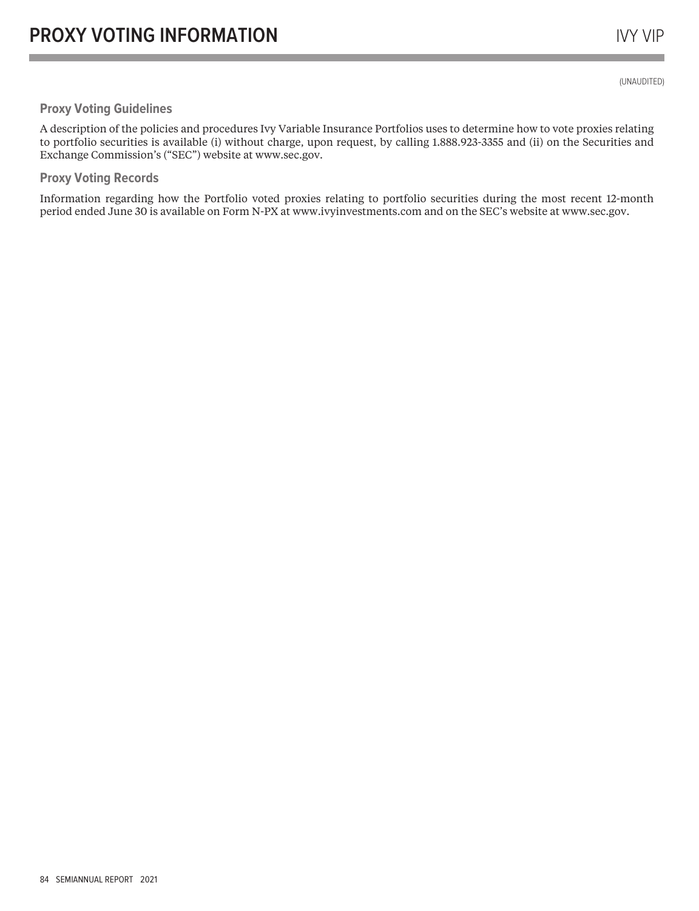# PROXY VOTING INFORMATION

(UNAUDITED)

### Proxy Voting Guidelines

A description of the policies and procedures Ivy Variable Insurance Portfolios uses to determine how to vote proxies relating to portfolio securities is available (i) without charge, upon request, by calling 1.888.923-3355 and (ii) on the Securities and Exchange Commission's ("SEC") website at www.sec.gov.

### Proxy Voting Records

Information regarding how the Portfolio voted proxies relating to portfolio securities during the most recent 12-month period ended June 30 is available on Form N-PX at www.ivyinvestments.com and on the SEC's website at www.sec.gov.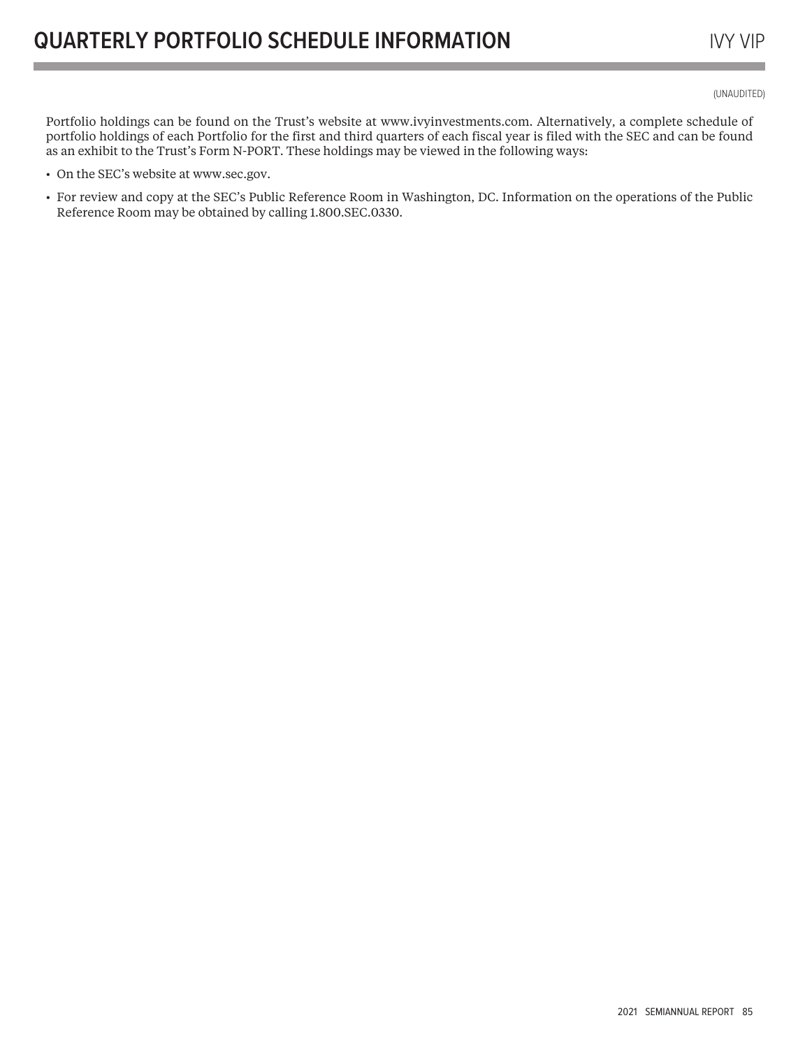# QUARTERLY PORTFOLIO SCHEDULE INFORMATION

(UNAUDITED)

Portfolio holdings can be found on the Trust's website at www.ivyinvestments.com. Alternatively, a complete schedule of portfolio holdings of each Portfolio for the first and third quarters of each fiscal year is filed with the SEC and can be found as an exhibit to the Trust's Form N-PORT. These holdings may be viewed in the following ways:

- On the SEC's website at www.sec.gov.
- For review and copy at the SEC's Public Reference Room in Washington, DC. Information on the operations of the Public Reference Room may be obtained by calling 1.800.SEC.0330.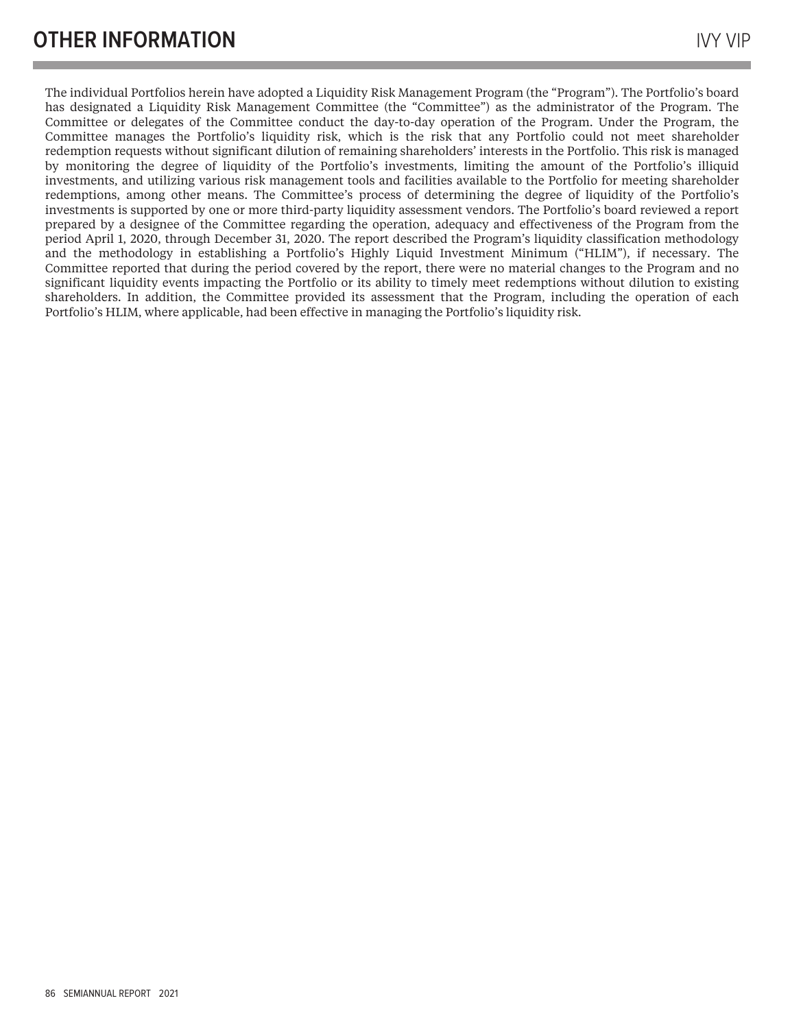# OTHER INFORMATION

The individual Portfolios herein have adopted a Liquidity Risk Management Program (the "Program"). The Portfolio's board has designated a Liquidity Risk Management Committee (the "Committee") as the administrator of the Program. The Committee or delegates of the Committee conduct the day-to-day operation of the Program. Under the Program, the Committee manages the Portfolio's liquidity risk, which is the risk that any Portfolio could not meet shareholder redemption requests without significant dilution of remaining shareholders' interests in the Portfolio. This risk is managed by monitoring the degree of liquidity of the Portfolio's investments, limiting the amount of the Portfolio's illiquid investments, and utilizing various risk management tools and facilities available to the Portfolio for meeting shareholder redemptions, among other means. The Committee's process of determining the degree of liquidity of the Portfolio's investments is supported by one or more third-party liquidity assessment vendors. The Portfolio's board reviewed a report prepared by a designee of the Committee regarding the operation, adequacy and effectiveness of the Program from the period April 1, 2020, through December 31, 2020. The report described the Program's liquidity classification methodology and the methodology in establishing a Portfolio's Highly Liquid Investment Minimum ("HLIM"), if necessary. The Committee reported that during the period covered by the report, there were no material changes to the Program and no significant liquidity events impacting the Portfolio or its ability to timely meet redemptions without dilution to existing shareholders. In addition, the Committee provided its assessment that the Program, including the operation of each Portfolio's HLIM, where applicable, had been effective in managing the Portfolio's liquidity risk.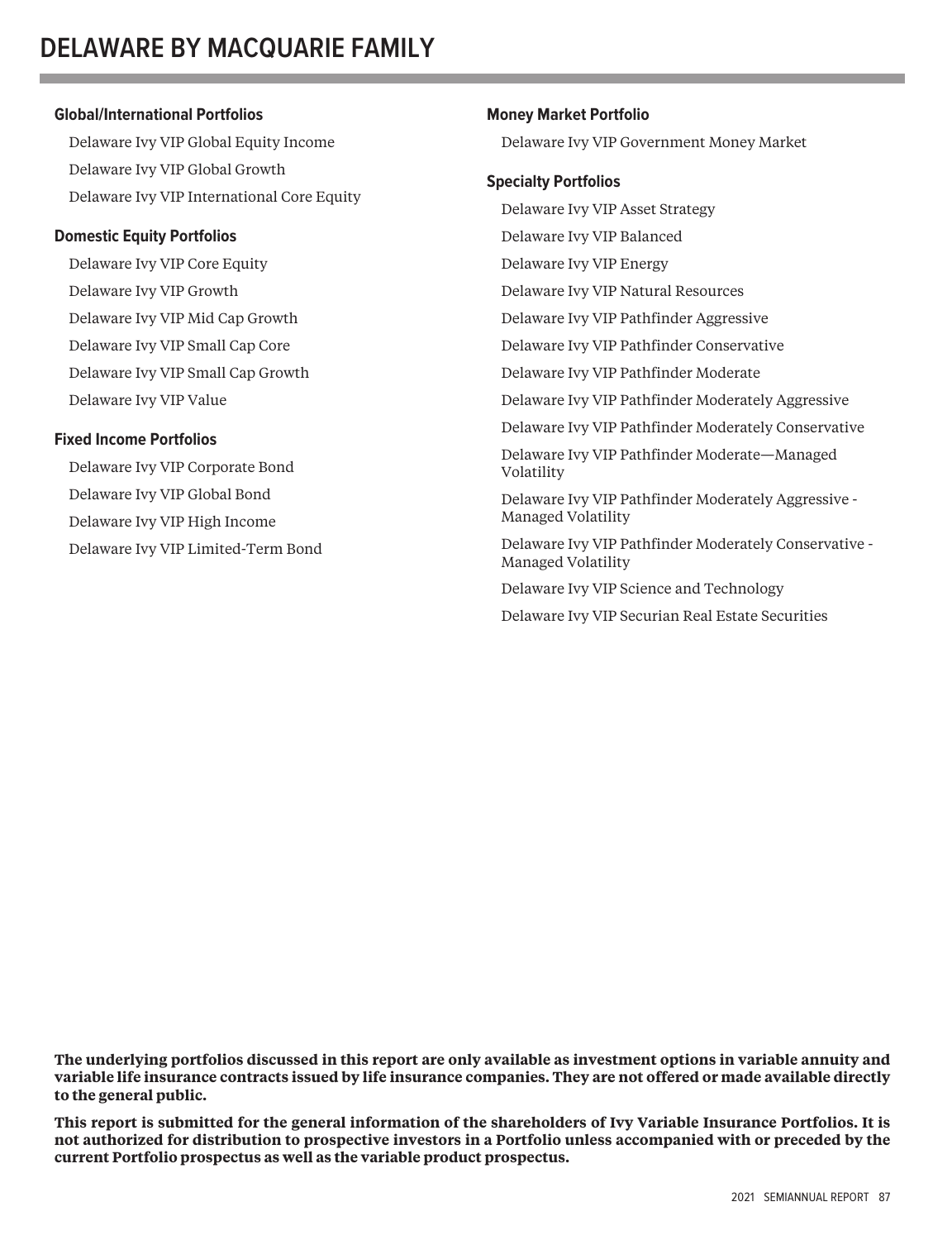# DELAWARE BY MACQUARIE FAMILY

**Global/International Portfolios**

Delaware Ivy VIP Global Equity Income

Delaware Ivy VIP Global Growth

Delaware Ivy VIP International Core Equity

**Domestic Equity Portfolios**

Delaware Ivy VIP Core Equity

Delaware Ivy VIP Growth

Delaware Ivy VIP Mid Cap Growth

Delaware Ivy VIP Small Cap Core

Delaware Ivy VIP Small Cap Growth

Delaware Ivy VIP Value

**Fixed Income Portfolios**

Delaware Ivy VIP Corporate Bond

Delaware Ivy VIP Global Bond

Delaware Ivy VIP High Income

Delaware Ivy VIP Limited-Term Bond

**Money Market Portfolio**

Delaware Ivy VIP Government Money Market

**Specialty Portfolios**

Delaware Ivy VIP Asset Strategy

Delaware Ivy VIP Balanced

Delaware Ivy VIP Energy

Delaware Ivy VIP Natural Resources

Delaware Ivy VIP Pathfinder Aggressive

Delaware Ivy VIP Pathfinder Conservative

Delaware Ivy VIP Pathfinder Moderate

Delaware Ivy VIP Pathfinder Moderately Aggressive

Delaware Ivy VIP Pathfinder Moderately Conservative

Delaware Ivy VIP Pathfinder Moderate—Managed Volatility

Delaware Ivy VIP Pathfinder Moderately Aggressive - Managed Volatility

Delaware Ivy VIP Pathfinder Moderately Conservative - Managed Volatility

Delaware Ivy VIP Science and Technology

Delaware Ivy VIP Securian Real Estate Securities

**The underlying portfolios discussed in this report are only available as investment options in variable annuity and variable life insurance contracts issued by life insurance companies. They are not offered or made available directly to the general public.**

**This report is submitted for the general information of the shareholders of Ivy Variable Insurance Portfolios. It is not authorized for distribution to prospective investors in a Portfolio unless accompanied with or preceded by the current Portfolio prospectus as well as the variable product prospectus.**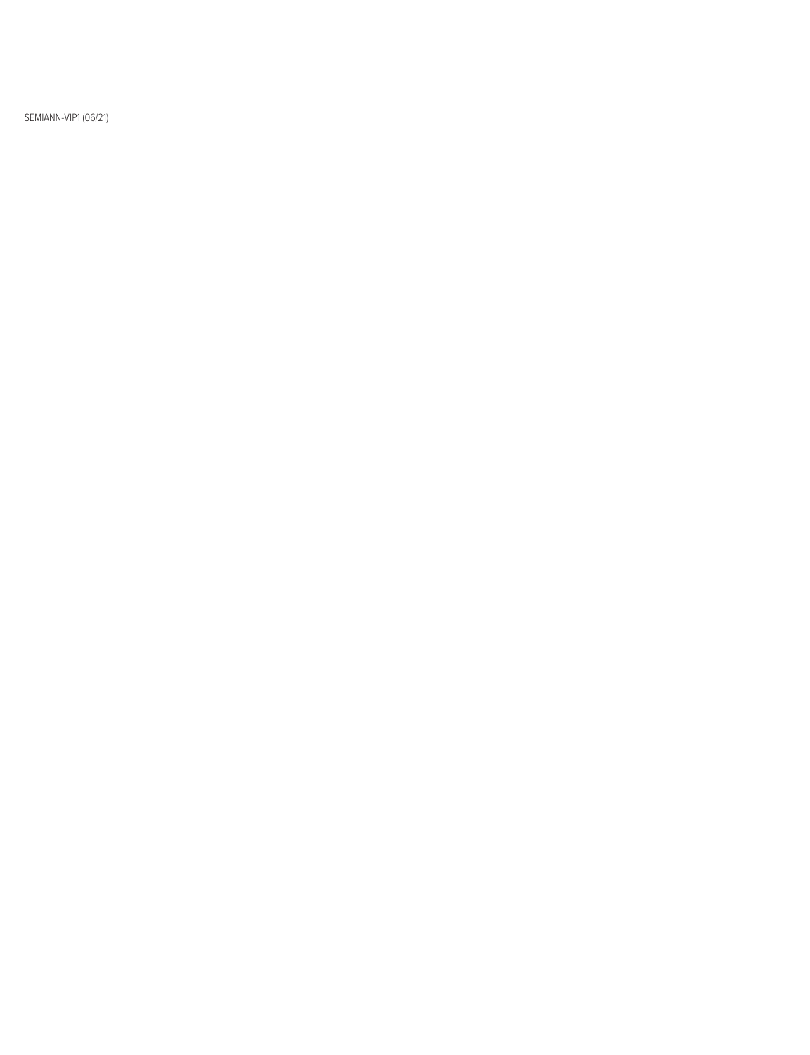SEMIANN-VIP1 (06/21)